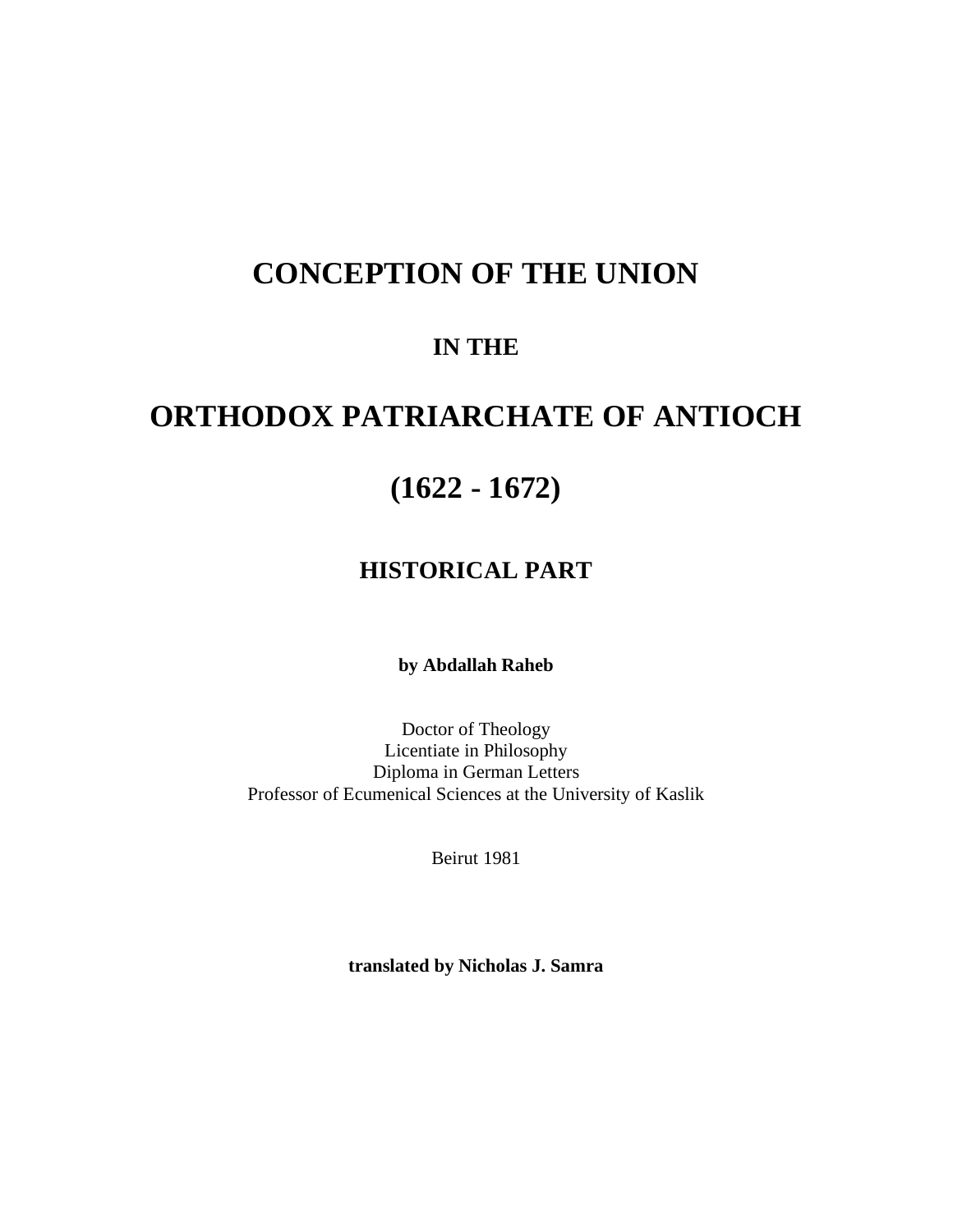# CONCEPTION OF THE UNION

## IN THE

# ORTHODOX PATRIARCHATE OF ANTIOCH

# (1622 - 1672)

## HISTORICAL PART

**by Abdallah Raheb**

Doctor of Theology
Licentiate in Philosophy
Diploma in German Letters
Professor of Ecumenical Sciences at the University of Kaslik

Beirut 1981

**translated by Nicholas J. Samra**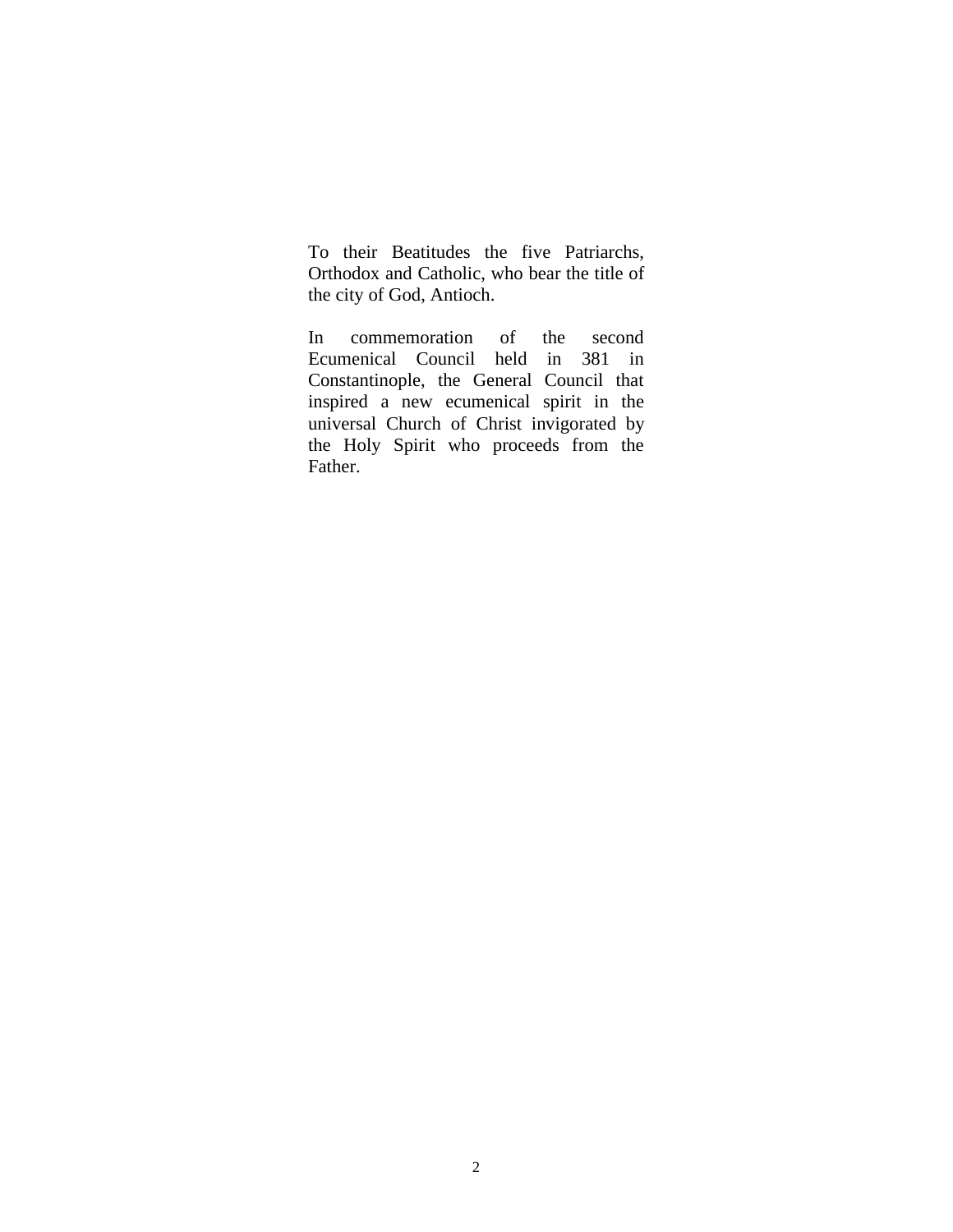To their Beatitudes the five Patriarchs, Orthodox and Catholic, who bear the title of the city of God, Antioch.

In commemoration of the second Ecumenical Council held in 381 in Constantinople, the General Council that inspired a new ecumenical spirit in the universal Church of Christ invigorated by the Holy Spirit who proceeds from the Father.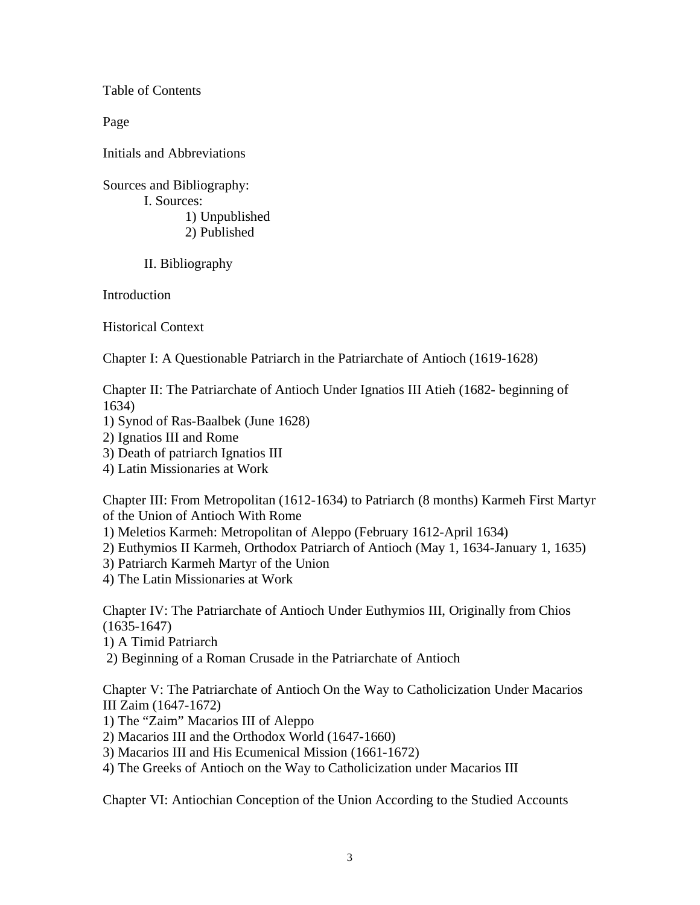Table of Contents

Page

Initials and Abbreviations

Sources and Bibliography:

- I. Sources:
  - 1) Unpublished
  - 2) Published
- II. Bibliography

Introduction

Historical Context

Chapter I: A Questionable Patriarch in the Patriarchate of Antioch (1619-1628)

Chapter II: The Patriarchate of Antioch Under Ignatios III Atieh (1682- beginning of 1634)

1) Synod of Ras-Baalbek (June 1628)
2) Ignatios III and Rome
3) Death of patriarch Ignatios III
4) Latin Missionaries at Work

Chapter III: From Metropolitan (1612-1634) to Patriarch (8 months) Karmeh First Martyr of the Union of Antioch With Rome

1) Meletios Karmeh: Metropolitan of Aleppo (February 1612-April 1634)
2) Euthymios II Karmeh, Orthodox Patriarch of Antioch (May 1, 1634-January 1, 1635)
3) Patriarch Karmeh Martyr of the Union
4) The Latin Missionaries at Work

Chapter IV: The Patriarchate of Antioch Under Euthymios III, Originally from Chios (1635-1647)

1) A Timid Patriarch
2) Beginning of a Roman Crusade in the Patriarchate of Antioch

Chapter V: The Patriarchate of Antioch On the Way to Catholicization Under Macarios III Zaim (1647-1672)

1) The "Zaim" Macarios III of Aleppo
2) Macarios III and the Orthodox World (1647-1660)
3) Macarios III and His Ecumenical Mission (1661-1672)
4) The Greeks of Antioch on the Way to Catholicization under Macarios III

Chapter VI: Antiochian Conception of the Union According to the Studied Accounts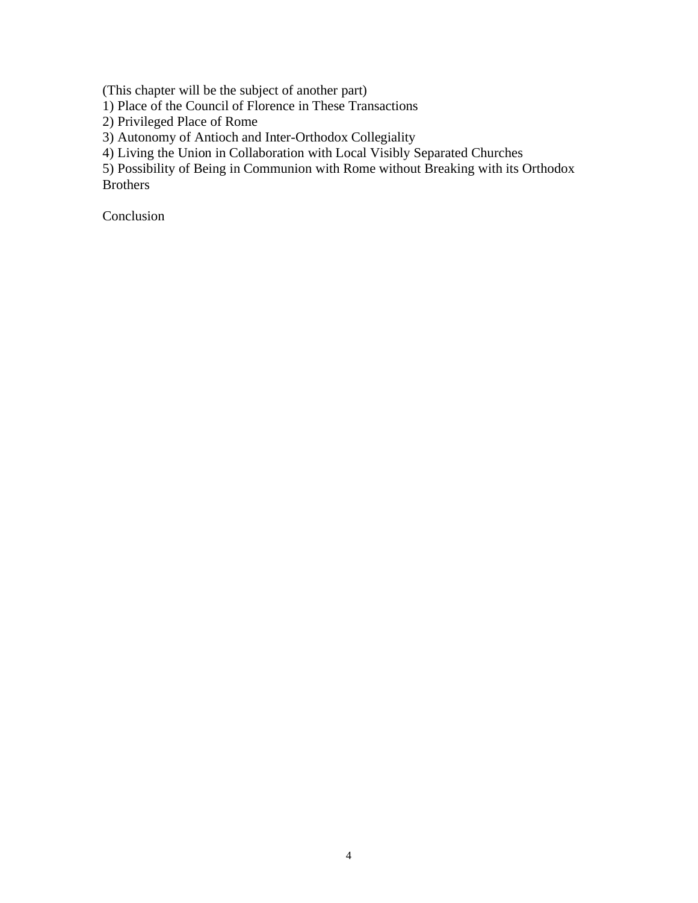(This chapter will be the subject of another part)

1) Place of the Council of Florence in These Transactions

2) Privileged Place of Rome

3) Autonomy of Antioch and Inter-Orthodox Collegiality

4) Living the Union in Collaboration with Local Visibly Separated Churches

5) Possibility of Being in Communion with Rome without Breaking with its Orthodox Brothers

Conclusion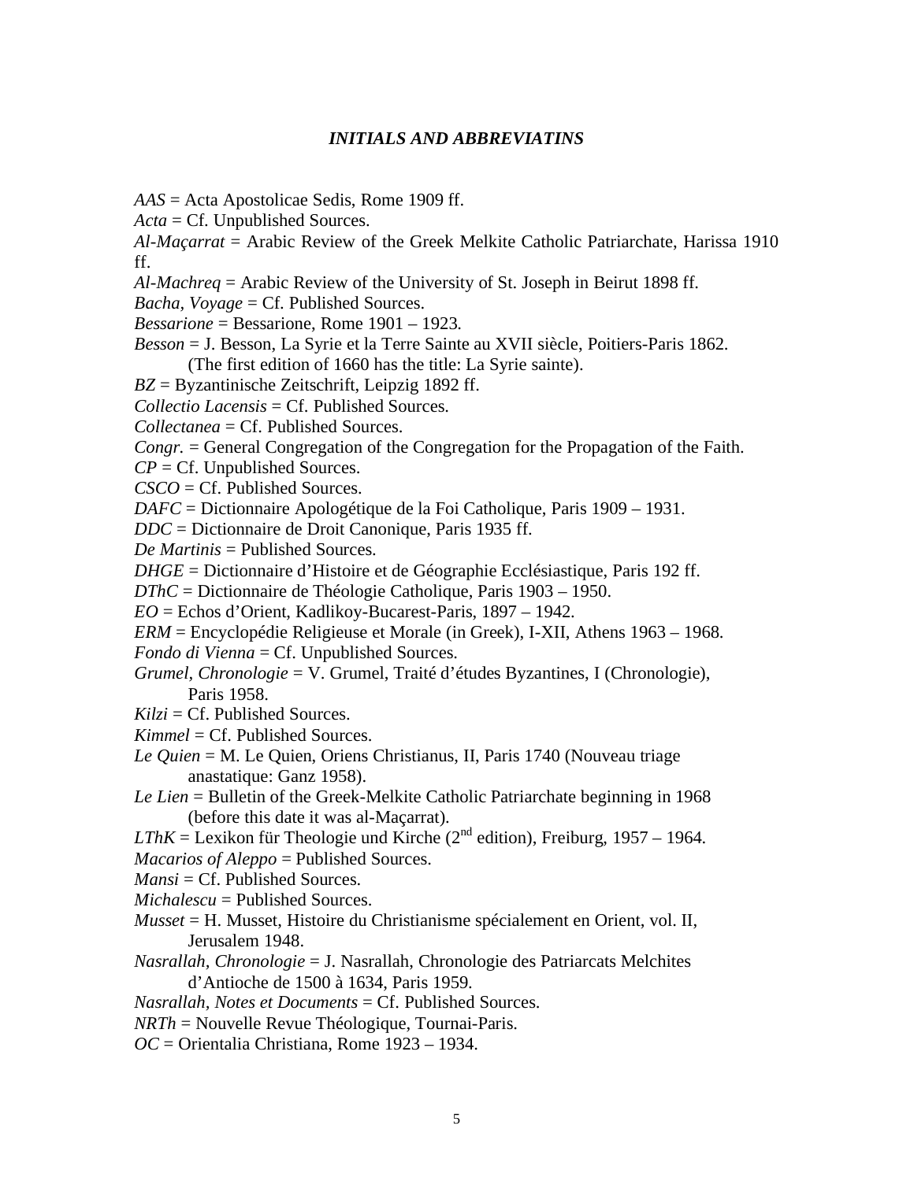### *INITIALS AND ABBREVIATINS*

*AAS* = Acta Apostolicae Sedis, Rome 1909 ff.
*Acta* = Cf. Unpublished Sources.
*Al-Maçarrat* = Arabic Review of the Greek Melkite Catholic Patriarchate, Harissa 1910 ff.
*Al-Machreq* = Arabic Review of the University of St. Joseph in Beirut 1898 ff.
*Bacha, Voyage* = Cf. Published Sources.
*Bessarione* = Bessarione, Rome 1901 – 1923.
*Besson* = J. Besson, La Syrie et la Terre Sainte au XVII siècle, Poitiers-Paris 1862.
 (The first edition of 1660 has the title: La Syrie sainte).
*BZ* = Byzantinische Zeitschrift, Leipzig 1892 ff.
*Collectio Lacensis* = Cf. Published Sources.
*Collectanea* = Cf. Published Sources.
*Congr.* = General Congregation of the Congregation for the Propagation of the Faith.
*CP* = Cf. Unpublished Sources.
*CSCO* = Cf. Published Sources.
*DAFC* = Dictionnaire Apologétique de la Foi Catholique, Paris 1909 – 1931.
*DDC* = Dictionnaire de Droit Canonique, Paris 1935 ff.
*De Martinis* = Published Sources.
*DHGE* = Dictionnaire d'Histoire et de Géographie Ecclésiastique, Paris 192 ff.
*DThC* = Dictionnaire de Théologie Catholique, Paris 1903 – 1950.
*EO* = Echos d'Orient, Kadlikoy-Bucarest-Paris, 1897 – 1942.
*ERM* = Encyclopédie Religieuse et Morale (in Greek), I-XII, Athens 1963 – 1968.
*Fondo di Vienna* = Cf. Unpublished Sources.
*Grumel, Chronologie* = V. Grumel, Traité d'études Byzantines, I (Chronologie),
 Paris 1958.
*Kilzi* = Cf. Published Sources.
*Kimmel* = Cf. Published Sources.
*Le Quien* = M. Le Quien, Oriens Christianus, II, Paris 1740 (Nouveau triage
 anastatique: Ganz 1958).
*Le Lien* = Bulletin of the Greek-Melkite Catholic Patriarchate beginning in 1968
 (before this date it was al-Maçarrat).
*LThK* = Lexikon für Theologie und Kirche (2nd edition), Freiburg, 1957 – 1964.
*Macarios of Aleppo* = Published Sources.
*Mansi* = Cf. Published Sources.
*Michalescu* = Published Sources.
*Musset* = H. Musset, Histoire du Christianisme spécialement en Orient, vol. II,
 Jerusalem 1948.
*Nasrallah, Chronologie* = J. Nasrallah, Chronologie des Patriarcats Melchites
 d'Antioche de 1500 à 1634, Paris 1959.
*Nasrallah, Notes et Documents* = Cf. Published Sources.
*NRTh* = Nouvelle Revue Théologique, Tournai-Paris.
*OC* = Orientalia Christiana, Rome 1923 – 1934.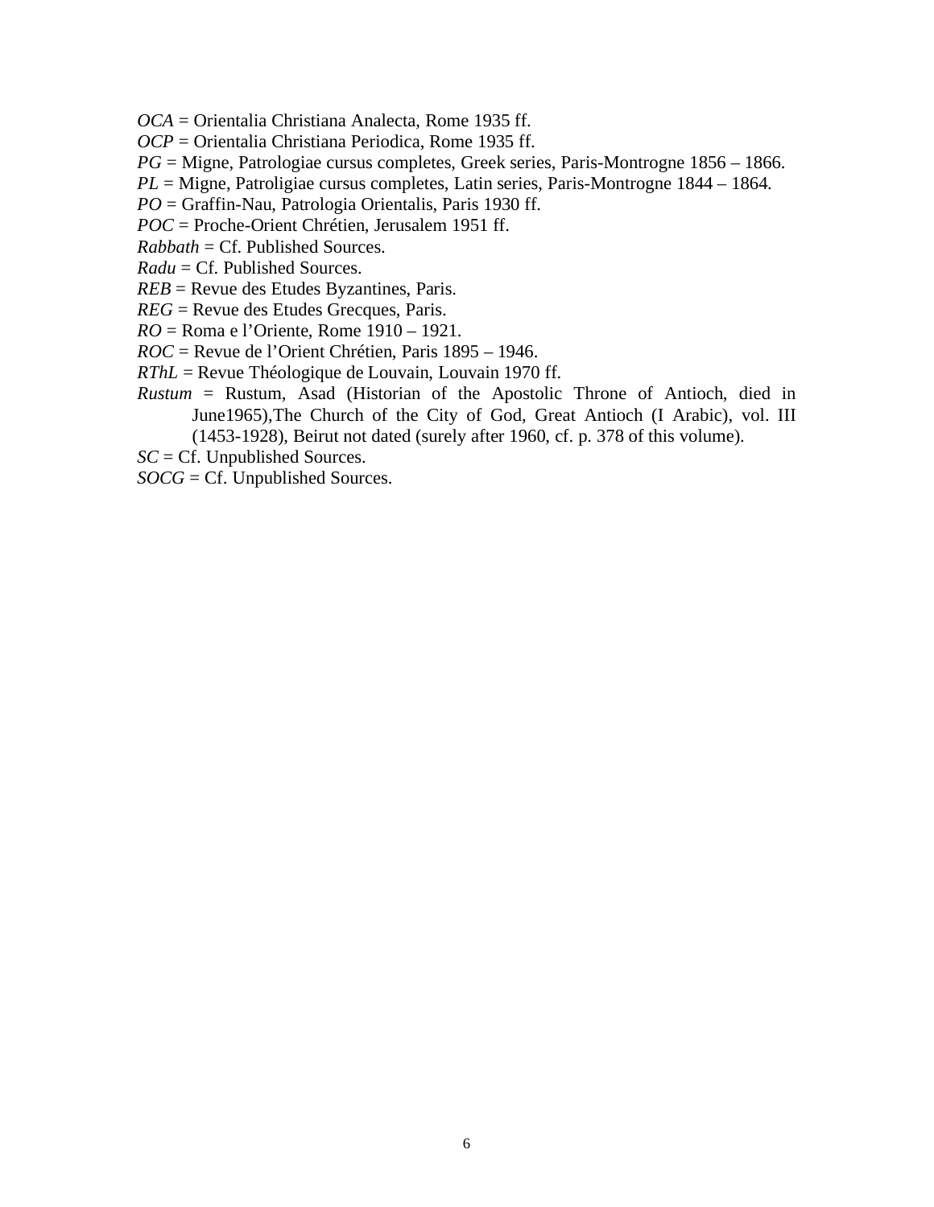*OCA* = Orientalia Christiana Analecta, Rome 1935 ff.
*OCP* = Orientalia Christiana Periodica, Rome 1935 ff.
*PG* = Migne, Patrologiae cursus completes, Greek series, Paris-Montrogne 1856 – 1866.
*PL* = Migne, Patroligiae cursus completes, Latin series, Paris-Montrogne 1844 – 1864.
*PO* = Graffin-Nau, Patrologia Orientalis, Paris 1930 ff.
*POC* = Proche-Orient Chrétien, Jerusalem 1951 ff.
*Rabbath* = Cf. Published Sources.
*Radu* = Cf. Published Sources.
*REB* = Revue des Etudes Byzantines, Paris.
*REG* = Revue des Etudes Grecques, Paris.
*RO* = Roma e l'Oriente, Rome 1910 – 1921.
*ROC* = Revue de l'Orient Chrétien, Paris 1895 – 1946.
*RThL* = Revue Théologique de Louvain, Louvain 1970 ff.
*Rustum* = Rustum, Asad (Historian of the Apostolic Throne of Antioch, died in June1965),The Church of the City of God, Great Antioch (I Arabic), vol. III (1453-1928), Beirut not dated (surely after 1960, cf. p. 378 of this volume).
*SC* = Cf. Unpublished Sources.
*SOCG* = Cf. Unpublished Sources.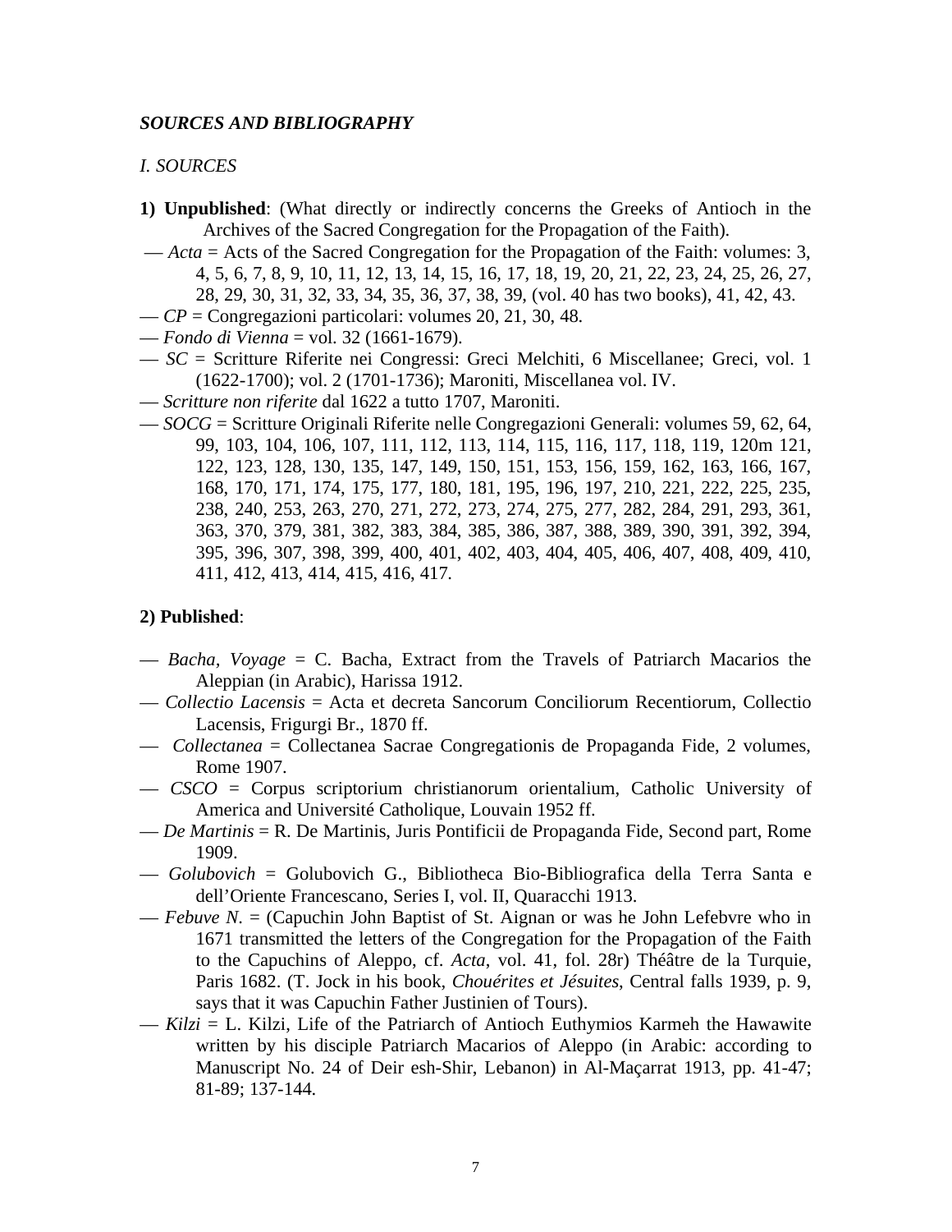***SOURCES AND BIBLIOGRAPHY***

*I. SOURCES*

**1) Unpublished**: (What directly or indirectly concerns the Greeks of Antioch in the Archives of the Sacred Congregation for the Propagation of the Faith).

— *Acta* = Acts of the Sacred Congregation for the Propagation of the Faith: volumes: 3, 4, 5, 6, 7, 8, 9, 10, 11, 12, 13, 14, 15, 16, 17, 18, 19, 20, 21, 22, 23, 24, 25, 26, 27, 28, 29, 30, 31, 32, 33, 34, 35, 36, 37, 38, 39, (vol. 40 has two books), 41, 42, 43.
— *CP* = Congregazioni particolari: volumes 20, 21, 30, 48.
— *Fondo di Vienna* = vol. 32 (1661-1679).
— *SC* = Scritture Riferite nei Congressi: Greci Melchiti, 6 Miscellanee; Greci, vol. 1 (1622-1700); vol. 2 (1701-1736); Maroniti, Miscellanea vol. IV.
— *Scritture non riferite* dal 1622 a tutto 1707, Maroniti.
— *SOCG* = Scritture Originali Riferite nelle Congregazioni Generali: volumes 59, 62, 64, 99, 103, 104, 106, 107, 111, 112, 113, 114, 115, 116, 117, 118, 119, 120m 121, 122, 123, 128, 130, 135, 147, 149, 150, 151, 153, 156, 159, 162, 163, 166, 167, 168, 170, 171, 174, 175, 177, 180, 181, 195, 196, 197, 210, 221, 222, 225, 235, 238, 240, 253, 263, 270, 271, 272, 273, 274, 275, 277, 282, 284, 291, 293, 361, 363, 370, 379, 381, 382, 383, 384, 385, 386, 387, 388, 389, 390, 391, 392, 394, 395, 396, 307, 398, 399, 400, 401, 402, 403, 404, 405, 406, 407, 408, 409, 410, 411, 412, 413, 414, 415, 416, 417.

**2) Published**:

— *Bacha, Voyage* = C. Bacha, Extract from the Travels of Patriarch Macarios the Aleppian (in Arabic), Harissa 1912.
— *Collectio Lacensis* = Acta et decreta Sancorum Conciliorum Recentiorum, Collectio Lacensis, Frigurgi Br., 1870 ff.
— *Collectanea* = Collectanea Sacrae Congregationis de Propaganda Fide, 2 volumes, Rome 1907.
— *CSCO* = Corpus scriptorium christianorum orientalium, Catholic University of America and Université Catholique, Louvain 1952 ff.
— *De Martinis* = R. De Martinis, Juris Pontificii de Propaganda Fide, Second part, Rome 1909.
— *Golubovich* = Golubovich G., Bibliotheca Bio-Bibliografica della Terra Santa e dell'Oriente Francescano, Series I, vol. II, Quaracchi 1913.
— *Febuve N.* = (Capuchin John Baptist of St. Aignan or was he John Lefebvre who in 1671 transmitted the letters of the Congregation for the Propagation of the Faith to the Capuchins of Aleppo, cf. *Acta*, vol. 41, fol. 28r) Théâtre de la Turquie, Paris 1682. (T. Jock in his book, *Chouérites et Jésuites*, Central falls 1939, p. 9, says that it was Capuchin Father Justinien of Tours).
— *Kilzi* = L. Kilzi, Life of the Patriarch of Antioch Euthymios Karmeh the Hawawite written by his disciple Patriarch Macarios of Aleppo (in Arabic: according to Manuscript No. 24 of Deir esh-Shir, Lebanon) in Al-Maçarrat 1913, pp. 41-47; 81-89; 137-144.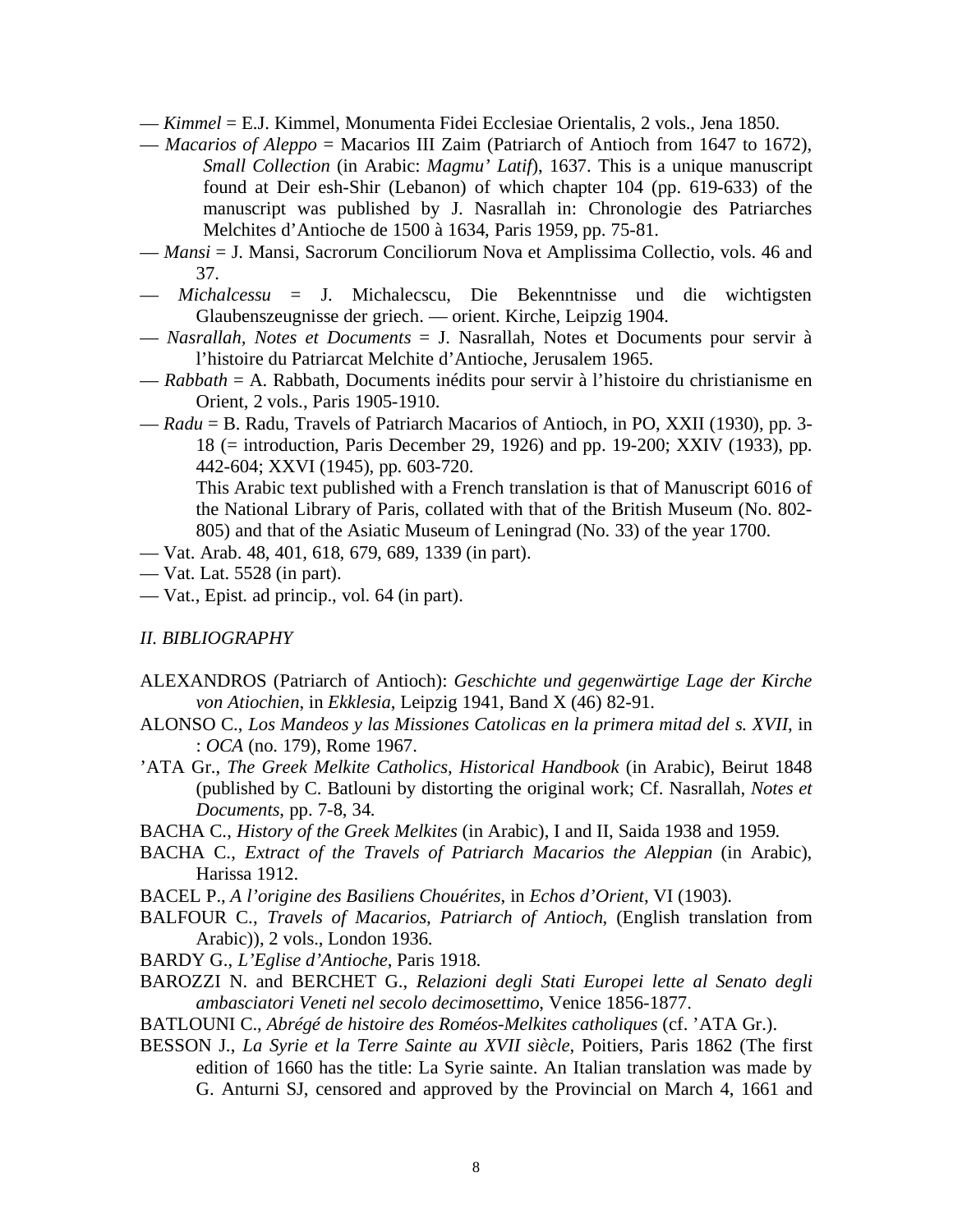— *Kimmel* = E.J. Kimmel, Monumenta Fidei Ecclesiae Orientalis, 2 vols., Jena 1850.

— *Macarios of Aleppo* = Macarios III Zaim (Patriarch of Antioch from 1647 to 1672), *Small Collection* (in Arabic: *Magmu' Latif*), 1637. This is a unique manuscript found at Deir esh-Shir (Lebanon) of which chapter 104 (pp. 619-633) of the manuscript was published by J. Nasrallah in: Chronologie des Patriarches Melchites d'Antioche de 1500 à 1634, Paris 1959, pp. 75-81.

— *Mansi* = J. Mansi, Sacrorum Conciliorum Nova et Amplissima Collectio, vols. 46 and 37.

— *Michalcessu* = J. Michalecscu, Die Bekenntnisse und die wichtigsten Glaubenszeugnisse der griech. — orient. Kirche, Leipzig 1904.

— *Nasrallah, Notes et Documents* = J. Nasrallah, Notes et Documents pour servir à l'histoire du Patriarcat Melchite d'Antioche, Jerusalem 1965.

— *Rabbath* = A. Rabbath, Documents inédits pour servir à l'histoire du christianisme en Orient, 2 vols., Paris 1905-1910.

— *Radu* = B. Radu, Travels of Patriarch Macarios of Antioch, in PO, XXII (1930), pp. 3-18 (= introduction, Paris December 29, 1926) and pp. 19-200; XXIV (1933), pp. 442-604; XXVI (1945), pp. 603-720.
This Arabic text published with a French translation is that of Manuscript 6016 of the National Library of Paris, collated with that of the British Museum (No. 802-805) and that of the Asiatic Museum of Leningrad (No. 33) of the year 1700.

— Vat. Arab. 48, 401, 618, 679, 689, 1339 (in part).

— Vat. Lat. 5528 (in part).

— Vat., Epist. ad princip., vol. 64 (in part).

## *II. BIBLIOGRAPHY*

ALEXANDROS (Patriarch of Antioch): *Geschichte und gegenwärtige Lage der Kirche von Atiochien*, in *Ekklesia*, Leipzig 1941, Band X (46) 82-91.

ALONSO C., *Los Mandeos y las Missiones Catolicas en la primera mitad del s. XVII*, in : *OCA* (no. 179), Rome 1967.

'ATA Gr., *The Greek Melkite Catholics, Historical Handbook* (in Arabic), Beirut 1848 (published by C. Batlouni by distorting the original work; Cf. Nasrallah, *Notes et Documents*, pp. 7-8, 34.

BACHA C., *History of the Greek Melkites* (in Arabic), I and II, Saida 1938 and 1959.

BACHA C., *Extract of the Travels of Patriarch Macarios the Aleppian* (in Arabic), Harissa 1912.

BACEL P., *A l'origine des Basiliens Chouérites*, in *Echos d'Orient*, VI (1903).

BALFOUR C., *Travels of Macarios, Patriarch of Antioch*, (English translation from Arabic)), 2 vols., London 1936.

BARDY G., *L'Eglise d'Antioche*, Paris 1918.

BAROZZI N. and BERCHET G., *Relazioni degli Stati Europei lette al Senato degli ambasciatori Veneti nel secolo decimosettimo*, Venice 1856-1877.

BATLOUNI C., *Abrégé de histoire des Roméos-Melkites catholiques* (cf. 'ATA Gr.).

BESSON J., *La Syrie et la Terre Sainte au XVII siècle*, Poitiers, Paris 1862 (The first edition of 1660 has the title: La Syrie sainte. An Italian translation was made by G. Anturni SJ, censored and approved by the Provincial on March 4, 1661 and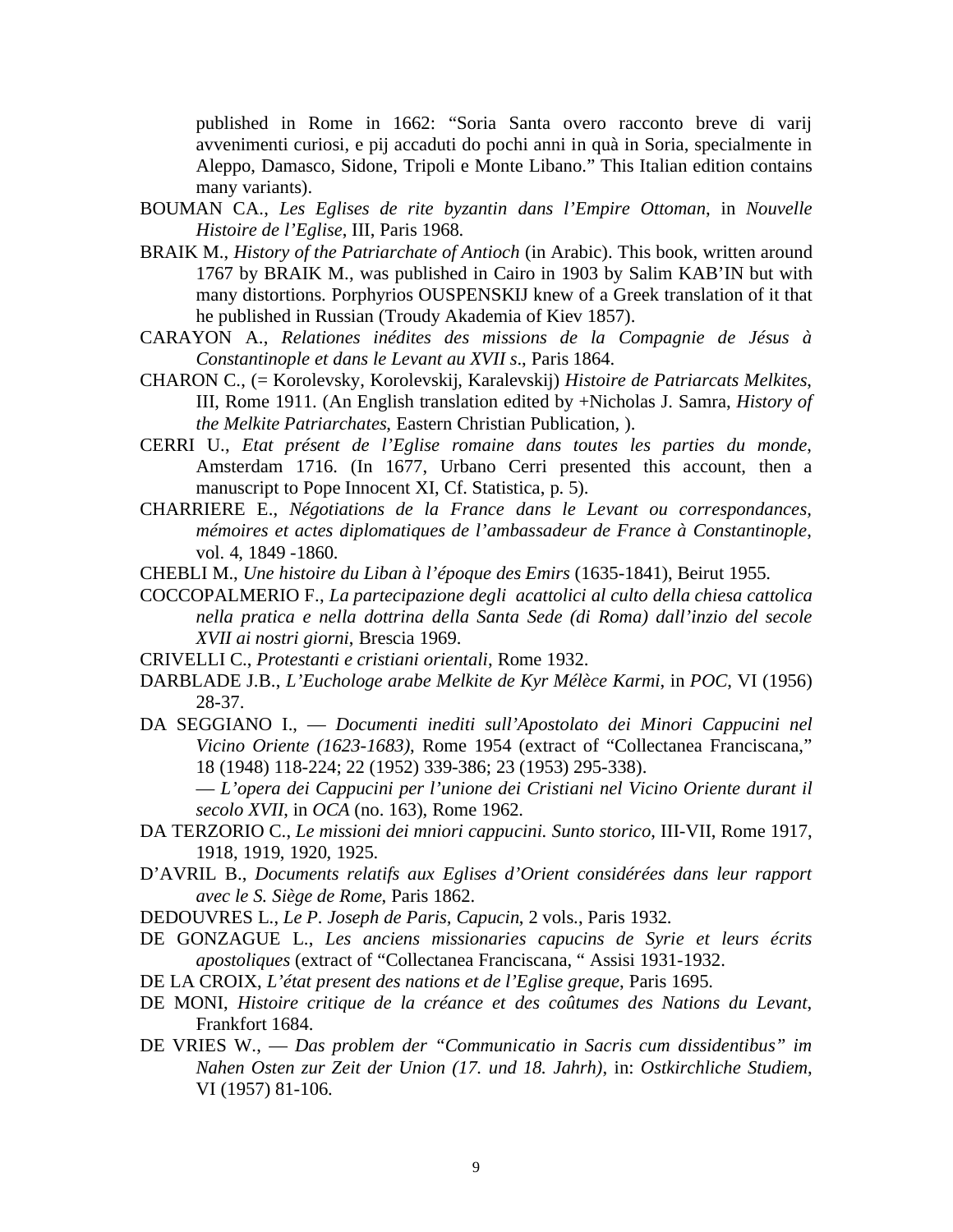published in Rome in 1662: "Soria Santa overo racconto breve di varij avvenimenti curiosi, e pij accaduti do pochi anni in quà in Soria, specialmente in Aleppo, Damasco, Sidone, Tripoli e Monte Libano." This Italian edition contains many variants).

BOUMAN CA., *Les Eglises de rite byzantin dans l'Empire Ottoman*, in *Nouvelle Histoire de l'Eglise*, III, Paris 1968.

BRAIK M., *History of the Patriarchate of Antioch* (in Arabic). This book, written around 1767 by BRAIK M., was published in Cairo in 1903 by Salim KAB'IN but with many distortions. Porphyrios OUSPENSKIJ knew of a Greek translation of it that he published in Russian (Troudy Akademia of Kiev 1857).

CARAYON A., *Relationes inédites des missions de la Compagnie de Jésus à Constantinople et dans le Levant au XVII s*., Paris 1864.

CHARON C., (= Korolevsky, Korolevskij, Karalevskij) *Histoire de Patriarcats Melkites*, III, Rome 1911. (An English translation edited by +Nicholas J. Samra, *History of the Melkite Patriarchates*, Eastern Christian Publication, ).

CERRI U., *Etat présent de l'Eglise romaine dans toutes les parties du monde*, Amsterdam 1716. (In 1677, Urbano Cerri presented this account, then a manuscript to Pope Innocent XI, Cf. Statistica, p. 5).

CHARRIERE E., *Négotiations de la France dans le Levant ou correspondances, mémoires et actes diplomatiques de l'ambassadeur de France à Constantinople*, vol. 4, 1849 -1860.

CHEBLI M., *Une histoire du Liban à l'époque des Emirs* (1635-1841), Beirut 1955.

COCCOPALMERIO F., *La partecipazione degli acattolici al culto della chiesa cattolica nella pratica e nella dottrina della Santa Sede (di Roma) dall'inzio del secole XVII ai nostri giorni*, Brescia 1969.

CRIVELLI C., *Protestanti e cristiani orientali*, Rome 1932.

DARBLADE J.B., *L'Euchologe arabe Melkite de Kyr Mélèce Karmi*, in *POC*, VI (1956) 28-37.

DA SEGGIANO I., — *Documenti inediti sull'Apostolato dei Minori Cappucini nel Vicino Oriente (1623-1683)*, Rome 1954 (extract of "Collectanea Franciscana," 18 (1948) 118-224; 22 (1952) 339-386; 23 (1953) 295-338).

— *L'opera dei Cappucini per l'unione dei Cristiani nel Vicino Oriente durant il secolo XVII*, in *OCA* (no. 163), Rome 1962.

DA TERZORIO C., *Le missioni dei mniori cappuccini. Sunto storico*, III-VII, Rome 1917, 1918, 1919, 1920, 1925.

D'AVRIL B., *Documents relatifs aux Eglises d'Orient considérées dans leur rapport avec le S. Siège de Rome*, Paris 1862.

DEDOUVRES L., *Le P. Joseph de Paris, Capucin*, 2 vols., Paris 1932.

DE GONZAGUE L., *Les anciens missionaries capucins de Syrie et leurs écrits apostoliques* (extract of "Collectanea Franciscana, " Assisi 1931-1932.

DE LA CROIX, *L'état present des nations et de l'Eglise greque*, Paris 1695.

DE MONI, *Histoire critique de la créance et des coûtumes des Nations du Levant*, Frankfort 1684.

DE VRIES W., — *Das problem der "Communicatio in Sacris cum dissidentibus" im Nahen Osten zur Zeit der Union (17. und 18. Jahrh)*, in: *Ostkirchliche Studiem*, VI (1957) 81-106.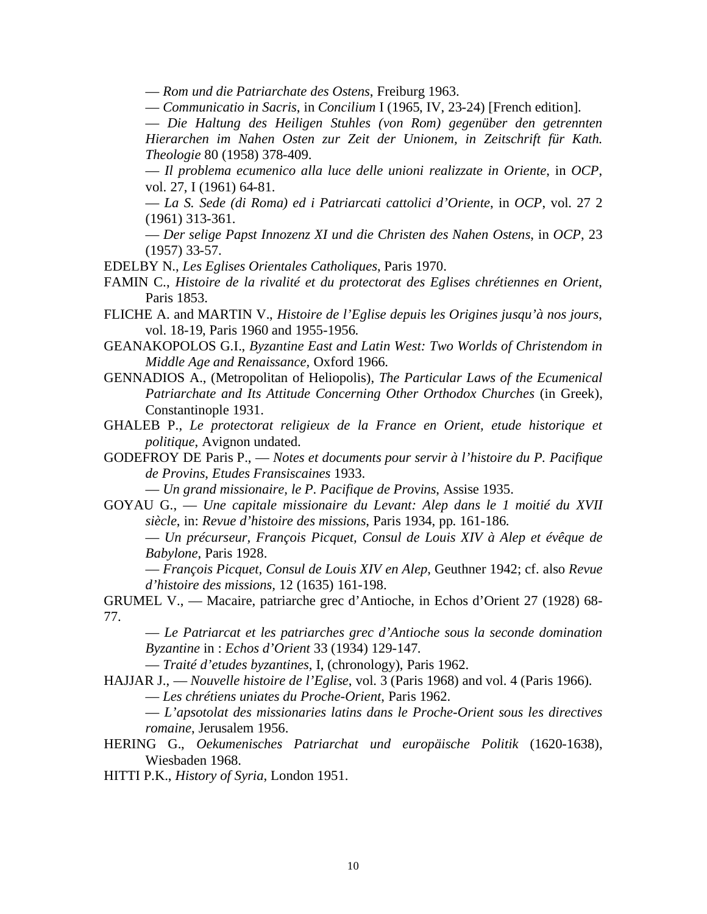— *Rom und die Patriarchate des Ostens*, Freiburg 1963.

— *Communicatio in Sacris*, in *Concilium* I (1965, IV, 23-24) [French edition].

— *Die Haltung des Heiligen Stuhles (von Rom) gegenüber den getrennten Hierarchen im Nahen Osten zur Zeit der Unionem, in Zeitschrift für Kath. Theologie* 80 (1958) 378-409.

— *Il problema ecumenico alla luce delle unioni realizzate in Oriente*, in *OCP*, vol. 27, I (1961) 64-81.

— *La S. Sede (di Roma) ed i Patriarcati cattolici d'Oriente*, in *OCP*, vol. 27 2 (1961) 313-361.

— *Der selige Papst Innozenz XI und die Christen des Nahen Ostens*, in *OCP*, 23 (1957) 33-57.

EDELBY N., *Les Eglises Orientales Catholiques*, Paris 1970.

FAMIN C., *Histoire de la rivalité et du protectorat des Eglises chrétiennes en Orient*, Paris 1853.

FLICHE A. and MARTIN V., *Histoire de l'Eglise depuis les Origines jusqu'à nos jours*, vol. 18-19, Paris 1960 and 1955-1956.

GEANAKOPOLOS G.I., *Byzantine East and Latin West: Two Worlds of Christendom in Middle Age and Renaissance*, Oxford 1966.

GENNADIOS A., (Metropolitan of Heliopolis), *The Particular Laws of the Ecumenical Patriarchate and Its Attitude Concerning Other Orthodox Churches* (in Greek), Constantinople 1931.

GHALEB P., *Le protectorat religieux de la France en Orient, etude historique et politique*, Avignon undated.

GODEFROY DE Paris P., — *Notes et documents pour servir à l'histoire du P. Pacifique de Provins*, *Etudes Fransiscaines* 1933.

— *Un grand missionaire, le P. Pacifique de Provins*, Assise 1935.

GOYAU G., — *Une capitale missionaire du Levant: Alep dans le 1 moitié du XVII siècle*, in: *Revue d'histoire des missions*, Paris 1934, pp. 161-186.

— *Un précurseur, François Picquet, Consul de Louis XIV à Alep et évêque de Babylone*, Paris 1928.

— *François Picquet, Consul de Louis XIV en Alep*, Geuthner 1942; cf. also *Revue d'histoire des missions*, 12 (1635) 161-198.

GRUMEL V., — Macaire, patriarche grec d'Antioche, in Echos d'Orient 27 (1928) 68-77.

— *Le Patriarcat et les patriarches grec d'Antioche sous la seconde domination Byzantine* in : *Echos d'Orient* 33 (1934) 129-147.

— *Traité d'etudes byzantines*, I, (chronology), Paris 1962.

HAJJAR J., — *Nouvelle histoire de l'Eglise*, vol. 3 (Paris 1968) and vol. 4 (Paris 1966).

— *Les chrétiens uniates du Proche-Orient*, Paris 1962.

— *L'apsotolat des missionaries latins dans le Proche-Orient sous les directives romaine*, Jerusalem 1956.

HERING G., *Oekumenisches Patriarchat und europäische Politik* (1620-1638), Wiesbaden 1968.

HITTI P.K., *History of Syria*, London 1951.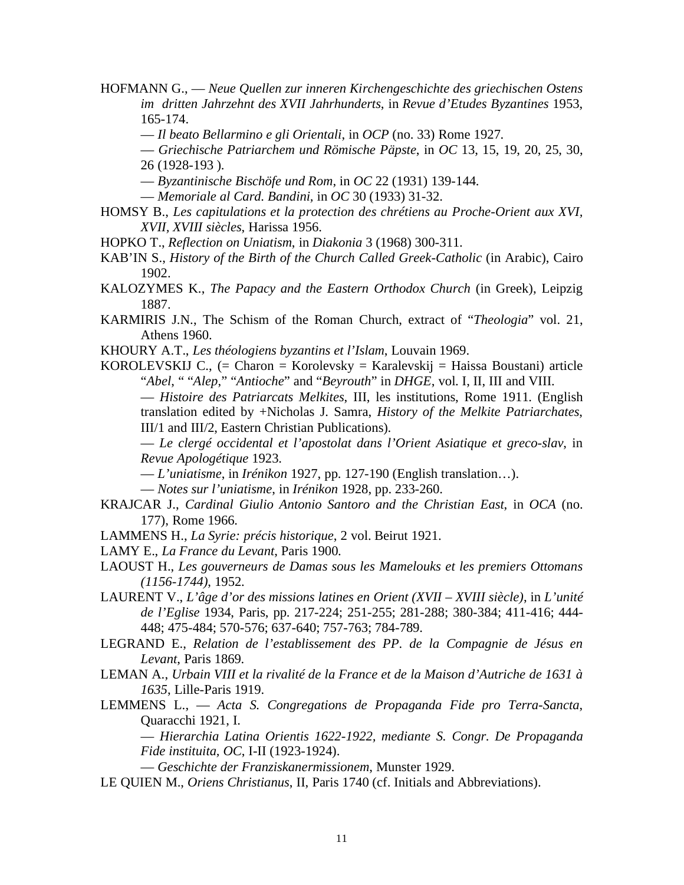HOFMANN G., — *Neue Quellen zur inneren Kirchengeschichte des griechischen Ostens im dritten Jahrzehnt des XVII Jahrhunderts*, in *Revue d'Etudes Byzantines* 1953, 165-174.

— *Il beato Bellarmino e gli Orientali*, in *OCP* (no. 33) Rome 1927.

— *Griechische Patriarchem und Römische Päpste*, in *OC* 13, 15, 19, 20, 25, 30, 26 (1928-193 ).

— *Byzantinische Bischöfe und Rom*, in *OC* 22 (1931) 139-144.

— *Memoriale al Card. Bandini*, in *OC* 30 (1933) 31-32.

HOMSY B., *Les capitulations et la protection des chrétiens au Proche-Orient aux XVI, XVII, XVIII siècles*, Harissa 1956.

HOPKO T., *Reflection on Uniatism*, in *Diakonia* 3 (1968) 300-311.

KAB'IN S., *History of the Birth of the Church Called Greek-Catholic* (in Arabic), Cairo 1902.

KALOZYMES K., *The Papacy and the Eastern Orthodox Church* (in Greek), Leipzig 1887.

KARMIRIS J.N., The Schism of the Roman Church, extract of "*Theologia*" vol. 21, Athens 1960.

KHOURY A.T., *Les théologiens byzantins et l'Islam*, Louvain 1969.

KOROLEVSKIJ C., (= Charon = Korolevsky = Karalevskij = Haissa Boustani) article "*Abel*, " "*Alep*," "*Antioche*" and "*Beyrouth*" in *DHGE*, vol. I, II, III and VIII.

— *Histoire des Patriarcats Melkites*, III, les institutions, Rome 1911. (English translation edited by +Nicholas J. Samra, *History of the Melkite Patriarchates*, III/1 and III/2, Eastern Christian Publications).

— *Le clergé occidental et l'apostolat dans l'Orient Asiatique et greco-slav*, in *Revue Apologétique* 1923.

— *L'uniatisme*, in *Irénikon* 1927, pp. 127-190 (English translation…).

— *Notes sur l'uniatisme*, in *Irénikon* 1928, pp. 233-260.

KRAJCAR J., *Cardinal Giulio Antonio Santoro and the Christian East*, in *OCA* (no. 177), Rome 1966.

LAMMENS H., *La Syrie: précis historique*, 2 vol. Beirut 1921.

LAMY E., *La France du Levant*, Paris 1900.

LAOUST H., *Les gouverneurs de Damas sous les Mamelouks et les premiers Ottomans (1156-1744)*, 1952.

LAURENT V., *L'âge d'or des missions latines en Orient (XVII – XVIII siècle)*, in *L'unité de l'Eglise* 1934, Paris, pp. 217-224; 251-255; 281-288; 380-384; 411-416; 444-448; 475-484; 570-576; 637-640; 757-763; 784-789.

LEGRAND E., *Relation de l'establissement des PP. de la Compagnie de Jésus en Levant*, Paris 1869.

LEMAN A., *Urbain VIII et la rivalité de la France et de la Maison d'Autriche de 1631 à 1635*, Lille-Paris 1919.

LEMMENS L., — *Acta S. Congregations de Propaganda Fide pro Terra-Sancta*, Quaracchi 1921, I.

— *Hierarchia Latina Orientis 1622-1922, mediante S. Congr. De Propaganda Fide instituita, OC*, I-II (1923-1924).

— *Geschichte der Franziskanermissionem*, Munster 1929.

LE QUIEN M., *Oriens Christianus*, II, Paris 1740 (cf. Initials and Abbreviations).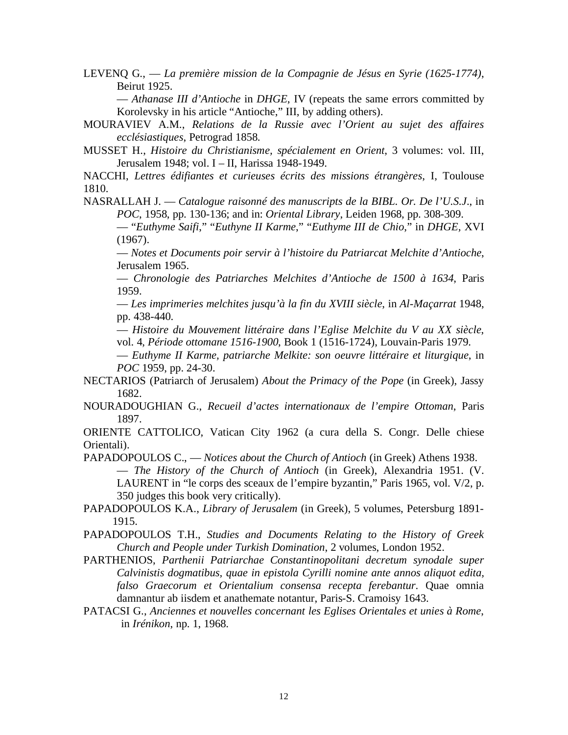LEVENQ G., — *La première mission de la Compagnie de Jésus en Syrie (1625-1774)*, Beirut 1925.

— *Athanase III d'Antioche* in *DHGE*, IV (repeats the same errors committed by Korolevsky in his article "Antioche," III, by adding others).

MOURAVIEV A.M., *Relations de la Russie avec l'Orient au sujet des affaires ecclésiastiques*, Petrograd 1858.

MUSSET H., *Histoire du Christianisme, spécialement en Orient*, 3 volumes: vol. III, Jerusalem 1948; vol. I – II, Harissa 1948-1949.

NACCHI, *Lettres édifiantes et curieuses écrits des missions étrangères*, I, Toulouse 1810.

NASRALLAH J. — *Catalogue raisonné des manuscripts de la BIBL. Or. De l'U.S.J.*, in *POC*, 1958, pp. 130-136; and in: *Oriental Library*, Leiden 1968, pp. 308-309.

— "*Euthyme Saifi*," "*Euthyne II Karme*," "*Euthyme III de Chio*," in *DHGE*, XVI (1967).

— *Notes et Documents poir servir à l'histoire du Patriarcat Melchite d'Antioche*, Jerusalem 1965.

— *Chronologie des Patriarches Melchites d'Antioche de 1500 à 1634*, Paris 1959.

— *Les imprimeries melchites jusqu'à la fin du XVIII siècle*, in *Al-Maçarrat* 1948, pp. 438-440.

— *Histoire du Mouvement littéraire dans l'Eglise Melchite du V au XX siècle*, vol. 4, *Période ottomane 1516-1900*, Book 1 (1516-1724), Louvain-Paris 1979.

— *Euthyme II Karme, patriarche Melkite: son oeuvre littéraire et liturgique*, in *POC* 1959, pp. 24-30.

NECTARIOS (Patriarch of Jerusalem) *About the Primacy of the Pope* (in Greek), Jassy 1682.

NOURADOUGHIAN G., *Recueil d'actes internationaux de l'empire Ottoman*, Paris 1897.

ORIENTE CATTOLICO, Vatican City 1962 (a cura della S. Congr. Delle chiese Orientali).

PAPADOPOULOS C., — *Notices about the Church of Antioch* (in Greek) Athens 1938.

— *The History of the Church of Antioch* (in Greek), Alexandria 1951. (V. LAURENT in "le corps des sceaux de l'empire byzantin," Paris 1965, vol. V/2, p. 350 judges this book very critically).

PAPADOPOULOS K.A., *Library of Jerusalem* (in Greek), 5 volumes, Petersburg 1891-1915.

PAPADOPOULOS T.H., *Studies and Documents Relating to the History of Greek Church and People under Turkish Domination*, 2 volumes, London 1952.

PARTHENIOS, *Parthenii Patriarchae Constantinopolitani decretum synodale super Calvinistis dogmatibus, quae in epistola Cyrilli nomine ante annos aliquot edita, falso Graecorum et Orientalium consensa recepta ferebantur*. Quae omnia damnantur ab iisdem et anathemate notantur, Paris-S. Cramoisy 1643.

PATACSI G., *Anciennes et nouvelles concernant les Eglises Orientales et unies à Rome*, in *Irénikon*, np. 1, 1968.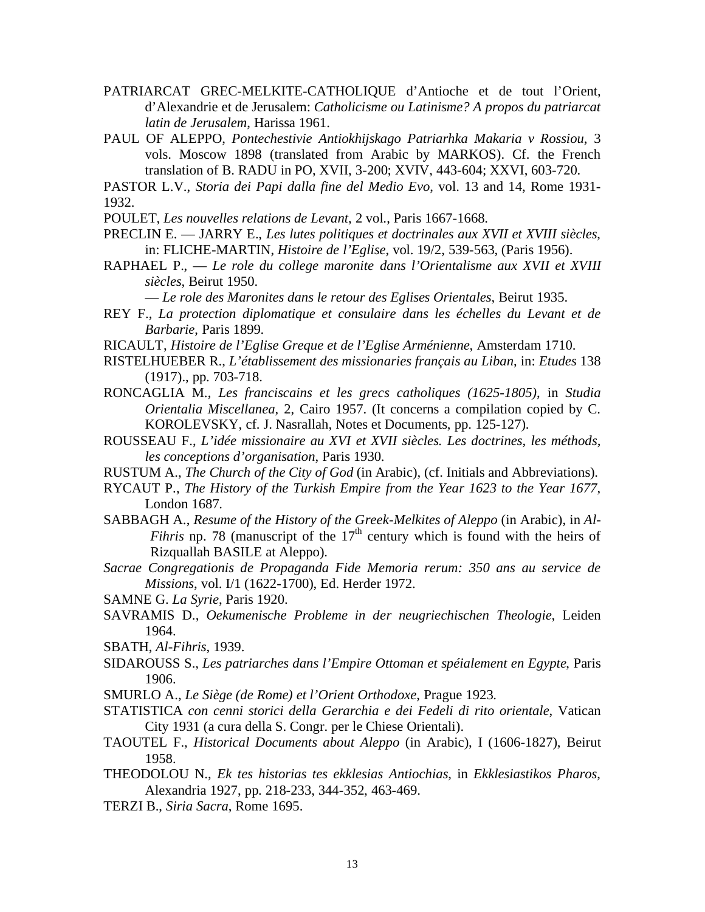PATRIARCAT GREC-MELKITE-CATHOLIQUE d'Antioche et de tout l'Orient, d'Alexandrie et de Jerusalem: *Catholicisme ou Latinisme? A propos du patriarcat latin de Jerusalem*, Harissa 1961.

PAUL OF ALEPPO, *Pontechestivie Antiokhijskago Patriarhka Makaria v Rossiou*, 3 vols. Moscow 1898 (translated from Arabic by MARKOS). Cf. the French translation of B. RADU in PO, XVII, 3-200; XVIV, 443-604; XXVI, 603-720.

PASTOR L.V., *Storia dei Papi dalla fine del Medio Evo*, vol. 13 and 14, Rome 1931-1932.

POULET, *Les nouvelles relations de Levant*, 2 vol., Paris 1667-1668.

PRECLIN E. — JARRY E., *Les lutes politiques et doctrinales aux XVII et XVIII siècles*, in: FLICHE-MARTIN, *Histoire de l'Eglise*, vol. 19/2, 539-563, (Paris 1956).

RAPHAEL P., — *Le role du college maronite dans l'Orientalisme aux XVII et XVIII siècles*, Beirut 1950.

— *Le role des Maronites dans le retour des Eglises Orientales*, Beirut 1935.

REY F., *La protection diplomatique et consulaire dans les échelles du Levant et de Barbarie*, Paris 1899.

RICAULT, *Histoire de l'Eglise Greque et de l'Eglise Arménienne*, Amsterdam 1710.

RISTELHUEBER R., *L'établissement des missionaries français au Liban*, in: *Etudes* 138 (1917)., pp. 703-718.

RONCAGLIA M., *Les franciscains et les grecs catholiques (1625-1805)*, in *Studia Orientalia Miscellanea*, 2, Cairo 1957. (It concerns a compilation copied by C. KOROLEVSKY, cf. J. Nasrallah, Notes et Documents, pp. 125-127).

ROUSSEAU F., *L'idée missionaire au XVI et XVII siècles. Les doctrines, les méthods, les conceptions d'organisation*, Paris 1930.

RUSTUM A., *The Church of the City of God* (in Arabic), (cf. Initials and Abbreviations).

RYCAUT P., *The History of the Turkish Empire from the Year 1623 to the Year 1677*, London 1687.

SABBAGH A., *Resume of the History of the Greek-Melkites of Aleppo* (in Arabic), in *Al-Fihris* np. 78 (manuscript of the 17th century which is found with the heirs of Rizqullah BASILE at Aleppo).

*Sacrae Congregationis de Propaganda Fide Memoria rerum: 350 ans au service de Missions*, vol. I/1 (1622-1700), Ed. Herder 1972.

SAMNE G. *La Syrie*, Paris 1920.

SAVRAMIS D., *Oekumenische Probleme in der neugriechischen Theologie*, Leiden 1964.

SBATH, *Al-Fihris*, 1939.

SIDAROUSS S., *Les patriarches dans l'Empire Ottoman et spéialement en Egypte*, Paris 1906.

SMURLO A., *Le Siège (de Rome) et l'Orient Orthodoxe*, Prague 1923.

STATISTICA *con cenni storici della Gerarchia e dei Fedeli di rito orientale*, Vatican City 1931 (a cura della S. Congr. per le Chiese Orientali).

TAOUTEL F., *Historical Documents about Aleppo* (in Arabic), I (1606-1827), Beirut 1958.

THEODOLOU N., *Ek tes historias tes ekklesias Antiochias*, in *Ekklesiastikos Pharos*, Alexandria 1927, pp. 218-233, 344-352, 463-469.

TERZI B., *Siria Sacra*, Rome 1695.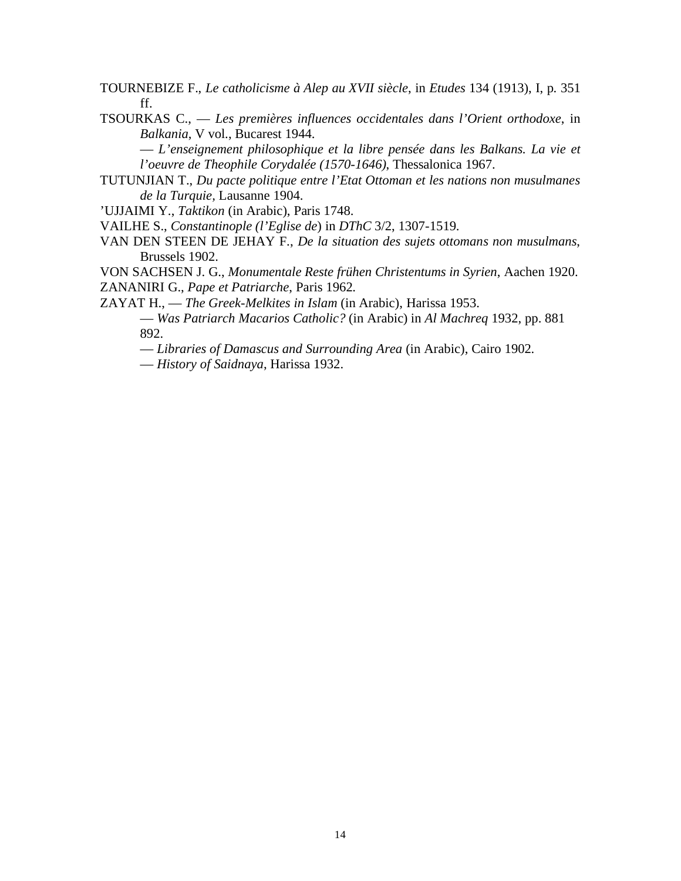TOURNEBIZE F., *Le catholicisme à Alep au XVII siècle*, in *Etudes* 134 (1913), I, p. 351 ff.

TSOURKAS C., — *Les premières influences occidentales dans l'Orient orthodoxe*, in *Balkania*, V vol., Bucarest 1944.

— *L'enseignement philosophique et la libre pensée dans les Balkans. La vie et l'oeuvre de Theophile Corydalée (1570-1646)*, Thessalonica 1967.

TUTUNJIAN T., *Du pacte politique entre l'Etat Ottoman et les nations non musulmanes de la Turquie*, Lausanne 1904.

'UJJAIMI Y., *Taktikon* (in Arabic), Paris 1748.

VAILHE S., *Constantinople (l'Eglise de)* in *DThC* 3/2, 1307-1519.

VAN DEN STEEN DE JEHAY F., *De la situation des sujets ottomans non musulmans*, Brussels 1902.

VON SACHSEN J. G., *Monumentale Reste frühen Christentums in Syrien*, Aachen 1920.

ZANANIRI G., *Pape et Patriarche*, Paris 1962.

ZAYAT H., — *The Greek-Melkites in Islam* (in Arabic), Harissa 1953.

— *Was Patriarch Macarios Catholic?* (in Arabic) in *Al Machreq* 1932, pp. 881 892.

— *Libraries of Damascus and Surrounding Area* (in Arabic), Cairo 1902.

— *History of Saidnaya*, Harissa 1932.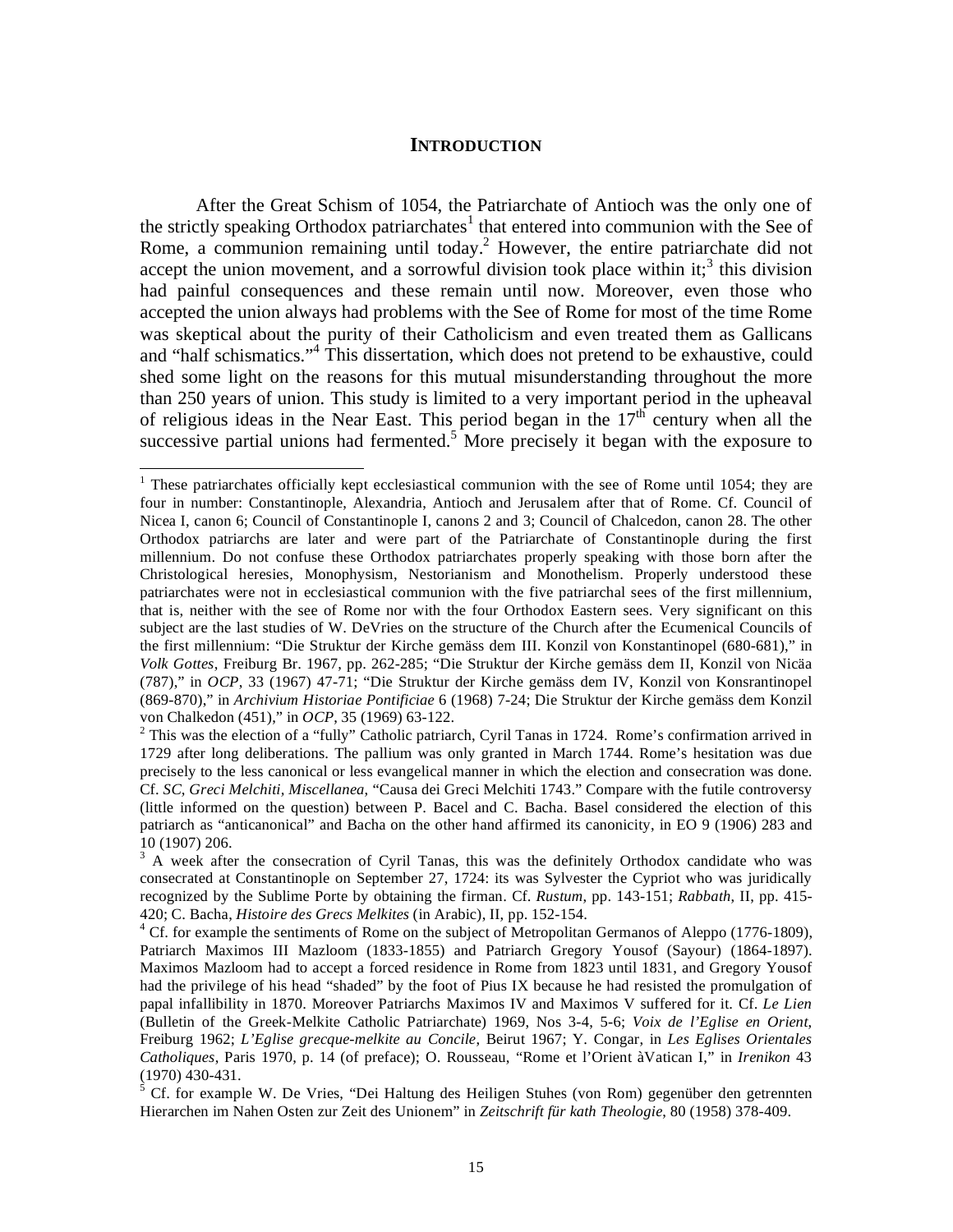## INTRODUCTION

After the Great Schism of 1054, the Patriarchate of Antioch was the only one of the strictly speaking Orthodox patriarchates[1] that entered into communion with the See of Rome, a communion remaining until today.[2] However, the entire patriarchate did not accept the union movement, and a sorrowful division took place within it;[3] this division had painful consequences and these remain until now. Moreover, even those who accepted the union always had problems with the See of Rome for most of the time Rome was skeptical about the purity of their Catholicism and even treated them as Gallicans and "half schismatics."[4] This dissertation, which does not pretend to be exhaustive, could shed some light on the reasons for this mutual misunderstanding throughout the more than 250 years of union. This study is limited to a very important period in the upheaval of religious ideas in the Near East. This period began in the 17th century when all the successive partial unions had fermented.[5] More precisely it began with the exposure to

---

[1] These patriarchates officially kept ecclesiastical communion with the see of Rome until 1054; they are four in number: Constantinople, Alexandria, Antioch and Jerusalem after that of Rome. Cf. Council of Nicea I, canon 6; Council of Constantinople I, canons 2 and 3; Council of Chalcedon, canon 28. The other Orthodox patriarchs are later and were part of the Patriarchate of Constantinople during the first millennium. Do not confuse these Orthodox patriarchates properly speaking with those born after the Christological heresies, Monophysism, Nestorianism and Monothelism. Properly understood these patriarchates were not in ecclesiastical communion with the five patriarchal sees of the first millennium, that is, neither with the see of Rome nor with the four Orthodox Eastern sees. Very significant on this subject are the last studies of W. DeVries on the structure of the Church after the Ecumenical Councils of the first millennium: "Die Struktur der Kirche gemäss dem III. Konzil von Konstantinopel (680-681)," in *Volk Gottes*, Freiburg Br. 1967, pp. 262-285; "Die Struktur der Kirche gemäss dem II, Konzil von Nicäa (787)," in *OCP*, 33 (1967) 47-71; "Die Struktur der Kirche gemäss dem IV, Konzil von Konsrantinopel (869-870)," in *Archivium Historiae Pontificiae* 6 (1968) 7-24; Die Struktur der Kirche gemäss dem Konzil von Chalkedon (451)," in *OCP*, 35 (1969) 63-122.

[2] This was the election of a "fully" Catholic patriarch, Cyril Tanas in 1724. Rome's confirmation arrived in 1729 after long deliberations. The pallium was only granted in March 1744. Rome's hesitation was due precisely to the less canonical or less evangelical manner in which the election and consecration was done. Cf. *SC*, *Greci Melchiti*, *Miscellanea*, "Causa dei Greci Melchiti 1743." Compare with the futile controversy (little informed on the question) between P. Bacel and C. Bacha. Basel considered the election of this patriarch as "anticanonical" and Bacha on the other hand affirmed its canonicity, in EO 9 (1906) 283 and 10 (1907) 206.

[3] A week after the consecration of Cyril Tanas, this was the definitely Orthodox candidate who was consecrated at Constantinople on September 27, 1724: its was Sylvester the Cypriot who was juridically recognized by the Sublime Porte by obtaining the firman. Cf. *Rustum*, pp. 143-151; *Rabbath*, II, pp. 415-420; C. Bacha, *Histoire des Grecs Melkites* (in Arabic), II, pp. 152-154.

[4] Cf. for example the sentiments of Rome on the subject of Metropolitan Germanos of Aleppo (1776-1809), Patriarch Maximos III Mazloom (1833-1855) and Patriarch Gregory Yousof (Sayour) (1864-1897). Maximos Mazloom had to accept a forced residence in Rome from 1823 until 1831, and Gregory Yousof had the privilege of his head "shaded" by the foot of Pius IX because he had resisted the promulgation of papal infallibility in 1870. Moreover Patriarchs Maximos IV and Maximos V suffered for it. Cf. *Le Lien* (Bulletin of the Greek-Melkite Catholic Patriarchate) 1969, Nos 3-4, 5-6; *Voix de l'Eglise en Orient*, Freiburg 1962; *L'Eglise grecque-melkite au Concile*, Beirut 1967; Y. Congar, in *Les Eglises Orientales Catholiques*, Paris 1970, p. 14 (of preface); O. Rousseau, "Rome et l'Orient àVatican I," in *Irenikon* 43 (1970) 430-431.

[5] Cf. for example W. De Vries, "Dei Haltung des Heiligen Stuhes (von Rom) gegenüber den getrennten Hierarchen im Nahen Osten zur Zeit des Unionem" in *Zeitschrift für kath Theologie*, 80 (1958) 378-409.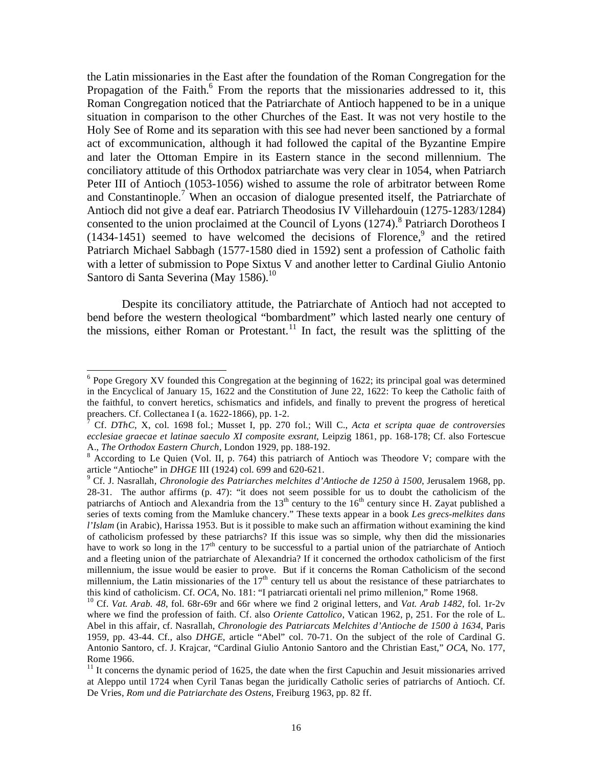the Latin missionaries in the East after the foundation of the Roman Congregation for the Propagation of the Faith.[6] From the reports that the missionaries addressed to it, this Roman Congregation noticed that the Patriarchate of Antioch happened to be in a unique situation in comparison to the other Churches of the East. It was not very hostile to the Holy See of Rome and its separation with this see had never been sanctioned by a formal act of excommunication, although it had followed the capital of the Byzantine Empire and later the Ottoman Empire in its Eastern stance in the second millennium. The conciliatory attitude of this Orthodox patriarchate was very clear in 1054, when Patriarch Peter III of Antioch (1053-1056) wished to assume the role of arbitrator between Rome and Constantinople.[7] When an occasion of dialogue presented itself, the Patriarchate of Antioch did not give a deaf ear. Patriarch Theodosius IV Villehardouin (1275-1283/1284) consented to the union proclaimed at the Council of Lyons (1274).[8] Patriarch Dorotheos I (1434-1451) seemed to have welcomed the decisions of Florence,[9] and the retired Patriarch Michael Sabbagh (1577-1580 died in 1592) sent a profession of Catholic faith with a letter of submission to Pope Sixtus V and another letter to Cardinal Giulio Antonio Santoro di Santa Severina (May 1586).[10]

Despite its conciliatory attitude, the Patriarchate of Antioch had not accepted to bend before the western theological "bombardment" which lasted nearly one century of the missions, either Roman or Protestant.[11] In fact, the result was the splitting of the

---

[6] Pope Gregory XV founded this Congregation at the beginning of 1622; its principal goal was determined in the Encyclical of January 15, 1622 and the Constitution of June 22, 1622: To keep the Catholic faith of the faithful, to convert heretics, schismatics and infidels, and finally to prevent the progress of heretical preachers. Cf. Collectanea I (a. 1622-1866), pp. 1-2.

[7] Cf. *DThC*, X, col. 1698 fol.; Musset I, pp. 270 fol.; Will C., *Acta et scripta quae de controversies ecclesiae graecae et latinae saeculo XI composite exsrant*, Leipzig 1861, pp. 168-178; Cf. also Fortescue A., *The Orthodox Eastern Church*, London 1929, pp. 188-192.

[8] According to Le Quien (Vol. II, p. 764) this patriarch of Antioch was Theodore V; compare with the article "Antioche" in *DHGE* III (1924) col. 699 and 620-621.

[9] Cf. J. Nasrallah, *Chronologie des Patriarches melchites d'Antioche de 1250 à 1500*, Jerusalem 1968, pp. 28-31. The author affirms (p. 47): "it does not seem possible for us to doubt the catholicism of the patriarchs of Antioch and Alexandria from the 13th century to the 16th century since H. Zayat published a series of texts coming from the Mamluke chancery." These texts appear in a book *Les grecs-melkites dans l'Islam* (in Arabic), Harissa 1953. But is it possible to make such an affirmation without examining the kind of catholicism professed by these patriarchs? If this issue was so simple, why then did the missionaries have to work so long in the 17th century to be successful to a partial union of the patriarchate of Antioch and a fleeting union of the patriarchate of Alexandria? If it concerned the orthodox catholicism of the first millennium, the issue would be easier to prove. But if it concerns the Roman Catholicism of the second millennium, the Latin missionaries of the 17th century tell us about the resistance of these patriarchates to this kind of catholicism. Cf. *OCA*, No. 181: "I patriarcati orientali nel primo millenion," Rome 1968.

[10] Cf. *Vat. Arab. 48*, fol. 68r-69r and 66r where we find 2 original letters, and *Vat. Arab 1482*, fol. 1r-2v where we find the profession of faith. Cf. also *Oriente Cattolico*, Vatican 1962, p, 251. For the role of L. Abel in this affair, cf. Nasrallah, *Chronologie des Patriarcats Melchites d'Antioche de 1500 à 1634*, Paris 1959, pp. 43-44. Cf., also *DHGE*, article "Abel" col. 70-71. On the subject of the role of Cardinal G. Antonio Santoro, cf. J. Krajcar, "Cardinal Giulio Antonio Santoro and the Christian East," *OCA*, No. 177, Rome 1966.

[11] It concerns the dynamic period of 1625, the date when the first Capuchin and Jesuit missionaries arrived at Aleppo until 1724 when Cyril Tanas began the juridically Catholic series of patriarchs of Antioch. Cf. De Vries, *Rom und die Patriarchate des Ostens*, Freiburg 1963, pp. 82 ff.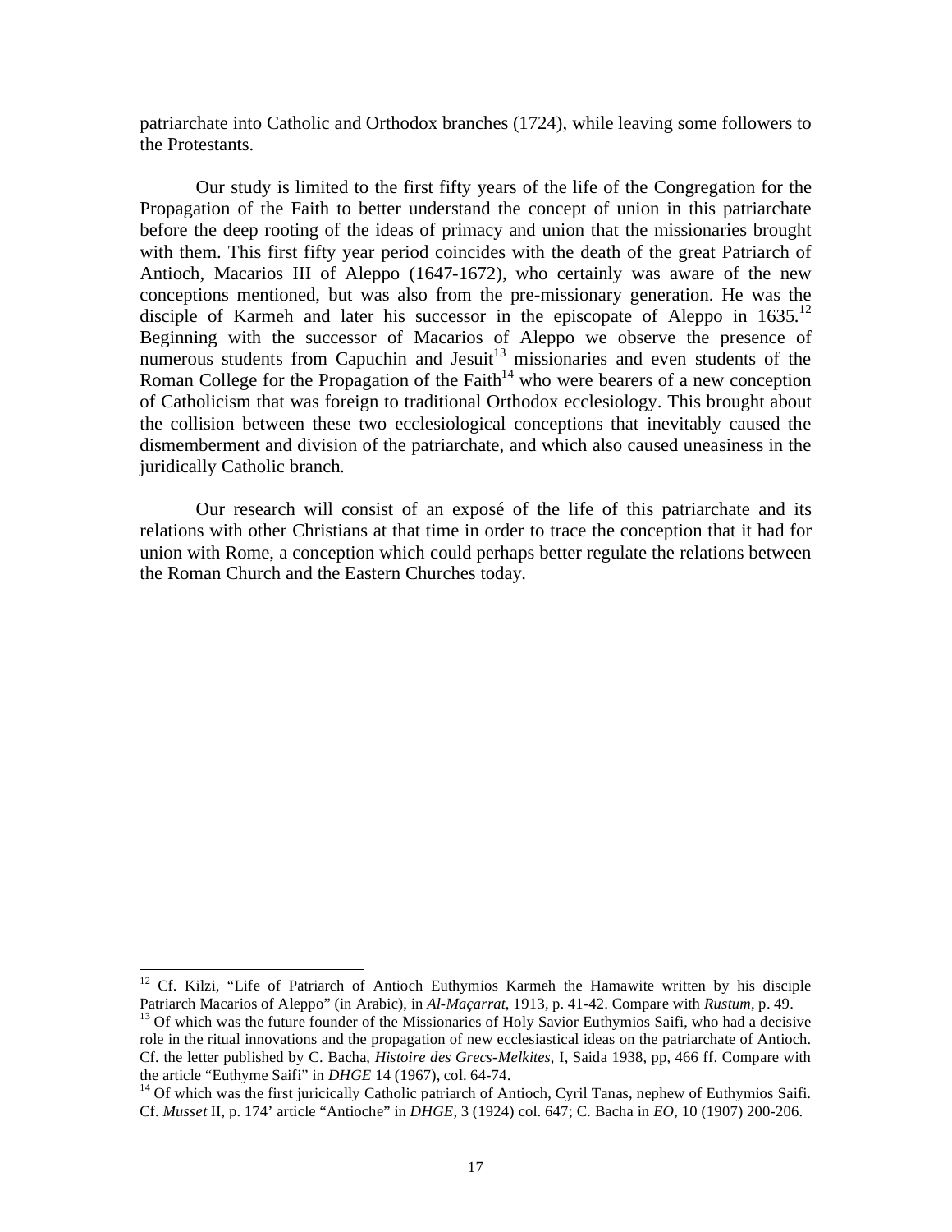patriarchate into Catholic and Orthodox branches (1724), while leaving some followers to the Protestants.

Our study is limited to the first fifty years of the life of the Congregation for the Propagation of the Faith to better understand the concept of union in this patriarchate before the deep rooting of the ideas of primacy and union that the missionaries brought with them. This first fifty year period coincides with the death of the great Patriarch of Antioch, Macarios III of Aleppo (1647-1672), who certainly was aware of the new conceptions mentioned, but was also from the pre-missionary generation. He was the disciple of Karmeh and later his successor in the episcopate of Aleppo in 1635.[12] Beginning with the successor of Macarios of Aleppo we observe the presence of numerous students from Capuchin and Jesuit[13] missionaries and even students of the Roman College for the Propagation of the Faith[14] who were bearers of a new conception of Catholicism that was foreign to traditional Orthodox ecclesiology. This brought about the collision between these two ecclesiological conceptions that inevitably caused the dismemberment and division of the patriarchate, and which also caused uneasiness in the juridically Catholic branch.

Our research will consist of an exposé of the life of this patriarchate and its relations with other Christians at that time in order to trace the conception that it had for union with Rome, a conception which could perhaps better regulate the relations between the Roman Church and the Eastern Churches today.

---

[12] Cf. Kilzi, "Life of Patriarch of Antioch Euthymios Karmeh the Hamawite written by his disciple Patriarch Macarios of Aleppo" (in Arabic), in *Al-Maçarrat*, 1913, p. 41-42. Compare with *Rustum*, p. 49.

[13] Of which was the future founder of the Missionaries of Holy Savior Euthymios Saifi, who had a decisive role in the ritual innovations and the propagation of new ecclesiastical ideas on the patriarchate of Antioch. Cf. the letter published by C. Bacha, *Histoire des Grecs-Melkites*, I, Saida 1938, pp, 466 ff. Compare with the article "Euthyme Saifi" in *DHGE* 14 (1967), col. 64-74.

[14] Of which was the first juricically Catholic patriarch of Antioch, Cyril Tanas, nephew of Euthymios Saifi. Cf. *Musset* II, p. 174' article "Antioche" in *DHGE*, 3 (1924) col. 647; C. Bacha in *EO*, 10 (1907) 200-206.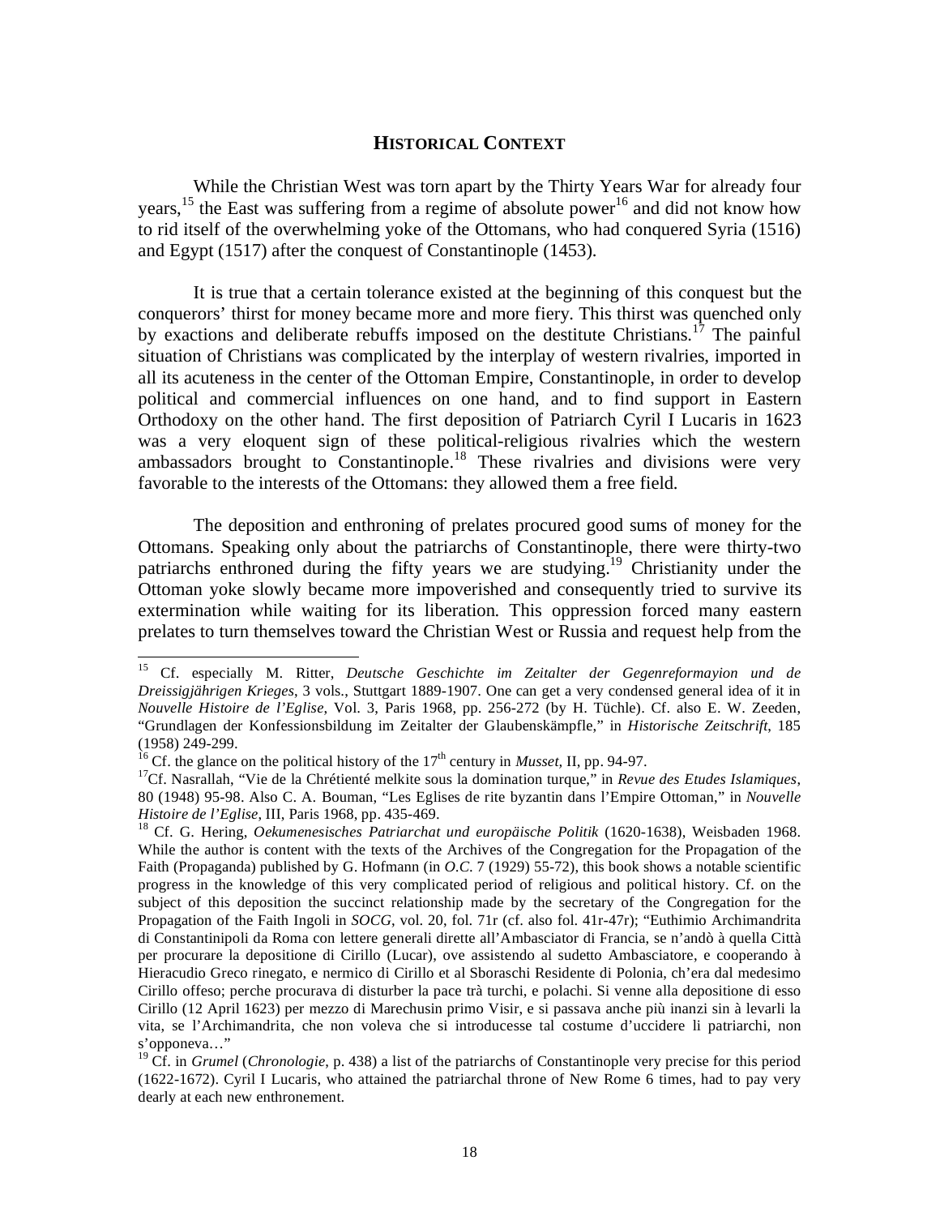## Historical Context

While the Christian West was torn apart by the Thirty Years War for already four years,[15] the East was suffering from a regime of absolute power[16] and did not know how to rid itself of the overwhelming yoke of the Ottomans, who had conquered Syria (1516) and Egypt (1517) after the conquest of Constantinople (1453).

It is true that a certain tolerance existed at the beginning of this conquest but the conquerors' thirst for money became more and more fiery. This thirst was quenched only by exactions and deliberate rebuffs imposed on the destitute Christians.[17] The painful situation of Christians was complicated by the interplay of western rivalries, imported in all its acuteness in the center of the Ottoman Empire, Constantinople, in order to develop political and commercial influences on one hand, and to find support in Eastern Orthodoxy on the other hand. The first deposition of Patriarch Cyril I Lucaris in 1623 was a very eloquent sign of these political-religious rivalries which the western ambassadors brought to Constantinople.[18] These rivalries and divisions were very favorable to the interests of the Ottomans: they allowed them a free field.

The deposition and enthroning of prelates procured good sums of money for the Ottomans. Speaking only about the patriarchs of Constantinople, there were thirty-two patriarchs enthroned during the fifty years we are studying.[19] Christianity under the Ottoman yoke slowly became more impoverished and consequently tried to survive its extermination while waiting for its liberation. This oppression forced many eastern prelates to turn themselves toward the Christian West or Russia and request help from the

---

[15] Cf. especially M. Ritter, *Deutsche Geschichte im Zeitalter der Gegenreformayion und de Dreissigjährigen Krieges*, 3 vols., Stuttgart 1889-1907. One can get a very condensed general idea of it in *Nouvelle Histoire de l'Eglise*, Vol. 3, Paris 1968, pp. 256-272 (by H. Tüchle). Cf. also E. W. Zeeden, "Grundlagen der Konfessionsbildung im Zeitalter der Glaubenskämpfle," in *Historische Zeitschrift*, 185 (1958) 249-299.

[16] Cf. the glance on the political history of the 17th century in *Musset*, II, pp. 94-97.

[17] Cf. Nasrallah, "Vie de la Chrétienté melkite sous la domination turque," in *Revue des Etudes Islamiques*, 80 (1948) 95-98. Also C. A. Bouman, "Les Eglises de rite byzantin dans l'Empire Ottoman," in *Nouvelle Histoire de l'Eglise*, III, Paris 1968, pp. 435-469.

[18] Cf. G. Hering, *Oekumenesisches Patriarchat und europäische Politik* (1620-1638), Weisbaden 1968. While the author is content with the texts of the Archives of the Congregation for the Propagation of the Faith (Propaganda) published by G. Hofmann (in *O.C.* 7 (1929) 55-72), this book shows a notable scientific progress in the knowledge of this very complicated period of religious and political history. Cf. on the subject of this deposition the succinct relationship made by the secretary of the Congregation for the Propagation of the Faith Ingoli in *SOCG*, vol. 20, fol. 71r (cf. also fol. 41r-47r); "Euthimio Archimandrita di Constantinipoli da Roma con lettere generali dirette all'Ambasciator di Francia, se n'andò à quella Città per procurare la depositione di Cirillo (Lucar), ove assistendo al sudetto Ambasciatore, e cooperando à Hieracudio Greco rinegato, e nermico di Cirillo et al Sboraschi Residente di Polonia, ch'era dal medesimo Cirillo offeso; perche procurava di disturber la pace trà turchi, e polachi. Si venne alla depositione di esso Cirillo (12 April 1623) per mezzo di Marechusin primo Visir, e si passava anche più inanzi sin à levarli la vita, se l'Archimandrita, che non voleva che si introducesse tal costume d'uccidere li patriarchi, non s'opponeva…"

[19] Cf. in *Grumel* (*Chronologie*, p. 438) a list of the patriarchs of Constantinople very precise for this period (1622-1672). Cyril I Lucaris, who attained the patriarchal throne of New Rome 6 times, had to pay very dearly at each new enthronement.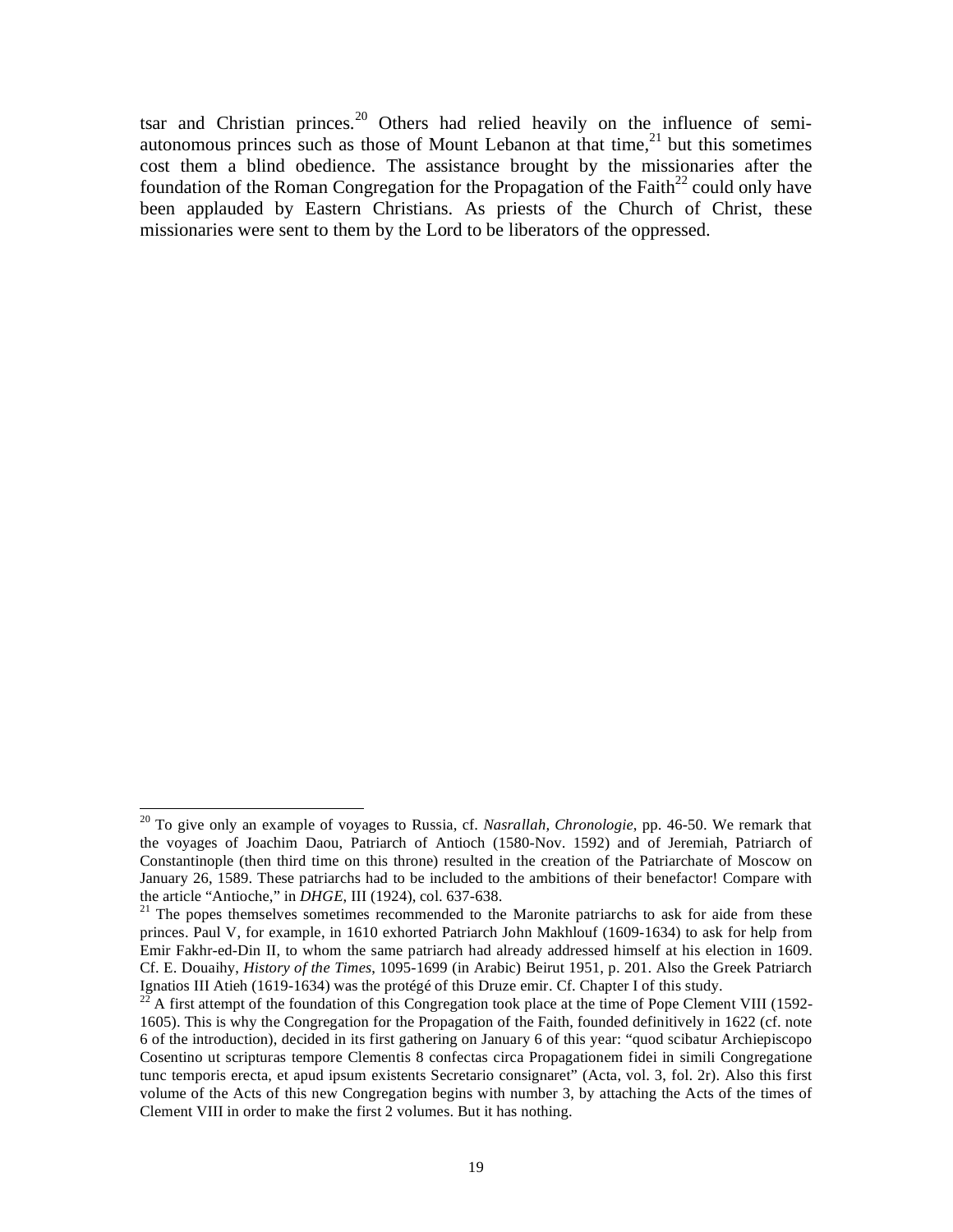tsar and Christian princes.[20] Others had relied heavily on the influence of semi-autonomous princes such as those of Mount Lebanon at that time,[21] but this sometimes cost them a blind obedience. The assistance brought by the missionaries after the foundation of the Roman Congregation for the Propagation of the Faith[22] could only have been applauded by Eastern Christians. As priests of the Church of Christ, these missionaries were sent to them by the Lord to be liberators of the oppressed.

---

[20] To give only an example of voyages to Russia, cf. *Nasrallah, Chronologie*, pp. 46-50. We remark that the voyages of Joachim Daou, Patriarch of Antioch (1580-Nov. 1592) and of Jeremiah, Patriarch of Constantinople (then third time on this throne) resulted in the creation of the Patriarchate of Moscow on January 26, 1589. These patriarchs had to be included to the ambitions of their benefactor! Compare with the article "Antioche," in *DHGE*, III (1924), col. 637-638.

[21] The popes themselves sometimes recommended to the Maronite patriarchs to ask for aide from these princes. Paul V, for example, in 1610 exhorted Patriarch John Makhlouf (1609-1634) to ask for help from Emir Fakhr-ed-Din II, to whom the same patriarch had already addressed himself at his election in 1609. Cf. E. Douaihy, *History of the Times*, 1095-1699 (in Arabic) Beirut 1951, p. 201. Also the Greek Patriarch Ignatios III Atieh (1619-1634) was the protégé of this Druze emir. Cf. Chapter I of this study.

[22] A first attempt of the foundation of this Congregation took place at the time of Pope Clement VIII (1592-1605). This is why the Congregation for the Propagation of the Faith, founded definitively in 1622 (cf. note 6 of the introduction), decided in its first gathering on January 6 of this year: "quod scibatur Archiepiscopo Cosentino ut scripturas tempore Clementis 8 confectas circa Propagationem fidei in simili Congregatione tunc temporis erecta, et apud ipsum existents Secretario consignaret" (Acta, vol. 3, fol. 2r). Also this first volume of the Acts of this new Congregation begins with number 3, by attaching the Acts of the times of Clement VIII in order to make the first 2 volumes. But it has nothing.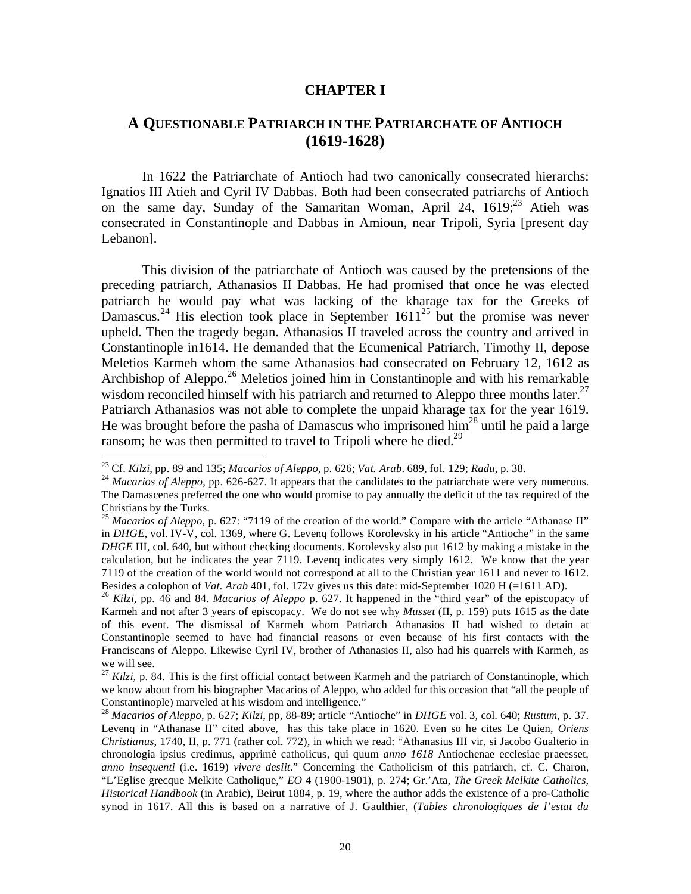# CHAPTER I

## A QUESTIONABLE PATRIARCH IN THE PATRIARCHATE OF ANTIOCH (1619-1628)

In 1622 the Patriarchate of Antioch had two canonically consecrated hierarchs: Ignatios III Atieh and Cyril IV Dabbas. Both had been consecrated patriarchs of Antioch on the same day, Sunday of the Samaritan Woman, April 24, 1619;[23] Atieh was consecrated in Constantinople and Dabbas in Amioun, near Tripoli, Syria [present day Lebanon].

This division of the patriarchate of Antioch was caused by the pretensions of the preceding patriarch, Athanasios II Dabbas. He had promised that once he was elected patriarch he would pay what was lacking of the kharage tax for the Greeks of Damascus.[24] His election took place in September 1611[25] but the promise was never upheld. Then the tragedy began. Athanasios II traveled across the country and arrived in Constantinople in1614. He demanded that the Ecumenical Patriarch, Timothy II, depose Meletios Karmeh whom the same Athanasios had consecrated on February 12, 1612 as Archbishop of Aleppo.[26] Meletios joined him in Constantinople and with his remarkable wisdom reconciled himself with his patriarch and returned to Aleppo three months later.[27] Patriarch Athanasios was not able to complete the unpaid kharage tax for the year 1619. He was brought before the pasha of Damascus who imprisoned him[28] until he paid a large ransom; he was then permitted to travel to Tripoli where he died.[29]

---

[23] Cf. *Kilzi,* pp. 89 and 135; *Macarios of Aleppo*, p. 626; *Vat. Arab*. 689, fol. 129; *Radu,* p. 38.

[24] *Macarios of Aleppo*, pp. 626-627. It appears that the candidates to the patriarchate were very numerous. The Damascenes preferred the one who would promise to pay annually the deficit of the tax required of the Christians by the Turks.

[25] *Macarios of Aleppo*, p. 627: "7119 of the creation of the world." Compare with the article "Athanase II" in *DHGE,* vol. IV-V, col. 1369, where G. Levenq follows Korolevsky in his article "Antioche" in the same *DHGE* III, col. 640, but without checking documents. Korolevsky also put 1612 by making a mistake in the calculation, but he indicates the year 7119. Levenq indicates very simply 1612. We know that the year 7119 of the creation of the world would not correspond at all to the Christian year 1611 and never to 1612. Besides a colophon of *Vat. Arab* 401, fol. 172v gives us this date: mid-September 1020 H (=1611 AD).

[26] *Kilzi*, pp. 46 and 84. *Macarios of Aleppo* p. 627. It happened in the "third year" of the episcopacy of Karmeh and not after 3 years of episcopacy. We do not see why *Musset* (II, p. 159) puts 1615 as the date of this event. The dismissal of Karmeh whom Patriarch Athanasios II had wished to detain at Constantinople seemed to have had financial reasons or even because of his first contacts with the Franciscans of Aleppo. Likewise Cyril IV, brother of Athanasios II, also had his quarrels with Karmeh, as we will see.

[27] *Kilzi,* p. 84. This is the first official contact between Karmeh and the patriarch of Constantinople, which we know about from his biographer Macarios of Aleppo, who added for this occasion that "all the people of Constantinople) marveled at his wisdom and intelligence."

[28] *Macarios of Aleppo*, p. 627; *Kilzi*, pp, 88-89; article "Antioche" in *DHGE* vol. 3, col. 640; *Rustum*, p. 37. Levenq in "Athanase II" cited above, has this take place in 1620. Even so he cites Le Quien, *Oriens Christianus*, 1740, II, p. 771 (rather col. 772), in which we read: "Athanasius III vir, si Jacobo Gualterio in chronologia ipsius credimus, apprimè catholicus, qui quum *anno 1618* Antiochenae ecclesiae praeesset, *anno insequenti* (i.e. 1619) *vivere desiit*." Concerning the Catholicism of this patriarch, cf. C. Charon, "L'Eglise grecque Melkite Catholique," *EO* 4 (1900-1901), p. 274; Gr.'Ata, *The Greek Melkite Catholics, Historical Handbook* (in Arabic), Beirut 1884, p. 19, where the author adds the existence of a pro-Catholic synod in 1617. All this is based on a narrative of J. Gaulthier, (*Tables chronologiques de l'estat du*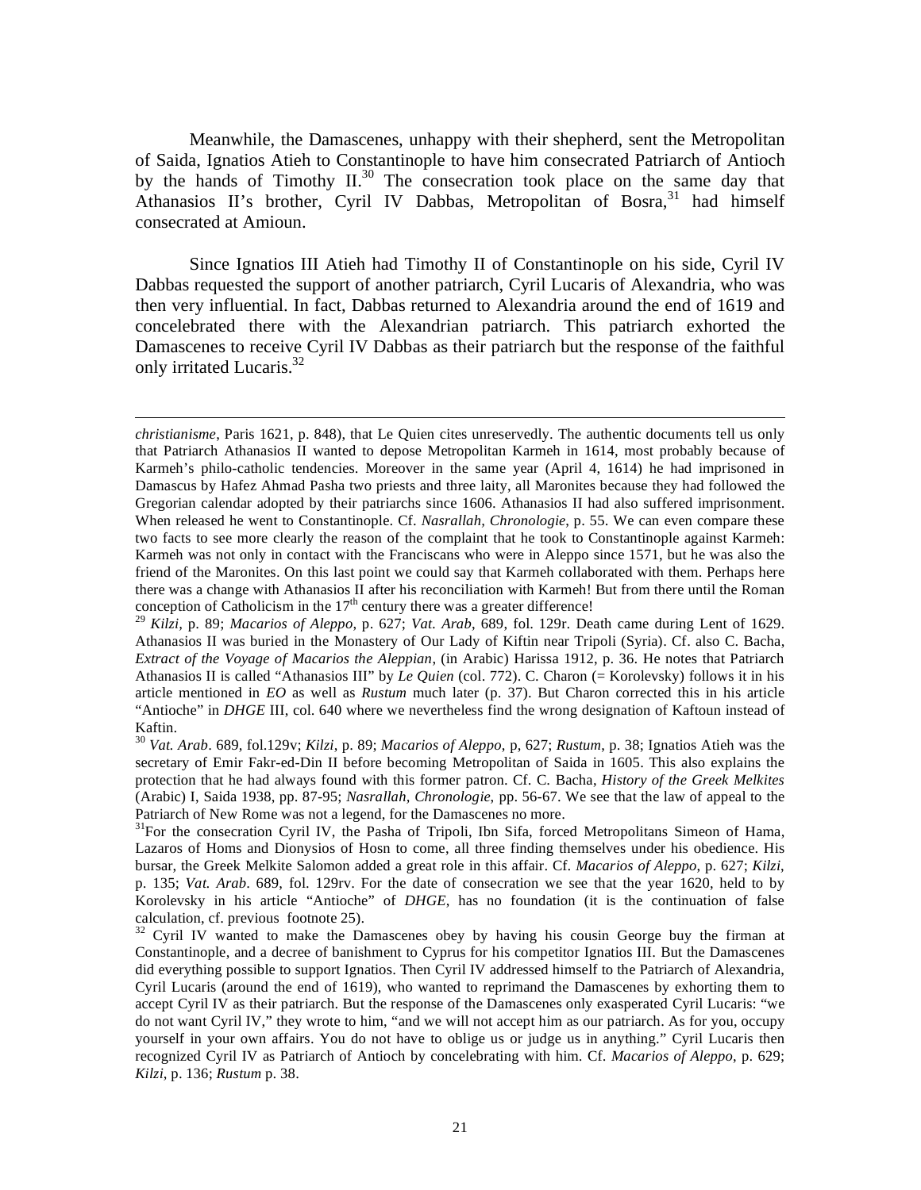Meanwhile, the Damascenes, unhappy with their shepherd, sent the Metropolitan of Saida, Ignatios Atieh to Constantinople to have him consecrated Patriarch of Antioch by the hands of Timothy II.[30] The consecration took place on the same day that Athanasios II's brother, Cyril IV Dabbas, Metropolitan of Bosra,[31] had himself consecrated at Amioun.

Since Ignatios III Atieh had Timothy II of Constantinople on his side, Cyril IV Dabbas requested the support of another patriarch, Cyril Lucaris of Alexandria, who was then very influential. In fact, Dabbas returned to Alexandria around the end of 1619 and concelebrated there with the Alexandrian patriarch. This patriarch exhorted the Damascenes to receive Cyril IV Dabbas as their patriarch but the response of the faithful only irritated Lucaris.[32]

---

*christianisme*, Paris 1621, p. 848), that Le Quien cites unreservedly. The authentic documents tell us only that Patriarch Athanasios II wanted to depose Metropolitan Karmeh in 1614, most probably because of Karmeh's philo-catholic tendencies. Moreover in the same year (April 4, 1614) he had imprisoned in Damascus by Hafez Ahmad Pasha two priests and three laity, all Maronites because they had followed the Gregorian calendar adopted by their patriarchs since 1606. Athanasios II had also suffered imprisonment. When released he went to Constantinople. Cf. *Nasrallah, Chronologie,* p. 55. We can even compare these two facts to see more clearly the reason of the complaint that he took to Constantinople against Karmeh: Karmeh was not only in contact with the Franciscans who were in Aleppo since 1571, but he was also the friend of the Maronites. On this last point we could say that Karmeh collaborated with them. Perhaps here there was a change with Athanasios II after his reconciliation with Karmeh! But from there until the Roman conception of Catholicism in the 17th century there was a greater difference!

[29] *Kilzi,* p. 89; *Macarios of Aleppo*, p. 627; *Vat. Arab*, 689, fol. 129r. Death came during Lent of 1629. Athanasios II was buried in the Monastery of Our Lady of Kiftin near Tripoli (Syria). Cf. also C. Bacha, *Extract of the Voyage of Macarios the Aleppian,* (in Arabic) Harissa 1912, p. 36. He notes that Patriarch Athanasios II is called "Athanasios III" by *Le Quien* (col. 772). C. Charon (= Korolevsky) follows it in his article mentioned in *EO* as well as *Rustum* much later (p. 37). But Charon corrected this in his article "Antioche" in *DHGE* III, col. 640 where we nevertheless find the wrong designation of Kaftoun instead of Kaftin.

[30] *Vat. Arab*. 689, fol.129v; *Kilzi*, p. 89; *Macarios of Aleppo*, p, 627; *Rustum*, p. 38; Ignatios Atieh was the secretary of Emir Fakr-ed-Din II before becoming Metropolitan of Saida in 1605. This also explains the protection that he had always found with this former patron. Cf. C. Bacha, *History of the Greek Melkites* (Arabic) I, Saida 1938, pp. 87-95; *Nasrallah*, *Chronologie,* pp. 56-67. We see that the law of appeal to the Patriarch of New Rome was not a legend, for the Damascenes no more.

[31] For the consecration Cyril IV, the Pasha of Tripoli, Ibn Sifa, forced Metropolitans Simeon of Hama, Lazaros of Homs and Dionysios of Hosn to come, all three finding themselves under his obedience. His bursar, the Greek Melkite Salomon added a great role in this affair. Cf. *Macarios of Aleppo*, p. 627; *Kilzi*, p. 135; *Vat. Arab*. 689, fol. 129rv. For the date of consecration we see that the year 1620, held to by Korolevsky in his article "Antioche" of *DHGE*, has no foundation (it is the continuation of false calculation, cf. previous footnote 25).

[32] Cyril IV wanted to make the Damascenes obey by having his cousin George buy the firman at Constantinople, and a decree of banishment to Cyprus for his competitor Ignatios III. But the Damascenes did everything possible to support Ignatios. Then Cyril IV addressed himself to the Patriarch of Alexandria, Cyril Lucaris (around the end of 1619), who wanted to reprimand the Damascenes by exhorting them to accept Cyril IV as their patriarch. But the response of the Damascenes only exasperated Cyril Lucaris: "we do not want Cyril IV," they wrote to him, "and we will not accept him as our patriarch. As for you, occupy yourself in your own affairs. You do not have to oblige us or judge us in anything." Cyril Lucaris then recognized Cyril IV as Patriarch of Antioch by concelebrating with him. Cf. *Macarios of Aleppo*, p. 629; *Kilzi*, p. 136; *Rustum* p. 38.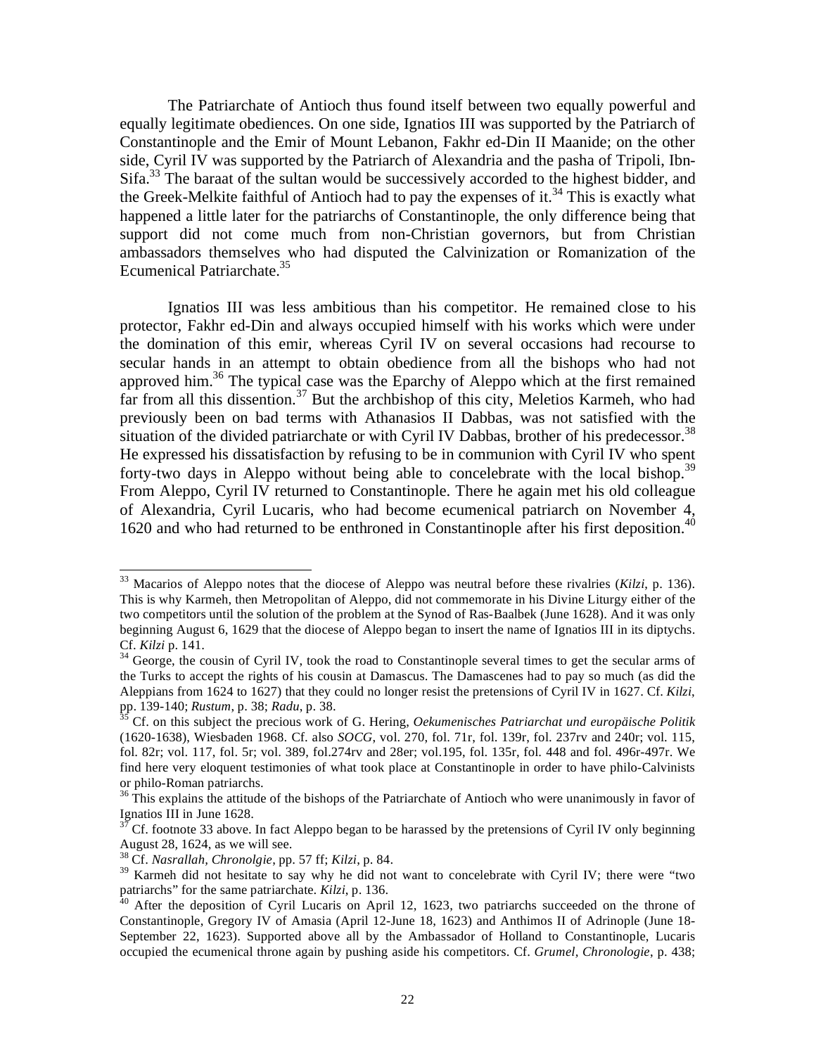The Patriarchate of Antioch thus found itself between two equally powerful and equally legitimate obediences. On one side, Ignatios III was supported by the Patriarch of Constantinople and the Emir of Mount Lebanon, Fakhr ed-Din II Maanide; on the other side, Cyril IV was supported by the Patriarch of Alexandria and the pasha of Tripoli, Ibn-Sifa.[33] The baraat of the sultan would be successively accorded to the highest bidder, and the Greek-Melkite faithful of Antioch had to pay the expenses of it.[34] This is exactly what happened a little later for the patriarchs of Constantinople, the only difference being that support did not come much from non-Christian governors, but from Christian ambassadors themselves who had disputed the Calvinization or Romanization of the Ecumenical Patriarchate.[35]

Ignatios III was less ambitious than his competitor. He remained close to his protector, Fakhr ed-Din and always occupied himself with his works which were under the domination of this emir, whereas Cyril IV on several occasions had recourse to secular hands in an attempt to obtain obedience from all the bishops who had not approved him.[36] The typical case was the Eparchy of Aleppo which at the first remained far from all this dissention.[37] But the archbishop of this city, Meletios Karmeh, who had previously been on bad terms with Athanasios II Dabbas, was not satisfied with the situation of the divided patriarchate or with Cyril IV Dabbas, brother of his predecessor.[38] He expressed his dissatisfaction by refusing to be in communion with Cyril IV who spent forty-two days in Aleppo without being able to concelebrate with the local bishop.[39] From Aleppo, Cyril IV returned to Constantinople. There he again met his old colleague of Alexandria, Cyril Lucaris, who had become ecumenical patriarch on November 4, 1620 and who had returned to be enthroned in Constantinople after his first deposition.[40]

---

[33] Macarios of Aleppo notes that the diocese of Aleppo was neutral before these rivalries (*Kilzi*, p. 136). This is why Karmeh, then Metropolitan of Aleppo, did not commemorate in his Divine Liturgy either of the two competitors until the solution of the problem at the Synod of Ras-Baalbek (June 1628). And it was only beginning August 6, 1629 that the diocese of Aleppo began to insert the name of Ignatios III in its diptychs. Cf. *Kilzi* p. 141.

[34] George, the cousin of Cyril IV, took the road to Constantinople several times to get the secular arms of the Turks to accept the rights of his cousin at Damascus. The Damascenes had to pay so much (as did the Aleppians from 1624 to 1627) that they could no longer resist the pretensions of Cyril IV in 1627. Cf. *Kilzi*, pp. 139-140; *Rustum*, p. 38; *Radu*, p. 38.

[35] Cf. on this subject the precious work of G. Hering, *Oekumenisches Patriarchat und europäische Politik* (1620-1638), Wiesbaden 1968. Cf. also *SOCG*, vol. 270, fol. 71r, fol. 139r, fol. 237rv and 240r; vol. 115, fol. 82r; vol. 117, fol. 5r; vol. 389, fol.274rv and 28er; vol.195, fol. 135r, fol. 448 and fol. 496r-497r. We find here very eloquent testimonies of what took place at Constantinople in order to have philo-Calvinists or philo-Roman patriarchs.

[36] This explains the attitude of the bishops of the Patriarchate of Antioch who were unanimously in favor of Ignatios III in June 1628.

[37] Cf. footnote 33 above. In fact Aleppo began to be harassed by the pretensions of Cyril IV only beginning August 28, 1624, as we will see.

[38] Cf. *Nasrallah, Chronolgie*, pp. 57 ff; *Kilzi*, p. 84.

[39] Karmeh did not hesitate to say why he did not want to concelebrate with Cyril IV; there were "two patriarchs" for the same patriarchate. *Kilzi*, p. 136.

[40] After the deposition of Cyril Lucaris on April 12, 1623, two patriarchs succeeded on the throne of Constantinople, Gregory IV of Amasia (April 12-June 18, 1623) and Anthimos II of Adrinople (June 18-September 22, 1623). Supported above all by the Ambassador of Holland to Constantinople, Lucaris occupied the ecumenical throne again by pushing aside his competitors. Cf. *Grumel, Chronologie*, p. 438;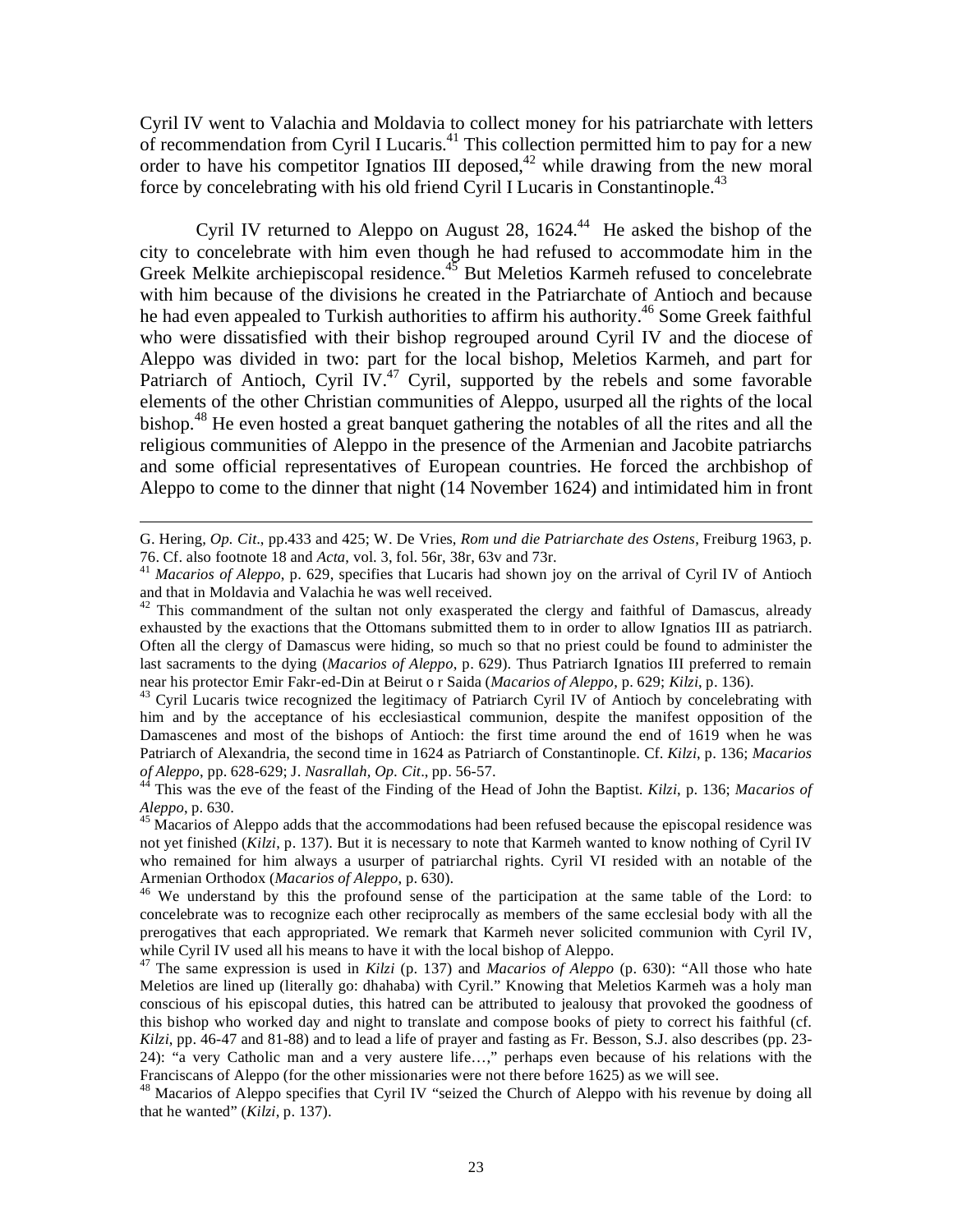Cyril IV went to Valachia and Moldavia to collect money for his patriarchate with letters of recommendation from Cyril I Lucaris.[41] This collection permitted him to pay for a new order to have his competitor Ignatios III deposed,[42] while drawing from the new moral force by concelebrating with his old friend Cyril I Lucaris in Constantinople.[43]

Cyril IV returned to Aleppo on August 28, 1624.[44] He asked the bishop of the city to concelebrate with him even though he had refused to accommodate him in the Greek Melkite archiepiscopal residence.[45] But Meletios Karmeh refused to concelebrate with him because of the divisions he created in the Patriarchate of Antioch and because he had even appealed to Turkish authorities to affirm his authority.[46] Some Greek faithful who were dissatisfied with their bishop regrouped around Cyril IV and the diocese of Aleppo was divided in two: part for the local bishop, Meletios Karmeh, and part for Patriarch of Antioch, Cyril IV.[47] Cyril, supported by the rebels and some favorable elements of the other Christian communities of Aleppo, usurped all the rights of the local bishop.[48] He even hosted a great banquet gathering the notables of all the rites and all the religious communities of Aleppo in the presence of the Armenian and Jacobite patriarchs and some official representatives of European countries. He forced the archbishop of Aleppo to come to the dinner that night (14 November 1624) and intimidated him in front

---

G. Hering, *Op. Cit*., pp.433 and 425; W. De Vries, *Rom und die Patriarchate des Ostens*, Freiburg 1963, p. 76. Cf. also footnote 18 and *Acta*, vol. 3, fol. 56r, 38r, 63v and 73r.

[41] *Macarios of Aleppo*, p. 629, specifies that Lucaris had shown joy on the arrival of Cyril IV of Antioch and that in Moldavia and Valachia he was well received.

[42] This commandment of the sultan not only exasperated the clergy and faithful of Damascus, already exhausted by the exactions that the Ottomans submitted them to in order to allow Ignatios III as patriarch. Often all the clergy of Damascus were hiding, so much so that no priest could be found to administer the last sacraments to the dying (*Macarios of Aleppo*, p. 629). Thus Patriarch Ignatios III preferred to remain near his protector Emir Fakr-ed-Din at Beirut o r Saida (*Macarios of Aleppo*, p. 629; *Kilzi*, p. 136).

[43] Cyril Lucaris twice recognized the legitimacy of Patriarch Cyril IV of Antioch by concelebrating with him and by the acceptance of his ecclesiastical communion, despite the manifest opposition of the Damascenes and most of the bishops of Antioch: the first time around the end of 1619 when he was Patriarch of Alexandria, the second time in 1624 as Patriarch of Constantinople. Cf. *Kilzi*, p. 136; *Macarios of Aleppo*, pp. 628-629; J. *Nasrallah, Op. Cit*., pp. 56-57.

[44] This was the eve of the feast of the Finding of the Head of John the Baptist. *Kilzi*, p. 136; *Macarios of Aleppo*, p. 630.

[45] Macarios of Aleppo adds that the accommodations had been refused because the episcopal residence was not yet finished (*Kilzi*, p. 137). But it is necessary to note that Karmeh wanted to know nothing of Cyril IV who remained for him always a usurper of patriarchal rights. Cyril VI resided with an notable of the Armenian Orthodox (*Macarios of Aleppo*, p. 630).

[46] We understand by this the profound sense of the participation at the same table of the Lord: to concelebrate was to recognize each other reciprocally as members of the same ecclesial body with all the prerogatives that each appropriated. We remark that Karmeh never solicited communion with Cyril IV, while Cyril IV used all his means to have it with the local bishop of Aleppo.

[47] The same expression is used in *Kilzi* (p. 137) and *Macarios of Aleppo* (p. 630): "All those who hate Meletios are lined up (literally go: dhahaba) with Cyril." Knowing that Meletios Karmeh was a holy man conscious of his episcopal duties, this hatred can be attributed to jealousy that provoked the goodness of this bishop who worked day and night to translate and compose books of piety to correct his faithful (cf. *Kilzi*, pp. 46-47 and 81-88) and to lead a life of prayer and fasting as Fr. Besson, S.J. also describes (pp. 23-24): "a very Catholic man and a very austere life…," perhaps even because of his relations with the Franciscans of Aleppo (for the other missionaries were not there before 1625) as we will see.

[48] Macarios of Aleppo specifies that Cyril IV "seized the Church of Aleppo with his revenue by doing all that he wanted" (*Kilzi*, p. 137).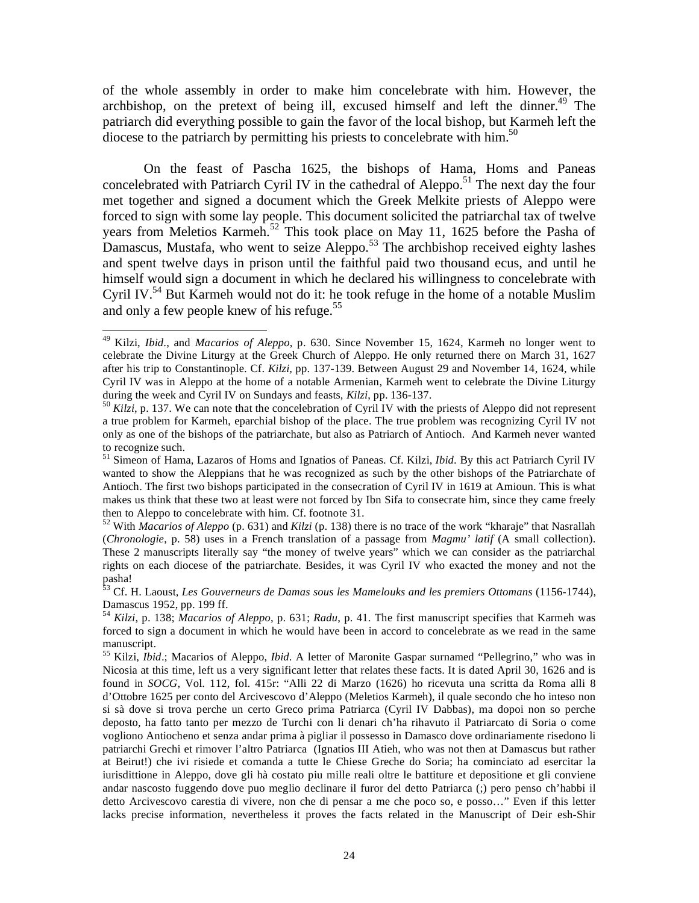of the whole assembly in order to make him concelebrate with him. However, the archbishop, on the pretext of being ill, excused himself and left the dinner.[49] The patriarch did everything possible to gain the favor of the local bishop, but Karmeh left the diocese to the patriarch by permitting his priests to concelebrate with him.[50]

On the feast of Pascha 1625, the bishops of Hama, Homs and Paneas concelebrated with Patriarch Cyril IV in the cathedral of Aleppo.[51] The next day the four met together and signed a document which the Greek Melkite priests of Aleppo were forced to sign with some lay people. This document solicited the patriarchal tax of twelve years from Meletios Karmeh.[52] This took place on May 11, 1625 before the Pasha of Damascus, Mustafa, who went to seize Aleppo.[53] The archbishop received eighty lashes and spent twelve days in prison until the faithful paid two thousand ecus, and until he himself would sign a document in which he declared his willingness to concelebrate with Cyril IV.[54] But Karmeh would not do it: he took refuge in the home of a notable Muslim and only a few people knew of his refuge.[55]

---

[49] Kilzi, *Ibid*., and *Macarios of Aleppo*, p. 630. Since November 15, 1624, Karmeh no longer went to celebrate the Divine Liturgy at the Greek Church of Aleppo. He only returned there on March 31, 1627 after his trip to Constantinople. Cf. *Kilzi*, pp. 137-139. Between August 29 and November 14, 1624, while Cyril IV was in Aleppo at the home of a notable Armenian, Karmeh went to celebrate the Divine Liturgy during the week and Cyril IV on Sundays and feasts, *Kilzi*, pp. 136-137.

[50] *Kilzi*, p. 137. We can note that the concelebration of Cyril IV with the priests of Aleppo did not represent a true problem for Karmeh, eparchial bishop of the place. The true problem was recognizing Cyril IV not only as one of the bishops of the patriarchate, but also as Patriarch of Antioch. And Karmeh never wanted to recognize such.

[51] Simeon of Hama, Lazaros of Homs and Ignatios of Paneas. Cf. Kilzi, *Ibid*. By this act Patriarch Cyril IV wanted to show the Aleppians that he was recognized as such by the other bishops of the Patriarchate of Antioch. The first two bishops participated in the consecration of Cyril IV in 1619 at Amioun. This is what makes us think that these two at least were not forced by Ibn Sifa to consecrate him, since they came freely then to Aleppo to concelebrate with him. Cf. footnote 31.

[52] With *Macarios of Aleppo* (p. 631) and *Kilzi* (p. 138) there is no trace of the work "kharaje" that Nasrallah (*Chronologie*, p. 58) uses in a French translation of a passage from *Magmu' latif* (A small collection). These 2 manuscripts literally say "the money of twelve years" which we can consider as the patriarchal rights on each diocese of the patriarchate. Besides, it was Cyril IV who exacted the money and not the pasha!

[53] Cf. H. Laoust, *Les Gouverneurs de Damas sous les Mamelouks and les premiers Ottomans* (1156-1744), Damascus 1952, pp. 199 ff.

[54] *Kilzi*, p. 138; *Macarios of Aleppo*, p. 631; *Radu*, p. 41. The first manuscript specifies that Karmeh was forced to sign a document in which he would have been in accord to concelebrate as we read in the same manuscript.

[55] Kilzi, *Ibid*.; Macarios of Aleppo, *Ibid*. A letter of Maronite Gaspar surnamed "Pellegrino," who was in Nicosia at this time, left us a very significant letter that relates these facts. It is dated April 30, 1626 and is found in *SOCG*, Vol. 112, fol. 415r: "Alli 22 di Marzo (1626) ho ricevuta una scritta da Roma alli 8 d'Ottobre 1625 per conto del Arcivescovo d'Aleppo (Meletios Karmeh), il quale secondo che ho inteso non si sà dove si trova perche un certo Greco prima Patriarca (Cyril IV Dabbas), ma dopoi non so perche deposto, ha fatto tanto per mezzo de Turchi con li denari ch'ha rihavuto il Patriarcato di Soria o come vogliono Antiocheno et senza andar prima à pigliar il possesso in Damasco dove ordinariamente risedono li patriarchi Grechi et rimover l'altro Patriarca (Ignatios III Atieh, who was not then at Damascus but rather at Beirut!) che ivi risiede et comanda a tutte le Chiese Greche do Soria; ha cominciato ad esercitar la iurisdittione in Aleppo, dove gli hà costato piu mille reali oltre le battiture et depositione et gli conviene andar nascosto fuggendo dove puo meglio declinare il furor del detto Patriarca (;) pero penso ch'habbi il detto Arcivescovo carestia di vivere, non che di pensar a me che poco so, e posso…" Even if this letter lacks precise information, nevertheless it proves the facts related in the Manuscript of Deir esh-Shir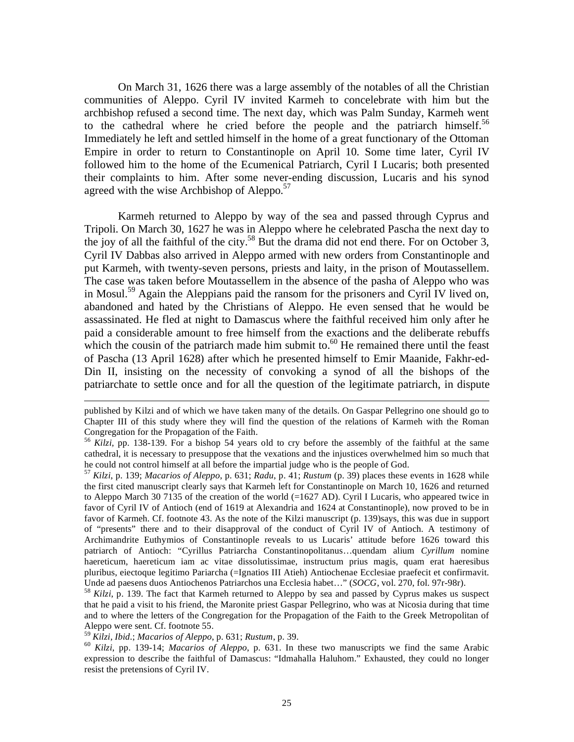On March 31, 1626 there was a large assembly of the notables of all the Christian communities of Aleppo. Cyril IV invited Karmeh to concelebrate with him but the archbishop refused a second time. The next day, which was Palm Sunday, Karmeh went to the cathedral where he cried before the people and the patriarch himself.[56] Immediately he left and settled himself in the home of a great functionary of the Ottoman Empire in order to return to Constantinople on April 10. Some time later, Cyril IV followed him to the home of the Ecumenical Patriarch, Cyril I Lucaris; both presented their complaints to him. After some never-ending discussion, Lucaris and his synod agreed with the wise Archbishop of Aleppo.[57]

Karmeh returned to Aleppo by way of the sea and passed through Cyprus and Tripoli. On March 30, 1627 he was in Aleppo where he celebrated Pascha the next day to the joy of all the faithful of the city.[58] But the drama did not end there. For on October 3, Cyril IV Dabbas also arrived in Aleppo armed with new orders from Constantinople and put Karmeh, with twenty-seven persons, priests and laity, in the prison of Moutassellem. The case was taken before Moutassellem in the absence of the pasha of Aleppo who was in Mosul.[59] Again the Aleppians paid the ransom for the prisoners and Cyril IV lived on, abandoned and hated by the Christians of Aleppo. He even sensed that he would be assassinated. He fled at night to Damascus where the faithful received him only after he paid a considerable amount to free himself from the exactions and the deliberate rebuffs which the cousin of the patriarch made him submit to.[60] He remained there until the feast of Pascha (13 April 1628) after which he presented himself to Emir Maanide, Fakhr-ed-Din II, insisting on the necessity of convoking a synod of all the bishops of the patriarchate to settle once and for all the question of the legitimate patriarch, in dispute

published by Kilzi and of which we have taken many of the details. On Gaspar Pellegrino one should go to Chapter III of this study where they will find the question of the relations of Karmeh with the Roman Congregation for the Propagation of the Faith.

[56] *Kilzi*, pp. 138-139. For a bishop 54 years old to cry before the assembly of the faithful at the same cathedral, it is necessary to presuppose that the vexations and the injustices overwhelmed him so much that he could not control himself at all before the impartial judge who is the people of God.

[57] *Kilzi*, p. 139; *Macarios of Aleppo*, p. 631; *Radu*, p. 41; *Rustum* (p. 39) places these events in 1628 while the first cited manuscript clearly says that Karmeh left for Constantinople on March 10, 1626 and returned to Aleppo March 30 7135 of the creation of the world (=1627 AD). Cyril I Lucaris, who appeared twice in favor of Cyril IV of Antioch (end of 1619 at Alexandria and 1624 at Constantinople), now proved to be in favor of Karmeh. Cf. footnote 43. As the note of the Kilzi manuscript (p. 139)says, this was due in support of "presents" there and to their disapproval of the conduct of Cyril IV of Antioch. A testimony of Archimandrite Euthymios of Constantinople reveals to us Lucaris' attitude before 1626 toward this patriarch of Antioch: "Cyrillus Patriarcha Constantinopolitanus…quendam alium *Cyrillum* nomine haereticum, haereticum iam ac vitae dissolutissimae, instructum prius magis, quam erat haeresibus pluribus, eiectoque legitimo Pariarcha (=Ignatios III Atieh) Antiochenae Ecclesiae praefecit et confirmavit. Unde ad paesens duos Antiochenos Patriarchos una Ecclesia habet…" (*SOCG*, vol. 270, fol. 97r-98r).

[58] *Kilzi*, p. 139. The fact that Karmeh returned to Aleppo by sea and passed by Cyprus makes us suspect that he paid a visit to his friend, the Maronite priest Gaspar Pellegrino, who was at Nicosia during that time and to where the letters of the Congregation for the Propagation of the Faith to the Greek Metropolitan of Aleppo were sent. Cf. footnote 55.

[59] *Kilzi*, *Ibid*.; *Macarios of Aleppo*, p. 631; *Rustum*, p. 39.

[60] *Kilzi*, pp. 139-14; *Macarios of Aleppo*, p. 631. In these two manuscripts we find the same Arabic expression to describe the faithful of Damascus: "Idmahalla Haluhom." Exhausted, they could no longer resist the pretensions of Cyril IV.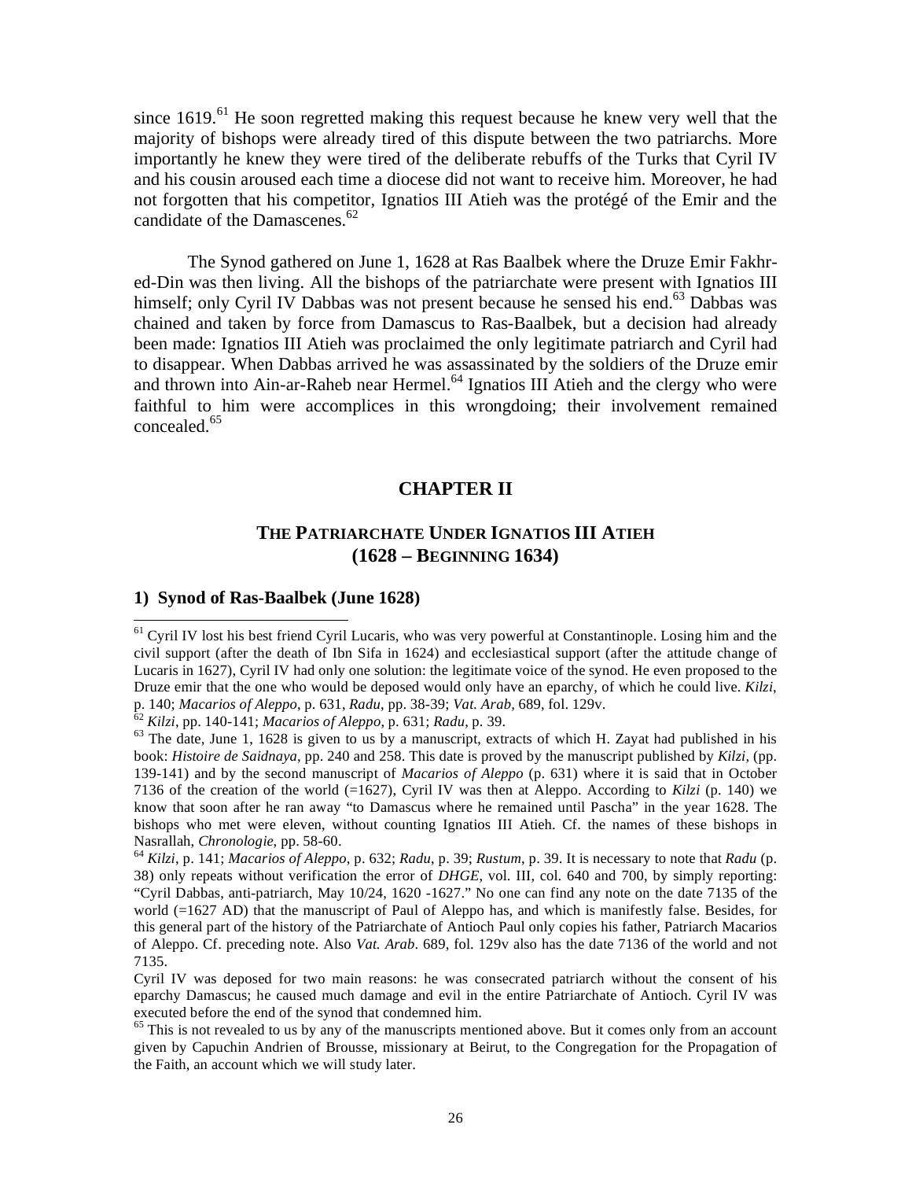since 1619.[61] He soon regretted making this request because he knew very well that the majority of bishops were already tired of this dispute between the two patriarchs. More importantly he knew they were tired of the deliberate rebuffs of the Turks that Cyril IV and his cousin aroused each time a diocese did not want to receive him. Moreover, he had not forgotten that his competitor, Ignatios III Atieh was the protégé of the Emir and the candidate of the Damascenes.[62]

The Synod gathered on June 1, 1628 at Ras Baalbek where the Druze Emir Fakhr-ed-Din was then living. All the bishops of the patriarchate were present with Ignatios III himself; only Cyril IV Dabbas was not present because he sensed his end.[63] Dabbas was chained and taken by force from Damascus to Ras-Baalbek, but a decision had already been made: Ignatios III Atieh was proclaimed the only legitimate patriarch and Cyril had to disappear. When Dabbas arrived he was assassinated by the soldiers of the Druze emir and thrown into Ain-ar-Raheb near Hermel.[64] Ignatios III Atieh and the clergy who were faithful to him were accomplices in this wrongdoing; their involvement remained concealed.[65]

# CHAPTER II

## THE PATRIARCHATE UNDER IGNATIOS III ATIEH (1628 – BEGINNING 1634)

### 1) Synod of Ras-Baalbek (June 1628)

---

[61] Cyril IV lost his best friend Cyril Lucaris, who was very powerful at Constantinople. Losing him and the civil support (after the death of Ibn Sifa in 1624) and ecclesiastical support (after the attitude change of Lucaris in 1627), Cyril IV had only one solution: the legitimate voice of the synod. He even proposed to the Druze emir that the one who would be deposed would only have an eparchy, of which he could live. *Kilzi*, p. 140; *Macarios of Aleppo*, p. 631, *Radu*, pp. 38-39; *Vat. Arab*, 689, fol. 129v.

[62] *Kilzi*, pp. 140-141; *Macarios of Aleppo*, p. 631; *Radu*, p. 39.

[63] The date, June 1, 1628 is given to us by a manuscript, extracts of which H. Zayat had published in his book: *Histoire de Saidnaya*, pp. 240 and 258. This date is proved by the manuscript published by *Kilzi*, (pp. 139-141) and by the second manuscript of *Macarios of Aleppo* (p. 631) where it is said that in October 7136 of the creation of the world (=1627), Cyril IV was then at Aleppo. According to *Kilzi* (p. 140) we know that soon after he ran away "to Damascus where he remained until Pascha" in the year 1628. The bishops who met were eleven, without counting Ignatios III Atieh. Cf. the names of these bishops in Nasrallah, *Chronologie*, pp. 58-60.

[64] *Kilzi*, p. 141; *Macarios of Aleppo*, p. 632; *Radu*, p. 39; *Rustum*, p. 39. It is necessary to note that *Radu* (p. 38) only repeats without verification the error of *DHGE*, vol. III, col. 640 and 700, by simply reporting: "Cyril Dabbas, anti-patriarch, May 10/24, 1620 -1627." No one can find any note on the date 7135 of the world (=1627 AD) that the manuscript of Paul of Aleppo has, and which is manifestly false. Besides, for this general part of the history of the Patriarchate of Antioch Paul only copies his father, Patriarch Macarios of Aleppo. Cf. preceding note. Also *Vat. Arab*. 689, fol. 129v also has the date 7136 of the world and not 7135.

Cyril IV was deposed for two main reasons: he was consecrated patriarch without the consent of his eparchy Damascus; he caused much damage and evil in the entire Patriarchate of Antioch. Cyril IV was executed before the end of the synod that condemned him.

[65] This is not revealed to us by any of the manuscripts mentioned above. But it comes only from an account given by Capuchin Andrien of Brousse, missionary at Beirut, to the Congregation for the Propagation of the Faith, an account which we will study later.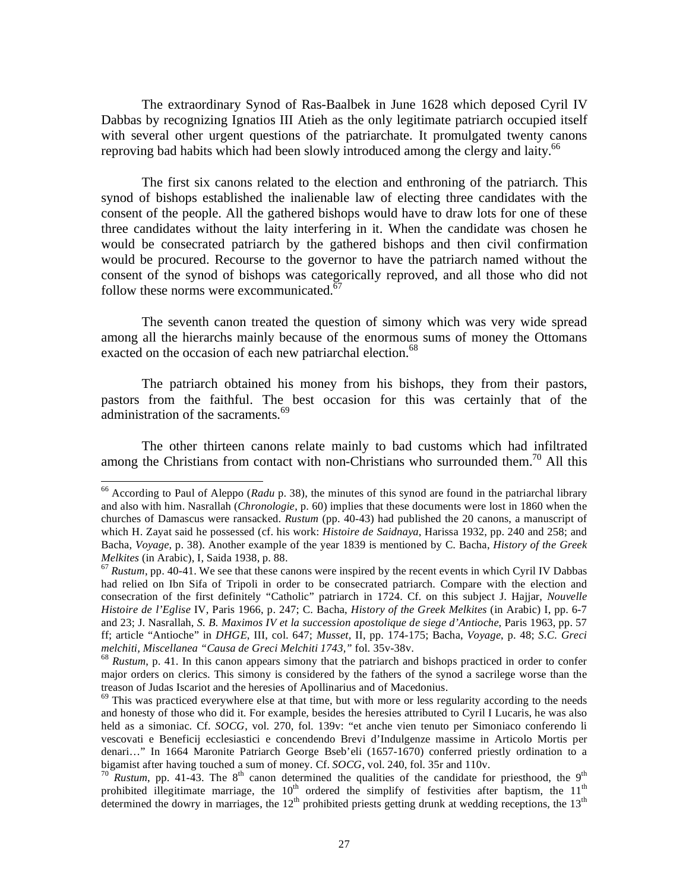The extraordinary Synod of Ras-Baalbek in June 1628 which deposed Cyril IV Dabbas by recognizing Ignatios III Atieh as the only legitimate patriarch occupied itself with several other urgent questions of the patriarchate. It promulgated twenty canons reproving bad habits which had been slowly introduced among the clergy and laity.[66]

The first six canons related to the election and enthroning of the patriarch. This synod of bishops established the inalienable law of electing three candidates with the consent of the people. All the gathered bishops would have to draw lots for one of these three candidates without the laity interfering in it. When the candidate was chosen he would be consecrated patriarch by the gathered bishops and then civil confirmation would be procured. Recourse to the governor to have the patriarch named without the consent of the synod of bishops was categorically reproved, and all those who did not follow these norms were excommunicated.[67]

The seventh canon treated the question of simony which was very wide spread among all the hierarchs mainly because of the enormous sums of money the Ottomans exacted on the occasion of each new patriarchal election.[68]

The patriarch obtained his money from his bishops, they from their pastors, pastors from the faithful. The best occasion for this was certainly that of the administration of the sacraments.[69]

The other thirteen canons relate mainly to bad customs which had infiltrated among the Christians from contact with non-Christians who surrounded them.[70] All this

---

[66] According to Paul of Aleppo (*Radu* p. 38), the minutes of this synod are found in the patriarchal library and also with him. Nasrallah (*Chronologie*, p. 60) implies that these documents were lost in 1860 when the churches of Damascus were ransacked. *Rustum* (pp. 40-43) had published the 20 canons, a manuscript of which H. Zayat said he possessed (cf. his work: *Histoire de Saidnaya*, Harissa 1932, pp. 240 and 258; and Bacha, *Voyage*, p. 38). Another example of the year 1839 is mentioned by C. Bacha, *History of the Greek Melkites* (in Arabic), I, Saida 1938, p. 88.

[67] *Rustum*, pp. 40-41. We see that these canons were inspired by the recent events in which Cyril IV Dabbas had relied on Ibn Sifa of Tripoli in order to be consecrated patriarch. Compare with the election and consecration of the first definitely "Catholic" patriarch in 1724. Cf. on this subject J. Hajjar, *Nouvelle Histoire de l'Eglise* IV, Paris 1966, p. 247; C. Bacha, *History of the Greek Melkites* (in Arabic) I, pp. 6-7 and 23; J. Nasrallah, *S. B. Maximos IV et la succession apostolique de siege d'Antioche*, Paris 1963, pp. 57 ff; article "Antioche" in *DHGE*, III, col. 647; *Musset*, II, pp. 174-175; Bacha, *Voyage*, p. 48; *S.C. Greci melchiti, Miscellanea "Causa de Greci Melchiti 1743,"* fol. 35v-38v.

[68] *Rustum*, p. 41. In this canon appears simony that the patriarch and bishops practiced in order to confer major orders on clerics. This simony is considered by the fathers of the synod a sacrilege worse than the treason of Judas Iscariot and the heresies of Apollinarius and of Macedonius.

[69] This was practiced everywhere else at that time, but with more or less regularity according to the needs and honesty of those who did it. For example, besides the heresies attributed to Cyril I Lucaris, he was also held as a simoniac. Cf. *SOCG*, vol. 270, fol. 139v: "et anche vien tenuto per Simoniaco conferendo li vescovati e Beneficij ecclesiastici e concendendo Brevi d'Indulgenze massime in Articolo Mortis per denari…" In 1664 Maronite Patriarch George Bseb'eli (1657-1670) conferred priestly ordination to a bigamist after having touched a sum of money. Cf. *SOCG*, vol. 240, fol. 35r and 110v.

[70] *Rustum*, pp. 41-43. The 8th canon determined the qualities of the candidate for priesthood, the 9th prohibited illegitimate marriage, the 10th ordered the simplify of festivities after baptism, the 11th determined the dowry in marriages, the 12th prohibited priests getting drunk at wedding receptions, the 13th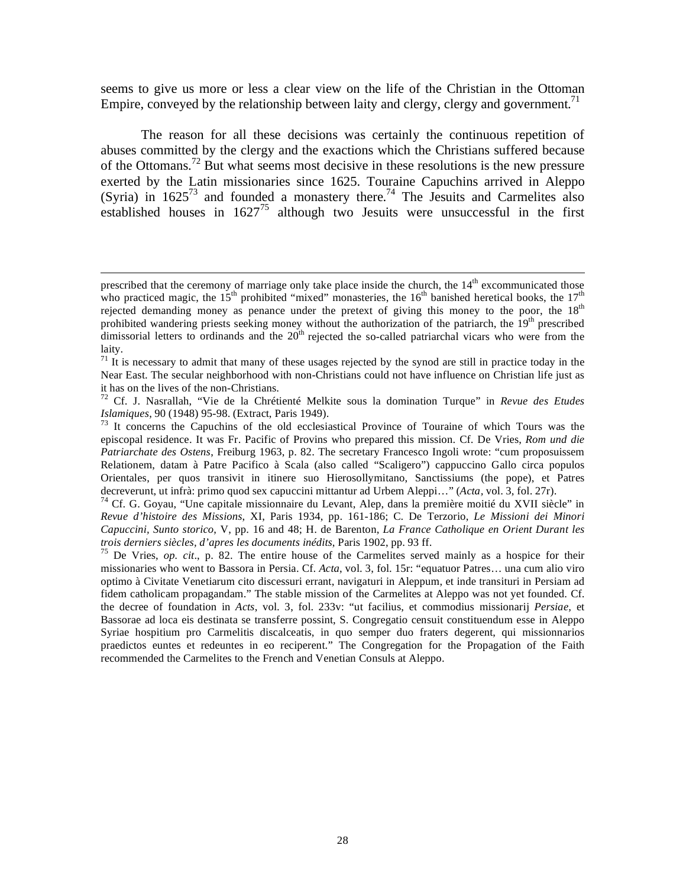seems to give us more or less a clear view on the life of the Christian in the Ottoman Empire, conveyed by the relationship between laity and clergy, clergy and government.[71]

The reason for all these decisions was certainly the continuous repetition of abuses committed by the clergy and the exactions which the Christians suffered because of the Ottomans.[72] But what seems most decisive in these resolutions is the new pressure exerted by the Latin missionaries since 1625. Touraine Capuchins arrived in Aleppo (Syria) in 1625[73] and founded a monastery there.[74] The Jesuits and Carmelites also established houses in 1627[75] although two Jesuits were unsuccessful in the first

---

prescribed that the ceremony of marriage only take place inside the church, the 14th excommunicated those who practiced magic, the 15th prohibited "mixed" monasteries, the 16th banished heretical books, the 17th rejected demanding money as penance under the pretext of giving this money to the poor, the 18th prohibited wandering priests seeking money without the authorization of the patriarch, the 19th prescribed dimissorial letters to ordinands and the 20th rejected the so-called patriarchal vicars who were from the laity.

[71] It is necessary to admit that many of these usages rejected by the synod are still in practice today in the Near East. The secular neighborhood with non-Christians could not have influence on Christian life just as it has on the lives of the non-Christians.

[72] Cf. J. Nasrallah, "Vie de la Chrétienté Melkite sous la domination Turque" in *Revue des Etudes Islamiques*, 90 (1948) 95-98. (Extract, Paris 1949).

[73] It concerns the Capuchins of the old ecclesiastical Province of Touraine of which Tours was the episcopal residence. It was Fr. Pacific of Provins who prepared this mission. Cf. De Vries, *Rom und die Patriarchate des Ostens*, Freiburg 1963, p. 82. The secretary Francesco Ingoli wrote: "cum proposuissem Relationem, datam à Patre Pacifico à Scala (also called "Scaligero") cappuccino Gallo circa populos Orientales, per quos transivit in itinere suo Hierosollymitano, Sanctissiums (the pope), et Patres decreverunt, ut infrà: primo quod sex capuccini mittantur ad Urbem Aleppi…" (*Acta*, vol. 3, fol. 27r).

[74] Cf. G. Goyau, "Une capitale missionnaire du Levant, Alep, dans la première moitié du XVII siècle" in *Revue d'histoire des Missions*, XI, Paris 1934, pp. 161-186; C. De Terzorio, *Le Missioni dei Minori Capuccini, Sunto storico*, V, pp. 16 and 48; H. de Barenton, *La France Catholique en Orient Durant les trois derniers siècles, d'apres les documents inédits*, Paris 1902, pp. 93 ff.

[75] De Vries, *op. cit*., p. 82. The entire house of the Carmelites served mainly as a hospice for their missionaries who went to Bassora in Persia. Cf. *Acta*, vol. 3, fol. 15r: "equatuor Patres… una cum alio viro optimo à Civitate Venetiarum cito discessuri errant, navigaturi in Aleppum, et inde transituri in Persiam ad fidem catholicam propagandam." The stable mission of the Carmelites at Aleppo was not yet founded. Cf. the decree of foundation in *Acts*, vol. 3, fol. 233v: "ut facilius, et commodius missionarij *Persiae*, et Bassorae ad loca eis destinata se transferre possint, S. Congregatio censuit constituendum esse in Aleppo Syriae hospitium pro Carmelitis discalceatis, in quo semper duo fraters degerent, qui missionnarios praedictos euntes et redeuntes in eo reciperent." The Congregation for the Propagation of the Faith recommended the Carmelites to the French and Venetian Consuls at Aleppo.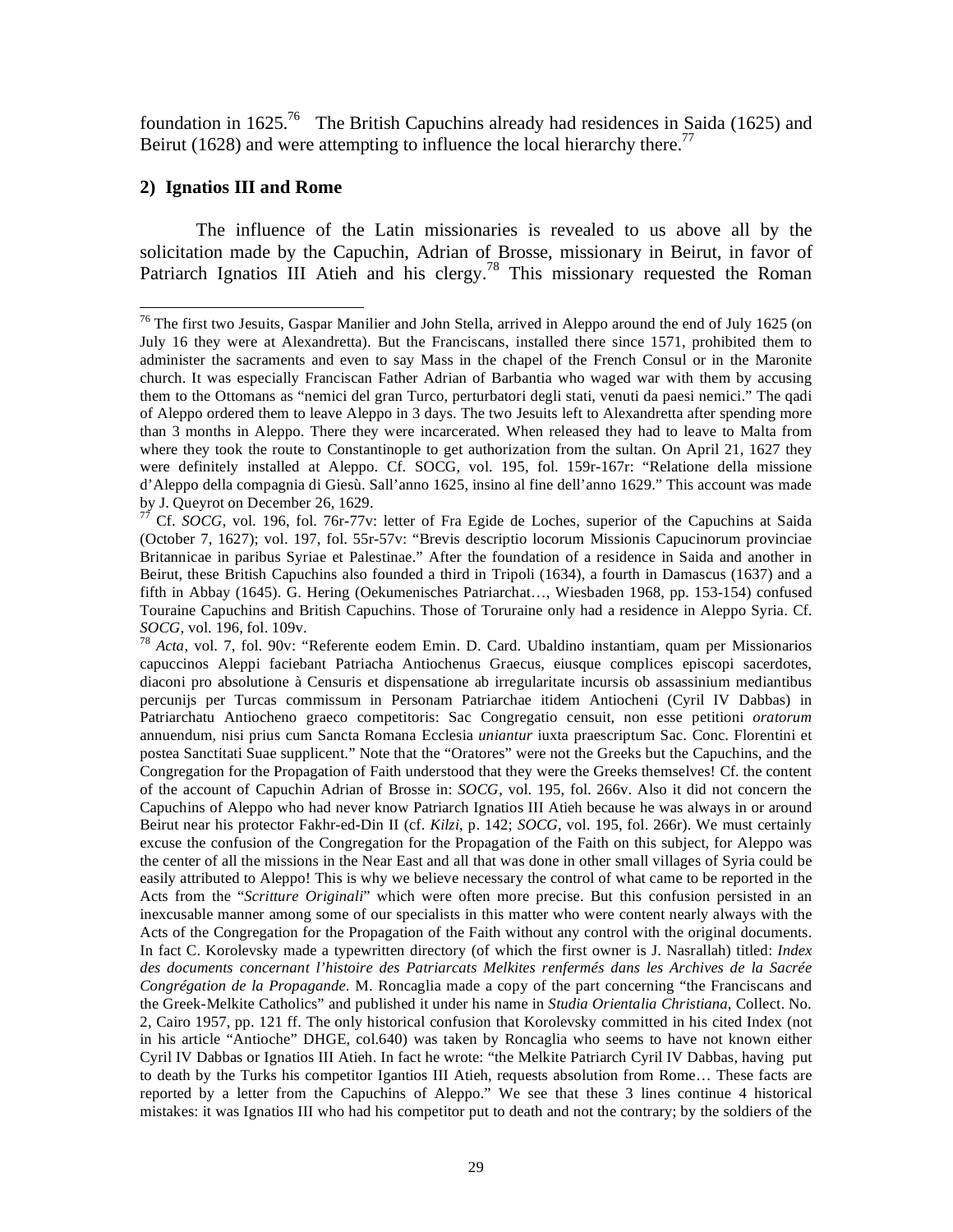foundation in 1625.[76] The British Capuchins already had residences in Saida (1625) and Beirut (1628) and were attempting to influence the local hierarchy there.[77]

**2) Ignatios III and Rome**

The influence of the Latin missionaries is revealed to us above all by the solicitation made by the Capuchin, Adrian of Brosse, missionary in Beirut, in favor of Patriarch Ignatios III Atieh and his clergy.[78] This missionary requested the Roman

---

[76] The first two Jesuits, Gaspar Manilier and John Stella, arrived in Aleppo around the end of July 1625 (on July 16 they were at Alexandretta). But the Franciscans, installed there since 1571, prohibited them to administer the sacraments and even to say Mass in the chapel of the French Consul or in the Maronite church. It was especially Franciscan Father Adrian of Barbantia who waged war with them by accusing them to the Ottomans as "nemici del gran Turco, perturbatori degli stati, venuti da paesi nemici." The qadi of Aleppo ordered them to leave Aleppo in 3 days. The two Jesuits left to Alexandretta after spending more than 3 months in Aleppo. There they were incarcerated. When released they had to leave to Malta from where they took the route to Constantinople to get authorization from the sultan. On April 21, 1627 they were definitely installed at Aleppo. Cf. SOCG, vol. 195, fol. 159r-167r: "Relatione della missione d'Aleppo della compagnia di Giesù. Sall'anno 1625, insino al fine dell'anno 1629." This account was made by J. Queyrot on December 26, 1629.

[77] Cf. *SOCG*, vol. 196, fol. 76r-77v: letter of Fra Egide de Loches, superior of the Capuchins at Saida (October 7, 1627); vol. 197, fol. 55r-57v: "Brevis descriptio locorum Missionis Capucinorum provinciae Britannicae in paribus Syriae et Palestinae." After the foundation of a residence in Saida and another in Beirut, these British Capuchins also founded a third in Tripoli (1634), a fourth in Damascus (1637) and a fifth in Abbay (1645). G. Hering (Oekumenisches Patriarchat…, Wiesbaden 1968, pp. 153-154) confused Touraine Capuchins and British Capuchins. Those of Toruraine only had a residence in Aleppo Syria. Cf. *SOCG*, vol. 196, fol. 109v.

[78] *Acta*, vol. 7, fol. 90v: "Referente eodem Emin. D. Card. Ubaldino instantiam, quam per Missionarios capuccinos Aleppi faciebant Patriacha Antiochenus Graecus, eiusque complices episcopi sacerdotes, diaconi pro absolutione à Censuris et dispensatione ab irregularitate incursis ob assassinium mediantibus percunijs per Turcas commissum in Personam Patriarchae itidem Antiocheni (Cyril IV Dabbas) in Patriarchatu Antiocheno graeco competitoris: Sac Congregatio censuit, non esse petitioni *oratorum* annuendum, nisi prius cum Sancta Romana Ecclesia *uniantur* iuxta praescriptum Sac. Conc. Florentini et postea Sanctitati Suae supplicent." Note that the "Oratores" were not the Greeks but the Capuchins, and the Congregation for the Propagation of Faith understood that they were the Greeks themselves! Cf. the content of the account of Capuchin Adrian of Brosse in: *SOCG*, vol. 195, fol. 266v. Also it did not concern the Capuchins of Aleppo who had never know Patriarch Ignatios III Atieh because he was always in or around Beirut near his protector Fakhr-ed-Din II (cf. *Kilzi*, p. 142; *SOCG*, vol. 195, fol. 266r). We must certainly excuse the confusion of the Congregation for the Propagation of the Faith on this subject, for Aleppo was the center of all the missions in the Near East and all that was done in other small villages of Syria could be easily attributed to Aleppo! This is why we believe necessary the control of what came to be reported in the Acts from the "*Scritture Originali*" which were often more precise. But this confusion persisted in an inexcusable manner among some of our specialists in this matter who were content nearly always with the Acts of the Congregation for the Propagation of the Faith without any control with the original documents. In fact C. Korolevsky made a typewritten directory (of which the first owner is J. Nasrallah) titled: *Index des documents concernant l'histoire des Patriarcats Melkites renfermés dans les Archives de la Sacrée Congrégation de la Propagande*. M. Roncaglia made a copy of the part concerning "the Franciscans and the Greek-Melkite Catholics" and published it under his name in *Studia Orientalia Christiana*, Collect. No. 2, Cairo 1957, pp. 121 ff. The only historical confusion that Korolevsky committed in his cited Index (not in his article "Antioche" DHGE, col.640) was taken by Roncaglia who seems to have not known either Cyril IV Dabbas or Ignatios III Atieh. In fact he wrote: "the Melkite Patriarch Cyril IV Dabbas, having put to death by the Turks his competitor Igantios III Atieh, requests absolution from Rome… These facts are reported by a letter from the Capuchins of Aleppo." We see that these 3 lines continue 4 historical mistakes: it was Ignatios III who had his competitor put to death and not the contrary; by the soldiers of the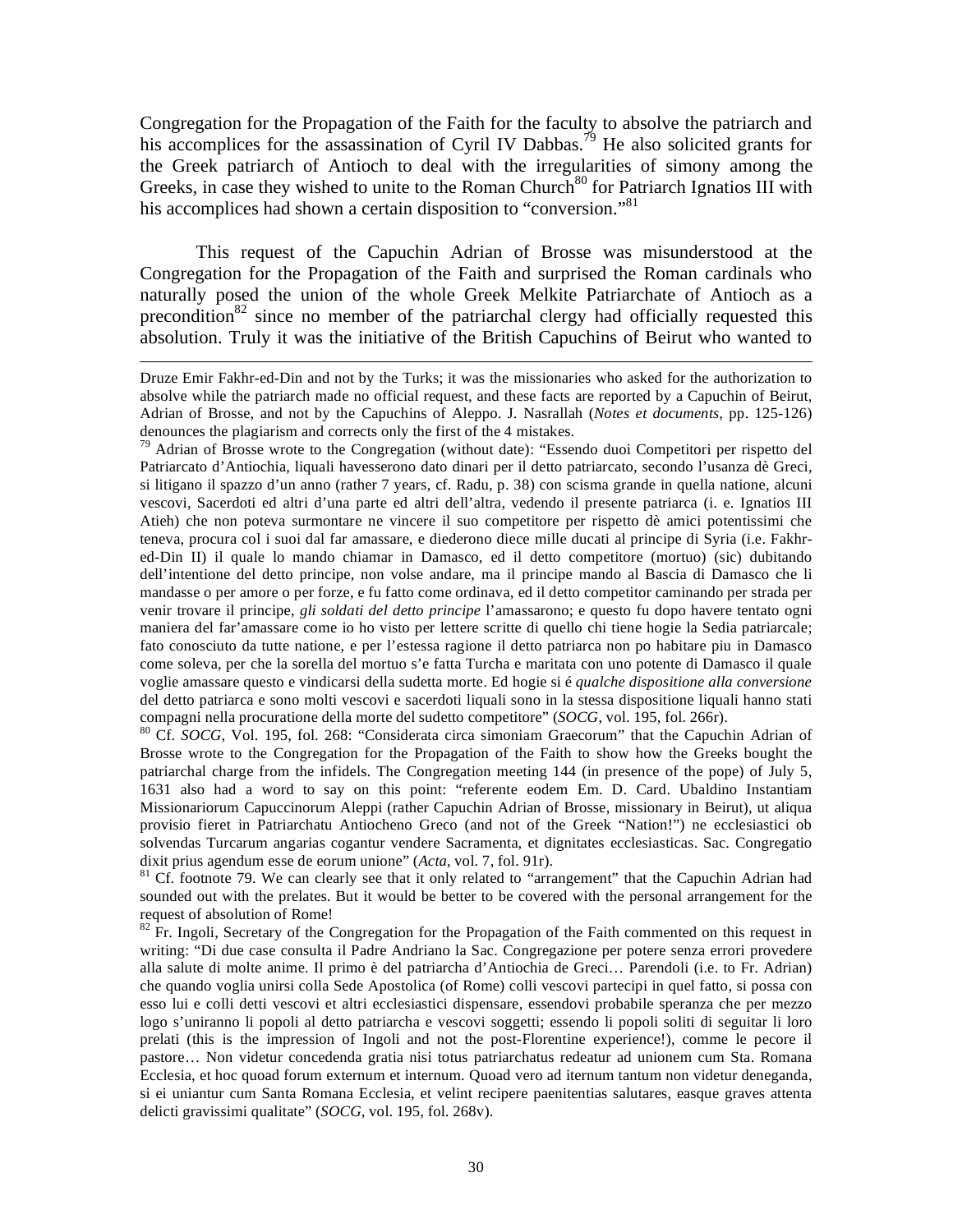Congregation for the Propagation of the Faith for the faculty to absolve the patriarch and his accomplices for the assassination of Cyril IV Dabbas.[79] He also solicited grants for the Greek patriarch of Antioch to deal with the irregularities of simony among the Greeks, in case they wished to unite to the Roman Church[80] for Patriarch Ignatios III with his accomplices had shown a certain disposition to "conversion."[81]

This request of the Capuchin Adrian of Brosse was misunderstood at the Congregation for the Propagation of the Faith and surprised the Roman cardinals who naturally posed the union of the whole Greek Melkite Patriarchate of Antioch as a precondition[82] since no member of the patriarchal clergy had officially requested this absolution. Truly it was the initiative of the British Capuchins of Beirut who wanted to

---

Druze Emir Fakhr-ed-Din and not by the Turks; it was the missionaries who asked for the authorization to absolve while the patriarch made no official request, and these facts are reported by a Capuchin of Beirut, Adrian of Brosse, and not by the Capuchins of Aleppo. J. Nasrallah (*Notes et documents*, pp. 125-126) denounces the plagiarism and corrects only the first of the 4 mistakes.

[79] Adrian of Brosse wrote to the Congregation (without date): "Essendo duoi Competitori per rispetto del Patriarcato d'Antiochia, liquali havesserono dato dinari per il detto patriarcato, secondo l'usanza dè Greci, si litigano il spazzo d'un anno (rather 7 years, cf. Radu, p. 38) con scisma grande in quella natione, alcuni vescovi, Sacerdoti ed altri d'una parte ed altri dell'altra, vedendo il presente patriarca (i. e. Ignatios III Atieh) che non poteva surmontare ne vincere il suo competitore per rispetto dè amici potentissimi che teneva, procura col i suoi dal far amassare, e diederono diece mille ducati al principe di Syria (i.e. Fakhr-ed-Din II) il quale lo mando chiamar in Damasco, ed il detto competitore (mortuo) (sic) dubitando dell'intentione del detto principe, non volse andare, ma il principe mando al Bascia di Damasco che li mandasse o per amore o per forze, e fu fatto come ordinava, ed il detto competitor caminando per strada per venir trovare il principe, *gli soldati del detto principe* l'amassarono; e questo fu dopo havere tentato ogni maniera del far'amassare come io ho visto per lettere scritte di quello chi tiene hogie la Sedia patriarcale; fato conosciuto da tutte natione, e per l'estessa ragione il detto patriarca non po habitare piu in Damasco come soleva, per che la sorella del mortuo s'e fatta Turcha e maritata con uno potente di Damasco il quale voglie amassare questo e vindicarsi della sudetta morte. Ed hogie si é *qualche dispositione alla conversione* del detto patriarca e sono molti vescovi e sacerdoti liquali sono in la stessa dispositione liquali hanno stati compagni nella procuratione della morte del sudetto competitore" (*SOCG*, vol. 195, fol. 266r).

[80] Cf. *SOCG*, Vol. 195, fol. 268: "Considerata circa simoniam Graecorum" that the Capuchin Adrian of Brosse wrote to the Congregation for the Propagation of the Faith to show how the Greeks bought the patriarchal charge from the infidels. The Congregation meeting 144 (in presence of the pope) of July 5, 1631 also had a word to say on this point: "referente eodem Em. D. Card. Ubaldino Instantiam Missionariorum Capuccinorum Aleppi (rather Capuchin Adrian of Brosse, missionary in Beirut), ut aliqua provisio fieret in Patriarchatu Antiocheno Greco (and not of the Greek "Nation!") ne ecclesiastici ob solvendas Turcarum angarias cogantur vendere Sacramenta, et dignitates ecclesiasticas. Sac. Congregatio dixit prius agendum esse de eorum unione" (*Acta*, vol. 7, fol. 91r).

[81] Cf. footnote 79. We can clearly see that it only related to "arrangement" that the Capuchin Adrian had sounded out with the prelates. But it would be better to be covered with the personal arrangement for the request of absolution of Rome!

[82] Fr. Ingoli, Secretary of the Congregation for the Propagation of the Faith commented on this request in writing: "Di due case consulta il Padre Andriano la Sac. Congregazione per potere senza errori provedere alla salute di molte anime. Il primo è del patriarcha d'Antiochia de Greci… Parendoli (i.e. to Fr. Adrian) che quando voglia unirsi colla Sede Apostolica (of Rome) colli vescovi partecipi in quel fatto, si possa con esso lui e colli detti vescovi et altri ecclesiastici dispensare, essendovi probabile speranza che per mezzo logo s'uniranno li popoli al detto patriarcha e vescovi soggetti; essendo li popoli soliti di seguitar li loro prelati (this is the impression of Ingoli and not the post-Florentine experience!), comme le pecore il pastore… Non videtur concedenda gratia nisi totus patriarchatus redeatur ad unionem cum Sta. Romana Ecclesia, et hoc quoad forum externum et internum. Quoad vero ad iternum tantum non videtur deneganda, si ei uniantur cum Santa Romana Ecclesia, et velint recipere paenitentias salutares, easque graves attenta delicti gravissimi qualitate" (*SOCG*, vol. 195, fol. 268v).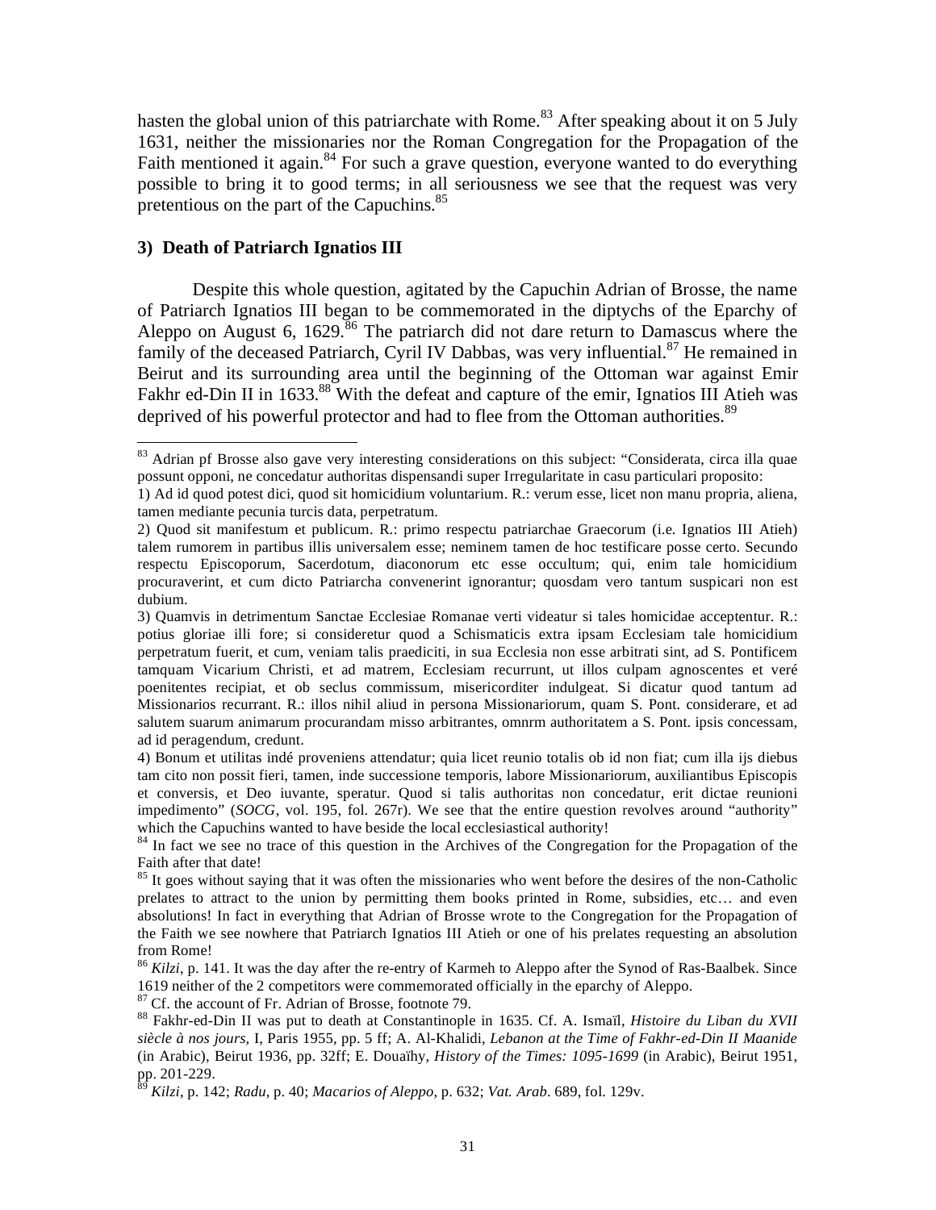hasten the global union of this patriarchate with Rome.[83] After speaking about it on 5 July 1631, neither the missionaries nor the Roman Congregation for the Propagation of the Faith mentioned it again.[84] For such a grave question, everyone wanted to do everything possible to bring it to good terms; in all seriousness we see that the request was very pretentious on the part of the Capuchins.[85]

### 3) Death of Patriarch Ignatios III

Despite this whole question, agitated by the Capuchin Adrian of Brosse, the name of Patriarch Ignatios III began to be commemorated in the diptychs of the Eparchy of Aleppo on August 6, 1629.[86] The patriarch did not dare return to Damascus where the family of the deceased Patriarch, Cyril IV Dabbas, was very influential.[87] He remained in Beirut and its surrounding area until the beginning of the Ottoman war against Emir Fakhr ed-Din II in 1633.[88] With the defeat and capture of the emir, Ignatios III Atieh was deprived of his powerful protector and had to flee from the Ottoman authorities.[89]

---

[83] Adrian pf Brosse also gave very interesting considerations on this subject: "Considerata, circa illa quae possunt opponi, ne concedatur authoritas dispensandi super Irregularitate in casu particulari proposito:

1) Ad id quod potest dici, quod sit homicidium voluntarium. R.: verum esse, licet non manu propria, aliena, tamen mediante pecunia turcis data, perpetratum.

2) Quod sit manifestum et publicum. R.: primo respectu patriarchae Graecorum (i.e. Ignatios III Atieh) talem rumorem in partibus illis universalem esse; neminem tamen de hoc testificare posse certo. Secundo respectu Episcoporum, Sacerdotum, diaconorum etc esse occultum; qui, enim tale homicidium procuraverint, et cum dicto Patriarcha convenerint ignorantur; quosdam vero tantum suspicari non est dubium.

3) Quamvis in detrimentum Sanctae Ecclesiae Romanae verti videatur si tales homicidae acceptentur. R.: potius gloriae illi fore; si consideretur quod a Schismaticis extra ipsam Ecclesiam tale homicidium perpetratum fuerit, et cum, veniam talis praediciti, in sua Ecclesia non esse arbitrati sint, ad S. Pontificem tamquam Vicarium Christi, et ad matrem, Ecclesiam recurrunt, ut illos culpam agnoscentes et veré poenitentes recipiat, et ob seclus commissum, misericorditer indulgeat. Si dicatur quod tantum ad Missionarios recurrant. R.: illos nihil aliud in persona Missionariorum, quam S. Pont. considerare, et ad salutem suarum animarum procurandam misso arbitrantes, omnrm authoritatem a S. Pont. ipsis concessam, ad id peragendum, credunt.

4) Bonum et utilitas indé proveniens attendatur; quia licet reunio totalis ob id non fiat; cum illa ijs diebus tam cito non possit fieri, tamen, inde successione temporis, labore Missionariorum, auxiliantibus Episcopis et conversis, et Deo iuvante, speratur. Quod si talis authoritas non concedatur, erit dictae reunioni impedimento" (*SOCG*, vol. 195, fol. 267r). We see that the entire question revolves around "authority" which the Capuchins wanted to have beside the local ecclesiastical authority!

[84] In fact we see no trace of this question in the Archives of the Congregation for the Propagation of the Faith after that date!

[85] It goes without saying that it was often the missionaries who went before the desires of the non-Catholic prelates to attract to the union by permitting them books printed in Rome, subsidies, etc… and even absolutions! In fact in everything that Adrian of Brosse wrote to the Congregation for the Propagation of the Faith we see nowhere that Patriarch Ignatios III Atieh or one of his prelates requesting an absolution from Rome!

[86] *Kilzi*, p. 141. It was the day after the re-entry of Karmeh to Aleppo after the Synod of Ras-Baalbek. Since 1619 neither of the 2 competitors were commemorated officially in the eparchy of Aleppo.

[87] Cf. the account of Fr. Adrian of Brosse, footnote 79.

[88] Fakhr-ed-Din II was put to death at Constantinople in 1635. Cf. A. Ismaïl, *Histoire du Liban du XVII siècle à nos jours*, I, Paris 1955, pp. 5 ff; A. Al-Khalidi, *Lebanon at the Time of Fakhr-ed-Din II Maanide* (in Arabic), Beirut 1936, pp. 32ff; E. Douaïhy, *History of the Times: 1095-1699* (in Arabic), Beirut 1951, pp. 201-229.

[89] *Kilzi*, p. 142; *Radu*, p. 40; *Macarios of Aleppo*, p. 632; *Vat. Arab*. 689, fol. 129v.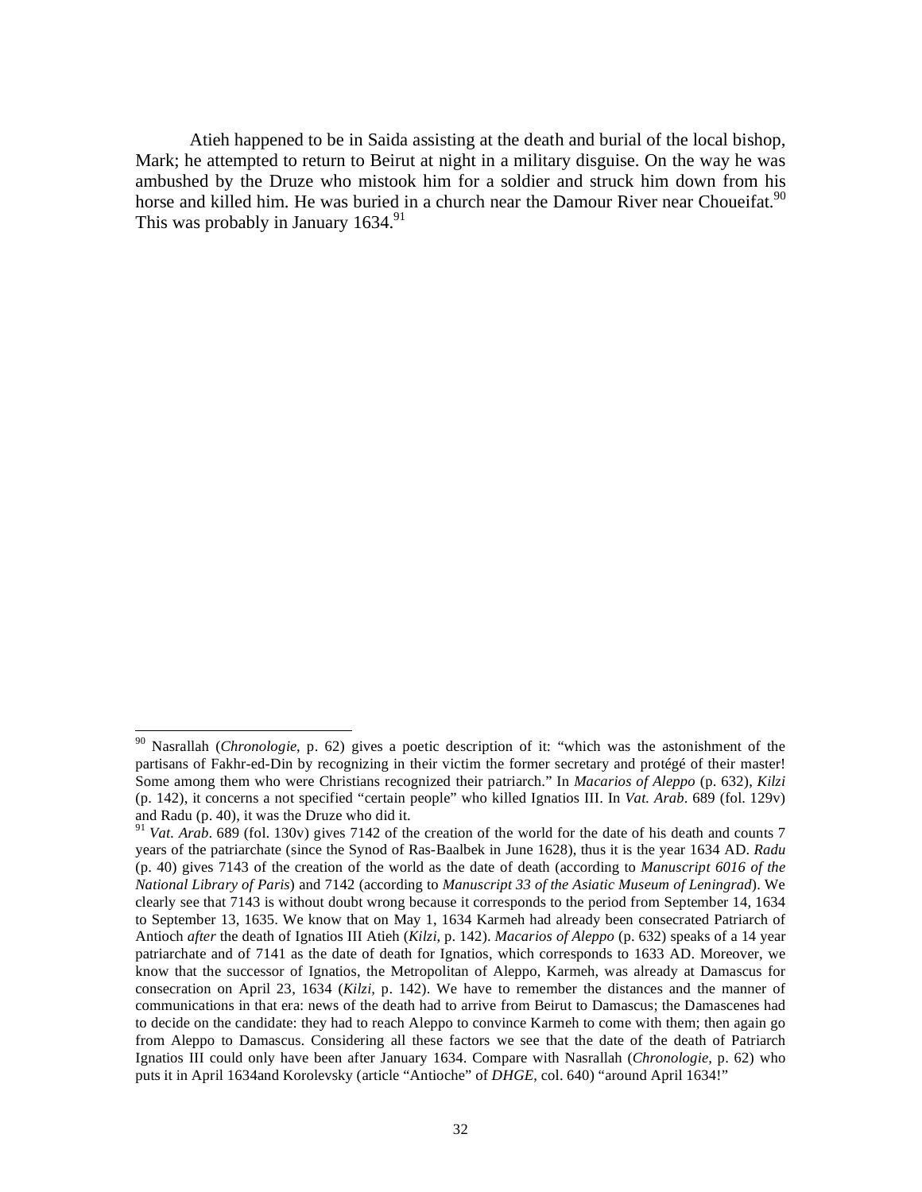Atieh happened to be in Saida assisting at the death and burial of the local bishop, Mark; he attempted to return to Beirut at night in a military disguise. On the way he was ambushed by the Druze who mistook him for a soldier and struck him down from his horse and killed him. He was buried in a church near the Damour River near Choueifat.[90] This was probably in January 1634.[91]

---

[90] Nasrallah (*Chronologie*, p. 62) gives a poetic description of it: "which was the astonishment of the partisans of Fakhr-ed-Din by recognizing in their victim the former secretary and protégé of their master! Some among them who were Christians recognized their patriarch." In *Macarios of Aleppo* (p. 632), *Kilzi* (p. 142), it concerns a not specified "certain people" who killed Ignatios III. In *Vat. Arab*. 689 (fol. 129v) and Radu (p. 40), it was the Druze who did it.

[91] *Vat. Arab*. 689 (fol. 130v) gives 7142 of the creation of the world for the date of his death and counts 7 years of the patriarchate (since the Synod of Ras-Baalbek in June 1628), thus it is the year 1634 AD. *Radu* (p. 40) gives 7143 of the creation of the world as the date of death (according to *Manuscript 6016 of the National Library of Paris*) and 7142 (according to *Manuscript 33 of the Asiatic Museum of Leningrad*). We clearly see that 7143 is without doubt wrong because it corresponds to the period from September 14, 1634 to September 13, 1635. We know that on May 1, 1634 Karmeh had already been consecrated Patriarch of Antioch *after* the death of Ignatios III Atieh (*Kilzi*, p. 142). *Macarios of Aleppo* (p. 632) speaks of a 14 year patriarchate and of 7141 as the date of death for Ignatios, which corresponds to 1633 AD. Moreover, we know that the successor of Ignatios, the Metropolitan of Aleppo, Karmeh, was already at Damascus for consecration on April 23, 1634 (*Kilzi,* p. 142). We have to remember the distances and the manner of communications in that era: news of the death had to arrive from Beirut to Damascus; the Damascenes had to decide on the candidate: they had to reach Aleppo to convince Karmeh to come with them; then again go from Aleppo to Damascus. Considering all these factors we see that the date of the death of Patriarch Ignatios III could only have been after January 1634. Compare with Nasrallah (*Chronologie,* p. 62) who puts it in April 1634and Korolevsky (article "Antioche" of *DHGE*, col. 640) "around April 1634!"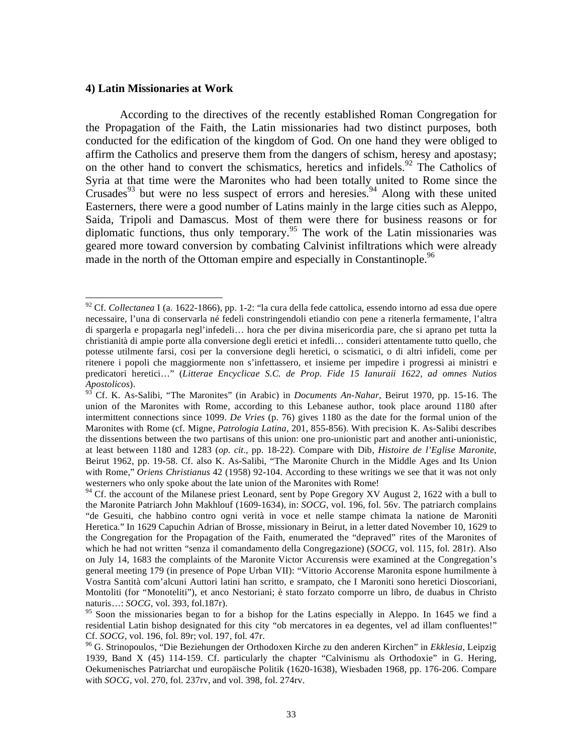#### 4) Latin Missionaries at Work

According to the directives of the recently established Roman Congregation for the Propagation of the Faith, the Latin missionaries had two distinct purposes, both conducted for the edification of the kingdom of God. On one hand they were obliged to affirm the Catholics and preserve them from the dangers of schism, heresy and apostasy; on the other hand to convert the schismatics, heretics and infidels.[92] The Catholics of Syria at that time were the Maronites who had been totally united to Rome since the Crusades[93] but were no less suspect of errors and heresies.[94] Along with these united Easterners, there were a good number of Latins mainly in the large cities such as Aleppo, Saida, Tripoli and Damascus. Most of them were there for business reasons or for diplomatic functions, thus only temporary.[95] The work of the Latin missionaries was geared more toward conversion by combating Calvinist infiltrations which were already made in the north of the Ottoman empire and especially in Constantinople.[96]

---

[92] Cf. *Collectanea* I (a. 1622-1866), pp. 1-2: "la cura della fede cattolica, essendo intorno ad essa due opere necessarie, l'una di conservarla né fedeli constringendoli etiandio con pene a ritenerla fermamente, l'altra di spargerla e propagarla negl'infedeli… hora che per divina misericordia pare, che si aprano pet tutta la christianità di ampie porte alla conversione degli eretici et infedli… consideri attentamente tutto quello, che potesse utilmente farsi, cosi per la conversione degli heretici, o scismatici, o di altri infideli, come per ritenere i popoli che maggiormente non s'infettassero, et insieme per impedire i progressi ai ministri e predicatori heretici…" (*Litterae Encyclicae S.C. de Prop. Fide 15 Ianuraii 1622, ad omnes Nutios Apostolicos*).

[93] Cf. K. As-Salibi, "The Maronites" (in Arabic) in *Documents An-Nahar*, Beirut 1970, pp. 15-16. The union of the Maronites with Rome, according to this Lebanese author, took place around 1180 after intermittent connections since 1099. *De Vries* (p. 76) gives 1180 as the date for the formal union of the Maronites with Rome (cf. Migne, *Patrologia Latina*, 201, 855-856). With precision K. As-Salibi describes the dissentions between the two partisans of this union: one pro-unionistic part and another anti-unionistic, at least between 1180 and 1283 (*op. cit*., pp. 18-22). Compare with Dib, *Histoire de l'Eglise Maronite*, Beirut 1962, pp. 19-58. Cf. also K. As-Salibi, "The Maronite Church in the Middle Ages and Its Union with Rome," *Oriens Christianus* 42 (1958) 92-104. According to these writings we see that it was not only westerners who only spoke about the late union of the Maronites with Rome!

[94] Cf. the account of the Milanese priest Leonard, sent by Pope Gregory XV August 2, 1622 with a bull to the Maronite Patriarch John Makhlouf (1609-1634), in: *SOCG*, vol. 196, fol. 56v. The patriarch complains "de Gesuiti, che habbino contro ogni verità in voce et nelle stampe chimata la natione de Maroniti Heretica." In 1629 Capuchin Adrian of Brosse, missionary in Beirut, in a letter dated November 10, 1629 to the Congregation for the Propagation of the Faith, enumerated the "depraved" rites of the Maronites of which he had not written "senza il comandamento della Congregazione) (*SOCG*, vol. 115, fol. 281r). Also on July 14, 1683 the complaints of the Maronite Victor Accurensis were examined at the Congregation's general meeting 179 (in presence of Pope Urban VII): "Vittorio Accorense Maronita espone humilmente à Vostra Santità com'alcuni Auttori latini han scritto, e srampato, che I Maroniti sono heretici Dioscoriani, Montoliti (for "Monoteliti"), et anco Nestoriani; è stato forzato comporre un libro, de duabus in Christo naturis…: *SOCG*, vol. 393, fol.187r).

[95] Soon the missionaries began to for a bishop for the Latins especially in Aleppo. In 1645 we find a residential Latin bishop designated for this city "ob mercatores in ea degentes, vel ad illam confluentes!" Cf. *SOCG*, vol. 196, fol. 89r; vol. 197, fol. 47r.

[96] G. Strinopoulos, "Die Beziehungen der Orthodoxen Kirche zu den anderen Kirchen" in *Ekklesia*, Leipzig 1939, Band X (45) 114-159. Cf. particularly the chapter "Calvinismu als Orthodoxie" in G. Hering, Oekumenisches Patriarchat und europäische Politik (1620-1638), Wiesbaden 1968, pp. 176-206. Compare with *SOCG*, vol. 270, fol. 237rv, and vol. 398, fol. 274rv.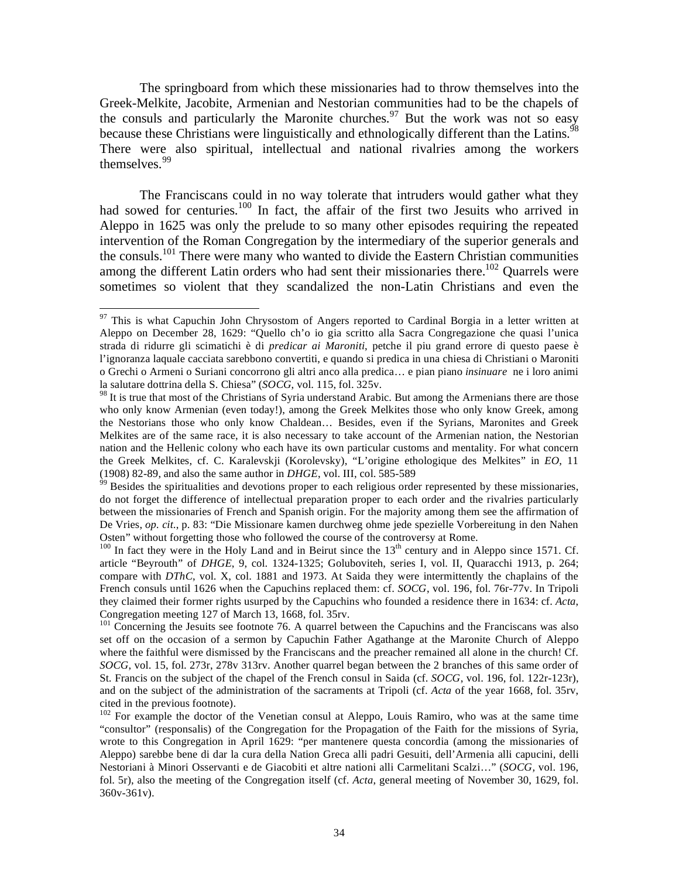The springboard from which these missionaries had to throw themselves into the Greek-Melkite, Jacobite, Armenian and Nestorian communities had to be the chapels of the consuls and particularly the Maronite churches.[97] But the work was not so easy because these Christians were linguistically and ethnologically different than the Latins.[98] There were also spiritual, intellectual and national rivalries among the workers themselves.[99]

The Franciscans could in no way tolerate that intruders would gather what they had sowed for centuries.[100] In fact, the affair of the first two Jesuits who arrived in Aleppo in 1625 was only the prelude to so many other episodes requiring the repeated intervention of the Roman Congregation by the intermediary of the superior generals and the consuls.[101] There were many who wanted to divide the Eastern Christian communities among the different Latin orders who had sent their missionaries there.[102] Quarrels were sometimes so violent that they scandalized the non-Latin Christians and even the

---

[97] This is what Capuchin John Chrysostom of Angers reported to Cardinal Borgia in a letter written at Aleppo on December 28, 1629: "Quello ch'o io gia scritto alla Sacra Congregazione che quasi l'unica strada di ridurre gli scimatichi è di *predicar ai Maroniti*, petche il piu grand errore di questo paese è l'ignoranza laquale cacciata sarebbono convertiti, e quando si predica in una chiesa di Christiani o Maroniti o Grechi o Armeni o Suriani concorrono gli altri anco alla predica… e pian piano *insinuare* ne i loro animi la salutare dottrina della S. Chiesa" (*SOCG*, vol. 115, fol. 325v.

[98] It is true that most of the Christians of Syria understand Arabic. But among the Armenians there are those who only know Armenian (even today!), among the Greek Melkites those who only know Greek, among the Nestorians those who only know Chaldean… Besides, even if the Syrians, Maronites and Greek Melkites are of the same race, it is also necessary to take account of the Armenian nation, the Nestorian nation and the Hellenic colony who each have its own particular customs and mentality. For what concern the Greek Melkites, cf. C. Karalevskji (Korolevsky), "L'origine ethologique des Melkites" in *EO*, 11 (1908) 82-89, and also the same author in *DHGE*, vol. III, col. 585-589

[99] Besides the spiritualities and devotions proper to each religious order represented by these missionaries, do not forget the difference of intellectual preparation proper to each order and the rivalries particularly between the missionaries of French and Spanish origin. For the majority among them see the affirmation of De Vries, *op. cit.*, p. 83: "Die Missionare kamen durchweg ohme jede spezielle Vorbereitung in den Nahen Osten" without forgetting those who followed the course of the controversy at Rome.

[100] In fact they were in the Holy Land and in Beirut since the 13th century and in Aleppo since 1571. Cf. article "Beyrouth" of *DHGE*, 9, col. 1324-1325; Goluboviteh, series I, vol. II, Quaracchi 1913, p. 264; compare with *DThC*, vol. X, col. 1881 and 1973. At Saida they were intermittently the chaplains of the French consuls until 1626 when the Capuchins replaced them: cf. *SOCG*, vol. 196, fol. 76r-77v. In Tripoli they claimed their former rights usurped by the Capuchins who founded a residence there in 1634: cf. *Acta*, Congregation meeting 127 of March 13, 1668, fol. 35rv.

[101] Concerning the Jesuits see footnote 76. A quarrel between the Capuchins and the Franciscans was also set off on the occasion of a sermon by Capuchin Father Agathange at the Maronite Church of Aleppo where the faithful were dismissed by the Franciscans and the preacher remained all alone in the church! Cf. *SOCG*, vol. 15, fol. 273r, 278v 313rv. Another quarrel began between the 2 branches of this same order of St. Francis on the subject of the chapel of the French consul in Saida (cf. *SOCG*, vol. 196, fol. 122r-123r), and on the subject of the administration of the sacraments at Tripoli (cf. *Acta* of the year 1668, fol. 35rv, cited in the previous footnote).

[102] For example the doctor of the Venetian consul at Aleppo, Louis Ramiro, who was at the same time "consultor" (responsalis) of the Congregation for the Propagation of the Faith for the missions of Syria, wrote to this Congregation in April 1629: "per mantenere questa concordia (among the missionaries of Aleppo) sarebbe bene di dar la cura della Nation Greca alli padri Gesuiti, dell'Armenia alli capucini, delli Nestoriani à Minori Osservanti e de Giacobiti et altre nationi alli Carmelitani Scalzi…" (*SOCG*, vol. 196, fol. 5r), also the meeting of the Congregation itself (cf. *Acta*, general meeting of November 30, 1629, fol. 360v-361v).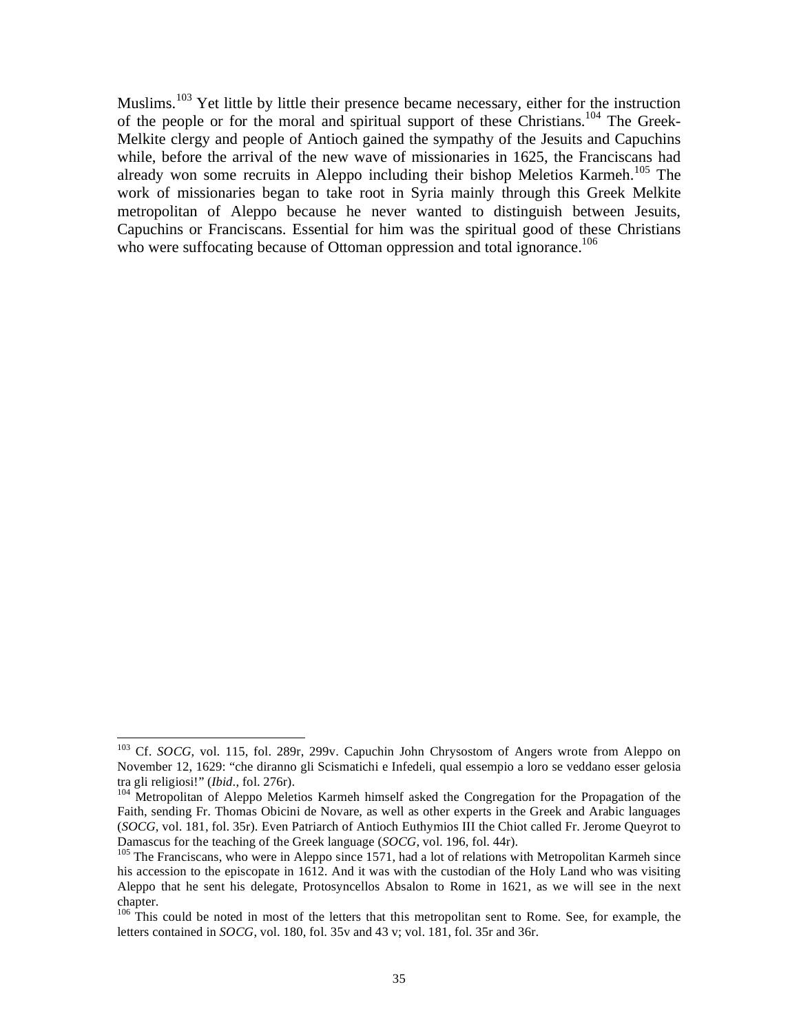Muslims.[103] Yet little by little their presence became necessary, either for the instruction of the people or for the moral and spiritual support of these Christians.[104] The Greek-Melkite clergy and people of Antioch gained the sympathy of the Jesuits and Capuchins while, before the arrival of the new wave of missionaries in 1625, the Franciscans had already won some recruits in Aleppo including their bishop Meletios Karmeh.[105] The work of missionaries began to take root in Syria mainly through this Greek Melkite metropolitan of Aleppo because he never wanted to distinguish between Jesuits, Capuchins or Franciscans. Essential for him was the spiritual good of these Christians who were suffocating because of Ottoman oppression and total ignorance.[106]

---

[103] Cf. *SOCG*, vol. 115, fol. 289r, 299v. Capuchin John Chrysostom of Angers wrote from Aleppo on November 12, 1629: "che diranno gli Scismatichi e Infedeli, qual essempio a loro se veddano esser gelosia tra gli religiosi!" (*Ibid*., fol. 276r).

[104] Metropolitan of Aleppo Meletios Karmeh himself asked the Congregation for the Propagation of the Faith, sending Fr. Thomas Obicini de Novare, as well as other experts in the Greek and Arabic languages (*SOCG*, vol. 181, fol. 35r). Even Patriarch of Antioch Euthymios III the Chiot called Fr. Jerome Queyrot to Damascus for the teaching of the Greek language (*SOCG*, vol. 196, fol. 44r).

[105] The Franciscans, who were in Aleppo since 1571, had a lot of relations with Metropolitan Karmeh since his accession to the episcopate in 1612. And it was with the custodian of the Holy Land who was visiting Aleppo that he sent his delegate, Protosyncellos Absalon to Rome in 1621, as we will see in the next chapter.

[106] This could be noted in most of the letters that this metropolitan sent to Rome. See, for example, the letters contained in *SOCG*, vol. 180, fol. 35v and 43 v; vol. 181, fol. 35r and 36r.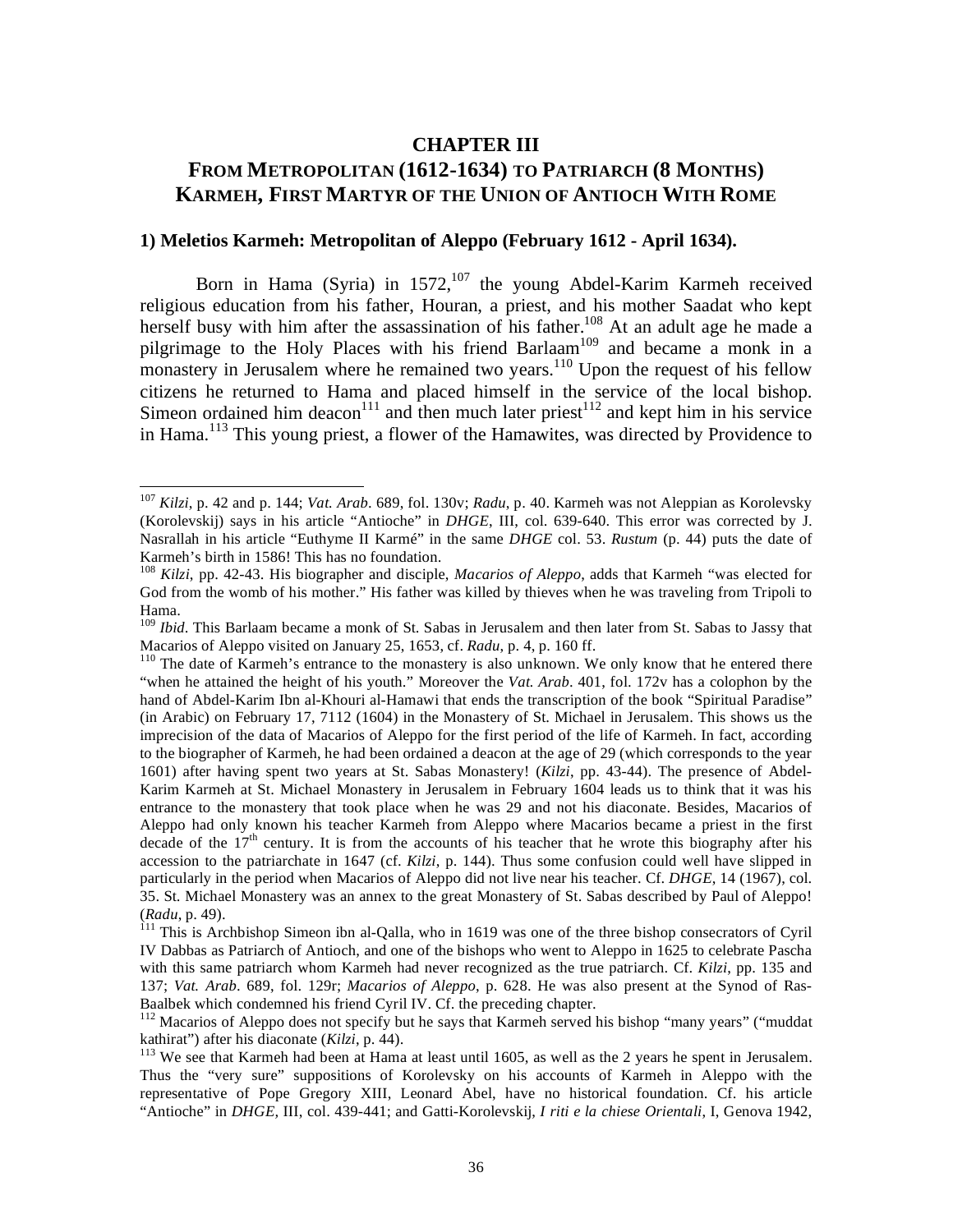# CHAPTER III
# FROM METROPOLITAN (1612-1634) TO PATRIARCH (8 MONTHS)
# KARMEH, FIRST MARTYR OF THE UNION OF ANTIOCH WITH ROME

### 1) Meletios Karmeh: Metropolitan of Aleppo (February 1612 - April 1634).

Born in Hama (Syria) in 1572,[107] the young Abdel-Karim Karmeh received religious education from his father, Houran, a priest, and his mother Saadat who kept herself busy with him after the assassination of his father.[108] At an adult age he made a pilgrimage to the Holy Places with his friend Barlaam[109] and became a monk in a monastery in Jerusalem where he remained two years.[110] Upon the request of his fellow citizens he returned to Hama and placed himself in the service of the local bishop. Simeon ordained him deacon[111] and then much later priest[112] and kept him in his service in Hama.[113] This young priest, a flower of the Hamawites, was directed by Providence to

---

[107] *Kilzi*, p. 42 and p. 144; *Vat. Arab*. 689, fol. 130v; *Radu*, p. 40. Karmeh was not Aleppian as Korolevsky (Korolevskij) says in his article "Antioche" in *DHGE*, III, col. 639-640. This error was corrected by J. Nasrallah in his article "Euthyme II Karmé" in the same *DHGE* col. 53. *Rustum* (p. 44) puts the date of Karmeh's birth in 1586! This has no foundation.

[108] *Kilzi*, pp. 42-43. His biographer and disciple, *Macarios of Aleppo*, adds that Karmeh "was elected for God from the womb of his mother." His father was killed by thieves when he was traveling from Tripoli to Hama.

[109] *Ibid*. This Barlaam became a monk of St. Sabas in Jerusalem and then later from St. Sabas to Jassy that Macarios of Aleppo visited on January 25, 1653, cf. *Radu*, p. 4, p. 160 ff.

[110] The date of Karmeh's entrance to the monastery is also unknown. We only know that he entered there "when he attained the height of his youth." Moreover the *Vat. Arab*. 401, fol. 172v has a colophon by the hand of Abdel-Karim Ibn al-Khouri al-Hamawi that ends the transcription of the book "Spiritual Paradise" (in Arabic) on February 17, 7112 (1604) in the Monastery of St. Michael in Jerusalem. This shows us the imprecision of the data of Macarios of Aleppo for the first period of the life of Karmeh. In fact, according to the biographer of Karmeh, he had been ordained a deacon at the age of 29 (which corresponds to the year 1601) after having spent two years at St. Sabas Monastery! (*Kilzi*, pp. 43-44). The presence of Abdel-Karim Karmeh at St. Michael Monastery in Jerusalem in February 1604 leads us to think that it was his entrance to the monastery that took place when he was 29 and not his diaconate. Besides, Macarios of Aleppo had only known his teacher Karmeh from Aleppo where Macarios became a priest in the first decade of the 17th century. It is from the accounts of his teacher that he wrote this biography after his accession to the patriarchate in 1647 (cf. *Kilzi*, p. 144). Thus some confusion could well have slipped in particularly in the period when Macarios of Aleppo did not live near his teacher. Cf. *DHGE*, 14 (1967), col. 35. St. Michael Monastery was an annex to the great Monastery of St. Sabas described by Paul of Aleppo! (*Radu*, p. 49).

[111] This is Archbishop Simeon ibn al-Qalla, who in 1619 was one of the three bishop consecrators of Cyril IV Dabbas as Patriarch of Antioch, and one of the bishops who went to Aleppo in 1625 to celebrate Pascha with this same patriarch whom Karmeh had never recognized as the true patriarch. Cf. *Kilzi*, pp. 135 and 137; *Vat. Arab*. 689, fol. 129r; *Macarios of Aleppo*, p. 628. He was also present at the Synod of Ras-Baalbek which condemned his friend Cyril IV. Cf. the preceding chapter.

[112] Macarios of Aleppo does not specify but he says that Karmeh served his bishop "many years" ("muddat kathirat") after his diaconate (*Kilzi*, p. 44).

[113] We see that Karmeh had been at Hama at least until 1605, as well as the 2 years he spent in Jerusalem. Thus the "very sure" suppositions of Korolevsky on his accounts of Karmeh in Aleppo with the representative of Pope Gregory XIII, Leonard Abel, have no historical foundation. Cf. his article "Antioche" in *DHGE*, III, col. 439-441; and Gatti-Korolevskij, *I riti e la chiese Orientali*, I, Genova 1942,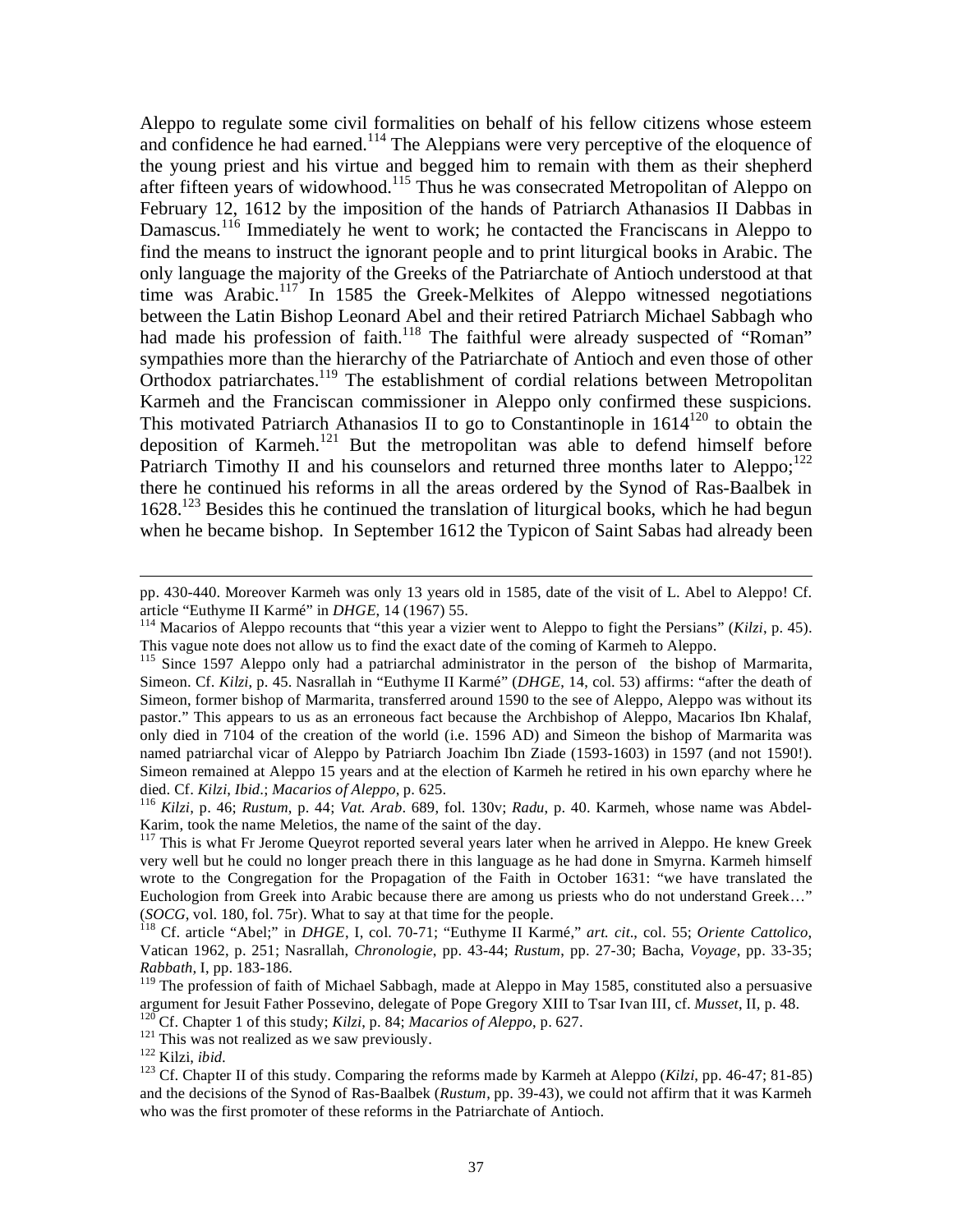Aleppo to regulate some civil formalities on behalf of his fellow citizens whose esteem and confidence he had earned.[114] The Aleppians were very perceptive of the eloquence of the young priest and his virtue and begged him to remain with them as their shepherd after fifteen years of widowhood.[115] Thus he was consecrated Metropolitan of Aleppo on February 12, 1612 by the imposition of the hands of Patriarch Athanasios II Dabbas in Damascus.[116] Immediately he went to work; he contacted the Franciscans in Aleppo to find the means to instruct the ignorant people and to print liturgical books in Arabic. The only language the majority of the Greeks of the Patriarchate of Antioch understood at that time was Arabic.[117] In 1585 the Greek-Melkites of Aleppo witnessed negotiations between the Latin Bishop Leonard Abel and their retired Patriarch Michael Sabbagh who had made his profession of faith.[118] The faithful were already suspected of "Roman" sympathies more than the hierarchy of the Patriarchate of Antioch and even those of other Orthodox patriarchates.[119] The establishment of cordial relations between Metropolitan Karmeh and the Franciscan commissioner in Aleppo only confirmed these suspicions. This motivated Patriarch Athanasios II to go to Constantinople in 1614[120] to obtain the deposition of Karmeh.[121] But the metropolitan was able to defend himself before Patriarch Timothy II and his counselors and returned three months later to Aleppo;[122] there he continued his reforms in all the areas ordered by the Synod of Ras-Baalbek in 1628.[123] Besides this he continued the translation of liturgical books, which he had begun when he became bishop. In September 1612 the Typicon of Saint Sabas had already been

---

pp. 430-440. Moreover Karmeh was only 13 years old in 1585, date of the visit of L. Abel to Aleppo! Cf. article "Euthyme II Karmé" in *DHGE*, 14 (1967) 55.

[114] Macarios of Aleppo recounts that "this year a vizier went to Aleppo to fight the Persians" (*Kilzi*, p. 45). This vague note does not allow us to find the exact date of the coming of Karmeh to Aleppo.

[115] Since 1597 Aleppo only had a patriarchal administrator in the person of the bishop of Marmarita, Simeon. Cf. *Kilzi*, p. 45. Nasrallah in "Euthyme II Karmé" (*DHGE*, 14, col. 53) affirms: "after the death of Simeon, former bishop of Marmarita, transferred around 1590 to the see of Aleppo, Aleppo was without its pastor." This appears to us as an erroneous fact because the Archbishop of Aleppo, Macarios Ibn Khalaf, only died in 7104 of the creation of the world (i.e. 1596 AD) and Simeon the bishop of Marmarita was named patriarchal vicar of Aleppo by Patriarch Joachim Ibn Ziade (1593-1603) in 1597 (and not 1590!). Simeon remained at Aleppo 15 years and at the election of Karmeh he retired in his own eparchy where he died. Cf. *Kilzi*, *Ibid*.; *Macarios of Aleppo*, p. 625.

[116] *Kilzi*, p. 46; *Rustum*, p. 44; *Vat. Arab*. 689, fol. 130v; *Radu*, p. 40. Karmeh, whose name was Abdel-Karim, took the name Meletios, the name of the saint of the day.

[117] This is what Fr Jerome Queyrot reported several years later when he arrived in Aleppo. He knew Greek very well but he could no longer preach there in this language as he had done in Smyrna. Karmeh himself wrote to the Congregation for the Propagation of the Faith in October 1631: "we have translated the Euchologion from Greek into Arabic because there are among us priests who do not understand Greek…" (*SOCG*, vol. 180, fol. 75r). What to say at that time for the people.

[118] Cf. article "Abel;" in *DHGE*, I, col. 70-71; "Euthyme II Karmé," *art. cit*., col. 55; *Oriente Cattolico*, Vatican 1962, p. 251; Nasrallah, *Chronologie*, pp. 43-44; *Rustum*, pp. 27-30; Bacha, *Voyage*, pp. 33-35; *Rabbath*, I, pp. 183-186.

[119] The profession of faith of Michael Sabbagh, made at Aleppo in May 1585, constituted also a persuasive argument for Jesuit Father Possevino, delegate of Pope Gregory XIII to Tsar Ivan III, cf. *Musset*, II, p. 48.

[120] Cf. Chapter 1 of this study; *Kilzi*, p. 84; *Macarios of Aleppo*, p. 627.

[121] This was not realized as we saw previously.

[122] Kilzi, *ibid*.

[123] Cf. Chapter II of this study. Comparing the reforms made by Karmeh at Aleppo (*Kilzi*, pp. 46-47; 81-85) and the decisions of the Synod of Ras-Baalbek (*Rustum*, pp. 39-43), we could not affirm that it was Karmeh who was the first promoter of these reforms in the Patriarchate of Antioch.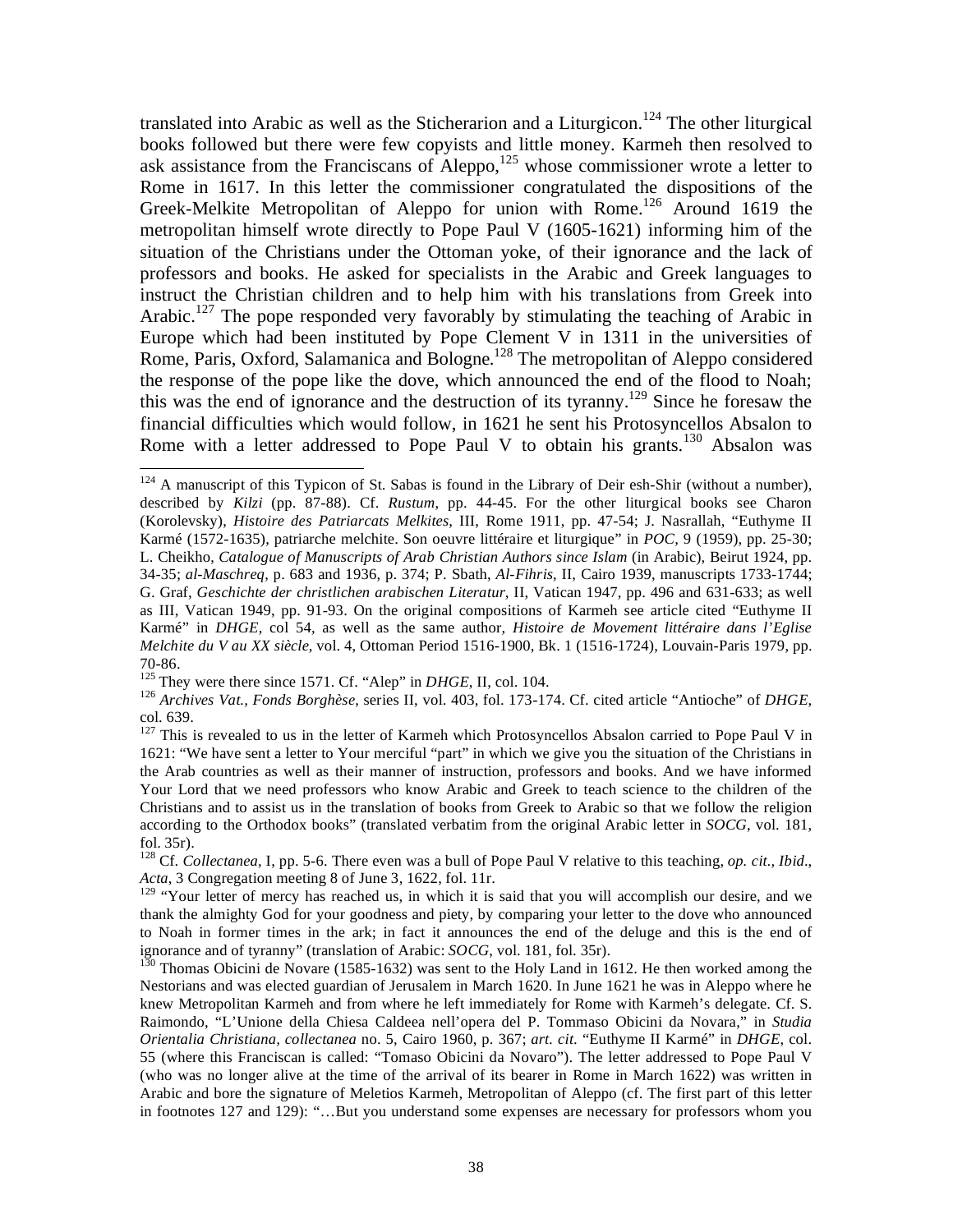translated into Arabic as well as the Sticherarion and a Liturgicon.[124] The other liturgical books followed but there were few copyists and little money. Karmeh then resolved to ask assistance from the Franciscans of Aleppo,[125] whose commissioner wrote a letter to Rome in 1617. In this letter the commissioner congratulated the dispositions of the Greek-Melkite Metropolitan of Aleppo for union with Rome.[126] Around 1619 the metropolitan himself wrote directly to Pope Paul V (1605-1621) informing him of the situation of the Christians under the Ottoman yoke, of their ignorance and the lack of professors and books. He asked for specialists in the Arabic and Greek languages to instruct the Christian children and to help him with his translations from Greek into Arabic.[127] The pope responded very favorably by stimulating the teaching of Arabic in Europe which had been instituted by Pope Clement V in 1311 in the universities of Rome, Paris, Oxford, Salamanica and Bologne.[128] The metropolitan of Aleppo considered the response of the pope like the dove, which announced the end of the flood to Noah; this was the end of ignorance and the destruction of its tyranny.[129] Since he foresaw the financial difficulties which would follow, in 1621 he sent his Protosyncellos Absalon to Rome with a letter addressed to Pope Paul V to obtain his grants.[130] Absalon was

---

[124] A manuscript of this Typicon of St. Sabas is found in the Library of Deir esh-Shir (without a number), described by *Kilzi* (pp. 87-88). Cf. *Rustum*, pp. 44-45. For the other liturgical books see Charon (Korolevsky), *Histoire des Patriarcats Melkites*, III, Rome 1911, pp. 47-54; J. Nasrallah, "Euthyme II Karmé (1572-1635), patriarche melchite. Son oeuvre littéraire et liturgique" in *POC*, 9 (1959), pp. 25-30; L. Cheikho, *Catalogue of Manuscripts of Arab Christian Authors since Islam* (in Arabic), Beirut 1924, pp. 34-35; *al-Maschreq*, p. 683 and 1936, p. 374; P. Sbath, *Al-Fihris*, II, Cairo 1939, manuscripts 1733-1744; G. Graf, *Geschichte der christlichen arabischen Literatur*, II, Vatican 1947, pp. 496 and 631-633; as well as III, Vatican 1949, pp. 91-93. On the original compositions of Karmeh see article cited "Euthyme II Karmé" in *DHGE*, col 54, as well as the same author, *Histoire de Movement littéraire dans l'Eglise Melchite du V au XX siècle*, vol. 4, Ottoman Period 1516-1900, Bk. 1 (1516-1724), Louvain-Paris 1979, pp. 70-86.

[125] They were there since 1571. Cf. "Alep" in *DHGE*, II, col. 104.

[126] *Archives Vat., Fonds Borghèse*, series II, vol. 403, fol. 173-174. Cf. cited article "Antioche" of *DHGE*, col. 639.

[127] This is revealed to us in the letter of Karmeh which Protosyncellos Absalon carried to Pope Paul V in 1621: "We have sent a letter to Your merciful "part" in which we give you the situation of the Christians in the Arab countries as well as their manner of instruction, professors and books. And we have informed Your Lord that we need professors who know Arabic and Greek to teach science to the children of the Christians and to assist us in the translation of books from Greek to Arabic so that we follow the religion according to the Orthodox books" (translated verbatim from the original Arabic letter in *SOCG*, vol. 181, fol. 35r).

[128] Cf. *Collectanea*, I, pp. 5-6. There even was a bull of Pope Paul V relative to this teaching, *op. cit., Ibid*., *Acta*, 3 Congregation meeting 8 of June 3, 1622, fol. 11r.

[129] "Your letter of mercy has reached us, in which it is said that you will accomplish our desire, and we thank the almighty God for your goodness and piety, by comparing your letter to the dove who announced to Noah in former times in the ark; in fact it announces the end of the deluge and this is the end of ignorance and of tyranny" (translation of Arabic: *SOCG*, vol. 181, fol. 35r).

[130] Thomas Obicini de Novare (1585-1632) was sent to the Holy Land in 1612. He then worked among the Nestorians and was elected guardian of Jerusalem in March 1620. In June 1621 he was in Aleppo where he knew Metropolitan Karmeh and from where he left immediately for Rome with Karmeh's delegate. Cf. S. Raimondo, "L'Unione della Chiesa Caldeea nell'opera del P. Tommaso Obicini da Novara," in *Studia Orientalia Christiana, collectanea* no. 5, Cairo 1960, p. 367; *art. cit.* "Euthyme II Karmé" in *DHGE*, col. 55 (where this Franciscan is called: "Tomaso Obicini da Novaro"). The letter addressed to Pope Paul V (who was no longer alive at the time of the arrival of its bearer in Rome in March 1622) was written in Arabic and bore the signature of Meletios Karmeh, Metropolitan of Aleppo (cf. The first part of this letter in footnotes 127 and 129): "…But you understand some expenses are necessary for professors whom you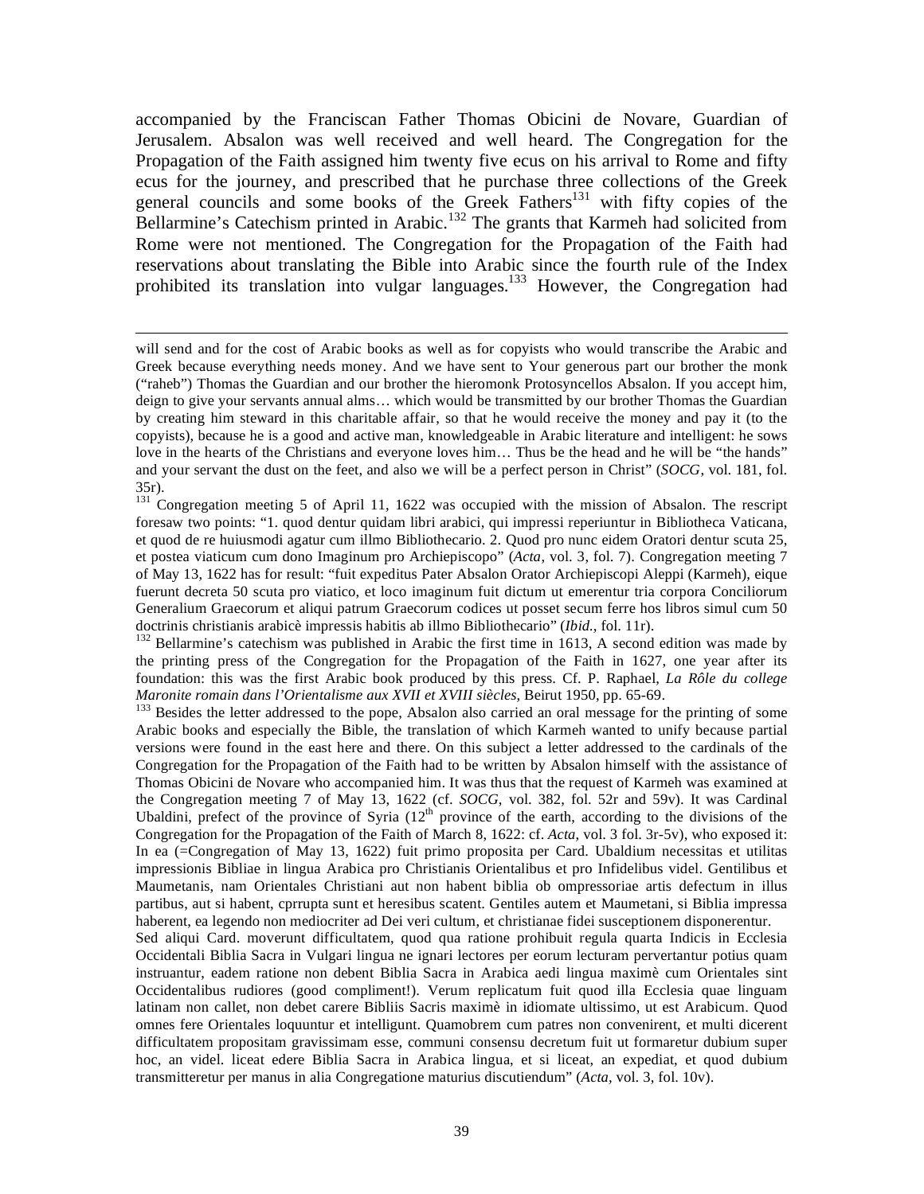accompanied by the Franciscan Father Thomas Obicini de Novare, Guardian of Jerusalem. Absalon was well received and well heard. The Congregation for the Propagation of the Faith assigned him twenty five ecus on his arrival to Rome and fifty ecus for the journey, and prescribed that he purchase three collections of the Greek general councils and some books of the Greek Fathers[131] with fifty copies of the Bellarmine's Catechism printed in Arabic.[132] The grants that Karmeh had solicited from Rome were not mentioned. The Congregation for the Propagation of the Faith had reservations about translating the Bible into Arabic since the fourth rule of the Index prohibited its translation into vulgar languages.[133] However, the Congregation had

---

will send and for the cost of Arabic books as well as for copyists who would transcribe the Arabic and Greek because everything needs money. And we have sent to Your generous part our brother the monk ("raheb") Thomas the Guardian and our brother the hieromonk Protosyncellos Absalon. If you accept him, deign to give your servants annual alms… which would be transmitted by our brother Thomas the Guardian by creating him steward in this charitable affair, so that he would receive the money and pay it (to the copyists), because he is a good and active man, knowledgeable in Arabic literature and intelligent: he sows love in the hearts of the Christians and everyone loves him… Thus be the head and he will be "the hands" and your servant the dust on the feet, and also we will be a perfect person in Christ" (*SOCG*, vol. 181, fol. 35r).

[131] Congregation meeting 5 of April 11, 1622 was occupied with the mission of Absalon. The rescript foresaw two points: "1. quod dentur quidam libri arabici, qui impressi reperiuntur in Bibliotheca Vaticana, et quod de re huiusmodi agatur cum illmo Bibliothecario. 2. Quod pro nunc eidem Oratori dentur scuta 25, et postea viaticum cum dono Imaginum pro Archiepiscopo" (*Acta*, vol. 3, fol. 7). Congregation meeting 7 of May 13, 1622 has for result: "fuit expeditus Pater Absalon Orator Archiepiscopi Aleppi (Karmeh), eique fuerunt decreta 50 scuta pro viatico, et loco imaginum fuit dictum ut emerentur tria corpora Conciliorum Generalium Graecorum et aliqui patrum Graecorum codices ut posset secum ferre hos libros simul cum 50 doctrinis christianis arabicè impressis habitis ab illmo Bibliothecario" (*Ibid.*, fol. 11r).

[132] Bellarmine's catechism was published in Arabic the first time in 1613, A second edition was made by the printing press of the Congregation for the Propagation of the Faith in 1627, one year after its foundation: this was the first Arabic book produced by this press. Cf. P. Raphael, *La Rôle du college Maronite romain dans l'Orientalisme aux XVII et XVIII siècles*, Beirut 1950, pp. 65-69.

[133] Besides the letter addressed to the pope, Absalon also carried an oral message for the printing of some Arabic books and especially the Bible, the translation of which Karmeh wanted to unify because partial versions were found in the east here and there. On this subject a letter addressed to the cardinals of the Congregation for the Propagation of the Faith had to be written by Absalon himself with the assistance of Thomas Obicini de Novare who accompanied him. It was thus that the request of Karmeh was examined at the Congregation meeting 7 of May 13, 1622 (cf. *SOCG*, vol. 382, fol. 52r and 59v). It was Cardinal Ubaldini, prefect of the province of Syria (12th province of the earth, according to the divisions of the Congregation for the Propagation of the Faith of March 8, 1622: cf. *Acta*, vol. 3 fol. 3r-5v), who exposed it: In ea (=Congregation of May 13, 1622) fuit primo proposita per Card. Ubaldium necessitas et utilitas impressionis Bibliae in lingua Arabica pro Christianis Orientalibus et pro Infidelibus videl. Gentilibus et Maumetanis, nam Orientales Christiani aut non habent biblia ob ompressoriae artis defectum in illus partibus, aut si habent, cprrupta sunt et heresibus scatent. Gentiles autem et Maumetani, si Biblia impressa haberent, ea legendo non mediocriter ad Dei veri cultum, et christianae fidei susceptionem disponerentur.

Sed aliqui Card. moverunt difficultatem, quod qua ratione prohibuit regula quarta Indicis in Ecclesia Occidentali Biblia Sacra in Vulgari lingua ne ignari lectores per eorum lecturam pervertantur potius quam instruantur, eadem ratione non debent Biblia Sacra in Arabica aedi lingua maximè cum Orientales sint Occidentalibus rudiores (good compliment!). Verum replicatum fuit quod illa Ecclesia quae linguam latinam non callet, non debet carere Bibliis Sacris maximè in idiomate ultissimo, ut est Arabicum. Quod omnes fere Orientales loquuntur et intelligunt. Quamobrem cum patres non convenirent, et multi dicerent difficultatem propositam gravissimam esse, communi consensu decretum fuit ut formaretur dubium super hoc, an videl. liceat edere Biblia Sacra in Arabica lingua, et si liceat, an expediat, et quod dubium transmitteretur per manus in alia Congregatione maturius discutiendum" (*Acta*, vol. 3, fol. 10v).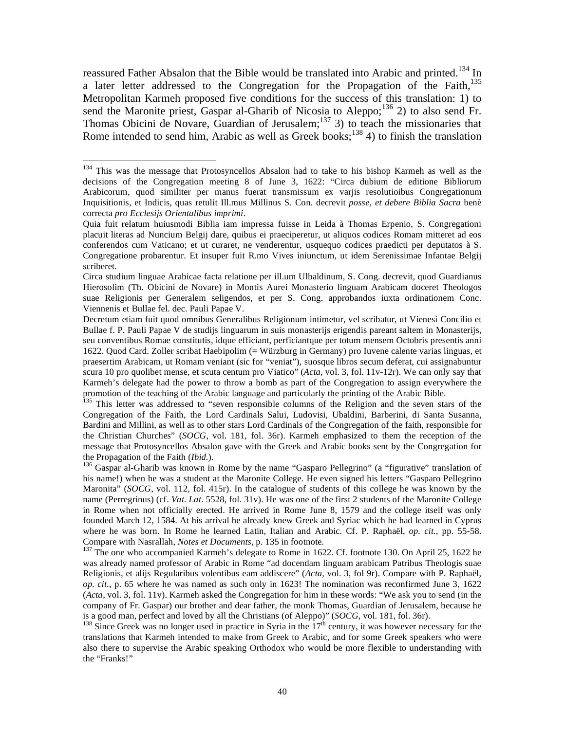reassured Father Absalon that the Bible would be translated into Arabic and printed.[134] In a later letter addressed to the Congregation for the Propagation of the Faith,[135] Metropolitan Karmeh proposed five conditions for the success of this translation: 1) to send the Maronite priest, Gaspar al-Gharib of Nicosia to Aleppo;[136] 2) to also send Fr. Thomas Obicini de Novare, Guardian of Jerusalem;[137] 3) to teach the missionaries that Rome intended to send him, Arabic as well as Greek books;[138] 4) to finish the translation

---

[134] This was the message that Protosyncellos Absalon had to take to his bishop Karmeh as well as the decisions of the Congregation meeting 8 of June 3, 1622: "Circa dubium de editione Bibliorum Arabicorum, quod similiter per manus fuerat transmissum ex varjis resolutioibus Congregationum Inquisitionis, et Indicis, quas retulit Ill.mus Millinus S. Con. decrevit *posse, et debere Biblia Sacra* benè correcta *pro Ecclesijs Orientalibus imprimi*.

Quia fuit relatum huiusmodi Biblia iam impressa fuisse in Leida à Thomas Erpenio, S. Congregationi placuit literas ad Nuncium Belgij dare, quibus ei praeciperetur, ut aliquos codices Romam mitteret ad eos conferendos cum Vaticano; et ut curaret, ne venderentur, usquequo codices praedicti per deputatos à S. Congregatione probarentur. Et insuper fuit R.mo Vives iniunctum, ut idem Serenissimae Infantae Belgij scriberet.

Circa studium linguae Arabicae facta relatione per ill.um Ulbaldinum, S. Cong. decrevit, quod Guardianus Hierosolim (Th. Obicini de Novare) in Montis Aurei Monasterio linguam Arabicam doceret Theologos suae Religionis per Generalem seligendos, et per S. Cong. approbandos iuxta ordinationem Conc. Viennensis et Bullae fel. dec. Pauli Papae V.

Decretum etiam fuit quod omnibus Generalibus Religionum intimetur, vel scribatur, ut Vienesi Concilio et Bullae f. P. Pauli Papae V de studijs linguarum in suis monasterijs erigendis pareant saltem in Monasterijs, seu conventibus Romae constitutis, idque efficiant, perficiantque per totum mensem Octobris presentis anni 1622. Quod Card. Zoller scribat Haebipolim (= Würzburg in Germany) pro Iuvene calente varias linguas, et praesertim Arabicam, ut Romam veniant (sic for "veniat"), suosque libros secum deferat, cui assignabuntur scura 10 pro quolibet mense, et scuta centum pro Viatico" (*Acta*, vol. 3, fol. 11v-12r). We can only say that Karmeh's delegate had the power to throw a bomb as part of the Congregation to assign everywhere the promotion of the teaching of the Arabic language and particularly the printing of the Arabic Bible.

[135] This letter was addressed to "seven responsible columns of the Religion and the seven stars of the Congregation of the Faith, the Lord Cardinals Salui, Ludovisi, Ubaldini, Barberini, di Santa Susanna, Bardini and Millini, as well as to other stars Lord Cardinals of the Congregation of the faith, responsible for the Christian Churches" (*SOCG*, vol. 181, fol. 36r). Karmeh emphasized to them the reception of the message that Protosyncellos Absalon gave with the Greek and Arabic books sent by the Congregation for the Propagation of the Faith (*Ibid.*).

[136] Gaspar al-Gharib was known in Rome by the name "Gasparo Pellegrino" (a "figurative" translation of his name!) when he was a student at the Maronite College. He even signed his letters "Gasparo Pellegrino Maronita" (*SOCG*, vol. 112, fol. 415r). In the catalogue of students of this college he was known by the name (Perregrinus) (cf. *Vat. Lat*. 5528, fol. 31v). He was one of the first 2 students of the Maronite College in Rome when not officially erected. He arrived in Rome June 8, 1579 and the college itself was only founded March 12, 1584. At his arrival he already knew Greek and Syriac which he had learned in Cyprus where he was born. In Rome he learned Latin, Italian and Arabic. Cf. P. Raphaël, *op. cit.*, pp. 55-58. Compare with Nasrallah, *Notes et Documents*, p. 135 in footnote.

[137] The one who accompanied Karmeh's delegate to Rome in 1622. Cf. footnote 130. On April 25, 1622 he was already named professor of Arabic in Rome "ad docendam linguam arabicam Patribus Theologis suae Religionis, et alijs Regularibus volentibus eam addiscere" (*Acta*, vol. 3, fol 9r). Compare with P. Raphaël, *op. cit.*, p. 65 where he was named as such only in 1623! The nomination was reconfirmed June 3, 1622 (*Acta*, vol. 3, fol. 11v). Karmeh asked the Congregation for him in these words: "We ask you to send (in the company of Fr. Gaspar) our brother and dear father, the monk Thomas, Guardian of Jerusalem, because he is a good man, perfect and loved by all the Christians (of Aleppo)" (*SOCG*, vol. 181, fol. 36r).

[138] Since Greek was no longer used in practice in Syria in the 17th century, it was however necessary for the translations that Karmeh intended to make from Greek to Arabic, and for some Greek speakers who were also there to supervise the Arabic speaking Orthodox who would be more flexible to understanding with the "Franks!"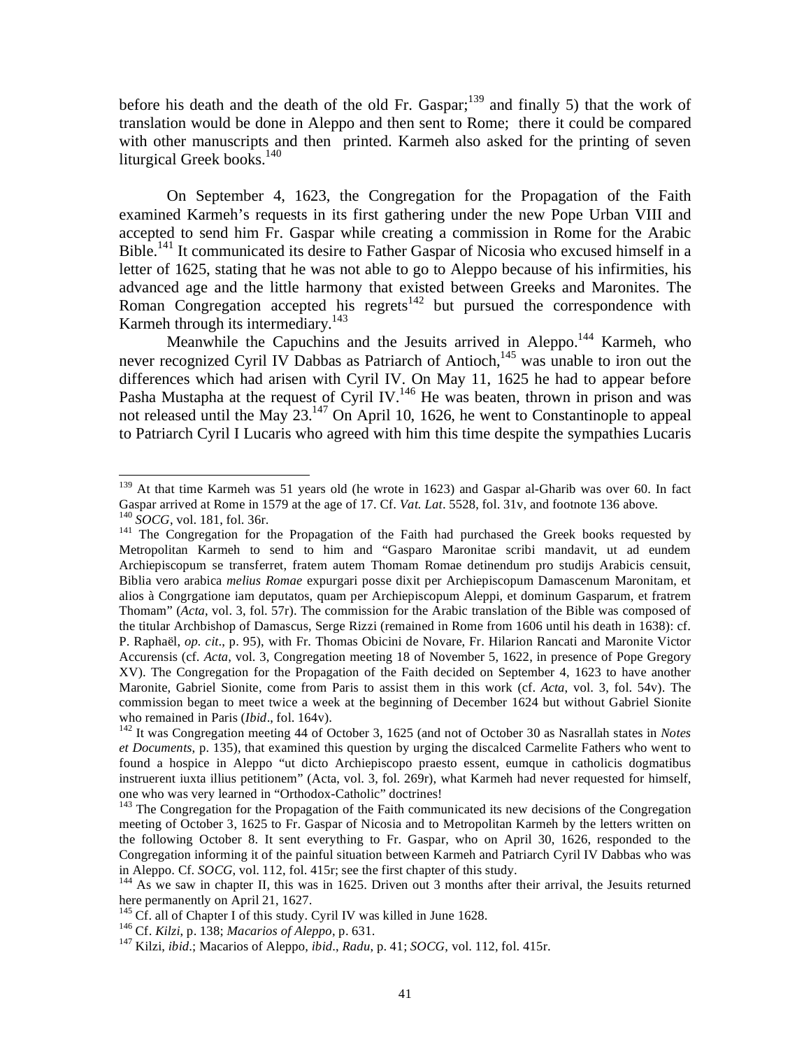before his death and the death of the old Fr. Gaspar;[139] and finally 5) that the work of translation would be done in Aleppo and then sent to Rome; there it could be compared with other manuscripts and then printed. Karmeh also asked for the printing of seven liturgical Greek books.[140]

On September 4, 1623, the Congregation for the Propagation of the Faith examined Karmeh's requests in its first gathering under the new Pope Urban VIII and accepted to send him Fr. Gaspar while creating a commission in Rome for the Arabic Bible.[141] It communicated its desire to Father Gaspar of Nicosia who excused himself in a letter of 1625, stating that he was not able to go to Aleppo because of his infirmities, his advanced age and the little harmony that existed between Greeks and Maronites. The Roman Congregation accepted his regrets[142] but pursued the correspondence with Karmeh through its intermediary.[143]

Meanwhile the Capuchins and the Jesuits arrived in Aleppo.[144] Karmeh, who never recognized Cyril IV Dabbas as Patriarch of Antioch,[145] was unable to iron out the differences which had arisen with Cyril IV. On May 11, 1625 he had to appear before Pasha Mustapha at the request of Cyril IV.[146] He was beaten, thrown in prison and was not released until the May 23.[147] On April 10, 1626, he went to Constantinople to appeal to Patriarch Cyril I Lucaris who agreed with him this time despite the sympathies Lucaris

---

[139] At that time Karmeh was 51 years old (he wrote in 1623) and Gaspar al-Gharib was over 60. In fact Gaspar arrived at Rome in 1579 at the age of 17. Cf. *Vat. Lat*. 5528, fol. 31v, and footnote 136 above.

[140] *SOCG*, vol. 181, fol. 36r.

[141] The Congregation for the Propagation of the Faith had purchased the Greek books requested by Metropolitan Karmeh to send to him and "Gasparo Maronitae scribi mandavit, ut ad eundem Archiepiscopum se transferret, fratem autem Thomam Romae detinendum pro studijs Arabicis censuit, Biblia vero arabica *melius Romae* expurgari posse dixit per Archiepiscopum Damascenum Maronitam, et alios à Congrgatione iam deputatos, quam per Archiepiscopum Aleppi, et dominum Gasparum, et fratrem Thomam" (*Acta*, vol. 3, fol. 57r). The commission for the Arabic translation of the Bible was composed of the titular Archbishop of Damascus, Serge Rizzi (remained in Rome from 1606 until his death in 1638): cf. P. Raphaël, *op. cit*., p. 95), with Fr. Thomas Obicini de Novare, Fr. Hilarion Rancati and Maronite Victor Accurensis (cf. *Acta*, vol. 3, Congregation meeting 18 of November 5, 1622, in presence of Pope Gregory XV). The Congregation for the Propagation of the Faith decided on September 4, 1623 to have another Maronite, Gabriel Sionite, come from Paris to assist them in this work (cf. *Acta*, vol. 3, fol. 54v). The commission began to meet twice a week at the beginning of December 1624 but without Gabriel Sionite who remained in Paris (*Ibid*., fol. 164v).

[142] It was Congregation meeting 44 of October 3, 1625 (and not of October 30 as Nasrallah states in *Notes et Documents*, p. 135), that examined this question by urging the discalced Carmelite Fathers who went to found a hospice in Aleppo "ut dicto Archiepiscopo praesto essent, eumque in catholicis dogmatibus instruerent iuxta illius petitionem" (Acta, vol. 3, fol. 269r), what Karmeh had never requested for himself, one who was very learned in "Orthodox-Catholic" doctrines!

[143] The Congregation for the Propagation of the Faith communicated its new decisions of the Congregation meeting of October 3, 1625 to Fr. Gaspar of Nicosia and to Metropolitan Karmeh by the letters written on the following October 8. It sent everything to Fr. Gaspar, who on April 30, 1626, responded to the Congregation informing it of the painful situation between Karmeh and Patriarch Cyril IV Dabbas who was in Aleppo. Cf. *SOCG*, vol. 112, fol. 415r; see the first chapter of this study.

[144] As we saw in chapter II, this was in 1625. Driven out 3 months after their arrival, the Jesuits returned here permanently on April 21, 1627.

[145] Cf. all of Chapter I of this study. Cyril IV was killed in June 1628.

[146] Cf. *Kilzi*, p. 138; *Macarios of Aleppo*, p. 631.

[147] Kilzi, *ibid*.; Macarios of Aleppo, *ibid*., *Radu*, p. 41; *SOCG*, vol. 112, fol. 415r.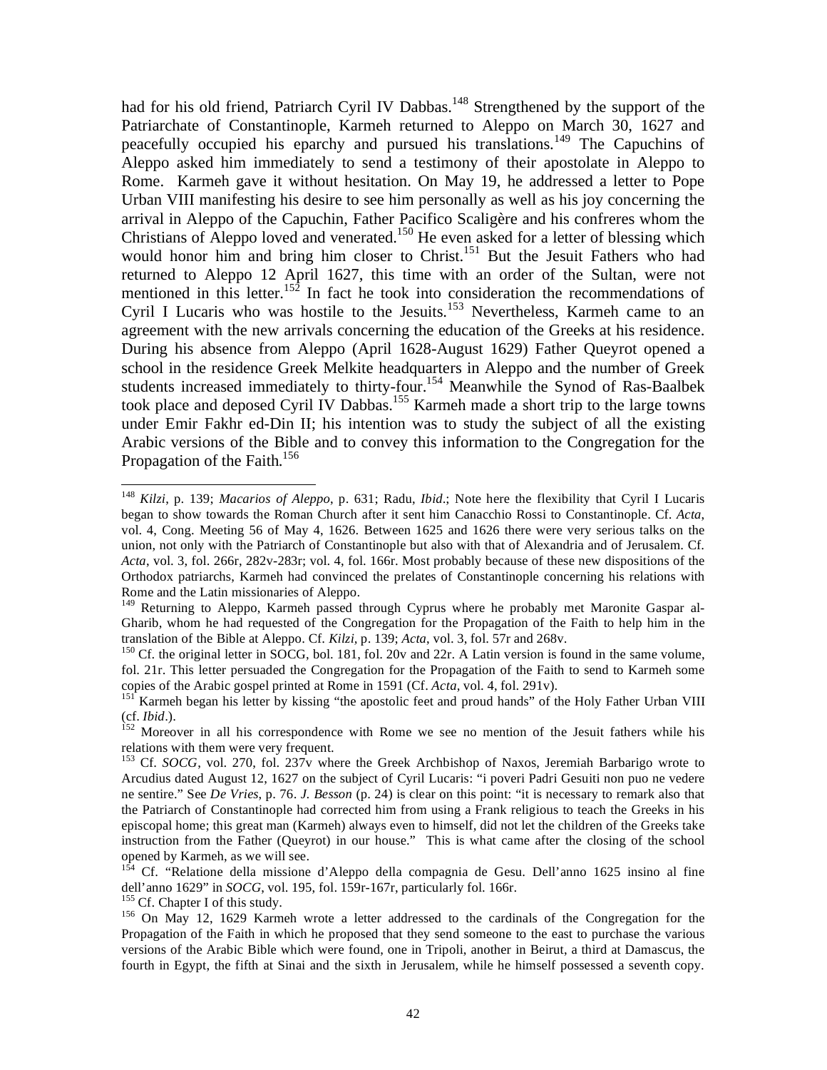had for his old friend, Patriarch Cyril IV Dabbas.[148] Strengthened by the support of the Patriarchate of Constantinople, Karmeh returned to Aleppo on March 30, 1627 and peacefully occupied his eparchy and pursued his translations.[149] The Capuchins of Aleppo asked him immediately to send a testimony of their apostolate in Aleppo to Rome. Karmeh gave it without hesitation. On May 19, he addressed a letter to Pope Urban VIII manifesting his desire to see him personally as well as his joy concerning the arrival in Aleppo of the Capuchin, Father Pacifico Scaligère and his confreres whom the Christians of Aleppo loved and venerated.[150] He even asked for a letter of blessing which would honor him and bring him closer to Christ.[151] But the Jesuit Fathers who had returned to Aleppo 12 April 1627, this time with an order of the Sultan, were not mentioned in this letter.[152] In fact he took into consideration the recommendations of Cyril I Lucaris who was hostile to the Jesuits.[153] Nevertheless, Karmeh came to an agreement with the new arrivals concerning the education of the Greeks at his residence. During his absence from Aleppo (April 1628-August 1629) Father Queyrot opened a school in the residence Greek Melkite headquarters in Aleppo and the number of Greek students increased immediately to thirty-four.[154] Meanwhile the Synod of Ras-Baalbek took place and deposed Cyril IV Dabbas.[155] Karmeh made a short trip to the large towns under Emir Fakhr ed-Din II; his intention was to study the subject of all the existing Arabic versions of the Bible and to convey this information to the Congregation for the Propagation of the Faith.[156]

---

[148] *Kilzi*, p. 139; *Macarios of Aleppo*, p. 631; Radu, *Ibid*.; Note here the flexibility that Cyril I Lucaris began to show towards the Roman Church after it sent him Canacchio Rossi to Constantinople. Cf. *Acta*, vol. 4, Cong. Meeting 56 of May 4, 1626. Between 1625 and 1626 there were very serious talks on the union, not only with the Patriarch of Constantinople but also with that of Alexandria and of Jerusalem. Cf. *Acta*, vol. 3, fol. 266r, 282v-283r; vol. 4, fol. 166r. Most probably because of these new dispositions of the Orthodox patriarchs, Karmeh had convinced the prelates of Constantinople concerning his relations with Rome and the Latin missionaries of Aleppo.

[149] Returning to Aleppo, Karmeh passed through Cyprus where he probably met Maronite Gaspar al-Gharib, whom he had requested of the Congregation for the Propagation of the Faith to help him in the translation of the Bible at Aleppo. Cf. *Kilzi*, p. 139; *Acta*, vol. 3, fol. 57r and 268v.

[150] Cf. the original letter in SOCG, bol. 181, fol. 20v and 22r. A Latin version is found in the same volume, fol. 21r. This letter persuaded the Congregation for the Propagation of the Faith to send to Karmeh some copies of the Arabic gospel printed at Rome in 1591 (Cf. *Acta*, vol. 4, fol. 291v).

[151] Karmeh began his letter by kissing "the apostolic feet and proud hands" of the Holy Father Urban VIII (cf. *Ibid*.).

[152] Moreover in all his correspondence with Rome we see no mention of the Jesuit fathers while his relations with them were very frequent.

[153] Cf. *SOCG*, vol. 270, fol. 237v where the Greek Archbishop of Naxos, Jeremiah Barbarigo wrote to Arcudius dated August 12, 1627 on the subject of Cyril Lucaris: "i poveri Padri Gesuiti non puo ne vedere ne sentire." See *De Vries*, p. 76. *J. Besson* (p. 24) is clear on this point: "it is necessary to remark also that the Patriarch of Constantinople had corrected him from using a Frank religious to teach the Greeks in his episcopal home; this great man (Karmeh) always even to himself, did not let the children of the Greeks take instruction from the Father (Queyrot) in our house." This is what came after the closing of the school opened by Karmeh, as we will see.

[154] Cf. "Relatione della missione d'Aleppo della compagnia de Gesu. Dell'anno 1625 insino al fine dell'anno 1629" in *SOCG*, vol. 195, fol. 159r-167r, particularly fol. 166r.

[155] Cf. Chapter I of this study.

[156] On May 12, 1629 Karmeh wrote a letter addressed to the cardinals of the Congregation for the Propagation of the Faith in which he proposed that they send someone to the east to purchase the various versions of the Arabic Bible which were found, one in Tripoli, another in Beirut, a third at Damascus, the fourth in Egypt, the fifth at Sinai and the sixth in Jerusalem, while he himself possessed a seventh copy.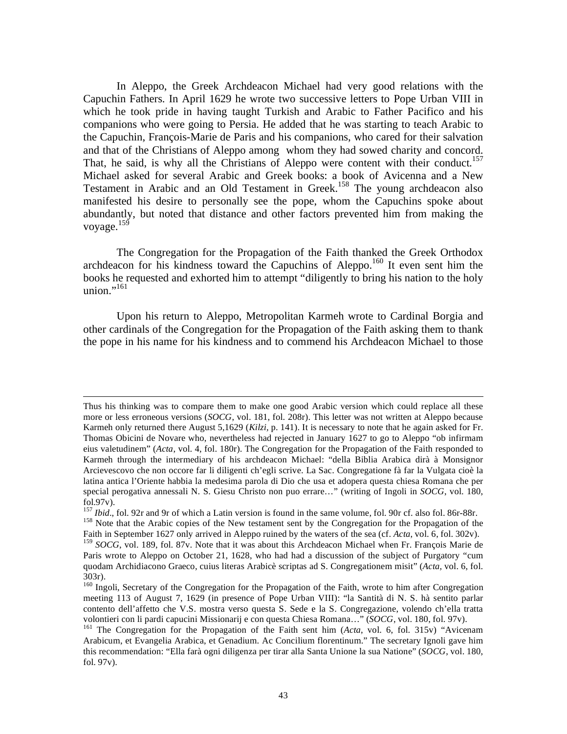In Aleppo, the Greek Archdeacon Michael had very good relations with the Capuchin Fathers. In April 1629 he wrote two successive letters to Pope Urban VIII in which he took pride in having taught Turkish and Arabic to Father Pacifico and his companions who were going to Persia. He added that he was starting to teach Arabic to the Capuchin, François-Marie de Paris and his companions, who cared for their salvation and that of the Christians of Aleppo among whom they had sowed charity and concord. That, he said, is why all the Christians of Aleppo were content with their conduct.[157] Michael asked for several Arabic and Greek books: a book of Avicenna and a New Testament in Arabic and an Old Testament in Greek.[158] The young archdeacon also manifested his desire to personally see the pope, whom the Capuchins spoke about abundantly, but noted that distance and other factors prevented him from making the voyage.[159]

The Congregation for the Propagation of the Faith thanked the Greek Orthodox archdeacon for his kindness toward the Capuchins of Aleppo.[160] It even sent him the books he requested and exhorted him to attempt "diligently to bring his nation to the holy union."[161]

Upon his return to Aleppo, Metropolitan Karmeh wrote to Cardinal Borgia and other cardinals of the Congregation for the Propagation of the Faith asking them to thank the pope in his name for his kindness and to commend his Archdeacon Michael to those

---

Thus his thinking was to compare them to make one good Arabic version which could replace all these more or less erroneous versions (*SOCG*, vol. 181, fol. 208r). This letter was not written at Aleppo because Karmeh only returned there August 5,1629 (*Kilzi*, p. 141). It is necessary to note that he again asked for Fr. Thomas Obicini de Novare who, nevertheless had rejected in January 1627 to go to Aleppo "ob infirmam eius valetudinem" (*Acta*, vol. 4, fol. 180r). The Congregation for the Propagation of the Faith responded to Karmeh through the intermediary of his archdeacon Michael: "della Biblia Arabica dirà à Monsignor Arcievescovo che non occore far li diligenti ch'egli scrive. La Sac. Congregatione fà far la Vulgata cioè la latina antica l'Oriente habbia la medesima parola di Dio che usa et adopera questa chiesa Romana che per special perogativa annessali N. S. Giesu Christo non puo errare…" (writing of Ingoli in *SOCG*, vol. 180, fol.97v).

[157] *Ibid*., fol. 92r and 9r of which a Latin version is found in the same volume, fol. 90r cf. also fol. 86r-88r.

[158] Note that the Arabic copies of the New testament sent by the Congregation for the Propagation of the Faith in September 1627 only arrived in Aleppo ruined by the waters of the sea (cf. *Acta*, vol. 6, fol. 302v).

[159] *SOCG*, vol. 189, fol. 87v. Note that it was about this Archdeacon Michael when Fr. François Marie de Paris wrote to Aleppo on October 21, 1628, who had had a discussion of the subject of Purgatory "cum quodam Archidiacono Graeco, cuius literas Arabicè scriptas ad S. Congregationem misit" (*Acta*, vol. 6, fol. 303r).

[160] Ingoli, Secretary of the Congregation for the Propagation of the Faith, wrote to him after Congregation meeting 113 of August 7, 1629 (in presence of Pope Urban VIII): "la Santità di N. S. hà sentito parlar contento dell'affetto che V.S. mostra verso questa S. Sede e la S. Congregazione, volendo ch'ella tratta volontieri con li pardi capucini Missionarij e con questa Chiesa Romana…" (*SOCG*, vol. 180, fol. 97v).

[161] The Congregation for the Propagation of the Faith sent him (*Acta*, vol. 6, fol. 315v) "Avicenam Arabicum, et Evangelia Arabica, et Genadium. Ac Concilium florentinum." The secretary Ignoli gave him this recommendation: "Ella farà ogni diligenza per tirar alla Santa Unione la sua Natione" (*SOCG*, vol. 180, fol. 97v).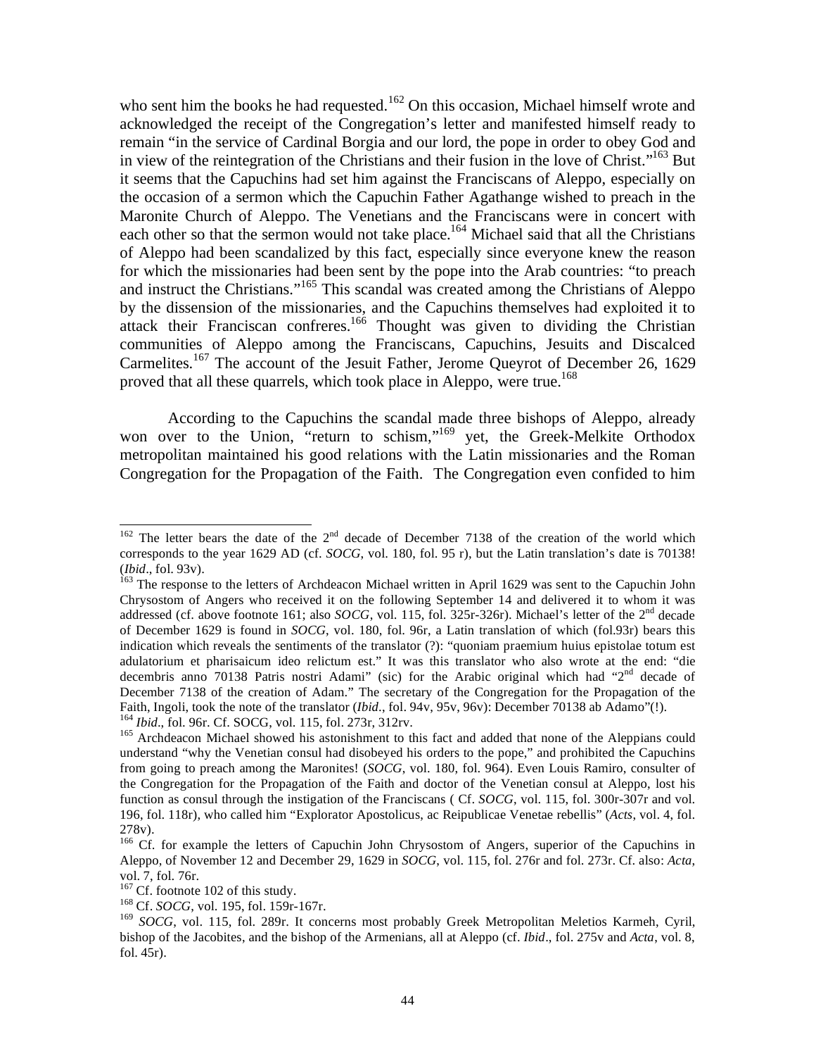who sent him the books he had requested.[162] On this occasion, Michael himself wrote and acknowledged the receipt of the Congregation's letter and manifested himself ready to remain "in the service of Cardinal Borgia and our lord, the pope in order to obey God and in view of the reintegration of the Christians and their fusion in the love of Christ."[163] But it seems that the Capuchins had set him against the Franciscans of Aleppo, especially on the occasion of a sermon which the Capuchin Father Agathange wished to preach in the Maronite Church of Aleppo. The Venetians and the Franciscans were in concert with each other so that the sermon would not take place.[164] Michael said that all the Christians of Aleppo had been scandalized by this fact, especially since everyone knew the reason for which the missionaries had been sent by the pope into the Arab countries: "to preach and instruct the Christians."[165] This scandal was created among the Christians of Aleppo by the dissension of the missionaries, and the Capuchins themselves had exploited it to attack their Franciscan confreres.[166] Thought was given to dividing the Christian communities of Aleppo among the Franciscans, Capuchins, Jesuits and Discalced Carmelites.[167] The account of the Jesuit Father, Jerome Queyrot of December 26, 1629 proved that all these quarrels, which took place in Aleppo, were true.[168]

According to the Capuchins the scandal made three bishops of Aleppo, already won over to the Union, "return to schism,"[169] yet, the Greek-Melkite Orthodox metropolitan maintained his good relations with the Latin missionaries and the Roman Congregation for the Propagation of the Faith. The Congregation even confided to him

---

[162] The letter bears the date of the 2nd decade of December 7138 of the creation of the world which corresponds to the year 1629 AD (cf. *SOCG*, vol. 180, fol. 95 r), but the Latin translation's date is 70138! (*Ibid*., fol. 93v).

[163] The response to the letters of Archdeacon Michael written in April 1629 was sent to the Capuchin John Chrysostom of Angers who received it on the following September 14 and delivered it to whom it was addressed (cf. above footnote 161; also *SOCG*, vol. 115, fol. 325r-326r). Michael's letter of the 2nd decade of December 1629 is found in *SOCG*, vol. 180, fol. 96r, a Latin translation of which (fol.93r) bears this indication which reveals the sentiments of the translator (?): "quoniam praemium huius epistolae totum est adulatorium et pharisaicum ideo relictum est." It was this translator who also wrote at the end: "die decembris anno 70138 Patris nostri Adami" (sic) for the Arabic original which had "2nd decade of December 7138 of the creation of Adam." The secretary of the Congregation for the Propagation of the Faith, Ingoli, took the note of the translator (*Ibid*., fol. 94v, 95v, 96v): December 70138 ab Adamo"(!).

[164] *Ibid*., fol. 96r. Cf. SOCG, vol. 115, fol. 273r, 312rv.

[165] Archdeacon Michael showed his astonishment to this fact and added that none of the Aleppians could understand "why the Venetian consul had disobeyed his orders to the pope," and prohibited the Capuchins from going to preach among the Maronites! (*SOCG*, vol. 180, fol. 964). Even Louis Ramiro, consulter of the Congregation for the Propagation of the Faith and doctor of the Venetian consul at Aleppo, lost his function as consul through the instigation of the Franciscans ( Cf. *SOCG*, vol. 115, fol. 300r-307r and vol. 196, fol. 118r), who called him "Explorator Apostolicus, ac Reipublicae Venetae rebellis" (*Acts*, vol. 4, fol. 278v).

[166] Cf. for example the letters of Capuchin John Chrysostom of Angers, superior of the Capuchins in Aleppo, of November 12 and December 29, 1629 in *SOCG*, vol. 115, fol. 276r and fol. 273r. Cf. also: *Acta*, vol. 7, fol. 76r.

[167] Cf. footnote 102 of this study.

[168] Cf. *SOCG*, vol. 195, fol. 159r-167r.

[169] *SOCG*, vol. 115, fol. 289r. It concerns most probably Greek Metropolitan Meletios Karmeh, Cyril, bishop of the Jacobites, and the bishop of the Armenians, all at Aleppo (cf. *Ibid*., fol. 275v and *Acta*, vol. 8, fol. 45r).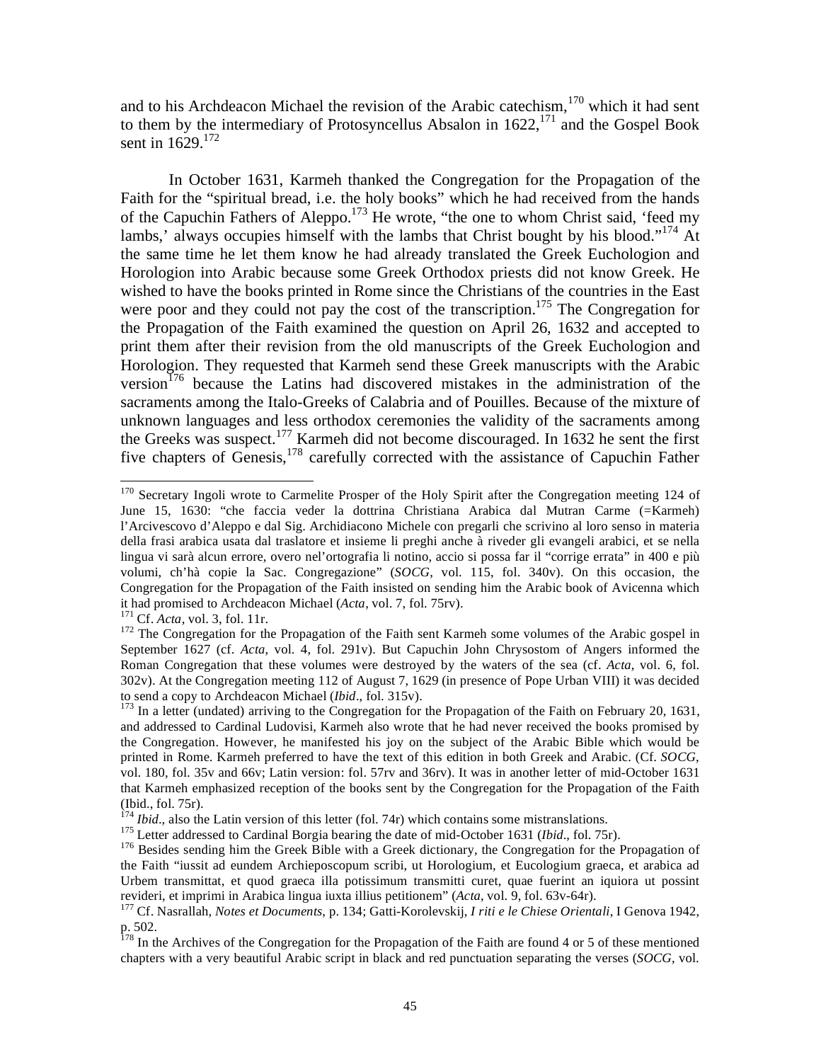and to his Archdeacon Michael the revision of the Arabic catechism,[170] which it had sent to them by the intermediary of Protosyncellus Absalon in 1622,[171] and the Gospel Book sent in 1629.[172]

In October 1631, Karmeh thanked the Congregation for the Propagation of the Faith for the "spiritual bread, i.e. the holy books" which he had received from the hands of the Capuchin Fathers of Aleppo.[173] He wrote, "the one to whom Christ said, 'feed my lambs,' always occupies himself with the lambs that Christ bought by his blood."[174] At the same time he let them know he had already translated the Greek Euchologion and Horologion into Arabic because some Greek Orthodox priests did not know Greek. He wished to have the books printed in Rome since the Christians of the countries in the East were poor and they could not pay the cost of the transcription.[175] The Congregation for the Propagation of the Faith examined the question on April 26, 1632 and accepted to print them after their revision from the old manuscripts of the Greek Euchologion and Horologion. They requested that Karmeh send these Greek manuscripts with the Arabic version[176] because the Latins had discovered mistakes in the administration of the sacraments among the Italo-Greeks of Calabria and of Pouilles. Because of the mixture of unknown languages and less orthodox ceremonies the validity of the sacraments among the Greeks was suspect.[177] Karmeh did not become discouraged. In 1632 he sent the first five chapters of Genesis,[178] carefully corrected with the assistance of Capuchin Father

---

[170] Secretary Ingoli wrote to Carmelite Prosper of the Holy Spirit after the Congregation meeting 124 of June 15, 1630: "che faccia veder la dottrina Christiana Arabica dal Mutran Carme (=Karmeh) l'Arcivescovo d'Aleppo e dal Sig. Archidiacono Michele con pregarli che scrivino al loro senso in materia della frasi arabica usata dal traslatore et insieme li preghi anche à riveder gli evangeli arabici, et se nella lingua vi sarà alcun errore, overo nel'ortografia li notino, accio si possa far il "corrige errata" in 400 e più volumi, ch'hà copie la Sac. Congregazione" (*SOCG*, vol. 115, fol. 340v). On this occasion, the Congregation for the Propagation of the Faith insisted on sending him the Arabic book of Avicenna which it had promised to Archdeacon Michael (*Acta*, vol. 7, fol. 75rv).

[171] Cf. *Acta*, vol. 3, fol. 11r.

[172] The Congregation for the Propagation of the Faith sent Karmeh some volumes of the Arabic gospel in September 1627 (cf. *Acta*, vol. 4, fol. 291v). But Capuchin John Chrysostom of Angers informed the Roman Congregation that these volumes were destroyed by the waters of the sea (cf. *Acta*, vol. 6, fol. 302v). At the Congregation meeting 112 of August 7, 1629 (in presence of Pope Urban VIII) it was decided to send a copy to Archdeacon Michael (*Ibid*., fol. 315v).

[173] In a letter (undated) arriving to the Congregation for the Propagation of the Faith on February 20, 1631, and addressed to Cardinal Ludovisi, Karmeh also wrote that he had never received the books promised by the Congregation. However, he manifested his joy on the subject of the Arabic Bible which would be printed in Rome. Karmeh preferred to have the text of this edition in both Greek and Arabic. (Cf. *SOCG*, vol. 180, fol. 35v and 66v; Latin version: fol. 57rv and 36rv). It was in another letter of mid-October 1631 that Karmeh emphasized reception of the books sent by the Congregation for the Propagation of the Faith (Ibid., fol. 75r).

[174] *Ibid*., also the Latin version of this letter (fol. 74r) which contains some mistranslations.

[175] Letter addressed to Cardinal Borgia bearing the date of mid-October 1631 (*Ibid*., fol. 75r).

[176] Besides sending him the Greek Bible with a Greek dictionary, the Congregation for the Propagation of the Faith "iussit ad eundem Archieposcopum scribi, ut Horologium, et Eucologium graeca, et arabica ad Urbem transmittat, et quod graeca illa potissimum transmitti curet, quae fuerint an iquiora ut possint revideri, et imprimi in Arabica lingua iuxta illius petitionem" (*Acta*, vol. 9, fol. 63v-64r).

[177] Cf. Nasrallah, *Notes et Documents*, p. 134; Gatti-Korolevskij, *I riti e le Chiese Orientali*, I Genova 1942, p. 502.

[178] In the Archives of the Congregation for the Propagation of the Faith are found 4 or 5 of these mentioned chapters with a very beautiful Arabic script in black and red punctuation separating the verses (*SOCG*, vol.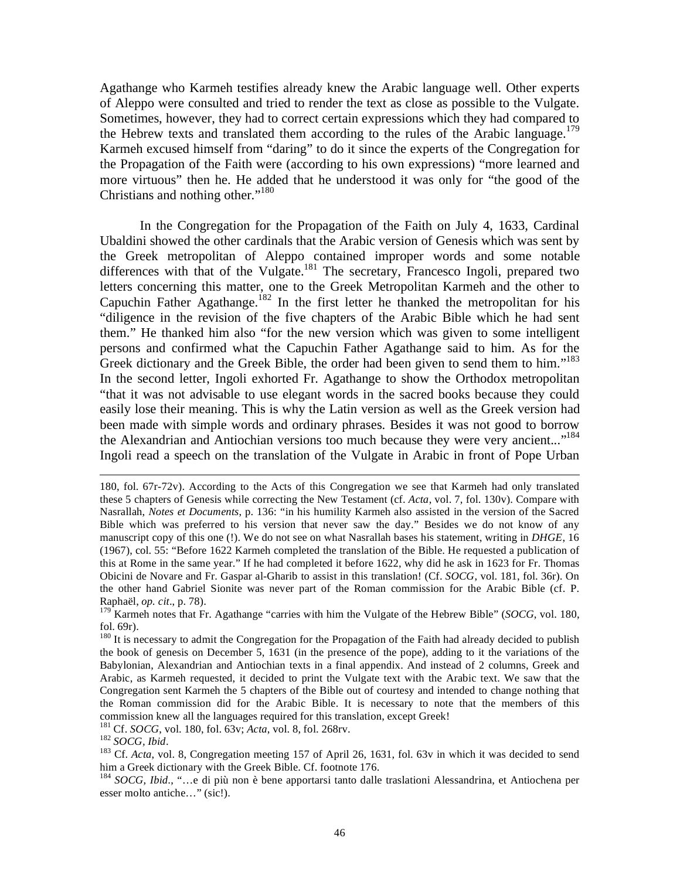Agathange who Karmeh testifies already knew the Arabic language well. Other experts of Aleppo were consulted and tried to render the text as close as possible to the Vulgate. Sometimes, however, they had to correct certain expressions which they had compared to the Hebrew texts and translated them according to the rules of the Arabic language.[179] Karmeh excused himself from "daring" to do it since the experts of the Congregation for the Propagation of the Faith were (according to his own expressions) "more learned and more virtuous" then he. He added that he understood it was only for "the good of the Christians and nothing other."[180]

In the Congregation for the Propagation of the Faith on July 4, 1633, Cardinal Ubaldini showed the other cardinals that the Arabic version of Genesis which was sent by the Greek metropolitan of Aleppo contained improper words and some notable differences with that of the Vulgate.[181] The secretary, Francesco Ingoli, prepared two letters concerning this matter, one to the Greek Metropolitan Karmeh and the other to Capuchin Father Agathange.[182] In the first letter he thanked the metropolitan for his "diligence in the revision of the five chapters of the Arabic Bible which he had sent them." He thanked him also "for the new version which was given to some intelligent persons and confirmed what the Capuchin Father Agathange said to him. As for the Greek dictionary and the Greek Bible, the order had been given to send them to him."[183] In the second letter, Ingoli exhorted Fr. Agathange to show the Orthodox metropolitan "that it was not advisable to use elegant words in the sacred books because they could easily lose their meaning. This is why the Latin version as well as the Greek version had been made with simple words and ordinary phrases. Besides it was not good to borrow the Alexandrian and Antiochian versions too much because they were very ancient..."[184] Ingoli read a speech on the translation of the Vulgate in Arabic in front of Pope Urban

---

180, fol. 67r-72v). According to the Acts of this Congregation we see that Karmeh had only translated these 5 chapters of Genesis while correcting the New Testament (cf. *Acta*, vol. 7, fol. 130v). Compare with Nasrallah, *Notes et Documents*, p. 136: "in his humility Karmeh also assisted in the version of the Sacred Bible which was preferred to his version that never saw the day." Besides we do not know of any manuscript copy of this one (!). We do not see on what Nasrallah bases his statement, writing in *DHGE*, 16 (1967), col. 55: "Before 1622 Karmeh completed the translation of the Bible. He requested a publication of this at Rome in the same year." If he had completed it before 1622, why did he ask in 1623 for Fr. Thomas Obicini de Novare and Fr. Gaspar al-Gharib to assist in this translation! (Cf. *SOCG*, vol. 181, fol. 36r). On the other hand Gabriel Sionite was never part of the Roman commission for the Arabic Bible (cf. P. Raphaël, *op. cit*., p. 78).

[179] Karmeh notes that Fr. Agathange "carries with him the Vulgate of the Hebrew Bible" (*SOCG*, vol. 180, fol. 69r).

[180] It is necessary to admit the Congregation for the Propagation of the Faith had already decided to publish the book of genesis on December 5, 1631 (in the presence of the pope), adding to it the variations of the Babylonian, Alexandrian and Antiochian texts in a final appendix. And instead of 2 columns, Greek and Arabic, as Karmeh requested, it decided to print the Vulgate text with the Arabic text. We saw that the Congregation sent Karmeh the 5 chapters of the Bible out of courtesy and intended to change nothing that the Roman commission did for the Arabic Bible. It is necessary to note that the members of this commission knew all the languages required for this translation, except Greek!

[181] Cf. *SOCG*, vol. 180, fol. 63v; *Acta*, vol. 8, fol. 268rv.

[182] *SOCG*, *Ibid*.

[183] Cf. *Acta*, vol. 8, Congregation meeting 157 of April 26, 1631, fol. 63v in which it was decided to send him a Greek dictionary with the Greek Bible. Cf. footnote 176.

[184] *SOCG, Ibid*., "…e di più non è bene apportarsi tanto dalle traslationi Alessandrina, et Antiochena per esser molto antiche…" (sic!).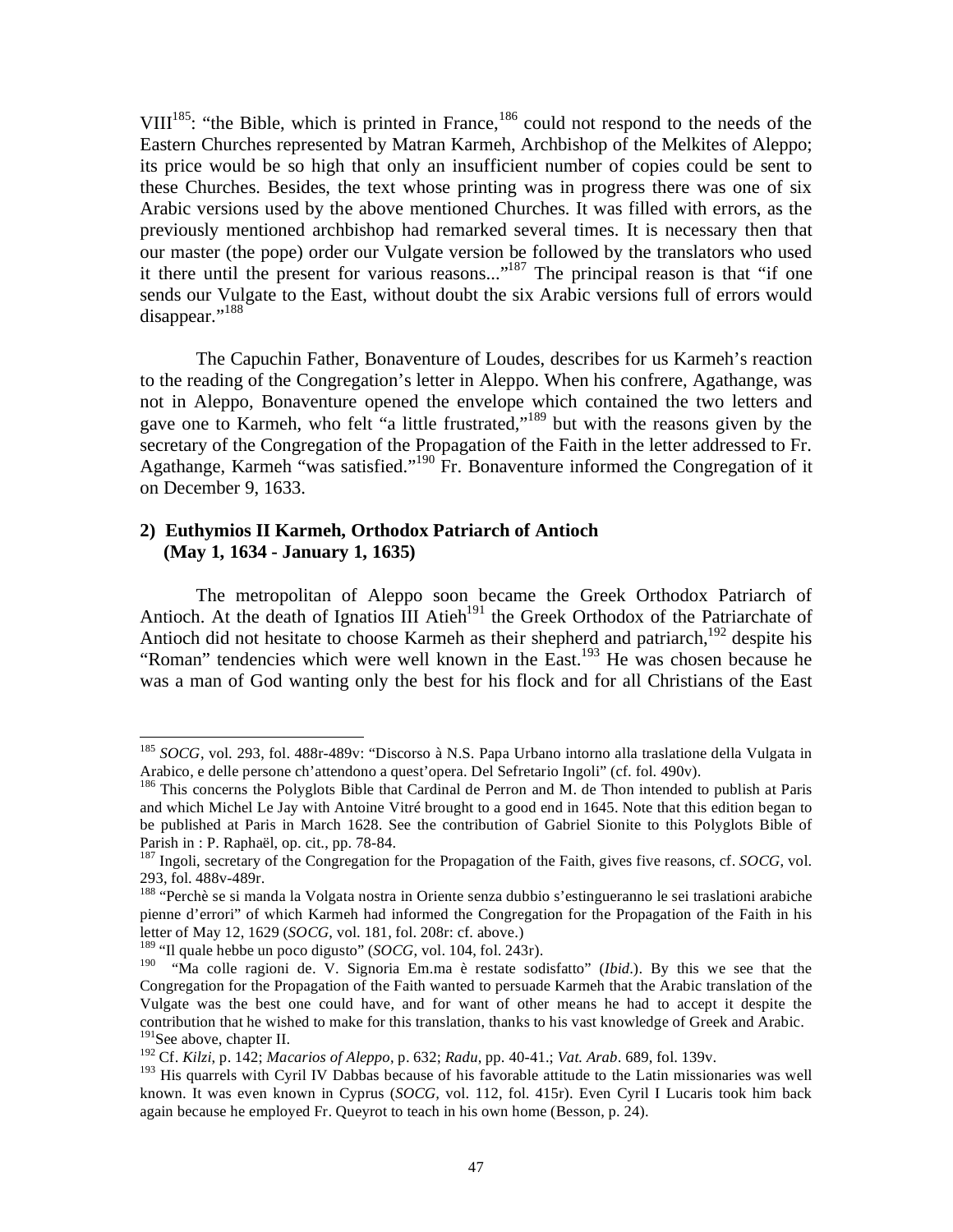VIII[185]: "the Bible, which is printed in France,[186] could not respond to the needs of the Eastern Churches represented by Matran Karmeh, Archbishop of the Melkites of Aleppo; its price would be so high that only an insufficient number of copies could be sent to these Churches. Besides, the text whose printing was in progress there was one of six Arabic versions used by the above mentioned Churches. It was filled with errors, as the previously mentioned archbishop had remarked several times. It is necessary then that our master (the pope) order our Vulgate version be followed by the translators who used it there until the present for various reasons..."[187] The principal reason is that "if one sends our Vulgate to the East, without doubt the six Arabic versions full of errors would disappear."[188]

The Capuchin Father, Bonaventure of Loudes, describes for us Karmeh's reaction to the reading of the Congregation's letter in Aleppo. When his confrere, Agathange, was not in Aleppo, Bonaventure opened the envelope which contained the two letters and gave one to Karmeh, who felt "a little frustrated,"[189] but with the reasons given by the secretary of the Congregation of the Propagation of the Faith in the letter addressed to Fr. Agathange, Karmeh "was satisfied."[190] Fr. Bonaventure informed the Congregation of it on December 9, 1633.

### 2) Euthymios II Karmeh, Orthodox Patriarch of Antioch (May 1, 1634 - January 1, 1635)

The metropolitan of Aleppo soon became the Greek Orthodox Patriarch of Antioch. At the death of Ignatios III Atieh[191] the Greek Orthodox of the Patriarchate of Antioch did not hesitate to choose Karmeh as their shepherd and patriarch,[192] despite his "Roman" tendencies which were well known in the East.[193] He was chosen because he was a man of God wanting only the best for his flock and for all Christians of the East

---

[185] *SOCG*, vol. 293, fol. 488r-489v: "Discorso à N.S. Papa Urbano intorno alla traslatione della Vulgata in Arabico, e delle persone ch'attendono a quest'opera. Del Sefretario Ingoli" (cf. fol. 490v).

[186] This concerns the Polyglots Bible that Cardinal de Perron and M. de Thon intended to publish at Paris and which Michel Le Jay with Antoine Vitré brought to a good end in 1645. Note that this edition began to be published at Paris in March 1628. See the contribution of Gabriel Sionite to this Polyglots Bible of Parish in : P. Raphaël, op. cit., pp. 78-84.

[187] Ingoli, secretary of the Congregation for the Propagation of the Faith, gives five reasons, cf. *SOCG*, vol. 293, fol. 488v-489r.

[188] "Perchè se si manda la Volgata nostra in Oriente senza dubbio s'estingueranno le sei traslationi arabiche pienne d'errori" of which Karmeh had informed the Congregation for the Propagation of the Faith in his letter of May 12, 1629 (*SOCG*, vol. 181, fol. 208r: cf. above.)

[189] "Il quale hebbe un poco digusto" (*SOCG*, vol. 104, fol. 243r).

[190] "Ma colle ragioni de. V. Signoria Em.ma è restate sodisfatto" (*Ibid*.). By this we see that the Congregation for the Propagation of the Faith wanted to persuade Karmeh that the Arabic translation of the Vulgate was the best one could have, and for want of other means he had to accept it despite the contribution that he wished to make for this translation, thanks to his vast knowledge of Greek and Arabic.

[191] See above, chapter II.

[192] Cf. *Kilzi*, p. 142; *Macarios of Aleppo*, p. 632; *Radu*, pp. 40-41.; *Vat. Arab*. 689, fol. 139v.

[193] His quarrels with Cyril IV Dabbas because of his favorable attitude to the Latin missionaries was well known. It was even known in Cyprus (*SOCG*, vol. 112, fol. 415r). Even Cyril I Lucaris took him back again because he employed Fr. Queyrot to teach in his own home (Besson, p. 24).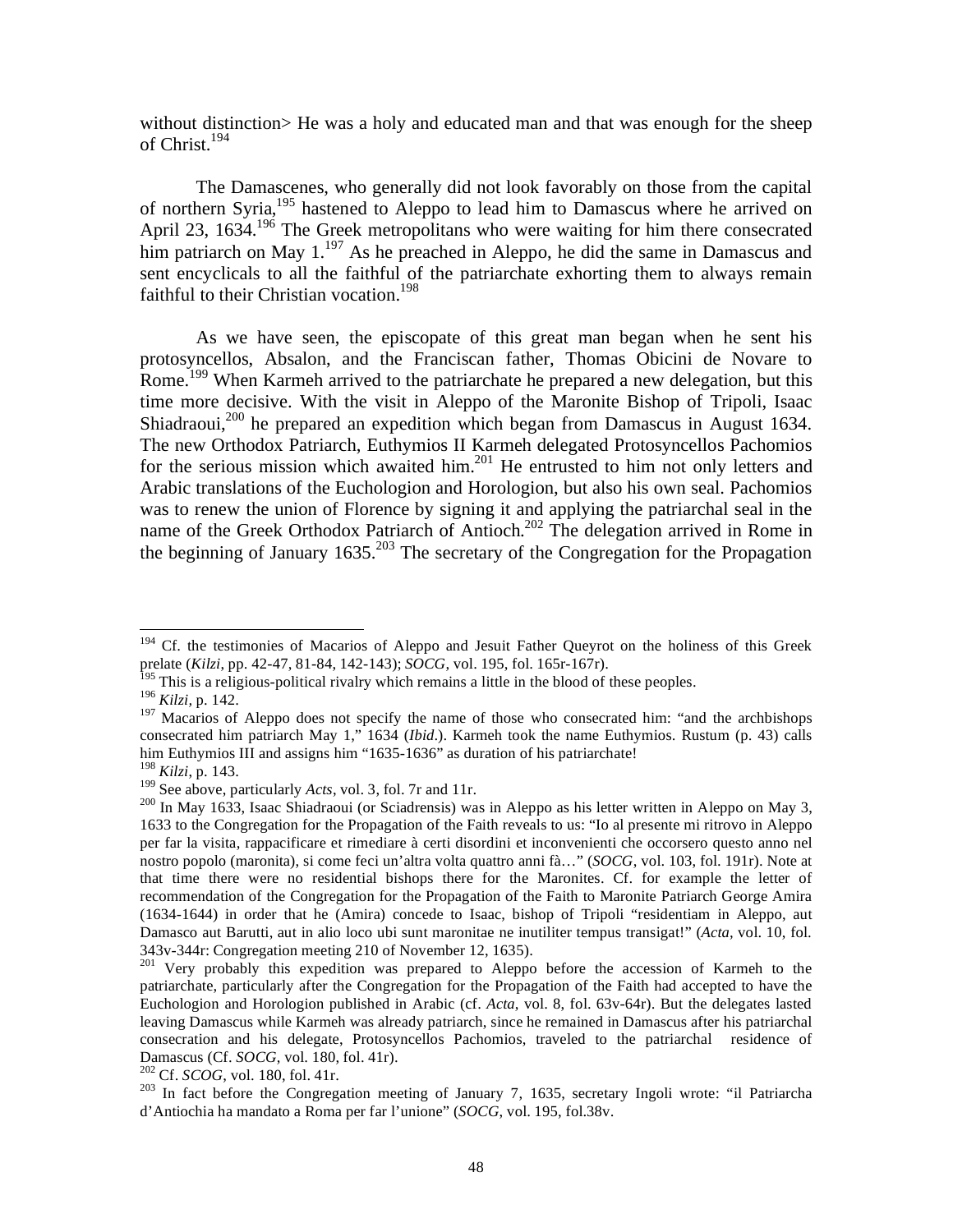without distinction> He was a holy and educated man and that was enough for the sheep of Christ.[194]

The Damascenes, who generally did not look favorably on those from the capital of northern Syria,[195] hastened to Aleppo to lead him to Damascus where he arrived on April 23, 1634.[196] The Greek metropolitans who were waiting for him there consecrated him patriarch on May 1.[197] As he preached in Aleppo, he did the same in Damascus and sent encyclicals to all the faithful of the patriarchate exhorting them to always remain faithful to their Christian vocation.[198]

As we have seen, the episcopate of this great man began when he sent his protosyncellos, Absalon, and the Franciscan father, Thomas Obicini de Novare to Rome.[199] When Karmeh arrived to the patriarchate he prepared a new delegation, but this time more decisive. With the visit in Aleppo of the Maronite Bishop of Tripoli, Isaac Shiadraoui,[200] he prepared an expedition which began from Damascus in August 1634. The new Orthodox Patriarch, Euthymios II Karmeh delegated Protosyncellos Pachomios for the serious mission which awaited him.[201] He entrusted to him not only letters and Arabic translations of the Euchologion and Horologion, but also his own seal. Pachomios was to renew the union of Florence by signing it and applying the patriarchal seal in the name of the Greek Orthodox Patriarch of Antioch.[202] The delegation arrived in Rome in the beginning of January 1635.[203] The secretary of the Congregation for the Propagation

---

[194] Cf. the testimonies of Macarios of Aleppo and Jesuit Father Queyrot on the holiness of this Greek prelate (*Kilzi*, pp. 42-47, 81-84, 142-143); *SOCG*, vol. 195, fol. 165r-167r).

[195] This is a religious-political rivalry which remains a little in the blood of these peoples.

[196] *Kilzi*, p. 142.

[197] Macarios of Aleppo does not specify the name of those who consecrated him: "and the archbishops consecrated him patriarch May 1," 1634 (*Ibid*.). Karmeh took the name Euthymios. Rustum (p. 43) calls him Euthymios III and assigns him "1635-1636" as duration of his patriarchate!

[198] *Kilzi*, p. 143.

[199] See above, particularly *Acts*, vol. 3, fol. 7r and 11r.

[200] In May 1633, Isaac Shiadraoui (or Sciadrensis) was in Aleppo as his letter written in Aleppo on May 3, 1633 to the Congregation for the Propagation of the Faith reveals to us: "Io al presente mi ritrovo in Aleppo per far la visita, rappacificare et rimediare à certi disordini et inconvenienti che occorsero questo anno nel nostro popolo (maronita), si come feci un'altra volta quattro anni fà…" (*SOCG*, vol. 103, fol. 191r). Note at that time there were no residential bishops there for the Maronites. Cf. for example the letter of recommendation of the Congregation for the Propagation of the Faith to Maronite Patriarch George Amira (1634-1644) in order that he (Amira) concede to Isaac, bishop of Tripoli "residentiam in Aleppo, aut Damasco aut Barutti, aut in alio loco ubi sunt maronitae ne inutiliter tempus transigat!" (*Acta*, vol. 10, fol. 343v-344r: Congregation meeting 210 of November 12, 1635).

[201] Very probably this expedition was prepared to Aleppo before the accession of Karmeh to the patriarchate, particularly after the Congregation for the Propagation of the Faith had accepted to have the Euchologion and Horologion published in Arabic (cf. *Acta*, vol. 8, fol. 63v-64r). But the delegates lasted leaving Damascus while Karmeh was already patriarch, since he remained in Damascus after his patriarchal consecration and his delegate, Protosyncellos Pachomios, traveled to the patriarchal residence of Damascus (Cf. *SOCG*, vol. 180, fol. 41r).

[202] Cf. *SCOG*, vol. 180, fol. 41r.

[203] In fact before the Congregation meeting of January 7, 1635, secretary Ingoli wrote: "il Patriarcha d'Antiochia ha mandato a Roma per far l'unione" (*SOCG*, vol. 195, fol.38v.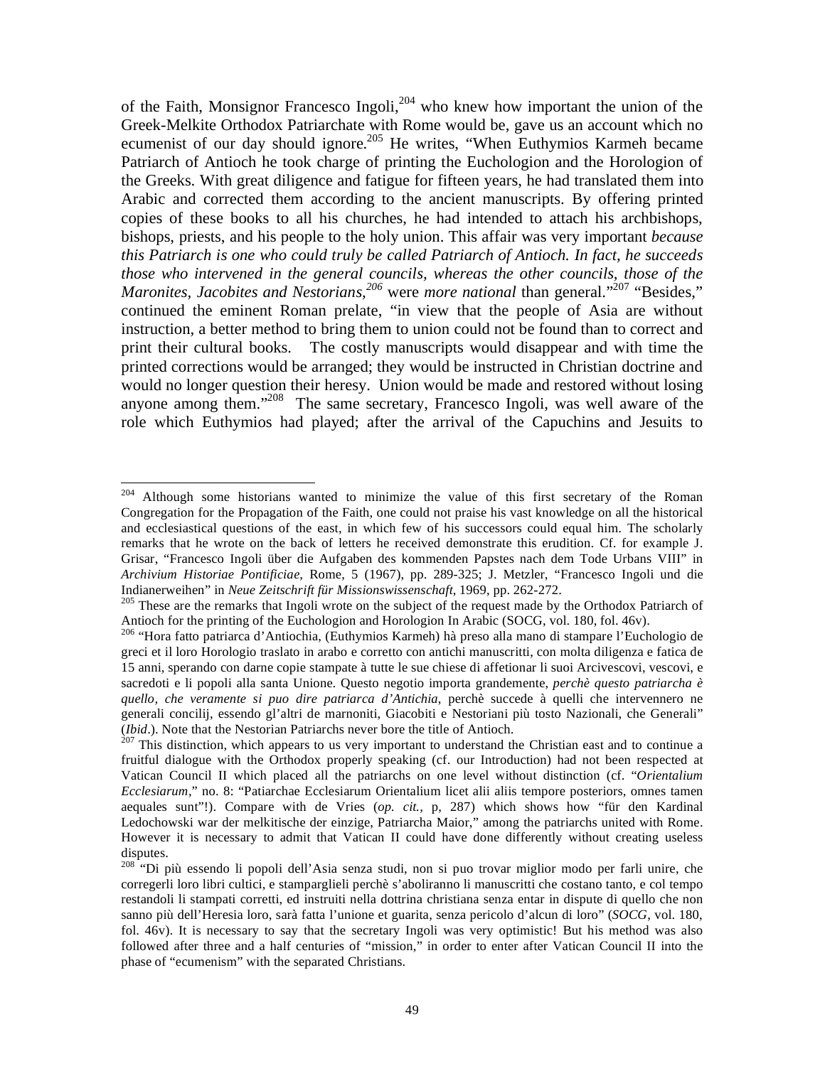of the Faith, Monsignor Francesco Ingoli,[204] who knew how important the union of the Greek-Melkite Orthodox Patriarchate with Rome would be, gave us an account which no ecumenist of our day should ignore.[205] He writes, "When Euthymios Karmeh became Patriarch of Antioch he took charge of printing the Euchologion and the Horologion of the Greeks. With great diligence and fatigue for fifteen years, he had translated them into Arabic and corrected them according to the ancient manuscripts. By offering printed copies of these books to all his churches, he had intended to attach his archbishops, bishops, priests, and his people to the holy union. This affair was very important *because this Patriarch is one who could truly be called Patriarch of Antioch. In fact, he succeeds those who intervened in the general councils, whereas the other councils, those of the Maronites, Jacobites and Nestorians,[206]* were *more national* than general."[207] "Besides," continued the eminent Roman prelate, "in view that the people of Asia are without instruction, a better method to bring them to union could not be found than to correct and print their cultural books. The costly manuscripts would disappear and with time the printed corrections would be arranged; they would be instructed in Christian doctrine and would no longer question their heresy. Union would be made and restored without losing anyone among them."[208] The same secretary, Francesco Ingoli, was well aware of the role which Euthymios had played; after the arrival of the Capuchins and Jesuits to

---

[204] Although some historians wanted to minimize the value of this first secretary of the Roman Congregation for the Propagation of the Faith, one could not praise his vast knowledge on all the historical and ecclesiastical questions of the east, in which few of his successors could equal him. The scholarly remarks that he wrote on the back of letters he received demonstrate this erudition. Cf. for example J. Grisar, "Francesco Ingoli über die Aufgaben des kommenden Papstes nach dem Tode Urbans VIII" in *Archivium Historiae Pontificiae*, Rome, 5 (1967), pp. 289-325; J. Metzler, "Francesco Ingoli und die Indianerweihen" in *Neue Zeitschrift für Missionswissenschaft*, 1969, pp. 262-272.

[205] These are the remarks that Ingoli wrote on the subject of the request made by the Orthodox Patriarch of Antioch for the printing of the Euchologion and Horologion In Arabic (SOCG, vol. 180, fol. 46v).

[206] "Hora fatto patriarca d'Antiochia, (Euthymios Karmeh) hà preso alla mano di stampare l'Euchologio de greci et il loro Horologio traslato in arabo e corretto con antichi manuscritti, con molta diligenza e fatica de 15 anni, sperando con darne copie stampate à tutte le sue chiese di affetionar li suoi Arcivescovi, vescovi, e sacredoti e li popoli alla santa Unione. Questo negotio importa grandemente, *perchè questo patriarcha è quello, che veramente si puo dire patriarca d'Antichia*, perchè succede à quelli che intervennero ne generali concilij, essendo gl'altri de marnoniti, Giacobiti e Nestoriani più tosto Nazionali, che Generali" (*Ibid*.). Note that the Nestorian Patriarchs never bore the title of Antioch.

[207] This distinction, which appears to us very important to understand the Christian east and to continue a fruitful dialogue with the Orthodox properly speaking (cf. our Introduction) had not been respected at Vatican Council II which placed all the patriarchs on one level without distinction (cf. "*Orientalium Ecclesiarum*," no. 8: "Patiarchae Ecclesiarum Orientalium licet alii aliis tempore posteriors, omnes tamen aequales sunt"!). Compare with de Vries (*op. cit.*, p, 287) which shows how "für den Kardinal Ledochowski war der melkitische der einzige, Patriarcha Maior," among the patriarchs united with Rome. However it is necessary to admit that Vatican II could have done differently without creating useless disputes.

[208] "Di più essendo li popoli dell'Asia senza studi, non si puo trovar miglior modo per farli unire, che corregerli loro libri cultici, e stamparglieli perchè s'aboliranno li manuscritti che costano tanto, e col tempo restandoli li stampati corretti, ed instruiti nella dottrina christiana senza entar in dispute di quello che non sanno più dell'Heresia loro, sarà fatta l'unione e guarita, senza pericolo d'alcun di loro" (*SOCG*, vol. 180, fol. 46v). It is necessary to say that the secretary Ingoli was very optimistic! But his method was also followed after three and a half centuries of "mission," in order to enter after Vatican Council II into the phase of "ecumenism" with the separated Christians.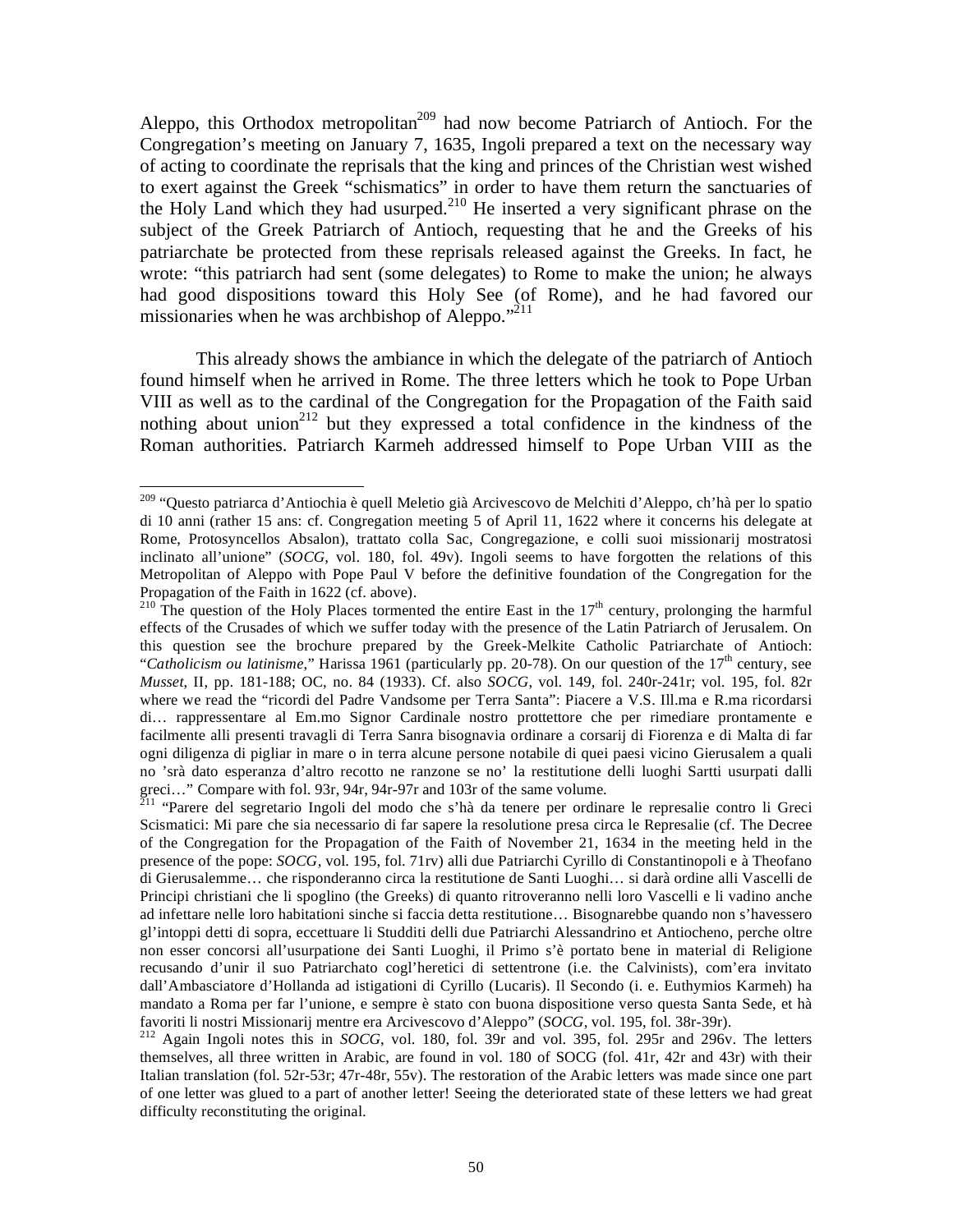Aleppo, this Orthodox metropolitan[209] had now become Patriarch of Antioch. For the Congregation's meeting on January 7, 1635, Ingoli prepared a text on the necessary way of acting to coordinate the reprisals that the king and princes of the Christian west wished to exert against the Greek "schismatics" in order to have them return the sanctuaries of the Holy Land which they had usurped.[210] He inserted a very significant phrase on the subject of the Greek Patriarch of Antioch, requesting that he and the Greeks of his patriarchate be protected from these reprisals released against the Greeks. In fact, he wrote: "this patriarch had sent (some delegates) to Rome to make the union; he always had good dispositions toward this Holy See (of Rome), and he had favored our missionaries when he was archbishop of Aleppo."[211]

This already shows the ambiance in which the delegate of the patriarch of Antioch found himself when he arrived in Rome. The three letters which he took to Pope Urban VIII as well as to the cardinal of the Congregation for the Propagation of the Faith said nothing about union[212] but they expressed a total confidence in the kindness of the Roman authorities. Patriarch Karmeh addressed himself to Pope Urban VIII as the

---

[209] "Questo patriarca d'Antiochia è quell Meletio già Arcivescovo de Melchiti d'Aleppo, ch'hà per lo spatio di 10 anni (rather 15 ans: cf. Congregation meeting 5 of April 11, 1622 where it concerns his delegate at Rome, Protosyncellos Absalon), trattato colla Sac, Congregazione, e colli suoi missionarij mostratosi inclinato all'unione" (*SOCG*, vol. 180, fol. 49v). Ingoli seems to have forgotten the relations of this Metropolitan of Aleppo with Pope Paul V before the definitive foundation of the Congregation for the Propagation of the Faith in 1622 (cf. above).

[210] The question of the Holy Places tormented the entire East in the 17th century, prolonging the harmful effects of the Crusades of which we suffer today with the presence of the Latin Patriarch of Jerusalem. On this question see the brochure prepared by the Greek-Melkite Catholic Patriarchate of Antioch: "*Catholicism ou latinisme*," Harissa 1961 (particularly pp. 20-78). On our question of the 17th century, see *Musset*, II, pp. 181-188; OC, no. 84 (1933). Cf. also *SOCG*, vol. 149, fol. 240r-241r; vol. 195, fol. 82r where we read the "ricordi del Padre Vandsome per Terra Santa": Piacere a V.S. Ill.ma e R.ma ricordarsi di… rappressentare al Em.mo Signor Cardinale nostro prottettore che per rimediare prontamente e facilmente alli presenti travagli di Terra Sanra bisognavia ordinare a corsarij di Fiorenza e di Malta di far ogni diligenza di pigliar in mare o in terra alcune persone notabile di quei paesi vicino Gierusalem a quali no 'srà dato esperanza d'altro recotto ne ranzone se no' la restitutione delli luoghi Sartti usurpati dalli greci…" Compare with fol. 93r, 94r, 94r-97r and 103r of the same volume.

[211] "Parere del segretario Ingoli del modo che s'hà da tenere per ordinare le represalie contro li Greci Scismatici: Mi pare che sia necessario di far sapere la resolutione presa circa le Represalie (cf. The Decree of the Congregation for the Propagation of the Faith of November 21, 1634 in the meeting held in the presence of the pope: *SOCG*, vol. 195, fol. 71rv) alli due Patriarchi Cyrillo di Constantinopoli e à Theofano di Gierusalemme… che risponderanno circa la restitutione de Santi Luoghi… si darà ordine alli Vascelli de Principi christiani che li spoglino (the Greeks) di quanto ritroveranno nelli loro Vascelli e li vadino anche ad infettare nelle loro habitationi sinche si faccia detta restitutione… Bisognarebbe quando non s'havessero gl'intoppi detti di sopra, eccettuare li Studditi delli due Patriarchi Alessandrino et Antiocheno, perche oltre non esser concorsi all'usurpatione dei Santi Luoghi, il Primo s'è portato bene in material di Religione recusando d'unir il suo Patriarchato cogl'heretici di settentrone (i.e. the Calvinists), com'era invitato dall'Ambasciatore d'Hollanda ad istigationi di Cyrillo (Lucaris). Il Secondo (i. e. Euthymios Karmeh) ha mandato a Roma per far l'unione, e sempre è stato con buona dispositione verso questa Santa Sede, et hà favoriti li nostri Missionarij mentre era Arcivescovo d'Aleppo" (*SOCG*, vol. 195, fol. 38r-39r).

[212] Again Ingoli notes this in *SOCG*, vol. 180, fol. 39r and vol. 395, fol. 295r and 296v. The letters themselves, all three written in Arabic, are found in vol. 180 of SOCG (fol. 41r, 42r and 43r) with their Italian translation (fol. 52r-53r; 47r-48r, 55v). The restoration of the Arabic letters was made since one part of one letter was glued to a part of another letter! Seeing the deteriorated state of these letters we had great difficulty reconstituting the original.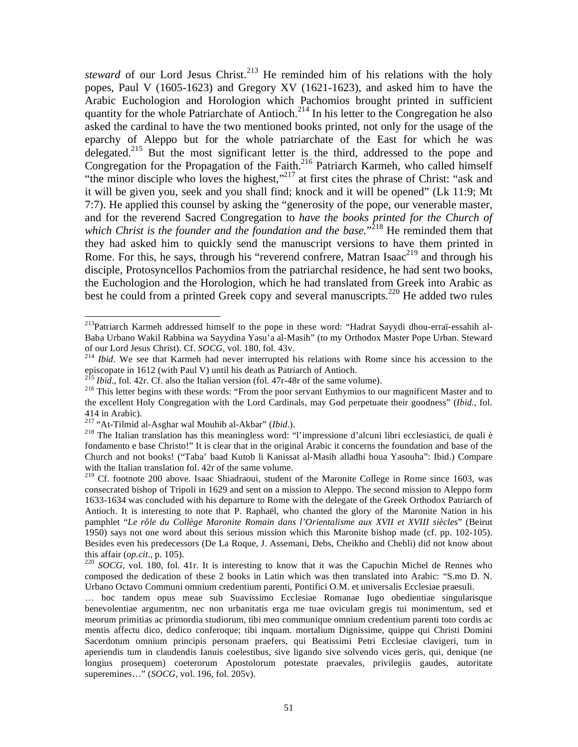*steward* of our Lord Jesus Christ.[213] He reminded him of his relations with the holy popes, Paul V (1605-1623) and Gregory XV (1621-1623), and asked him to have the Arabic Euchologion and Horologion which Pachomios brought printed in sufficient quantity for the whole Patriarchate of Antioch.[214] In his letter to the Congregation he also asked the cardinal to have the two mentioned books printed, not only for the usage of the eparchy of Aleppo but for the whole patriarchate of the East for which he was delegated.[215] But the most significant letter is the third, addressed to the pope and Congregation for the Propagation of the Faith.[216] Patriarch Karmeh, who called himself "the minor disciple who loves the highest,"[217] at first cites the phrase of Christ: "ask and it will be given you, seek and you shall find; knock and it will be opened" (Lk 11:9; Mt 7:7). He applied this counsel by asking the "generosity of the pope, our venerable master, and for the reverend Sacred Congregation to *have the books printed for the Church of which Christ is the founder and the foundation and the base.*"[218] He reminded them that they had asked him to quickly send the manuscript versions to have them printed in Rome. For this, he says, through his "reverend confrere, Matran Isaac[219] and through his disciple, Protosyncellos Pachomios from the patriarchal residence, he had sent two books, the Euchologion and the Horologion, which he had translated from Greek into Arabic as best he could from a printed Greek copy and several manuscripts.[220] He added two rules

---

[213] Patriarch Karmeh addressed himself to the pope in these word: "Hadrat Sayydi dhou-erraï-essahih al-Baba Urbano Wakil Rabbina wa Sayydina Yasu'a al-Masih" (to my Orthodox Master Pope Urban. Steward of our Lord Jesus Christ). Cf. *SOCG*, vol. 180, fol. 43v.

[214] *Ibid*. We see that Karmeh had never interrupted his relations with Rome since his accession to the episcopate in 1612 (with Paul V) until his death as Patriarch of Antioch.

[215] *Ibid*., fol. 42r. Cf. also the Italian version (fol. 47r-48r of the same volume).

[216] This letter begins with these words: "From the poor servant Euthymios to our magnificent Master and to the excellent Holy Congregation with the Lord Cardinals, may God perpetuate their goodness" (*Ibid.*, fol. 414 in Arabic).

[217] "At-Tilmid al-Asghar wal Mouhib al-Akbar" (*Ibid*.).

[218] The Italian translation has this meaningless word: "l'impressione d'alcuni libri ecclesiastici, de quali è fondamento e base Christo!" It is clear that in the original Arabic it concerns the foundation and base of the Church and not books! ("Taba' baad Kutob li Kanissat al-Masih alladhi houa Yasouha": Ibid.) Compare with the Italian translation fol. 42r of the same volume.

[219] Cf. footnote 200 above. Isaac Shiadraoui, student of the Maronite College in Rome since 1603, was consecrated bishop of Tripoli in 1629 and sent on a mission to Aleppo. The second mission to Aleppo form 1633-1634 was concluded with his departure to Rome with the delegate of the Greek Orthodox Patriarch of Antioch. It is interesting to note that P. Raphaël, who chanted the glory of the Maronite Nation in his pamphlet "*Le rôle du Collège Maronite Romain dans l'Orientalisme aux XVII et XVIII siècles*" (Beirut 1950) says not one word about this serious mission which this Maronite bishop made (cf. pp. 102-105). Besides even his predecessors (De La Roque, J. Assemani, Debs, Cheikho and Chebli) did not know about this affair (*op.cit.*, p. 105).

[220] *SOCG*, vol. 180, fol. 41r. It is interesting to know that it was the Capuchin Michel de Rennes who composed the dedication of these 2 books in Latin which was then translated into Arabic: "S.mo D. N. Urbano Octavo Communi omnium credentium parenti, Pontifici O.M. et universalis Ecclesiae praesuli.

… hoc tandem opus meae sub Suavissimo Ecclesiae Romanae Iugo obedientiae singularisque benevolentiae argumentm, nec non urbanitatis erga me tuae oviculam gregis tui monimentum, sed et meorum primitias ac primordia studiorum, tibi meo communique omnium credentium parenti toto cordis ac mentis affectu dico, dedico conferoque; tibi inquam. mortalium Dignissime, quippe qui Christi Domini Sacerdotum omnium principis personam praefers, qui Beatissimi Petri Ecclesiae clavigeri, tum in aperiendis tum in claudendis Ianuis coelestibus, sive ligando sive solvendo vices geris, qui, denique (ne longius prosequem) coeterorum Apostolorum potestate praevales, privilegiis gaudes, autoritate superemines…" (*SOCG*, vol. 196, fol. 205v).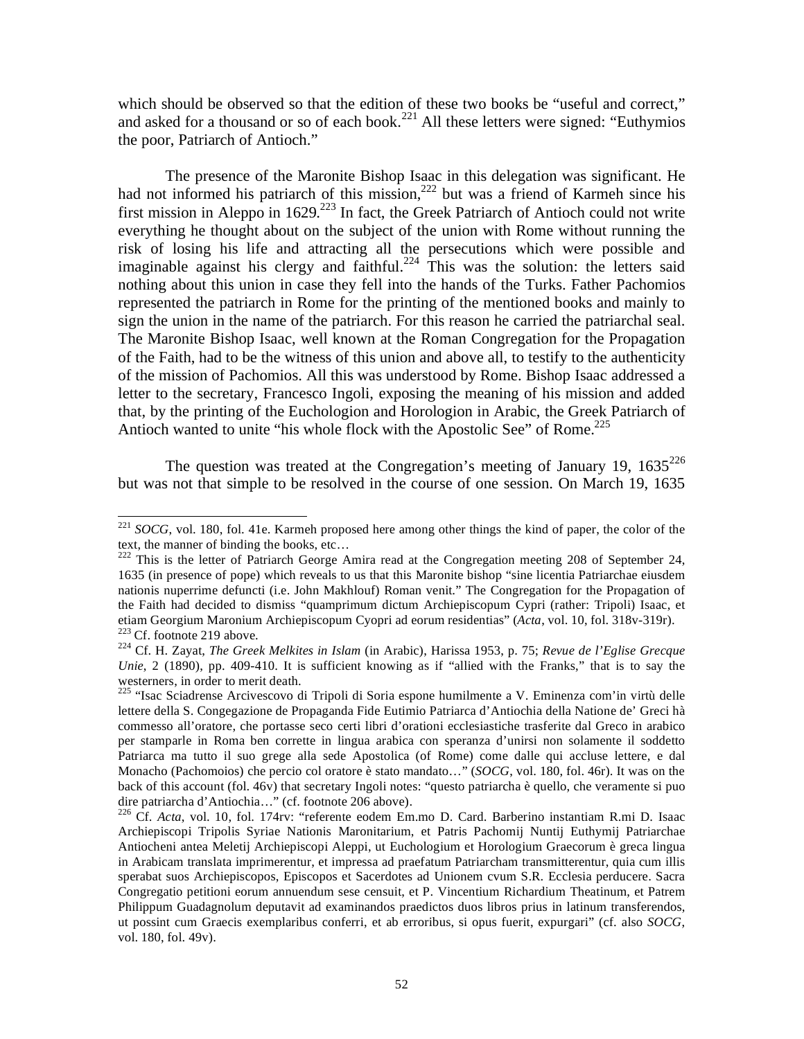which should be observed so that the edition of these two books be "useful and correct," and asked for a thousand or so of each book.[221] All these letters were signed: "Euthymios the poor, Patriarch of Antioch."

The presence of the Maronite Bishop Isaac in this delegation was significant. He had not informed his patriarch of this mission,[222] but was a friend of Karmeh since his first mission in Aleppo in 1629.[223] In fact, the Greek Patriarch of Antioch could not write everything he thought about on the subject of the union with Rome without running the risk of losing his life and attracting all the persecutions which were possible and imaginable against his clergy and faithful.[224] This was the solution: the letters said nothing about this union in case they fell into the hands of the Turks. Father Pachomios represented the patriarch in Rome for the printing of the mentioned books and mainly to sign the union in the name of the patriarch. For this reason he carried the patriarchal seal. The Maronite Bishop Isaac, well known at the Roman Congregation for the Propagation of the Faith, had to be the witness of this union and above all, to testify to the authenticity of the mission of Pachomios. All this was understood by Rome. Bishop Isaac addressed a letter to the secretary, Francesco Ingoli, exposing the meaning of his mission and added that, by the printing of the Euchologion and Horologion in Arabic, the Greek Patriarch of Antioch wanted to unite "his whole flock with the Apostolic See" of Rome.[225]

The question was treated at the Congregation's meeting of January 19, 1635[226] but was not that simple to be resolved in the course of one session. On March 19, 1635

---

[221] *SOCG*, vol. 180, fol. 41e. Karmeh proposed here among other things the kind of paper, the color of the text, the manner of binding the books, etc…

[222] This is the letter of Patriarch George Amira read at the Congregation meeting 208 of September 24, 1635 (in presence of pope) which reveals to us that this Maronite bishop "sine licentia Patriarchae eiusdem nationis nuperrime defuncti (i.e. John Makhlouf) Roman venit." The Congregation for the Propagation of the Faith had decided to dismiss "quamprimum dictum Archiepiscopum Cypri (rather: Tripoli) Isaac, et etiam Georgium Maronium Archiepiscopum Cyopri ad eorum residentias" (*Acta*, vol. 10, fol. 318v-319r).

[223] Cf. footnote 219 above.

[224] Cf. H. Zayat, *The Greek Melkites in Islam* (in Arabic), Harissa 1953, p. 75; *Revue de l'Eglise Grecque Unie*, 2 (1890), pp. 409-410. It is sufficient knowing as if "allied with the Franks," that is to say the westerners, in order to merit death.

[225] "Isac Sciadrense Arcivescovo di Tripoli di Soria espone humilmente a V. Eminenza com'in virtù delle lettere della S. Congegazione de Propaganda Fide Eutimio Patriarca d'Antiochia della Natione de' Greci hà commesso all'oratore, che portasse seco certi libri d'orationi ecclesiastiche trasferite dal Greco in arabico per stamparle in Roma ben corrette in lingua arabica con speranza d'unirsi non solamente il soddetto Patriarca ma tutto il suo grege alla sede Apostolica (of Rome) come dalle qui accluse lettere, e dal Monacho (Pachomoios) che percio col oratore è stato mandato…" (*SOCG*, vol. 180, fol. 46r). It was on the back of this account (fol. 46v) that secretary Ingoli notes: "questo patriarcha è quello, che veramente si puo dire patriarcha d'Antiochia…" (cf. footnote 206 above).

[226] Cf. *Acta*, vol. 10, fol. 174rv: "referente eodem Em.mo D. Card. Barberino instantiam R.mi D. Isaac Archiepiscopi Tripolis Syriae Nationis Maronitarium, et Patris Pachomij Nuntij Euthymij Patriarchae Antiocheni antea Meletij Archiepiscopi Aleppi, ut Euchologium et Horologium Graecorum è greca lingua in Arabicam translata imprimerentur, et impressa ad praefatum Patriarcham transmitterentur, quia cum illis sperabat suos Archiepiscopos, Episcopos et Sacerdotes ad Unionem cvum S.R. Ecclesia perducere. Sacra Congregatio petitioni eorum annuendum sese censuit, et P. Vincentium Richardium Theatinum, et Patrem Philippum Guadagnolum deputavit ad examinandos praedictos duos libros prius in latinum transferendos, ut possint cum Graecis exemplaribus conferri, et ab erroribus, si opus fuerit, expurgari" (cf. also *SOCG*, vol. 180, fol. 49v).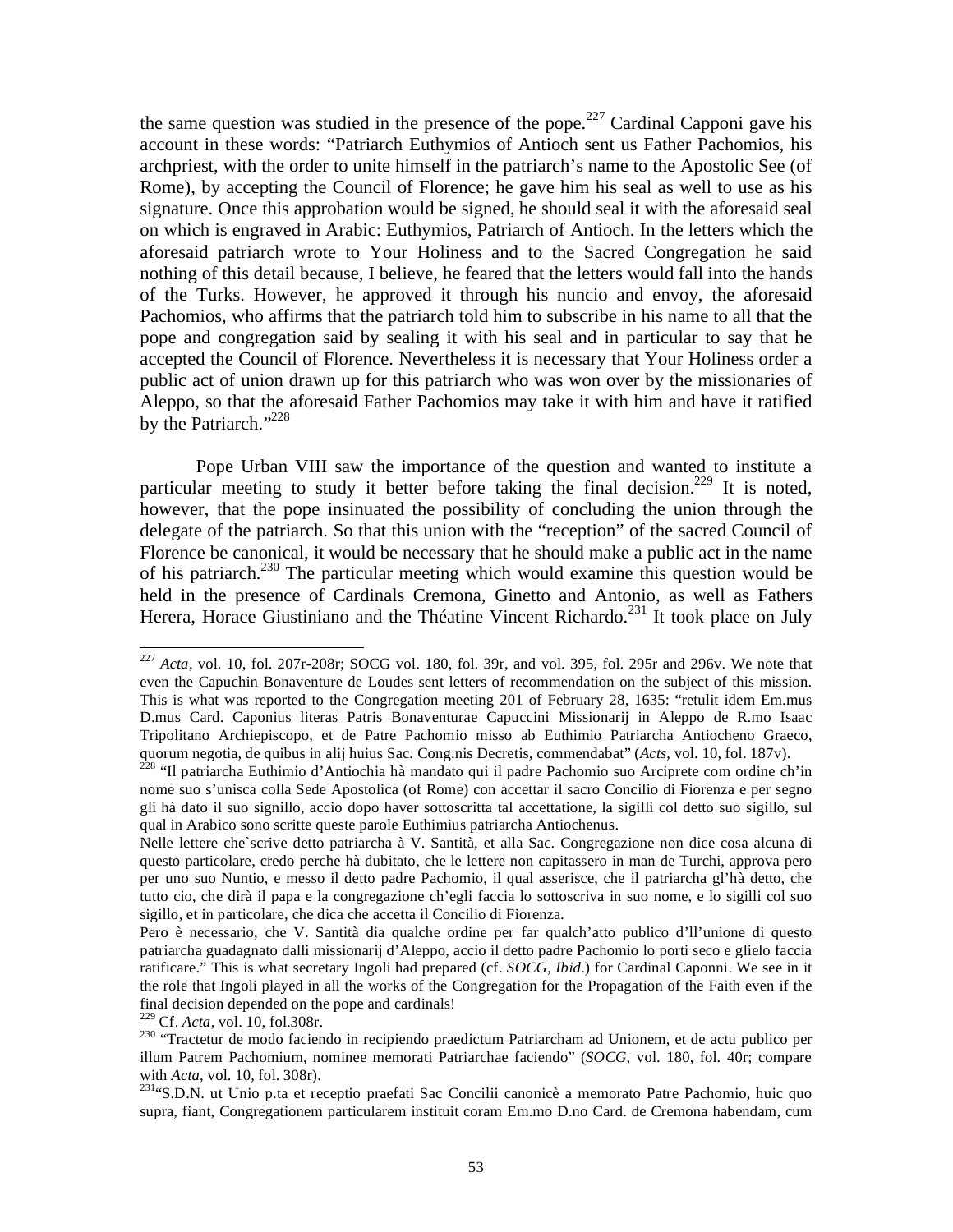the same question was studied in the presence of the pope.[227] Cardinal Capponi gave his account in these words: "Patriarch Euthymios of Antioch sent us Father Pachomios, his archpriest, with the order to unite himself in the patriarch's name to the Apostolic See (of Rome), by accepting the Council of Florence; he gave him his seal as well to use as his signature. Once this approbation would be signed, he should seal it with the aforesaid seal on which is engraved in Arabic: Euthymios, Patriarch of Antioch. In the letters which the aforesaid patriarch wrote to Your Holiness and to the Sacred Congregation he said nothing of this detail because, I believe, he feared that the letters would fall into the hands of the Turks. However, he approved it through his nuncio and envoy, the aforesaid Pachomios, who affirms that the patriarch told him to subscribe in his name to all that the pope and congregation said by sealing it with his seal and in particular to say that he accepted the Council of Florence. Nevertheless it is necessary that Your Holiness order a public act of union drawn up for this patriarch who was won over by the missionaries of Aleppo, so that the aforesaid Father Pachomios may take it with him and have it ratified by the Patriarch."[228]

Pope Urban VIII saw the importance of the question and wanted to institute a particular meeting to study it better before taking the final decision.[229] It is noted, however, that the pope insinuated the possibility of concluding the union through the delegate of the patriarch. So that this union with the "reception" of the sacred Council of Florence be canonical, it would be necessary that he should make a public act in the name of his patriarch.[230] The particular meeting which would examine this question would be held in the presence of Cardinals Cremona, Ginetto and Antonio, as well as Fathers Herera, Horace Giustiniano and the Théatine Vincent Richardo.[231] It took place on July

---

[227] *Acta*, vol. 10, fol. 207r-208r; SOCG vol. 180, fol. 39r, and vol. 395, fol. 295r and 296v. We note that even the Capuchin Bonaventure de Loudes sent letters of recommendation on the subject of this mission. This is what was reported to the Congregation meeting 201 of February 28, 1635: "retulit idem Em.mus D.mus Card. Caponius literas Patris Bonaventurae Capuccini Missionarij in Aleppo de R.mo Isaac Tripolitano Archiepiscopo, et de Patre Pachomio misso ab Euthimio Patriarcha Antiocheno Graeco, quorum negotia, de quibus in alij huius Sac. Cong.nis Decretis, commendabat" (*Acts*, vol. 10, fol. 187v).

[228] "Il patriarcha Euthimio d'Antiochia hà mandato qui il padre Pachomio suo Arciprete com ordine ch'in nome suo s'unisca colla Sede Apostolica (of Rome) con accettar il sacro Concilio di Fiorenza e per segno gli hà dato il suo signillo, accio dopo haver sottoscritta tal accettatione, la sigilli col detto suo sigillo, sul qual in Arabico sono scritte queste parole Euthimius patriarcha Antiochenus.

Nelle lettere che`scrive detto patriarcha à V. Santità, et alla Sac. Congregazione non dice cosa alcuna di questo particolare, credo perche hà dubitato, che le lettere non capitassero in man de Turchi, approva pero per uno suo Nuntio, e messo il detto padre Pachomio, il qual asserisce, che il patriarcha gl'hà detto, che tutto cio, che dirà il papa e la congregazione ch'egli faccia lo sottoscriva in suo nome, e lo sigilli col suo sigillo, et in particolare, che dica che accetta il Concilio di Fiorenza.

Pero è necessario, che V. Santità dia qualche ordine per far qualch'atto publico d'll'unione di questo patriarcha guadagnato dalli missionarij d'Aleppo, accio il detto padre Pachomio lo porti seco e glielo faccia ratificare." This is what secretary Ingoli had prepared (cf. *SOCG, Ibid*.) for Cardinal Caponni. We see in it the role that Ingoli played in all the works of the Congregation for the Propagation of the Faith even if the final decision depended on the pope and cardinals!

[229] Cf. *Acta*, vol. 10, fol.308r.

[230] "Tractetur de modo faciendo in recipiendo praedictum Patriarcham ad Unionem, et de actu publico per illum Patrem Pachomium, nominee memorati Patriarchae faciendo" (*SOCG*, vol. 180, fol. 40r; compare with *Acta*, vol. 10, fol. 308r).

[231] "S.D.N. ut Unio p.ta et receptio praefati Sac Concilii canonicè a memorato Patre Pachomio, huic quo supra, fiant, Congregationem particularem instituit coram Em.mo D.no Card. de Cremona habendam, cum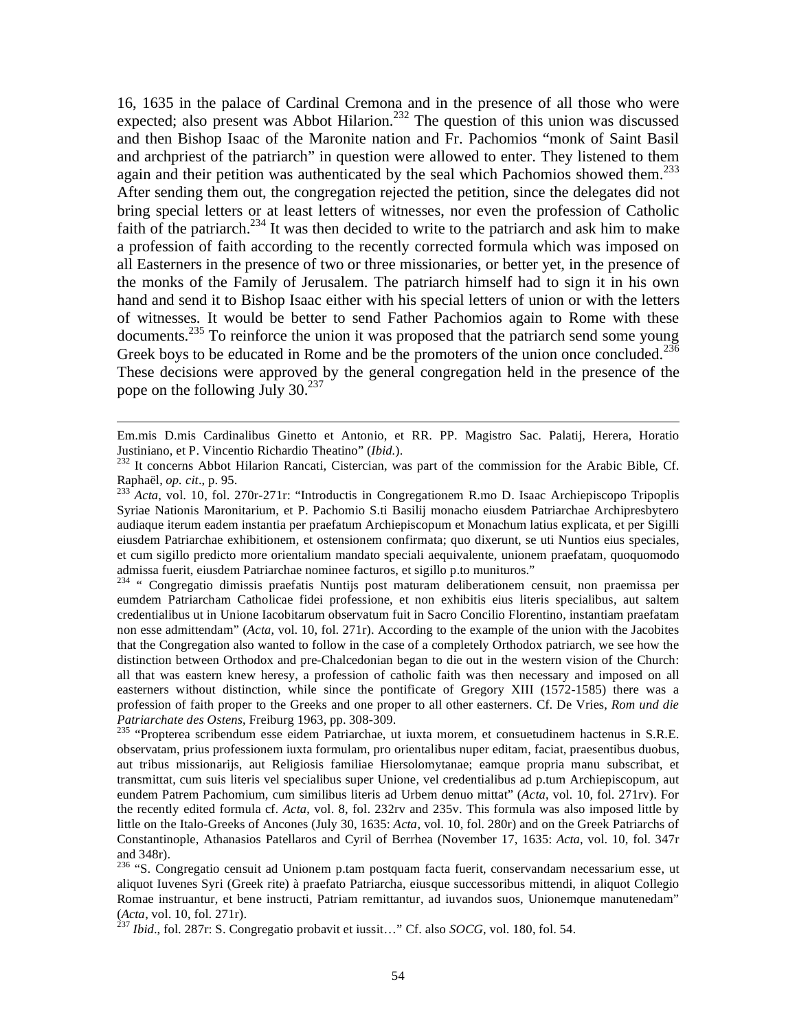16, 1635 in the palace of Cardinal Cremona and in the presence of all those who were expected; also present was Abbot Hilarion.[232] The question of this union was discussed and then Bishop Isaac of the Maronite nation and Fr. Pachomios "monk of Saint Basil and archpriest of the patriarch" in question were allowed to enter. They listened to them again and their petition was authenticated by the seal which Pachomios showed them.[233] After sending them out, the congregation rejected the petition, since the delegates did not bring special letters or at least letters of witnesses, nor even the profession of Catholic faith of the patriarch.[234] It was then decided to write to the patriarch and ask him to make a profession of faith according to the recently corrected formula which was imposed on all Easterners in the presence of two or three missionaries, or better yet, in the presence of the monks of the Family of Jerusalem. The patriarch himself had to sign it in his own hand and send it to Bishop Isaac either with his special letters of union or with the letters of witnesses. It would be better to send Father Pachomios again to Rome with these documents.[235] To reinforce the union it was proposed that the patriarch send some young Greek boys to be educated in Rome and be the promoters of the union once concluded.[236] These decisions were approved by the general congregation held in the presence of the pope on the following July 30.[237]

---

Em.mis D.mis Cardinalibus Ginetto et Antonio, et RR. PP. Magistro Sac. Palatij, Herera, Horatio Justiniano, et P. Vincentio Richardio Theatino" (*Ibid.*).

[232] It concerns Abbot Hilarion Rancati, Cistercian, was part of the commission for the Arabic Bible, Cf. Raphaël, *op. cit*., p. 95.

[233] *Acta*, vol. 10, fol. 270r-271r: "Introductis in Congregationem R.mo D. Isaac Archiepiscopo Tripoplis Syriae Nationis Maronitarium, et P. Pachomio S.ti Basilij monacho eiusdem Patriarchae Archipresbytero audiaque iterum eadem instantia per praefatum Archiepiscopum et Monachum latius explicata, et per Sigilli eiusdem Patriarchae exhibitionem, et ostensionem confirmata; quo dixerunt, se uti Nuntios eius speciales, et cum sigillo predicto more orientalium mandato speciali aequivalente, unionem praefatam, quoquomodo admissa fuerit, eiusdem Patriarchae nominee facturos, et sigillo p.to munituros."

[234] " Congregatio dimissis praefatis Nuntijs post maturam deliberationem censuit, non praemissa per eumdem Patriarcham Catholicae fidei professione, et non exhibitis eius literis specialibus, aut saltem credentialibus ut in Unione Iacobitarum observatum fuit in Sacro Concilio Florentino, instantiam praefatam non esse admittendam" (*Acta*, vol. 10, fol. 271r). According to the example of the union with the Jacobites that the Congregation also wanted to follow in the case of a completely Orthodox patriarch, we see how the distinction between Orthodox and pre-Chalcedonian began to die out in the western vision of the Church: all that was eastern knew heresy, a profession of catholic faith was then necessary and imposed on all easterners without distinction, while since the pontificate of Gregory XIII (1572-1585) there was a profession of faith proper to the Greeks and one proper to all other easterners. Cf. De Vries, *Rom und die Patriarchate des Ostens*, Freiburg 1963, pp. 308-309.

[235] "Propterea scribendum esse eidem Patriarchae, ut iuxta morem, et consuetudinem hactenus in S.R.E. observatam, prius professionem iuxta formulam, pro orientalibus nuper editam, faciat, praesentibus duobus, aut tribus missionarijs, aut Religiosis familiae Hiersolomytanae; eamque propria manu subscribat, et transmittat, cum suis literis vel specialibus super Unione, vel credentialibus ad p.tum Archiepiscopum, aut eundem Patrem Pachomium, cum similibus literis ad Urbem denuo mittat" (*Acta*, vol. 10, fol. 271rv). For the recently edited formula cf. *Acta*, vol. 8, fol. 232rv and 235v. This formula was also imposed little by little on the Italo-Greeks of Ancones (July 30, 1635: *Acta*, vol. 10, fol. 280r) and on the Greek Patriarchs of Constantinople, Athanasios Patellaros and Cyril of Berrhea (November 17, 1635: *Acta*, vol. 10, fol. 347r and 348r).

[236] "S. Congregatio censuit ad Unionem p.tam postquam facta fuerit, conservandam necessarium esse, ut aliquot Iuvenes Syri (Greek rite) à praefato Patriarcha, eiusque successoribus mittendi, in aliquot Collegio Romae instruantur, et bene instructi, Patriam remittantur, ad iuvandos suos, Unionemque manutenedam" (*Acta*, vol. 10, fol. 271r).

[237] *Ibid*., fol. 287r: S. Congregatio probavit et iussit…" Cf. also *SOCG*, vol. 180, fol. 54.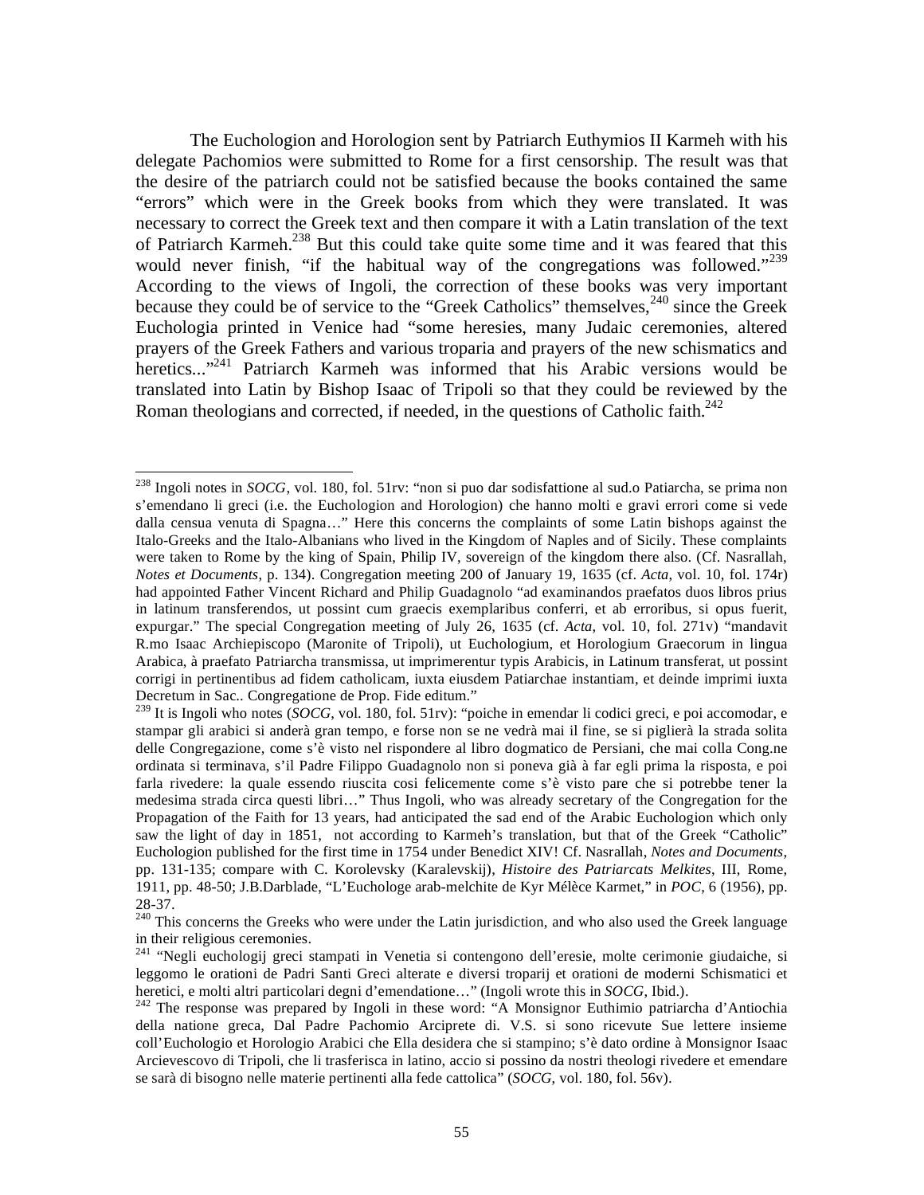The Euchologion and Horologion sent by Patriarch Euthymios II Karmeh with his delegate Pachomios were submitted to Rome for a first censorship. The result was that the desire of the patriarch could not be satisfied because the books contained the same "errors" which were in the Greek books from which they were translated. It was necessary to correct the Greek text and then compare it with a Latin translation of the text of Patriarch Karmeh.[238] But this could take quite some time and it was feared that this would never finish, "if the habitual way of the congregations was followed."[239] According to the views of Ingoli, the correction of these books was very important because they could be of service to the "Greek Catholics" themselves,[240] since the Greek Euchologia printed in Venice had "some heresies, many Judaic ceremonies, altered prayers of the Greek Fathers and various troparia and prayers of the new schismatics and heretics..."[241] Patriarch Karmeh was informed that his Arabic versions would be translated into Latin by Bishop Isaac of Tripoli so that they could be reviewed by the Roman theologians and corrected, if needed, in the questions of Catholic faith.[242]

---

[238] Ingoli notes in *SOCG*, vol. 180, fol. 51rv: "non si puo dar sodisfattione al sud.o Patiarcha, se prima non s'emendano li greci (i.e. the Euchologion and Horologion) che hanno molti e gravi errori come si vede dalla censua venuta di Spagna…" Here this concerns the complaints of some Latin bishops against the Italo-Greeks and the Italo-Albanians who lived in the Kingdom of Naples and of Sicily. These complaints were taken to Rome by the king of Spain, Philip IV, sovereign of the kingdom there also. (Cf. Nasrallah, *Notes et Documents*, p. 134). Congregation meeting 200 of January 19, 1635 (cf. *Acta*, vol. 10, fol. 174r) had appointed Father Vincent Richard and Philip Guadagnolo "ad examinandos praefatos duos libros prius in latinum transferendos, ut possint cum graecis exemplaribus conferri, et ab erroribus, si opus fuerit, expurgar." The special Congregation meeting of July 26, 1635 (cf. *Acta*, vol. 10, fol. 271v) "mandavit R.mo Isaac Archiepiscopo (Maronite of Tripoli), ut Euchologium, et Horologium Graecorum in lingua Arabica, à praefato Patriarcha transmissa, ut imprimerentur typis Arabicis, in Latinum transferat, ut possint corrigi in pertinentibus ad fidem catholicam, iuxta eiusdem Patiarchae instantiam, et deinde imprimi iuxta Decretum in Sac.. Congregatione de Prop. Fide editum."

[239] It is Ingoli who notes (*SOCG*, vol. 180, fol. 51rv): "poiche in emendar li codici greci, e poi accomodar, e stampar gli arabici si anderà gran tempo, e forse non se ne vedrà mai il fine, se si piglierà la strada solita delle Congregazione, come s'è visto nel rispondere al libro dogmatico de Persiani, che mai colla Cong.ne ordinata si terminava, s'il Padre Filippo Guadagnolo non si poneva già à far egli prima la risposta, e poi farla rivedere: la quale essendo riuscita cosi felicemente come s'è visto pare che si potrebbe tener la medesima strada circa questi libri…" Thus Ingoli, who was already secretary of the Congregation for the Propagation of the Faith for 13 years, had anticipated the sad end of the Arabic Euchologion which only saw the light of day in 1851, not according to Karmeh's translation, but that of the Greek "Catholic" Euchologion published for the first time in 1754 under Benedict XIV! Cf. Nasrallah, *Notes and Documents*, pp. 131-135; compare with C. Korolevsky (Karalevskij), *Histoire des Patriarcats Melkites*, III, Rome, 1911, pp. 48-50; J.B.Darblade, "L'Euchologe arab-melchite de Kyr Mélèce Karmet," in *POC*, 6 (1956), pp. 28-37.

[240] This concerns the Greeks who were under the Latin jurisdiction, and who also used the Greek language in their religious ceremonies.

[241] "Negli euchologij greci stampati in Venetia si contengono dell'eresie, molte cerimonie giudaiche, si leggomo le orationi de Padri Santi Greci alterate e diversi troparij et orationi de moderni Schismatici et heretici, e molti altri particolari degni d'emendatione…" (Ingoli wrote this in *SOCG*, Ibid.).

[242] The response was prepared by Ingoli in these word: "A Monsignor Euthimio patriarcha d'Antiochia della natione greca, Dal Padre Pachomio Arciprete di. V.S. si sono ricevute Sue lettere insieme coll'Euchologio et Horologio Arabici che Ella desidera che si stampino; s'è dato ordine à Monsignor Isaac Arcievescovo di Tripoli, che li trasferisca in latino, accio si possino da nostri theologi rivedere et emendare se sarà di bisogno nelle materie pertinenti alla fede cattolica" (*SOCG*, vol. 180, fol. 56v).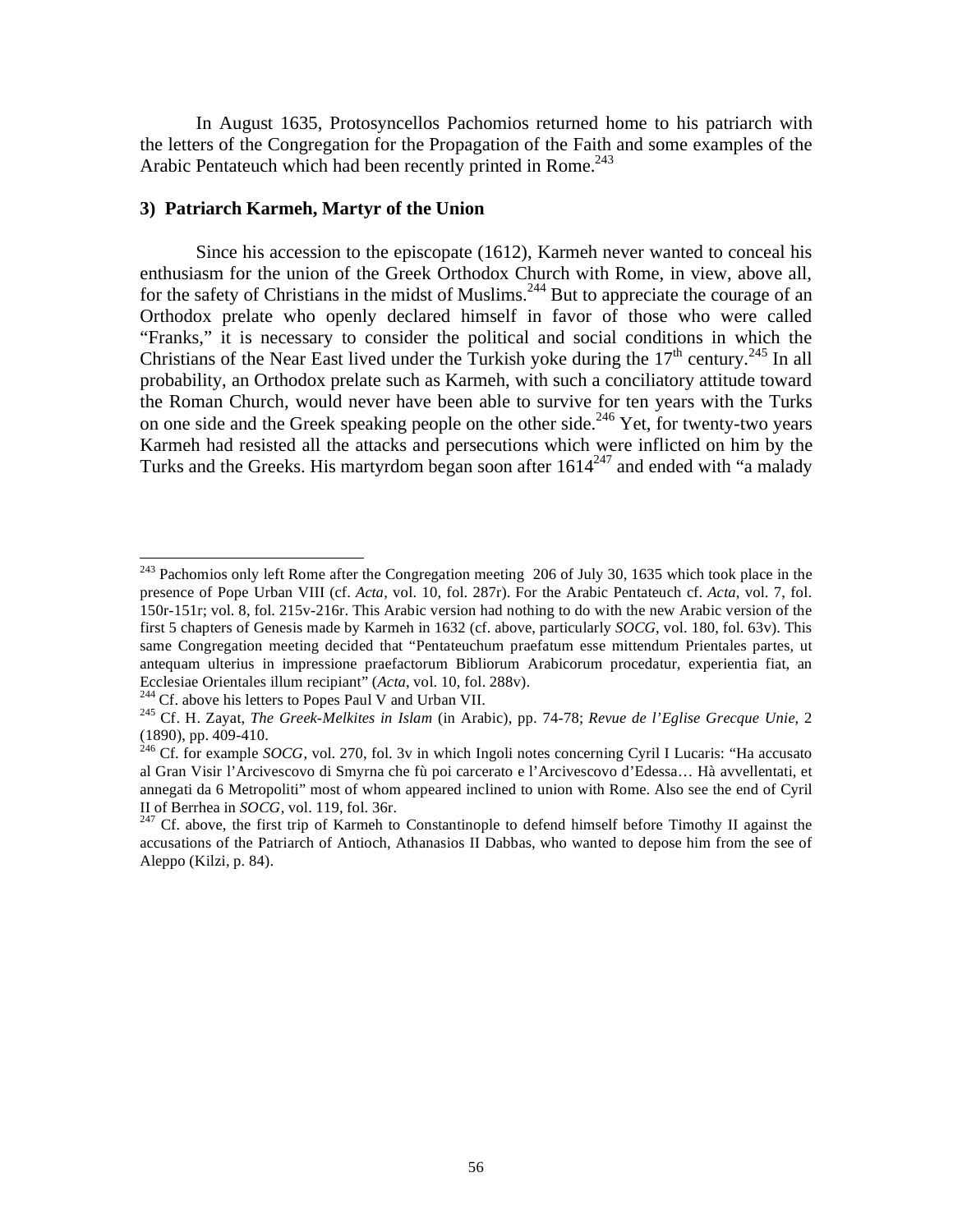In August 1635, Protosyncellos Pachomios returned home to his patriarch with the letters of the Congregation for the Propagation of the Faith and some examples of the Arabic Pentateuch which had been recently printed in Rome.[243]

### 3) Patriarch Karmeh, Martyr of the Union

Since his accession to the episcopate (1612), Karmeh never wanted to conceal his enthusiasm for the union of the Greek Orthodox Church with Rome, in view, above all, for the safety of Christians in the midst of Muslims.[244] But to appreciate the courage of an Orthodox prelate who openly declared himself in favor of those who were called "Franks," it is necessary to consider the political and social conditions in which the Christians of the Near East lived under the Turkish yoke during the 17th century.[245] In all probability, an Orthodox prelate such as Karmeh, with such a conciliatory attitude toward the Roman Church, would never have been able to survive for ten years with the Turks on one side and the Greek speaking people on the other side.[246] Yet, for twenty-two years Karmeh had resisted all the attacks and persecutions which were inflicted on him by the Turks and the Greeks. His martyrdom began soon after 1614[247] and ended with "a malady

---

[243] Pachomios only left Rome after the Congregation meeting 206 of July 30, 1635 which took place in the presence of Pope Urban VIII (cf. *Acta*, vol. 10, fol. 287r). For the Arabic Pentateuch cf. *Acta*, vol. 7, fol. 150r-151r; vol. 8, fol. 215v-216r. This Arabic version had nothing to do with the new Arabic version of the first 5 chapters of Genesis made by Karmeh in 1632 (cf. above, particularly *SOCG*, vol. 180, fol. 63v). This same Congregation meeting decided that "Pentateuchum praefatum esse mittendum Prientales partes, ut antequam ulterius in impressione praefactorum Bibliorum Arabicorum procedatur, experientia fiat, an Ecclesiae Orientales illum recipiant" (*Acta*, vol. 10, fol. 288v).

[244] Cf. above his letters to Popes Paul V and Urban VII.

[245] Cf. H. Zayat, *The Greek-Melkites in Islam* (in Arabic), pp. 74-78; *Revue de l'Eglise Grecque Unie*, 2 (1890), pp. 409-410.

[246] Cf. for example *SOCG*, vol. 270, fol. 3v in which Ingoli notes concerning Cyril I Lucaris: "Ha accusato al Gran Visir l'Arcivescovo di Smyrna che fù poi carcerato e l'Arcivescovo d'Edessa… Hà avvellentati, et annegati da 6 Metropoliti" most of whom appeared inclined to union with Rome. Also see the end of Cyril II of Berrhea in *SOCG*, vol. 119, fol. 36r.

[247] Cf. above, the first trip of Karmeh to Constantinople to defend himself before Timothy II against the accusations of the Patriarch of Antioch, Athanasios II Dabbas, who wanted to depose him from the see of Aleppo (Kilzi, p. 84).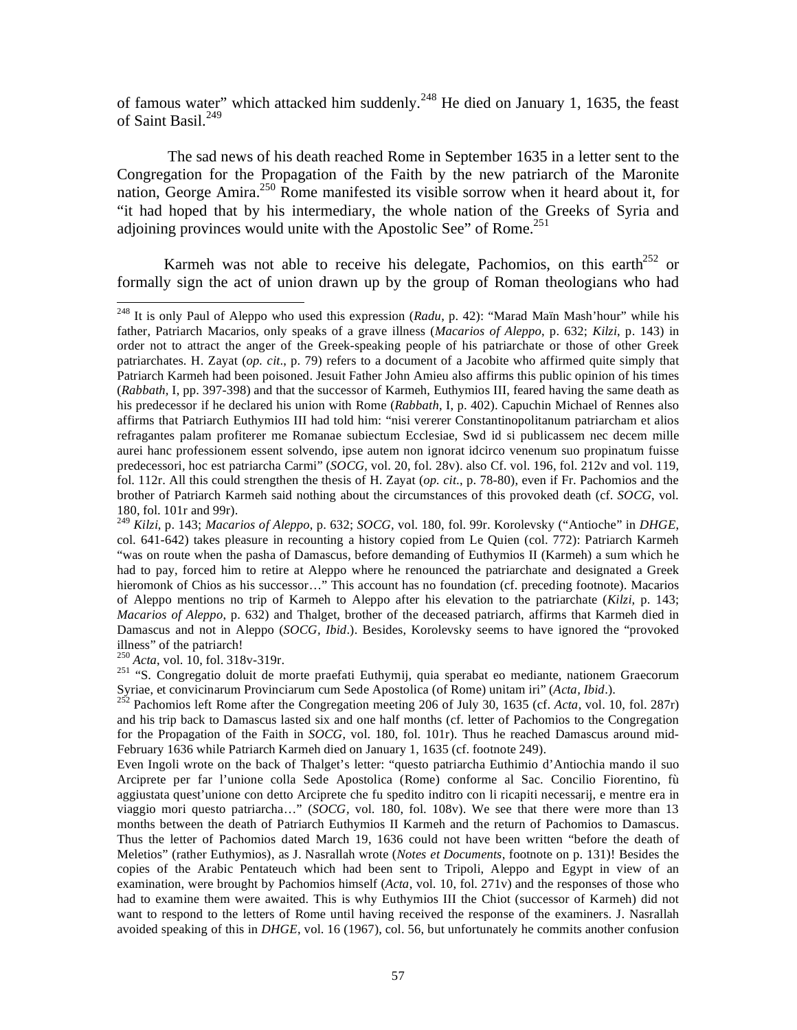of famous water" which attacked him suddenly.[248] He died on January 1, 1635, the feast of Saint Basil.[249]

The sad news of his death reached Rome in September 1635 in a letter sent to the Congregation for the Propagation of the Faith by the new patriarch of the Maronite nation, George Amira.[250] Rome manifested its visible sorrow when it heard about it, for "it had hoped that by his intermediary, the whole nation of the Greeks of Syria and adjoining provinces would unite with the Apostolic See" of Rome.[251]

Karmeh was not able to receive his delegate, Pachomios, on this earth[252] or formally sign the act of union drawn up by the group of Roman theologians who had

---

[248] It is only Paul of Aleppo who used this expression (*Radu*, p. 42): "Marad Maïn Mash'hour" while his father, Patriarch Macarios, only speaks of a grave illness (*Macarios of Aleppo*, p. 632; *Kilzi*, p. 143) in order not to attract the anger of the Greek-speaking people of his patriarchate or those of other Greek patriarchates. H. Zayat (*op. cit*., p. 79) refers to a document of a Jacobite who affirmed quite simply that Patriarch Karmeh had been poisoned. Jesuit Father John Amieu also affirms this public opinion of his times (*Rabbath*, I, pp. 397-398) and that the successor of Karmeh, Euthymios III, feared having the same death as his predecessor if he declared his union with Rome (*Rabbath*, I, p. 402). Capuchin Michael of Rennes also affirms that Patriarch Euthymios III had told him: "nisi vererer Constantinopolitanum patriarcham et alios refragantes palam profiterer me Romanae subiectum Ecclesiae, Swd id si publicassem nec decem mille aurei hanc professionem essent solvendo, ipse autem non ignorat idcirco venenum suo propinatum fuisse predecessori, hoc est patriarcha Carmi" (*SOCG*, vol. 20, fol. 28v). also Cf. vol. 196, fol. 212v and vol. 119, fol. 112r. All this could strengthen the thesis of H. Zayat (*op. cit*., p. 78-80), even if Fr. Pachomios and the brother of Patriarch Karmeh said nothing about the circumstances of this provoked death (cf. *SOCG*, vol. 180, fol. 101r and 99r).

[249] *Kilzi*, p. 143; *Macarios of Aleppo*, p. 632; *SOCG*, vol. 180, fol. 99r. Korolevsky ("Antioche" in *DHGE*, col. 641-642) takes pleasure in recounting a history copied from Le Quien (col. 772): Patriarch Karmeh "was on route when the pasha of Damascus, before demanding of Euthymios II (Karmeh) a sum which he had to pay, forced him to retire at Aleppo where he renounced the patriarchate and designated a Greek hieromonk of Chios as his successor…" This account has no foundation (cf. preceding footnote). Macarios of Aleppo mentions no trip of Karmeh to Aleppo after his elevation to the patriarchate (*Kilzi*, p. 143; *Macarios of Aleppo*, p. 632) and Thalget, brother of the deceased patriarch, affirms that Karmeh died in Damascus and not in Aleppo (*SOCG, Ibid*.). Besides, Korolevsky seems to have ignored the "provoked illness" of the patriarch!

[250] *Acta*, vol. 10, fol. 318v-319r.

[251] "S. Congregatio doluit de morte praefati Euthymij, quia sperabat eo mediante, nationem Graecorum Syriae, et convicinarum Provinciarum cum Sede Apostolica (of Rome) unitam iri" (*Acta, Ibid*.).

[252] Pachomios left Rome after the Congregation meeting 206 of July 30, 1635 (cf. *Acta*, vol. 10, fol. 287r) and his trip back to Damascus lasted six and one half months (cf. letter of Pachomios to the Congregation for the Propagation of the Faith in *SOCG*, vol. 180, fol. 101r). Thus he reached Damascus around mid-February 1636 while Patriarch Karmeh died on January 1, 1635 (cf. footnote 249).

Even Ingoli wrote on the back of Thalget's letter: "questo patriarcha Euthimio d'Antiochia mando il suo Arciprete per far l'unione colla Sede Apostolica (Rome) conforme al Sac. Concilio Fiorentino, fù aggiustata quest'unione con detto Arciprete che fu spedito inditro con li ricapiti necessarij, e mentre era in viaggio mori questo patriarcha…" (*SOCG*, vol. 180, fol. 108v). We see that there were more than 13 months between the death of Patriarch Euthymios II Karmeh and the return of Pachomios to Damascus. Thus the letter of Pachomios dated March 19, 1636 could not have been written "before the death of Meletios" (rather Euthymios), as J. Nasrallah wrote (*Notes et Documents*, footnote on p. 131)! Besides the copies of the Arabic Pentateuch which had been sent to Tripoli, Aleppo and Egypt in view of an examination, were brought by Pachomios himself (*Acta*, vol. 10, fol. 271v) and the responses of those who had to examine them were awaited. This is why Euthymios III the Chiot (successor of Karmeh) did not want to respond to the letters of Rome until having received the response of the examiners. J. Nasrallah avoided speaking of this in *DHGE*, vol. 16 (1967), col. 56, but unfortunately he commits another confusion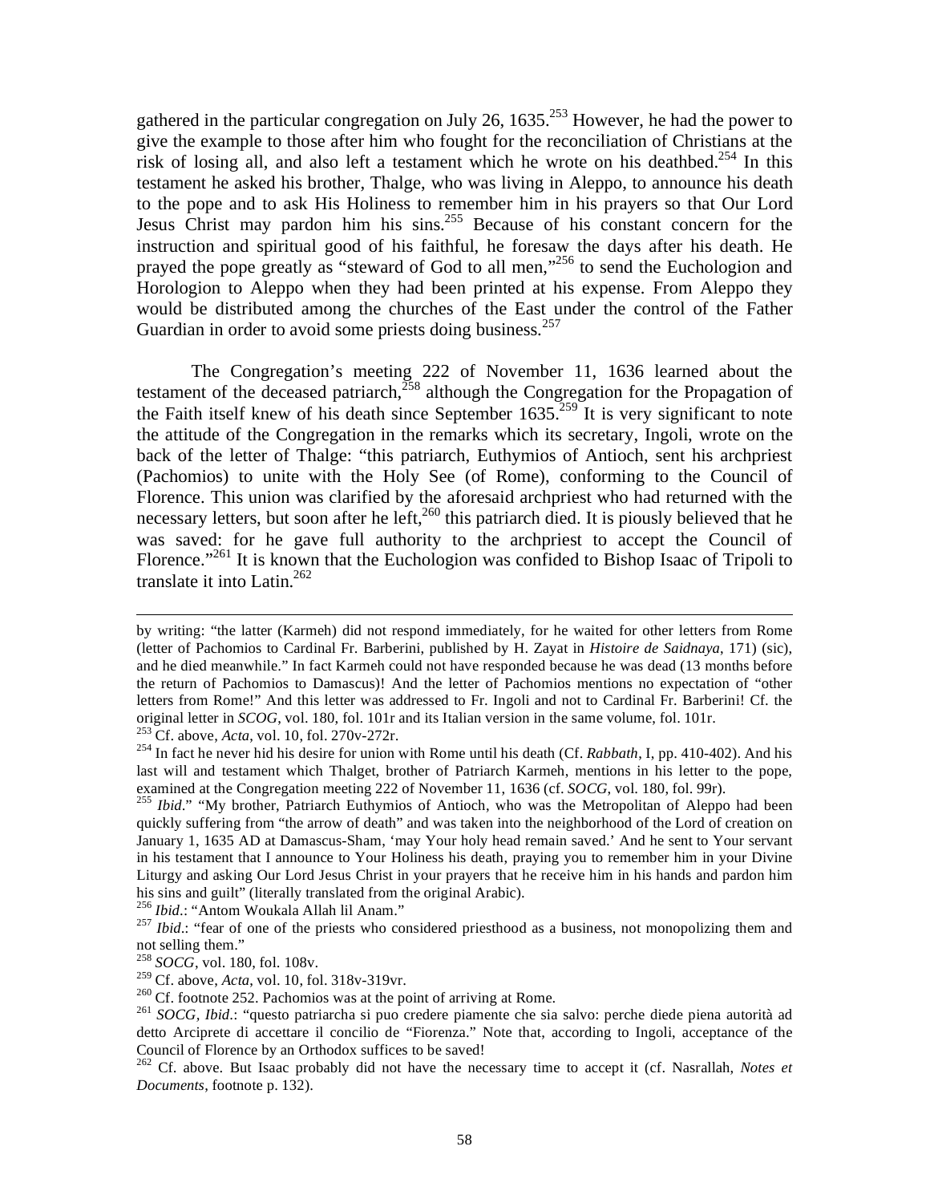gathered in the particular congregation on July 26, 1635.[253] However, he had the power to give the example to those after him who fought for the reconciliation of Christians at the risk of losing all, and also left a testament which he wrote on his deathbed.[254] In this testament he asked his brother, Thalge, who was living in Aleppo, to announce his death to the pope and to ask His Holiness to remember him in his prayers so that Our Lord Jesus Christ may pardon him his sins.[255] Because of his constant concern for the instruction and spiritual good of his faithful, he foresaw the days after his death. He prayed the pope greatly as "steward of God to all men,"[256] to send the Euchologion and Horologion to Aleppo when they had been printed at his expense. From Aleppo they would be distributed among the churches of the East under the control of the Father Guardian in order to avoid some priests doing business.[257]

The Congregation's meeting 222 of November 11, 1636 learned about the testament of the deceased patriarch,[258] although the Congregation for the Propagation of the Faith itself knew of his death since September 1635.[259] It is very significant to note the attitude of the Congregation in the remarks which its secretary, Ingoli, wrote on the back of the letter of Thalge: "this patriarch, Euthymios of Antioch, sent his archpriest (Pachomios) to unite with the Holy See (of Rome), conforming to the Council of Florence. This union was clarified by the aforesaid archpriest who had returned with the necessary letters, but soon after he left,[260] this patriarch died. It is piously believed that he was saved: for he gave full authority to the archpriest to accept the Council of Florence."[261] It is known that the Euchologion was confided to Bishop Isaac of Tripoli to translate it into Latin.[262]

---

by writing: "the latter (Karmeh) did not respond immediately, for he waited for other letters from Rome (letter of Pachomios to Cardinal Fr. Barberini, published by H. Zayat in *Histoire de Saidnaya*, 171) (sic), and he died meanwhile." In fact Karmeh could not have responded because he was dead (13 months before the return of Pachomios to Damascus)! And the letter of Pachomios mentions no expectation of "other letters from Rome!" And this letter was addressed to Fr. Ingoli and not to Cardinal Fr. Barberini! Cf. the original letter in *SCOG*, vol. 180, fol. 101r and its Italian version in the same volume, fol. 101r.

[253] Cf. above, *Acta*, vol. 10, fol. 270v-272r.

[254] In fact he never hid his desire for union with Rome until his death (Cf. *Rabbath*, I, pp. 410-402). And his last will and testament which Thalget, brother of Patriarch Karmeh, mentions in his letter to the pope, examined at the Congregation meeting 222 of November 11, 1636 (cf. *SOCG*, vol. 180, fol. 99r).

[255] *Ibid*." "My brother, Patriarch Euthymios of Antioch, who was the Metropolitan of Aleppo had been quickly suffering from "the arrow of death" and was taken into the neighborhood of the Lord of creation on January 1, 1635 AD at Damascus-Sham, 'may Your holy head remain saved.' And he sent to Your servant in his testament that I announce to Your Holiness his death, praying you to remember him in your Divine Liturgy and asking Our Lord Jesus Christ in your prayers that he receive him in his hands and pardon him his sins and guilt" (literally translated from the original Arabic).

[256] *Ibid*.: "Antom Woukala Allah lil Anam."

[257] *Ibid*.: "fear of one of the priests who considered priesthood as a business, not monopolizing them and not selling them."

[258] *SOCG*, vol. 180, fol. 108v.

[259] Cf. above, *Acta*, vol. 10, fol. 318v-319vr.

[260] Cf. footnote 252. Pachomios was at the point of arriving at Rome.

[261] *SOCG, Ibid*.: "questo patriarcha si puo credere piamente che sia salvo: perche diede piena autorità ad detto Arciprete di accettare il concilio de "Fiorenza." Note that, according to Ingoli, acceptance of the Council of Florence by an Orthodox suffices to be saved!

[262] Cf. above. But Isaac probably did not have the necessary time to accept it (cf. Nasrallah, *Notes et Documents*, footnote p. 132).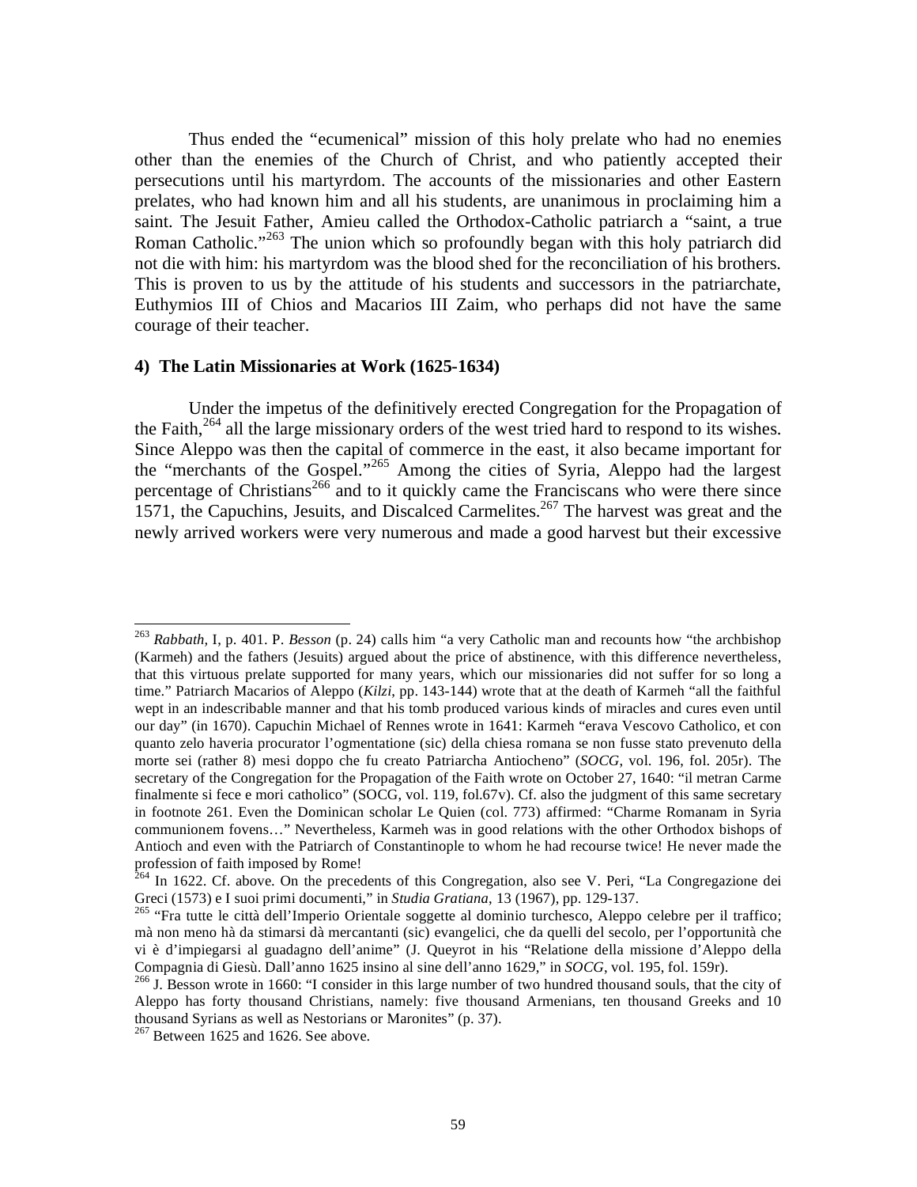Thus ended the "ecumenical" mission of this holy prelate who had no enemies other than the enemies of the Church of Christ, and who patiently accepted their persecutions until his martyrdom. The accounts of the missionaries and other Eastern prelates, who had known him and all his students, are unanimous in proclaiming him a saint. The Jesuit Father, Amieu called the Orthodox-Catholic patriarch a "saint, a true Roman Catholic."[263] The union which so profoundly began with this holy patriarch did not die with him: his martyrdom was the blood shed for the reconciliation of his brothers. This is proven to us by the attitude of his students and successors in the patriarchate, Euthymios III of Chios and Macarios III Zaim, who perhaps did not have the same courage of their teacher.

#### 4) The Latin Missionaries at Work (1625-1634)

Under the impetus of the definitively erected Congregation for the Propagation of the Faith,[264] all the large missionary orders of the west tried hard to respond to its wishes. Since Aleppo was then the capital of commerce in the east, it also became important for the "merchants of the Gospel."[265] Among the cities of Syria, Aleppo had the largest percentage of Christians[266] and to it quickly came the Franciscans who were there since 1571, the Capuchins, Jesuits, and Discalced Carmelites.[267] The harvest was great and the newly arrived workers were very numerous and made a good harvest but their excessive

---

[263] *Rabbath,* I, p. 401. P. *Besson* (p. 24) calls him "a very Catholic man and recounts how "the archbishop (Karmeh) and the fathers (Jesuits) argued about the price of abstinence, with this difference nevertheless, that this virtuous prelate supported for many years, which our missionaries did not suffer for so long a time." Patriarch Macarios of Aleppo (*Kilzi*, pp. 143-144) wrote that at the death of Karmeh "all the faithful wept in an indescribable manner and that his tomb produced various kinds of miracles and cures even until our day" (in 1670). Capuchin Michael of Rennes wrote in 1641: Karmeh "erava Vescovo Catholico, et con quanto zelo haveria procurator l'ogmentatione (sic) della chiesa romana se non fusse stato prevenuto della morte sei (rather 8) mesi doppo che fu creato Patriarcha Antiocheno" (*SOCG*, vol. 196, fol. 205r). The secretary of the Congregation for the Propagation of the Faith wrote on October 27, 1640: "il metran Carme finalmente si fece e mori catholico" (SOCG, vol. 119, fol.67v). Cf. also the judgment of this same secretary in footnote 261. Even the Dominican scholar Le Quien (col. 773) affirmed: "Charme Romanam in Syria communionem fovens…" Nevertheless, Karmeh was in good relations with the other Orthodox bishops of Antioch and even with the Patriarch of Constantinople to whom he had recourse twice! He never made the profession of faith imposed by Rome!

[264] In 1622. Cf. above. On the precedents of this Congregation, also see V. Peri, "La Congregazione dei Greci (1573) e I suoi primi documenti," in *Studia Gratiana*, 13 (1967), pp. 129-137.

[265] "Fra tutte le città dell'Imperio Orientale soggette al dominio turchesco, Aleppo celebre per il traffico; mà non meno hà da stimarsi dà mercantanti (sic) evangelici, che da quelli del secolo, per l'opportunità che vi è d'impiegarsi al guadagno dell'anime" (J. Queyrot in his "Relatione della missione d'Aleppo della Compagnia di Giesù. Dall'anno 1625 insino al sine dell'anno 1629," in *SOCG*, vol. 195, fol. 159r).

[266] J. Besson wrote in 1660: "I consider in this large number of two hundred thousand souls, that the city of Aleppo has forty thousand Christians, namely: five thousand Armenians, ten thousand Greeks and 10 thousand Syrians as well as Nestorians or Maronites" (p. 37).

[267] Between 1625 and 1626. See above.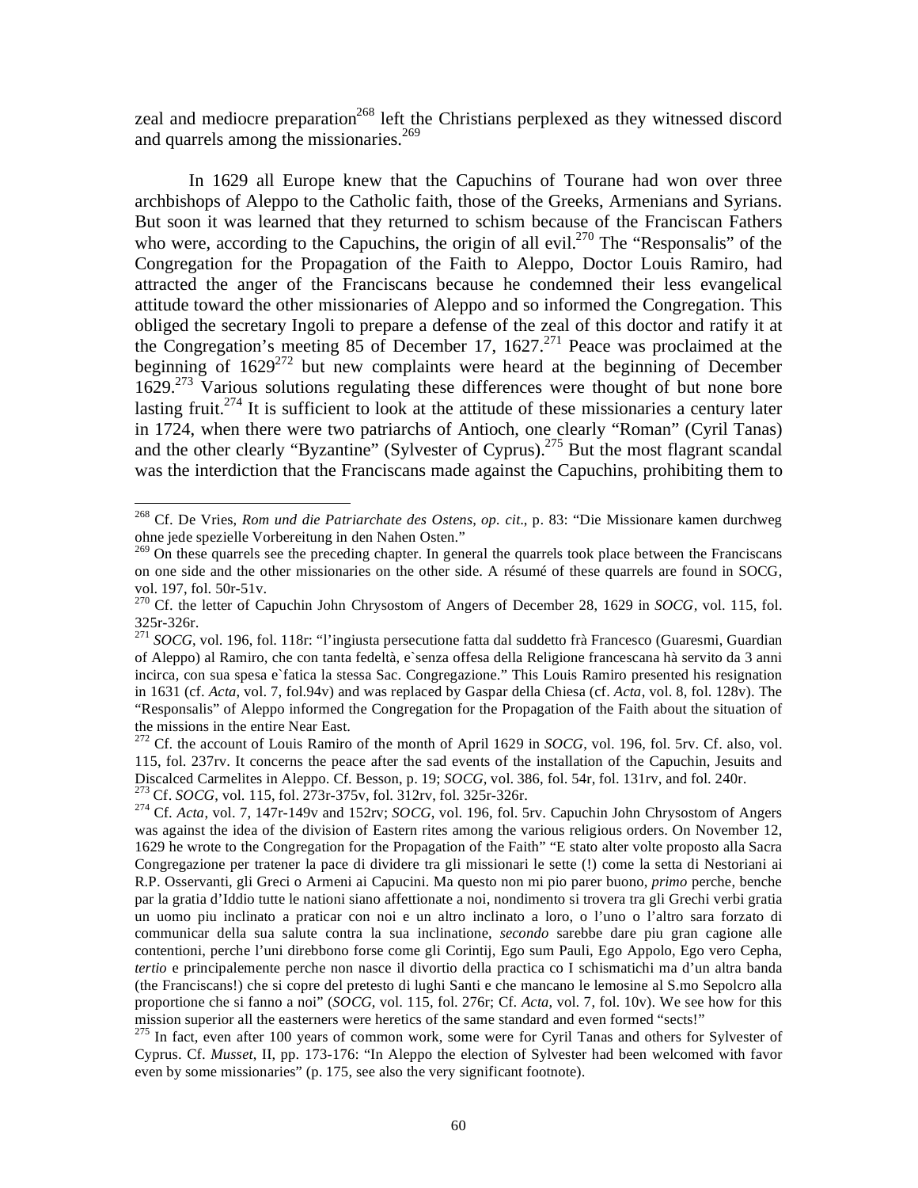zeal and mediocre preparation[268] left the Christians perplexed as they witnessed discord and quarrels among the missionaries.[269]

In 1629 all Europe knew that the Capuchins of Tourane had won over three archbishops of Aleppo to the Catholic faith, those of the Greeks, Armenians and Syrians. But soon it was learned that they returned to schism because of the Franciscan Fathers who were, according to the Capuchins, the origin of all evil.[270] The "Responsalis" of the Congregation for the Propagation of the Faith to Aleppo, Doctor Louis Ramiro, had attracted the anger of the Franciscans because he condemned their less evangelical attitude toward the other missionaries of Aleppo and so informed the Congregation. This obliged the secretary Ingoli to prepare a defense of the zeal of this doctor and ratify it at the Congregation's meeting 85 of December 17, 1627.[271] Peace was proclaimed at the beginning of 1629[272] but new complaints were heard at the beginning of December 1629.[273] Various solutions regulating these differences were thought of but none bore lasting fruit.[274] It is sufficient to look at the attitude of these missionaries a century later in 1724, when there were two patriarchs of Antioch, one clearly "Roman" (Cyril Tanas) and the other clearly "Byzantine" (Sylvester of Cyprus).[275] But the most flagrant scandal was the interdiction that the Franciscans made against the Capuchins, prohibiting them to

---

[268] Cf. De Vries, *Rom und die Patriarchate des Ostens*, *op. cit*., p. 83: "Die Missionare kamen durchweg ohne jede spezielle Vorbereitung in den Nahen Osten."

[269] On these quarrels see the preceding chapter. In general the quarrels took place between the Franciscans on one side and the other missionaries on the other side. A résumé of these quarrels are found in SOCG, vol. 197, fol. 50r-51v.

[270] Cf. the letter of Capuchin John Chrysostom of Angers of December 28, 1629 in *SOCG*, vol. 115, fol. 325r-326r.

[271] *SOCG*, vol. 196, fol. 118r: "l'ingiusta persecutione fatta dal suddetto frà Francesco (Guaresmi, Guardian of Aleppo) al Ramiro, che con tanta fedeltà, e`senza offesa della Religione francescana hà servito da 3 anni incirca, con sua spesa e`fatica la stessa Sac. Congregazione." This Louis Ramiro presented his resignation in 1631 (cf. *Acta*, vol. 7, fol.94v) and was replaced by Gaspar della Chiesa (cf. *Acta*, vol. 8, fol. 128v). The "Responsalis" of Aleppo informed the Congregation for the Propagation of the Faith about the situation of the missions in the entire Near East.

[272] Cf. the account of Louis Ramiro of the month of April 1629 in *SOCG*, vol. 196, fol. 5rv. Cf. also, vol. 115, fol. 237rv. It concerns the peace after the sad events of the installation of the Capuchin, Jesuits and Discalced Carmelites in Aleppo. Cf. Besson, p. 19; *SOCG*, vol. 386, fol. 54r, fol. 131rv, and fol. 240r.

[273] Cf. *SOCG*, vol. 115, fol. 273r-375v, fol. 312rv, fol. 325r-326r.

[274] Cf. *Acta*, vol. 7, 147r-149v and 152rv; *SOCG*, vol. 196, fol. 5rv. Capuchin John Chrysostom of Angers was against the idea of the division of Eastern rites among the various religious orders. On November 12, 1629 he wrote to the Congregation for the Propagation of the Faith" "E stato alter volte proposto alla Sacra Congregazione per tratener la pace di dividere tra gli missionari le sette (!) come la setta di Nestoriani ai R.P. Osservanti, gli Greci o Armeni ai Capucini. Ma questo non mi pio parer buono, *primo* perche, benche par la gratia d'Iddio tutte le nationi siano affettionate a noi, nondimento si trovera tra gli Grechi verbi gratia un uomo piu inclinato a praticar con noi e un altro inclinato a loro, o l'uno o l'altro sara forzato di communicar della sua salute contra la sua inclinatione, *secondo* sarebbe dare piu gran cagione alle contentioni, perche l'uni direbbono forse come gli Corintij, Ego sum Pauli, Ego Appolo, Ego vero Cepha, *tertio* e principalemente perche non nasce il divortio della practica co I schismatichi ma d'un altra banda (the Franciscans!) che si copre del pretesto di lughi Santi e che mancano le lemosine al S.mo Sepolcro alla proportione che si fanno a noi" (*SOCG*, vol. 115, fol. 276r; Cf. *Acta*, vol. 7, fol. 10v). We see how for this mission superior all the easterners were heretics of the same standard and even formed "sects!"

[275] In fact, even after 100 years of common work, some were for Cyril Tanas and others for Sylvester of Cyprus. Cf. *Musset*, II, pp. 173-176: "In Aleppo the election of Sylvester had been welcomed with favor even by some missionaries" (p. 175, see also the very significant footnote).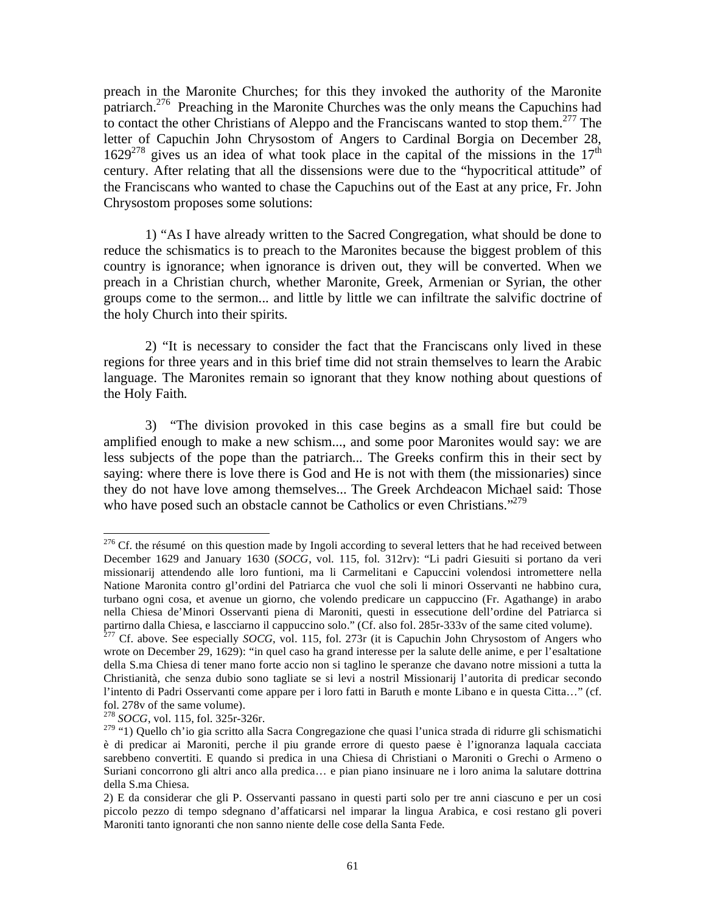preach in the Maronite Churches; for this they invoked the authority of the Maronite patriarch.[276] Preaching in the Maronite Churches was the only means the Capuchins had to contact the other Christians of Aleppo and the Franciscans wanted to stop them.[277] The letter of Capuchin John Chrysostom of Angers to Cardinal Borgia on December 28, 1629[278] gives us an idea of what took place in the capital of the missions in the 17th century. After relating that all the dissensions were due to the "hypocritical attitude" of the Franciscans who wanted to chase the Capuchins out of the East at any price, Fr. John Chrysostom proposes some solutions:

1) "As I have already written to the Sacred Congregation, what should be done to reduce the schismatics is to preach to the Maronites because the biggest problem of this country is ignorance; when ignorance is driven out, they will be converted. When we preach in a Christian church, whether Maronite, Greek, Armenian or Syrian, the other groups come to the sermon... and little by little we can infiltrate the salvific doctrine of the holy Church into their spirits.

2) "It is necessary to consider the fact that the Franciscans only lived in these regions for three years and in this brief time did not strain themselves to learn the Arabic language. The Maronites remain so ignorant that they know nothing about questions of the Holy Faith.

3) "The division provoked in this case begins as a small fire but could be amplified enough to make a new schism..., and some poor Maronites would say: we are less subjects of the pope than the patriarch... The Greeks confirm this in their sect by saying: where there is love there is God and He is not with them (the missionaries) since they do not have love among themselves... The Greek Archdeacon Michael said: Those who have posed such an obstacle cannot be Catholics or even Christians."[279]

---

[276] Cf. the résumé on this question made by Ingoli according to several letters that he had received between December 1629 and January 1630 (*SOCG*, vol. 115, fol. 312rv): "Li padri Giesuiti si portano da veri missionarij attendendo alle loro funtioni, ma li Carmelitani e Capuccini volendosi intromettere nella Natione Maronita contro gl'ordini del Patriarca che vuol che soli li minori Osservanti ne habbino cura, turbano ogni cosa, et avenue un giorno, che volendo predicare un cappuccino (Fr. Agathange) in arabo nella Chiesa de'Minori Osservanti piena di Maroniti, questi in essecutione dell'ordine del Patriarca si partirno dalla Chiesa, e lascciarno il cappuccino solo." (Cf. also fol. 285r-333v of the same cited volume).

[277] Cf. above. See especially *SOCG*, vol. 115, fol. 273r (it is Capuchin John Chrysostom of Angers who wrote on December 29, 1629): "in quel caso ha grand interesse per la salute delle anime, e per l'esaltatione della S.ma Chiesa di tener mano forte accio non si taglino le speranze che davano notre missioni a tutta la Christianità, che senza dubio sono tagliate se si levi a nostril Missionarij l'autorita di predicar secondo l'intento di Padri Osservanti come appare per i loro fatti in Baruth e monte Libano e in questa Citta…" (cf. fol. 278v of the same volume).

[278] *SOCG*, vol. 115, fol. 325r-326r.

[279] "1) Quello ch'io gia scritto alla Sacra Congregazione che quasi l'unica strada di ridurre gli schismatichi è di predicar ai Maroniti, perche il piu grande errore di questo paese è l'ignoranza laquala cacciata sarebbeno convertiti. E quando si predica in una Chiesa di Christiani o Maroniti o Grechi o Armeno o Suriani concorrono gli altri anco alla predica… e pian piano insinuare ne i loro anima la salutare dottrina della S.ma Chiesa.

2) E da considerar che gli P. Osservanti passano in questi parti solo per tre anni ciascuno e per un cosi piccolo pezzo di tempo sdegnano d'affaticarsi nel imparar la lingua Arabica, e cosi restano gli poveri Maroniti tanto ignoranti che non sanno niente delle cose della Santa Fede.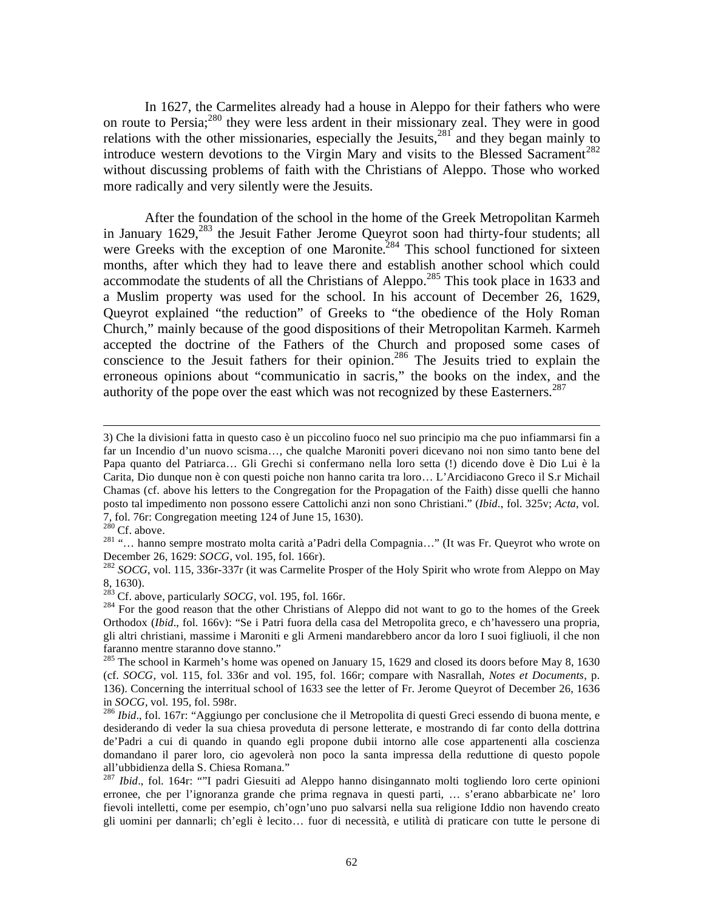In 1627, the Carmelites already had a house in Aleppo for their fathers who were on route to Persia;[280] they were less ardent in their missionary zeal. They were in good relations with the other missionaries, especially the Jesuits,[281] and they began mainly to introduce western devotions to the Virgin Mary and visits to the Blessed Sacrament[282] without discussing problems of faith with the Christians of Aleppo. Those who worked more radically and very silently were the Jesuits.

After the foundation of the school in the home of the Greek Metropolitan Karmeh in January 1629,[283] the Jesuit Father Jerome Queyrot soon had thirty-four students; all were Greeks with the exception of one Maronite.[284] This school functioned for sixteen months, after which they had to leave there and establish another school which could accommodate the students of all the Christians of Aleppo.[285] This took place in 1633 and a Muslim property was used for the school. In his account of December 26, 1629, Queyrot explained "the reduction" of Greeks to "the obedience of the Holy Roman Church," mainly because of the good dispositions of their Metropolitan Karmeh. Karmeh accepted the doctrine of the Fathers of the Church and proposed some cases of conscience to the Jesuit fathers for their opinion.[286] The Jesuits tried to explain the erroneous opinions about "communicatio in sacris," the books on the index, and the authority of the pope over the east which was not recognized by these Easterners.[287]

---

3) Che la divisioni fatta in questo caso è un piccolino fuoco nel suo principio ma che puo infiammarsi fin a far un Incendio d'un nuovo scisma…, che qualche Maroniti poveri dicevano noi non simo tanto bene del Papa quanto del Patriarca… Gli Grechi si confermano nella loro setta (!) dicendo dove è Dio Lui è la Carita, Dio dunque non è con questi poiche non hanno carita tra loro… L'Arcidiacono Greco il S.r Michail Chamas (cf. above his letters to the Congregation for the Propagation of the Faith) disse quelli che hanno posto tal impedimento non possono essere Cattolichi anzi non sono Christiani." (*Ibid*., fol. 325v; *Acta*, vol. 7, fol. 76r: Congregation meeting 124 of June 15, 1630).

[280] Cf. above.

[281] "… hanno sempre mostrato molta carità a'Padri della Compagnia…" (It was Fr. Queyrot who wrote on December 26, 1629: *SOCG*, vol. 195, fol. 166r).

[282] *SOCG*, vol. 115, 336r-337r (it was Carmelite Prosper of the Holy Spirit who wrote from Aleppo on May 8, 1630).

[283] Cf. above, particularly *SOCG*, vol. 195, fol. 166r.

[284] For the good reason that the other Christians of Aleppo did not want to go to the homes of the Greek Orthodox (*Ibid*., fol. 166v): "Se i Patri fuora della casa del Metropolita greco, e ch'havessero una propria, gli altri christiani, massime i Maroniti e gli Armeni mandarebbero ancor da loro I suoi figliuoli, il che non faranno mentre staranno dove stanno."

[285] The school in Karmeh's home was opened on January 15, 1629 and closed its doors before May 8, 1630 (cf. *SOCG*, vol. 115, fol. 336r and vol. 195, fol. 166r; compare with Nasrallah, *Notes et Documents*, p. 136). Concerning the interritual school of 1633 see the letter of Fr. Jerome Queyrot of December 26, 1636 in *SOCG*, vol. 195, fol. 598r.

[286] *Ibid*., fol. 167r: "Aggiungo per conclusione che il Metropolita di questi Greci essendo di buona mente, e desiderando di veder la sua chiesa proveduta di persone letterate, e mostrando di far conto della dottrina de'Padri a cui di quando in quando egli propone dubii intorno alle cose appartenenti alla coscienza domandano il parer loro, cio agevolerà non poco la santa impressa della reduttione di questo popole all'ubbidienza della S. Chiesa Romana."

[287] *Ibid*., fol. 164r: ""I padri Giesuiti ad Aleppo hanno disingannato molti togliendo loro certe opinioni erronee, che per l'ignoranza grande che prima regnava in questi parti, … s'erano abbarbicate ne' loro fievoli intelletti, come per esempio, ch'ogn'uno puo salvarsi nella sua religione Iddio non havendo creato gli uomini per dannarli; ch'egli è lecito… fuor di necessità, e utilità di praticare con tutte le persone di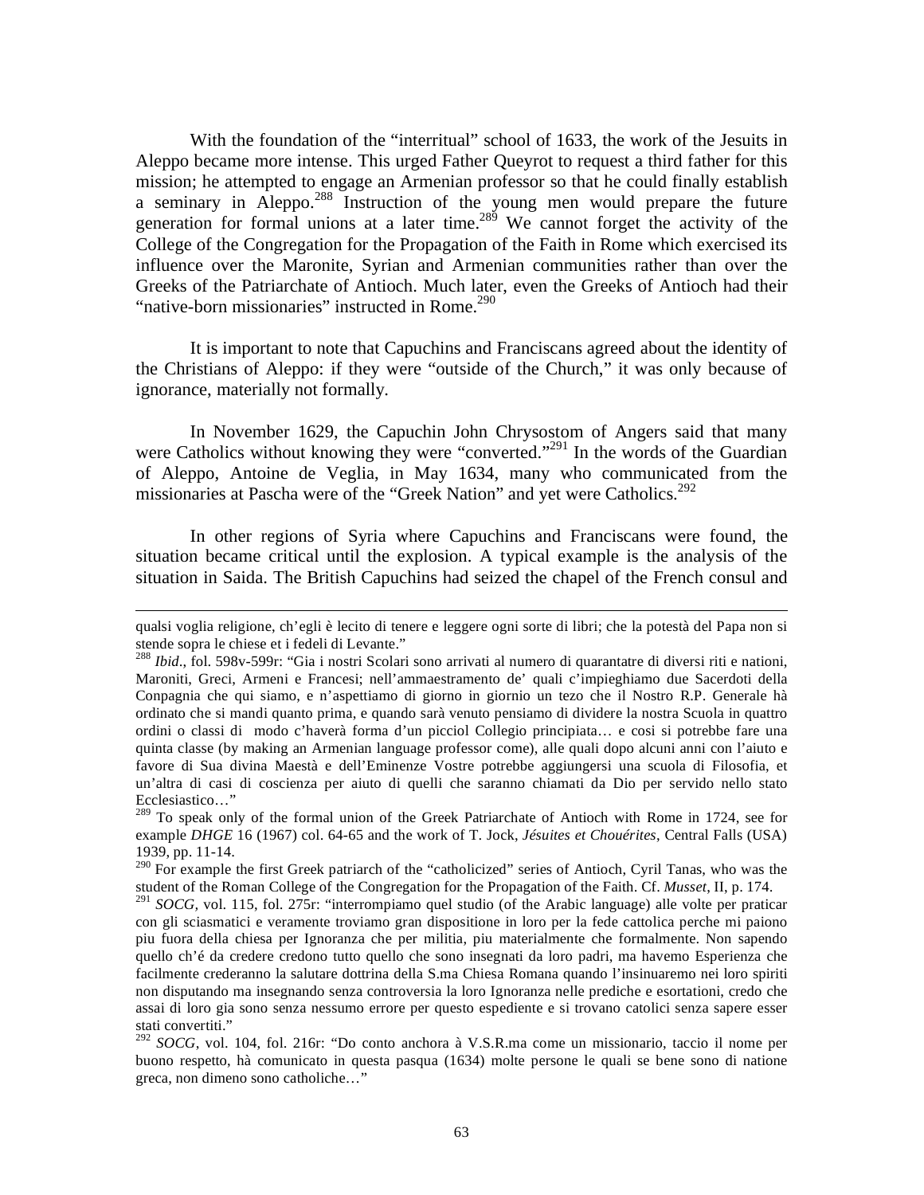With the foundation of the "interritual" school of 1633, the work of the Jesuits in Aleppo became more intense. This urged Father Queyrot to request a third father for this mission; he attempted to engage an Armenian professor so that he could finally establish a seminary in Aleppo.[288] Instruction of the young men would prepare the future generation for formal unions at a later time.[289] We cannot forget the activity of the College of the Congregation for the Propagation of the Faith in Rome which exercised its influence over the Maronite, Syrian and Armenian communities rather than over the Greeks of the Patriarchate of Antioch. Much later, even the Greeks of Antioch had their "native-born missionaries" instructed in Rome.[290]

It is important to note that Capuchins and Franciscans agreed about the identity of the Christians of Aleppo: if they were "outside of the Church," it was only because of ignorance, materially not formally.

In November 1629, the Capuchin John Chrysostom of Angers said that many were Catholics without knowing they were "converted."[291] In the words of the Guardian of Aleppo, Antoine de Veglia, in May 1634, many who communicated from the missionaries at Pascha were of the "Greek Nation" and yet were Catholics.[292]

In other regions of Syria where Capuchins and Franciscans were found, the situation became critical until the explosion. A typical example is the analysis of the situation in Saida. The British Capuchins had seized the chapel of the French consul and

---

qualsi voglia religione, ch'egli è lecito di tenere e leggere ogni sorte di libri; che la potestà del Papa non si stende sopra le chiese et i fedeli di Levante."

[288] *Ibid*., fol. 598v-599r: "Gia i nostri Scolari sono arrivati al numero di quarantatre di diversi riti e nationi, Maroniti, Greci, Armeni e Francesi; nell'ammaestramento de' quali c'impieghiamo due Sacerdoti della Conpagnia che qui siamo, e n'aspettiamo di giorno in giorno un tezo che il Nostro R.P. Generale hà ordinato che si mandi quanto prima, e quando sarà venuto pensiamo di dividere la nostra Scuola in quattro ordini o classi di modo c'haverà forma d'un picciol Collegio principiata… e cosi si potrebbe fare una quinta classe (by making an Armenian language professor come), alle quali dopo alcuni anni con l'aiuto e favore di Sua divina Maestà e dell'Eminenze Vostre potrebbe aggiungersi una scuola di Filosofia, et un'altra di casi di coscienza per aiuto di quelli che saranno chiamati da Dio per servido nello stato Ecclesiastico…"

[289] To speak only of the formal union of the Greek Patriarchate of Antioch with Rome in 1724, see for example *DHGE* 16 (1967) col. 64-65 and the work of T. Jock, *Jésuites et Chouérites*, Central Falls (USA) 1939, pp. 11-14.

[290] For example the first Greek patriarch of the "catholicized" series of Antioch, Cyril Tanas, who was the student of the Roman College of the Congregation for the Propagation of the Faith. Cf. *Musset*, II, p. 174.

[291] *SOCG*, vol. 115, fol. 275r: "interrompiamo quel studio (of the Arabic language) alle volte per praticar con gli sciasmatici e veramente troviamo gran dispositione in loro per la fede cattolica perche mi paiono piu fuora della chiesa per Ignoranza che per militia, piu materialmente che formalmente. Non sapendo quello ch'é da credere credono tutto quello che sono insegnati da loro padri, ma havemo Esperienza che facilmente crederanno la salutare dottrina della S.ma Chiesa Romana quando l'insinuaremo nei loro spiriti non disputando ma insegnando senza controversia la loro Ignoranza nelle prediche e esortationi, credo che assai di loro gia sono senza nessumo errore per questo espediente e si trovano catolici senza sapere esser stati convertiti."

[292] *SOCG*, vol. 104, fol. 216r: "Do conto anchora à V.S.R.ma come un missionario, taccio il nome per buono respetto, hà comunicato in questa pasqua (1634) molte persone le quali se bene sono di natione greca, non dimeno sono catholiche…"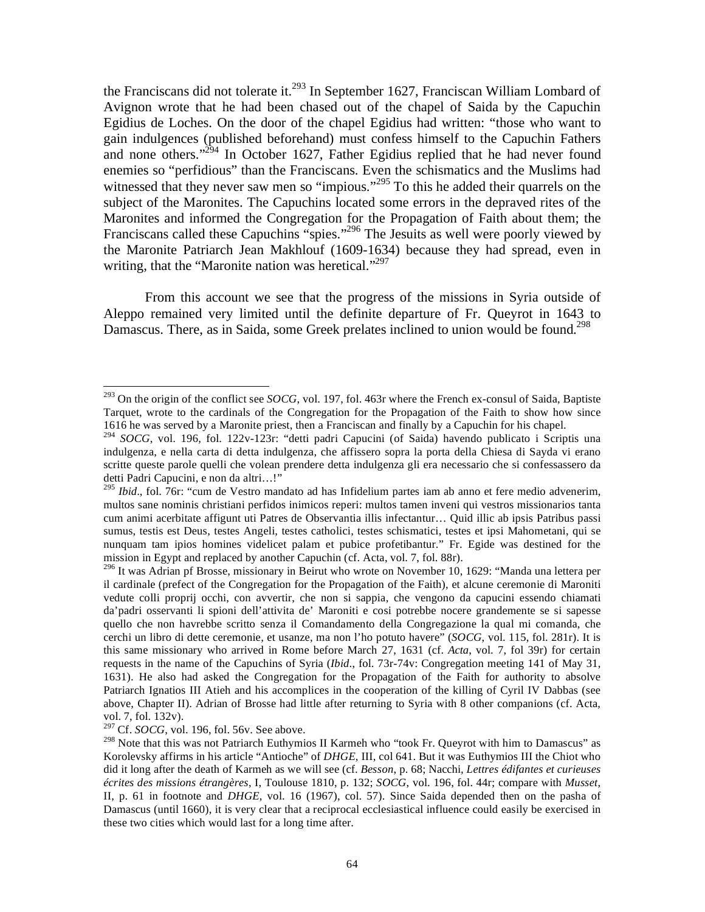the Franciscans did not tolerate it.[293] In September 1627, Franciscan William Lombard of Avignon wrote that he had been chased out of the chapel of Saida by the Capuchin Egidius de Loches. On the door of the chapel Egidius had written: "those who want to gain indulgences (published beforehand) must confess himself to the Capuchin Fathers and none others."[294] In October 1627, Father Egidius replied that he had never found enemies so "perfidious" than the Franciscans. Even the schismatics and the Muslims had witnessed that they never saw men so "impious."[295] To this he added their quarrels on the subject of the Maronites. The Capuchins located some errors in the depraved rites of the Maronites and informed the Congregation for the Propagation of Faith about them; the Franciscans called these Capuchins "spies."[296] The Jesuits as well were poorly viewed by the Maronite Patriarch Jean Makhlouf (1609-1634) because they had spread, even in writing, that the "Maronite nation was heretical."[297]

From this account we see that the progress of the missions in Syria outside of Aleppo remained very limited until the definite departure of Fr. Queyrot in 1643 to Damascus. There, as in Saida, some Greek prelates inclined to union would be found.[298]

---

[293] On the origin of the conflict see *SOCG*, vol. 197, fol. 463r where the French ex-consul of Saida, Baptiste Tarquet, wrote to the cardinals of the Congregation for the Propagation of the Faith to show how since 1616 he was served by a Maronite priest, then a Franciscan and finally by a Capuchin for his chapel.

[294] *SOCG*, vol. 196, fol. 122v-123r: "detti padri Capucini (of Saida) havendo publicato i Scriptis una indulgenza, e nella carta di detta indulgenza, che affissero sopra la porta della Chiesa di Sayda vi erano scritte queste parole quelli che volean prendere detta indulgenza gli era necessario che si confessassero da detti Padri Capucini, e non da altri…!"

[295] *Ibid*., fol. 76r: "cum de Vestro mandato ad has Infidelium partes iam ab anno et fere medio advenerim, multos sane nominis christiani perfidos inimicos reperi: multos tamen inveni qui vestros missionarios tanta cum animi acerbitate affigunt uti Patres de Observantia illis infectantur… Quid illic ab ipsis Patribus passi sumus, testis est Deus, testes Angeli, testes catholici, testes schismatici, testes et ipsi Mahometani, qui se nunquam tam ipios homines videlicet palam et pubice profetibantur." Fr. Egide was destined for the mission in Egypt and replaced by another Capuchin (cf. Acta, vol. 7, fol. 88r).

[296] It was Adrian pf Brosse, missionary in Beirut who wrote on November 10, 1629: "Manda una lettera per il cardinale (prefect of the Congregation for the Propagation of the Faith), et alcune ceremonie di Maroniti vedute colli proprij occhi, con avvertir, che non si sappia, che vengono da capucini essendo chiamati da'padri osservanti li spioni dell'attivita de' Maroniti e cosi potrebbe nocere grandemente se si sapesse quello che non havrebbe scritto senza il Comandamento della Congregazione la qual mi comanda, che cerchi un libro di dette ceremonie, et usanze, ma non l'ho potuto havere" (*SOCG*, vol. 115, fol. 281r). It is this same missionary who arrived in Rome before March 27, 1631 (cf. *Acta*, vol. 7, fol 39r) for certain requests in the name of the Capuchins of Syria (*Ibid*., fol. 73r-74v: Congregation meeting 141 of May 31, 1631). He also had asked the Congregation for the Propagation of the Faith for authority to absolve Patriarch Ignatios III Atieh and his accomplices in the cooperation of the killing of Cyril IV Dabbas (see above, Chapter II). Adrian of Brosse had little after returning to Syria with 8 other companions (cf. Acta, vol. 7, fol. 132v).

[297] Cf. *SOCG*, vol. 196, fol. 56v. See above.

[298] Note that this was not Patriarch Euthymios II Karmeh who "took Fr. Queyrot with him to Damascus" as Korolevsky affirms in his article "Antioche" of *DHGE*, III, col 641. But it was Euthymios III the Chiot who did it long after the death of Karmeh as we will see (cf. *Besson*, p. 68; Nacchi, *Lettres édifantes et curieuses écrites des missions étrangères*, I, Toulouse 1810, p. 132; *SOCG*, vol. 196, fol. 44r; compare with *Musset*, II, p. 61 in footnote and *DHGE*, vol. 16 (1967), col. 57). Since Saida depended then on the pasha of Damascus (until 1660), it is very clear that a reciprocal ecclesiastical influence could easily be exercised in these two cities which would last for a long time after.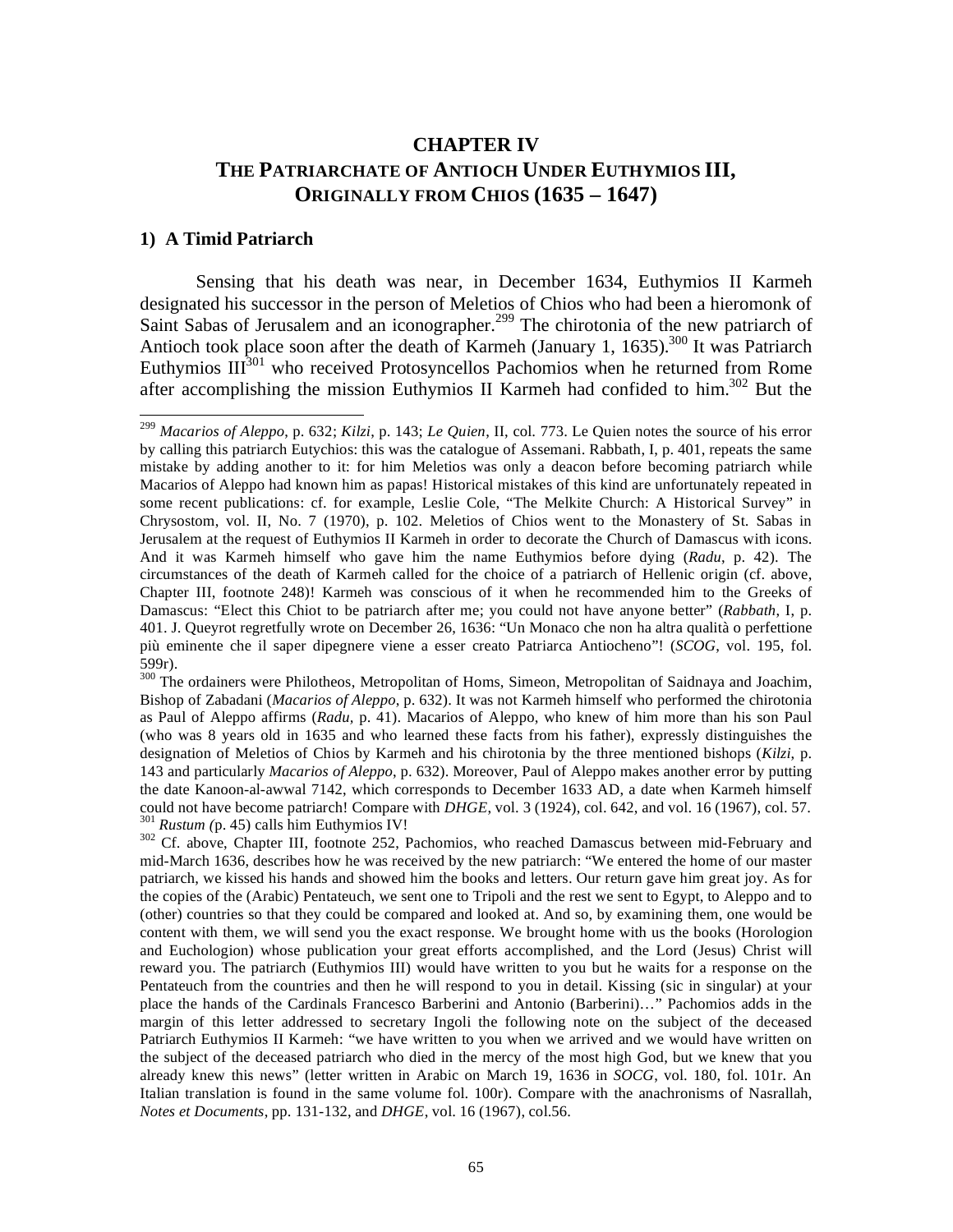# CHAPTER IV
# THE PATRIARCHATE OF ANTIOCH UNDER EUTHYMIOS III, ORIGINALLY FROM CHIOS (1635 – 1647)

## 1) A Timid Patriarch

Sensing that his death was near, in December 1634, Euthymios II Karmeh designated his successor in the person of Meletios of Chios who had been a hieromonk of Saint Sabas of Jerusalem and an iconographer.[299] The chirotonia of the new patriarch of Antioch took place soon after the death of Karmeh (January 1, 1635).[300] It was Patriarch Euthymios III[301] who received Protosyncellos Pachomios when he returned from Rome after accomplishing the mission Euthymios II Karmeh had confided to him.[302] But the

---

[299] *Macarios of Aleppo*, p. 632; *Kilzi*, p. 143; *Le Quien*, II, col. 773. Le Quien notes the source of his error by calling this patriarch Eutychios: this was the catalogue of Assemani. Rabbath, I, p. 401, repeats the same mistake by adding another to it: for him Meletios was only a deacon before becoming patriarch while Macarios of Aleppo had known him as papas! Historical mistakes of this kind are unfortunately repeated in some recent publications: cf. for example, Leslie Cole, "The Melkite Church: A Historical Survey" in Chrysostom, vol. II, No. 7 (1970), p. 102. Meletios of Chios went to the Monastery of St. Sabas in Jerusalem at the request of Euthymios II Karmeh in order to decorate the Church of Damascus with icons. And it was Karmeh himself who gave him the name Euthymios before dying (*Radu*, p. 42). The circumstances of the death of Karmeh called for the choice of a patriarch of Hellenic origin (cf. above, Chapter III, footnote 248)! Karmeh was conscious of it when he recommended him to the Greeks of Damascus: "Elect this Chiot to be patriarch after me; you could not have anyone better" (*Rabbath*, I, p. 401. J. Queyrot regretfully wrote on December 26, 1636: "Un Monaco che non ha altra qualità o perfettione più eminente che il saper dipegnere viene a esser creato Patriarca Antiocheno"! (*SCOG*, vol. 195, fol. 599r).

[300] The ordainers were Philotheos, Metropolitan of Homs, Simeon, Metropolitan of Saidnaya and Joachim, Bishop of Zabadani (*Macarios of Aleppo*, p. 632). It was not Karmeh himself who performed the chirotonia as Paul of Aleppo affirms (*Radu*, p. 41). Macarios of Aleppo, who knew of him more than his son Paul (who was 8 years old in 1635 and who learned these facts from his father), expressly distinguishes the designation of Meletios of Chios by Karmeh and his chirotonia by the three mentioned bishops (*Kilzi*, p. 143 and particularly *Macarios of Aleppo*, p. 632). Moreover, Paul of Aleppo makes another error by putting the date Kanoon-al-awwal 7142, which corresponds to December 1633 AD, a date when Karmeh himself could not have become patriarch! Compare with *DHGE*, vol. 3 (1924), col. 642, and vol. 16 (1967), col. 57.

[301] *Rustum (*p. 45) calls him Euthymios IV!

[302] Cf. above, Chapter III, footnote 252, Pachomios, who reached Damascus between mid-February and mid-March 1636, describes how he was received by the new patriarch: "We entered the home of our master patriarch, we kissed his hands and showed him the books and letters. Our return gave him great joy. As for the copies of the (Arabic) Pentateuch, we sent one to Tripoli and the rest we sent to Egypt, to Aleppo and to (other) countries so that they could be compared and looked at. And so, by examining them, one would be content with them, we will send you the exact response. We brought home with us the books (Horologion and Euchologion) whose publication your great efforts accomplished, and the Lord (Jesus) Christ will reward you. The patriarch (Euthymios III) would have written to you but he waits for a response on the Pentateuch from the countries and then he will respond to you in detail. Kissing (sic in singular) at your place the hands of the Cardinals Francesco Barberini and Antonio (Barberini)…" Pachomios adds in the margin of this letter addressed to secretary Ingoli the following note on the subject of the deceased Patriarch Euthymios II Karmeh: "we have written to you when we arrived and we would have written on the subject of the deceased patriarch who died in the mercy of the most high God, but we knew that you already knew this news" (letter written in Arabic on March 19, 1636 in *SOCG*, vol. 180, fol. 101r. An Italian translation is found in the same volume fol. 100r). Compare with the anachronisms of Nasrallah, *Notes et Documents*, pp. 131-132, and *DHGE*, vol. 16 (1967), col.56.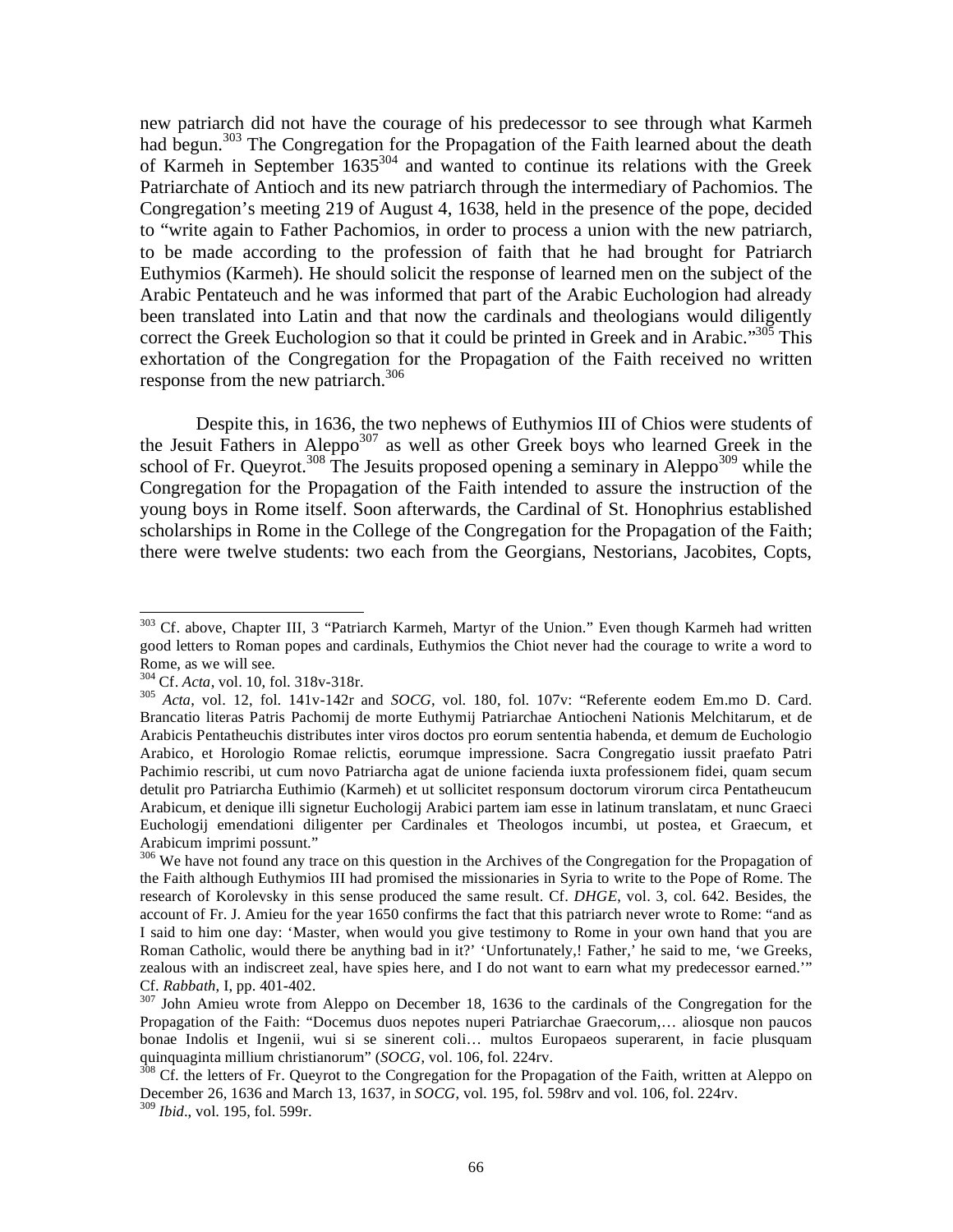new patriarch did not have the courage of his predecessor to see through what Karmeh had begun.[303] The Congregation for the Propagation of the Faith learned about the death of Karmeh in September 1635[304] and wanted to continue its relations with the Greek Patriarchate of Antioch and its new patriarch through the intermediary of Pachomios. The Congregation's meeting 219 of August 4, 1638, held in the presence of the pope, decided to "write again to Father Pachomios, in order to process a union with the new patriarch, to be made according to the profession of faith that he had brought for Patriarch Euthymios (Karmeh). He should solicit the response of learned men on the subject of the Arabic Pentateuch and he was informed that part of the Arabic Euchologion had already been translated into Latin and that now the cardinals and theologians would diligently correct the Greek Euchologion so that it could be printed in Greek and in Arabic."[305] This exhortation of the Congregation for the Propagation of the Faith received no written response from the new patriarch.[306]

Despite this, in 1636, the two nephews of Euthymios III of Chios were students of the Jesuit Fathers in Aleppo[307] as well as other Greek boys who learned Greek in the school of Fr. Queyrot.[308] The Jesuits proposed opening a seminary in Aleppo[309] while the Congregation for the Propagation of the Faith intended to assure the instruction of the young boys in Rome itself. Soon afterwards, the Cardinal of St. Honophrius established scholarships in Rome in the College of the Congregation for the Propagation of the Faith; there were twelve students: two each from the Georgians, Nestorians, Jacobites, Copts,

---

[303] Cf. above, Chapter III, 3 "Patriarch Karmeh, Martyr of the Union." Even though Karmeh had written good letters to Roman popes and cardinals, Euthymios the Chiot never had the courage to write a word to Rome, as we will see.

[304] Cf. *Acta*, vol. 10, fol. 318v-318r.

[305] *Acta*, vol. 12, fol. 141v-142r and *SOCG*, vol. 180, fol. 107v: "Referente eodem Em.mo D. Card. Brancatio literas Patris Pachomij de morte Euthymij Patriarchae Antiocheni Nationis Melchitarum, et de Arabicis Pentatheuchis distributes inter viros doctos pro eorum sententia habenda, et demum de Euchologio Arabico, et Horologio Romae relictis, eorumque impressione. Sacra Congregatio iussit praefato Patri Pachimio rescribi, ut cum novo Patriarcha agat de unione facienda iuxta professionem fidei, quam secum detulit pro Patriarcha Euthimio (Karmeh) et ut sollicitet responsum doctorum virorum circa Pentatheucum Arabicum, et denique illi signetur Euchologij Arabici partem iam esse in latinum translatam, et nunc Graeci Euchologij emendationi diligenter per Cardinales et Theologos incumbi, ut postea, et Graecum, et Arabicum imprimi possunt."

[306] We have not found any trace on this question in the Archives of the Congregation for the Propagation of the Faith although Euthymios III had promised the missionaries in Syria to write to the Pope of Rome. The research of Korolevsky in this sense produced the same result. Cf. *DHGE*, vol. 3, col. 642. Besides, the account of Fr. J. Amieu for the year 1650 confirms the fact that this patriarch never wrote to Rome: "and as I said to him one day: 'Master, when would you give testimony to Rome in your own hand that you are Roman Catholic, would there be anything bad in it?' 'Unfortunately,! Father,' he said to me, 'we Greeks, zealous with an indiscreet zeal, have spies here, and I do not want to earn what my predecessor earned.'" Cf. *Rabbath*, I, pp. 401-402.

[307] John Amieu wrote from Aleppo on December 18, 1636 to the cardinals of the Congregation for the Propagation of the Faith: "Docemus duos nepotes nuperi Patriarchae Graecorum,… aliosque non paucos bonae Indolis et Ingenii, wui si se sinerent coli… multos Europaeos superarent, in facie plusquam quinquaginta millium christianorum" (*SOCG*, vol. 106, fol. 224rv.

[308] Cf. the letters of Fr. Queyrot to the Congregation for the Propagation of the Faith, written at Aleppo on December 26, 1636 and March 13, 1637, in *SOCG*, vol. 195, fol. 598rv and vol. 106, fol. 224rv.

[309] *Ibid*., vol. 195, fol. 599r.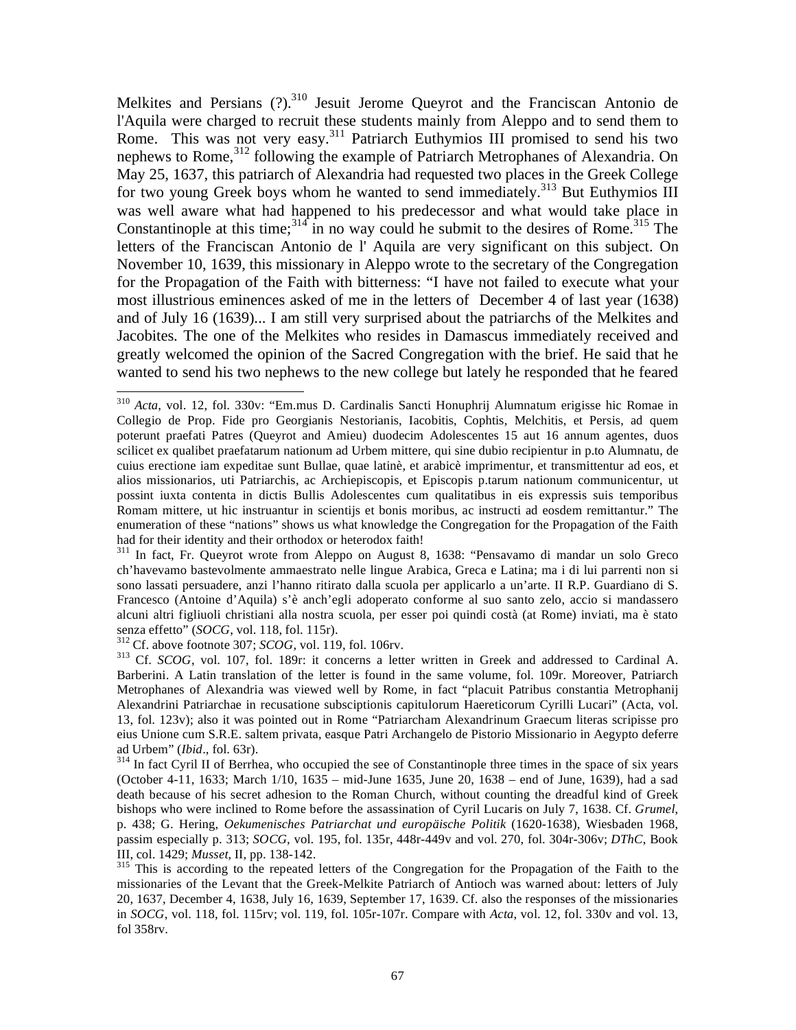Melkites and Persians (?).[310] Jesuit Jerome Queyrot and the Franciscan Antonio de l'Aquila were charged to recruit these students mainly from Aleppo and to send them to Rome. This was not very easy.[311] Patriarch Euthymios III promised to send his two nephews to Rome,[312] following the example of Patriarch Metrophanes of Alexandria. On May 25, 1637, this patriarch of Alexandria had requested two places in the Greek College for two young Greek boys whom he wanted to send immediately.[313] But Euthymios III was well aware what had happened to his predecessor and what would take place in Constantinople at this time;[314] in no way could he submit to the desires of Rome.[315] The letters of the Franciscan Antonio de l' Aquila are very significant on this subject. On November 10, 1639, this missionary in Aleppo wrote to the secretary of the Congregation for the Propagation of the Faith with bitterness: "I have not failed to execute what your most illustrious eminences asked of me in the letters of December 4 of last year (1638) and of July 16 (1639)... I am still very surprised about the patriarchs of the Melkites and Jacobites. The one of the Melkites who resides in Damascus immediately received and greatly welcomed the opinion of the Sacred Congregation with the brief. He said that he wanted to send his two nephews to the new college but lately he responded that he feared

---

[310] *Acta*, vol. 12, fol. 330v: "Em.mus D. Cardinalis Sancti Honuphrij Alumnatum erigisse hic Romae in Collegio de Prop. Fide pro Georgianis Nestorianis, Iacobitis, Cophtis, Melchitis, et Persis, ad quem poterunt praefati Patres (Queyrot and Amieu) duodecim Adolescentes 15 aut 16 annum agentes, duos scilicet ex qualibet praefatarum nationum ad Urbem mittere, qui sine dubio recipientur in p.to Alumnatu, de cuius erectione iam expeditae sunt Bullae, quae latinè, et arabicè imprimentur, et transmittentur ad eos, et alios missionarios, uti Patriarchis, ac Archiepiscopis, et Episcopis p.tarum nationum communicentur, ut possint iuxta contenta in dictis Bullis Adolescentes cum qualitatibus in eis expressis suis temporibus Romam mittere, ut hic instruantur in scientijs et bonis moribus, ac instructi ad eosdem remittantur." The enumeration of these "nations" shows us what knowledge the Congregation for the Propagation of the Faith had for their identity and their orthodox or heterodox faith!

[311] In fact, Fr. Queyrot wrote from Aleppo on August 8, 1638: "Pensavamo di mandar un solo Greco ch'havevamo bastevolmente ammaestrato nelle lingue Arabica, Greca e Latina; ma i di lui parrenti non si sono lassati persuadere, anzi l'hanno ritirato dalla scuola per applicarlo a un'arte. Il R.P. Guardiano di S. Francesco (Antoine d'Aquila) s'è anch'egli adoperato conforme al suo santo zelo, accio si mandassero alcuni altri figliuoli christiani alla nostra scuola, per esser poi quindi costà (at Rome) inviati, ma è stato senza effetto" (*SOCG*, vol. 118, fol. 115r).

[312] Cf. above footnote 307; *SCOG*, vol. 119, fol. 106rv.

[313] Cf. *SCOG*, vol. 107, fol. 189r: it concerns a letter written in Greek and addressed to Cardinal A. Barberini. A Latin translation of the letter is found in the same volume, fol. 109r. Moreover, Patriarch Metrophanes of Alexandria was viewed well by Rome, in fact "placuit Patribus constantia Metrophanij Alexandrini Patriarchae in recusatione subsciptionis capitulorum Haereticorum Cyrilli Lucari" (Acta, vol. 13, fol. 123v); also it was pointed out in Rome "Patriarcham Alexandrinum Graecum literas scripisse pro eius Unione cum S.R.E. saltem privata, easque Patri Archangelo de Pistorio Missionario in Aegypto deferre ad Urbem" (*Ibid*., fol. 63r).

[314] In fact Cyril II of Berrhea, who occupied the see of Constantinople three times in the space of six years (October 4-11, 1633; March 1/10, 1635 – mid-June 1635, June 20, 1638 – end of June, 1639), had a sad death because of his secret adhesion to the Roman Church, without counting the dreadful kind of Greek bishops who were inclined to Rome before the assassination of Cyril Lucaris on July 7, 1638. Cf. *Grumel*, p. 438; G. Hering, *Oekumenisches Patriarchat und europäische Politik* (1620-1638), Wiesbaden 1968, passim especially p. 313; *SOCG*, vol. 195, fol. 135r, 448r-449v and vol. 270, fol. 304r-306v; *DThC*, Book III, col. 1429; *Musset*, II, pp. 138-142.

[315] This is according to the repeated letters of the Congregation for the Propagation of the Faith to the missionaries of the Levant that the Greek-Melkite Patriarch of Antioch was warned about: letters of July 20, 1637, December 4, 1638, July 16, 1639, September 17, 1639. Cf. also the responses of the missionaries in *SOCG*, vol. 118, fol. 115rv; vol. 119, fol. 105r-107r. Compare with *Acta*, vol. 12, fol. 330v and vol. 13, fol 358rv.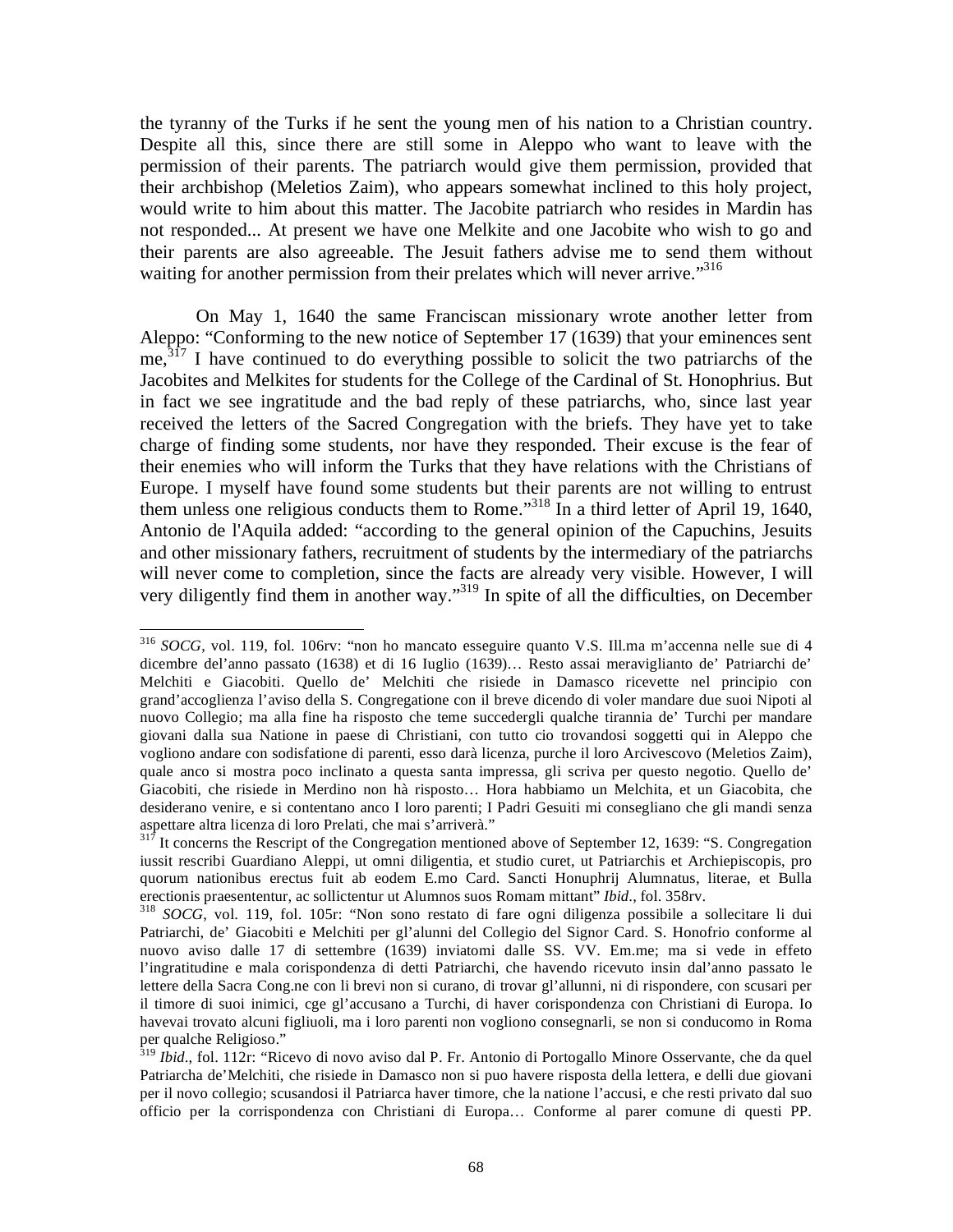the tyranny of the Turks if he sent the young men of his nation to a Christian country. Despite all this, since there are still some in Aleppo who want to leave with the permission of their parents. The patriarch would give them permission, provided that their archbishop (Meletios Zaim), who appears somewhat inclined to this holy project, would write to him about this matter. The Jacobite patriarch who resides in Mardin has not responded... At present we have one Melkite and one Jacobite who wish to go and their parents are also agreeable. The Jesuit fathers advise me to send them without waiting for another permission from their prelates which will never arrive."[316]

On May 1, 1640 the same Franciscan missionary wrote another letter from Aleppo: "Conforming to the new notice of September 17 (1639) that your eminences sent me,[317] I have continued to do everything possible to solicit the two patriarchs of the Jacobites and Melkites for students for the College of the Cardinal of St. Honophrius. But in fact we see ingratitude and the bad reply of these patriarchs, who, since last year received the letters of the Sacred Congregation with the briefs. They have yet to take charge of finding some students, nor have they responded. Their excuse is the fear of their enemies who will inform the Turks that they have relations with the Christians of Europe. I myself have found some students but their parents are not willing to entrust them unless one religious conducts them to Rome."[318] In a third letter of April 19, 1640, Antonio de l'Aquila added: "according to the general opinion of the Capuchins, Jesuits and other missionary fathers, recruitment of students by the intermediary of the patriarchs will never come to completion, since the facts are already very visible. However, I will very diligently find them in another way."[319] In spite of all the difficulties, on December

---

[316] *SOCG*, vol. 119, fol. 106rv: "non ho mancato esseguire quanto V.S. Ill.ma m'accenna nelle sue di 4 dicembre del'anno passato (1638) et di 16 Iuglio (1639)… Resto assai meravigliante de' Patriarchi de' Melchiti e Giacobiti. Quello de' Melchiti che risiede in Damasco ricevette nel principio con grand'accoglienza l'aviso della S. Congregatione con il breve dicendo di voler mandare due suoi Nipoti al nuovo Collegio; ma alla fine ha risposto che teme succedergli qualche tirannia de' Turchi per mandare giovani dalla sua Natione in paese di Christiani, con tutto cio trovandosi soggetti qui in Aleppo che vogliono andare con sodisfatione di parenti, esso darà licenza, purche il loro Arcivescovo (Meletios Zaim), quale anco si mostra poco inclinato a questa santa impressa, gli scriva per questo negotio. Quello de' Giacobiti, che risiede in Merdino non hà risposto… Hora habbiamo un Melchita, et un Giacobita, che desiderano venire, e si contentano anco I loro parenti; I Padri Gesuiti mi conseglìano che gli mandi senza aspettare altra licenza di loro Prelati, che mai s'arriverà."

[317] It concerns the Rescript of the Congregation mentioned above of September 12, 1639: "S. Congregation iussit rescribi Guardiano Aleppi, ut omni diligentia, et studio curet, ut Patriarchis et Archiepiscopis, pro quorum nationibus erectus fuit ab eodem E.mo Card. Sancti Honuphrij Alumnatus, literae, et Bulla erectionis praesententur, ac sollictentur ut Alumnos suos Romam mittant" *Ibid*., fol. 358rv.

[318] *SOCG*, vol. 119, fol. 105r: "Non sono restato di fare ogni diligenza possibile a sollecitare li dui Patriarchi, de' Giacobiti e Melchiti per gl'alunni del Collegio del Signor Card. S. Honofrio conforme al nuovo aviso dalle 17 di settembre (1639) inviatomi dalle SS. VV. Em.me; ma si vede in effeto l'ingratitudine e mala corispondenza di detti Patriarchi, che havendo ricevuto insin dal'anno passato le lettere della Sacra Cong.ne con li brevi non si curano, di trovar gl'allunni, ni di rispondere, con scusari per il timore di suoi inimici, cge gl'accusano a Turchi, di haver corispondenza con Christiani di Europa. Io havevai trovato alcuni figliuoli, ma i loro parenti non vogliono consegnarli, se non si conducomo in Roma per qualche Religioso."

[319] *Ibid*., fol. 112r: "Ricevo di novo aviso dal P. Fr. Antonio di Portogallo Minore Osservante, che da quel Patriarcha de'Melchiti, che risiede in Damasco non si puo havere risposta della lettera, e delli due giovani per il novo collegio; scusandosi il Patriarca haver timore, che la natione l'accusi, e che resti privato dal suo officio per la corrispondenza con Christiani di Europa… Conforme al parer comune di questi PP.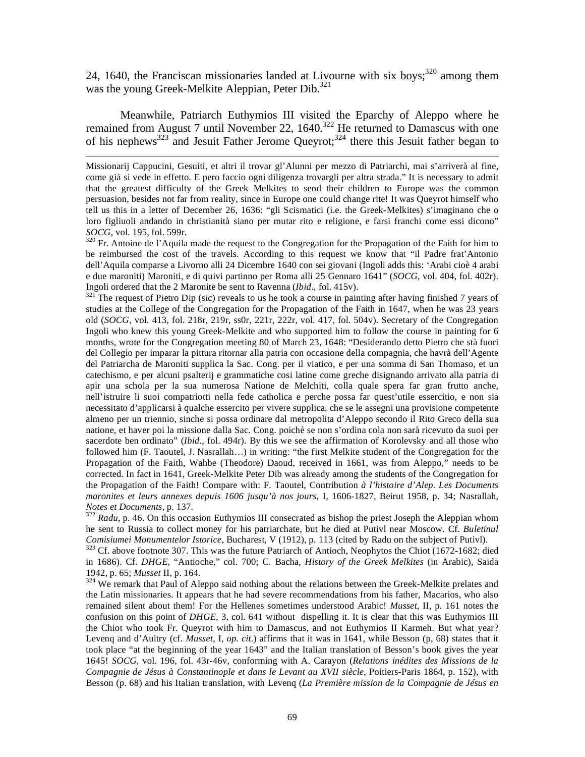24, 1640, the Franciscan missionaries landed at Livourne with six boys;[320] among them was the young Greek-Melkite Aleppian, Peter Dib.[321]

Meanwhile, Patriarch Euthymios III visited the Eparchy of Aleppo where he remained from August 7 until November 22, 1640.[322] He returned to Damascus with one of his nephews[323] and Jesuit Father Jerome Queyrot;[324] there this Jesuit father began to

---

Missionarij Cappucini, Gesuiti, et altri il trovar gl'Alunni per mezzo di Patriarchi, mai s'arriverà al fine, come già si vede in effetto. E pero faccio ogni diligenza trovargli per altra strada." It is necessary to admit that the greatest difficulty of the Greek Melkites to send their children to Europe was the common persuasion, besides not far from reality, since in Europe one could change rite! It was Queyrot himself who tell us this in a letter of December 26, 1636: "gli Scismatici (i.e. the Greek-Melkites) s'imaginano che o loro figliuoli andando in christianità siano per mutar rito e religione, e farsi franchi come essi dicono" *SOCG*, vol. 195, fol. 599r.

[320] Fr. Antoine de l'Aquila made the request to the Congregation for the Propagation of the Faith for him to be reimbursed the cost of the travels. According to this request we know that "il Padre frat'Antonio dell'Aquila comparse a Livorno alli 24 Dicembre 1640 con sei giovani (Ingoli adds this: 'Arabi cioè 4 arabi e due maroniti) Maroniti, e di quivi partinno per Roma alli 25 Gennaro 1641" (*SOCG*, vol. 404, fol. 402r). Ingoli ordered that the 2 Maronite be sent to Ravenna (*Ibid*., fol. 415v).

[321] The request of Pietro Dip (sic) reveals to us he took a course in painting after having finished 7 years of studies at the College of the Congregation for the Propagation of the Faith in 1647, when he was 23 years old (*SOCG*, vol. 413, fol. 218r, 219r, ss0r, 221r, 222r, vol. 417, fol. 504v). Secretary of the Congregation Ingoli who knew this young Greek-Melkite and who supported him to follow the course in painting for 6 months, wrote for the Congregation meeting 80 of March 23, 1648: "Desiderando detto Pietro che stà fuori del Collegio per imparar la pittura ritornar alla patria con occasione della compagnia, che havrà dell'Agente del Patriarcha de Maroniti supplica la Sac. Cong. per il viatico, e per una somma di San Thomaso, et un catechismo, e per alcuni psalterij e grammatiche cosi latine come greche disignando arrivato alla patria di apir una schola per la sua numerosa Natione de Melchiti, colla quale spera far gran frutto anche, nell'istruire li suoi compatriotti nella fede catholica e perche possa far quest'utile essercitio, e non sia necessitato d'applicarsi à qualche essercito per vivere supplica, che se le assegni una provisione competente almeno per un triennio, sinche si possa ordinare dal metropolita d'Aleppo secondo il Rito Greco della sua natione, et haver poi la missione dalla Sac. Cong. poichè se non s'ordina cola non sarà ricevuto da suoi per sacerdote ben ordinato" (*Ibid*., fol. 494r). By this we see the affirmation of Korolevsky and all those who followed him (F. Taoutel, J. Nasrallah…) in writing: "the first Melkite student of the Congregation for the Propagation of the Faith, Wahbe (Theodore) Daoud, received in 1661, was from Aleppo," needs to be corrected. In fact in 1641, Greek-Melkite Peter Dib was already among the students of the Congregation for the Propagation of the Faith! Compare with: F. Taoutel, Contribution *à l'histoire d'Alep. Les Documents maronites et leurs annexes depuis 1606 jusqu'à nos jours*, I, 1606-1827, Beirut 1958, p. 34; Nasrallah, *Notes et Documents*, p. 137.

[322] *Radu*, p. 46. On this occasion Euthymios III consecrated as bishop the priest Joseph the Aleppian whom he sent to Russia to collect money for his patriarchate, but he died at Putivl near Moscow. Cf. *Buletinul Comisiumei Monumentelor Istorice*, Bucharest, V (1912), p. 113 (cited by Radu on the subject of Putivl).

[323] Cf. above footnote 307. This was the future Patriarch of Antioch, Neophytos the Chiot (1672-1682; died in 1686). Cf. *DHGE*, "Antioche," col. 700; C. Bacha, *History of the Greek Melkites* (in Arabic), Saida 1942, p. 65; *Musset* II, p. 164.

[324] We remark that Paul of Aleppo said nothing about the relations between the Greek-Melkite prelates and the Latin missionaries. It appears that he had severe recommendations from his father, Macarios, who also remained silent about them! For the Hellenes sometimes understood Arabic! *Musset*, II, p. 161 notes the confusion on this point of *DHGE*, 3, col. 641 without dispelling it. It is clear that this was Euthymios III the Chiot who took Fr. Queyrot with him to Damascus, and not Euthymios II Karmeh. But what year? Levenq and d'Aultry (cf. *Musset*, I, *op. cit*.) affirms that it was in 1641, while Besson (p, 68) states that it took place "at the beginning of the year 1643" and the Italian translation of Besson's book gives the year 1645! *SOCG*, vol. 196, fol. 43r-46v, conforming with A. Carayon (*Relations inédites des Missions de la Compagnie de Jésus à Constantinople et dans le Levant au XVII siècle*, Poitiers-Paris 1864, p. 152), with Besson (p. 68) and his Italian translation, with Levenq (*La Première mission de la Compagnie de Jésus en*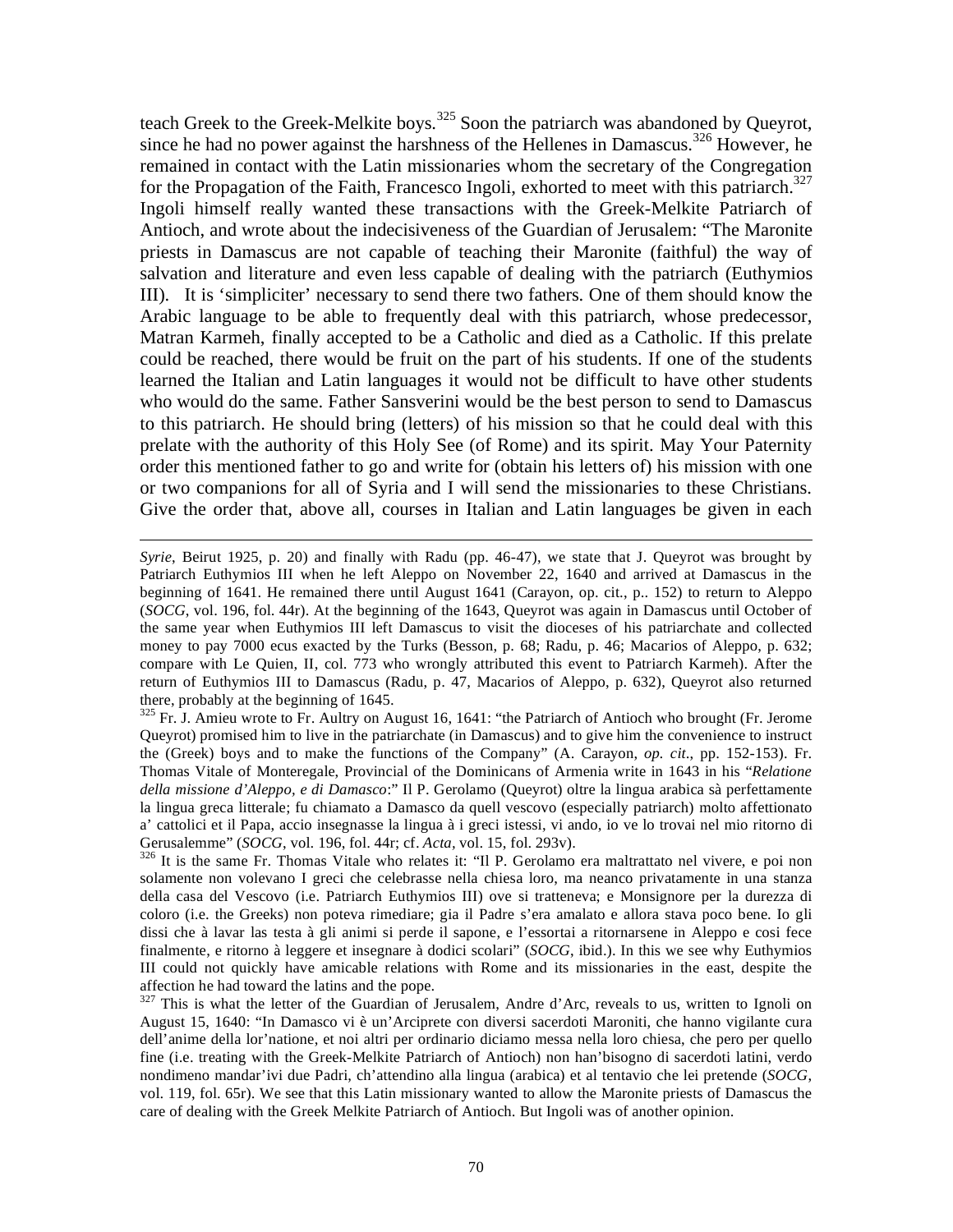teach Greek to the Greek-Melkite boys.[325] Soon the patriarch was abandoned by Queyrot, since he had no power against the harshness of the Hellenes in Damascus.[326] However, he remained in contact with the Latin missionaries whom the secretary of the Congregation for the Propagation of the Faith, Francesco Ingoli, exhorted to meet with this patriarch.[327] Ingoli himself really wanted these transactions with the Greek-Melkite Patriarch of Antioch, and wrote about the indecisiveness of the Guardian of Jerusalem: "The Maronite priests in Damascus are not capable of teaching their Maronite (faithful) the way of salvation and literature and even less capable of dealing with the patriarch (Euthymios III). It is 'simpliciter' necessary to send there two fathers. One of them should know the Arabic language to be able to frequently deal with this patriarch, whose predecessor, Matran Karmeh, finally accepted to be a Catholic and died as a Catholic. If this prelate could be reached, there would be fruit on the part of his students. If one of the students learned the Italian and Latin languages it would not be difficult to have other students who would do the same. Father Sansverini would be the best person to send to Damascus to this patriarch. He should bring (letters) of his mission so that he could deal with this prelate with the authority of this Holy See (of Rome) and its spirit. May Your Paternity order this mentioned father to go and write for (obtain his letters of) his mission with one or two companions for all of Syria and I will send the missionaries to these Christians. Give the order that, above all, courses in Italian and Latin languages be given in each

---

*Syrie*, Beirut 1925, p. 20) and finally with Radu (pp. 46-47), we state that J. Queyrot was brought by Patriarch Euthymios III when he left Aleppo on November 22, 1640 and arrived at Damascus in the beginning of 1641. He remained there until August 1641 (Carayon, op. cit., p.. 152) to return to Aleppo (*SOCG*, vol. 196, fol. 44r). At the beginning of the 1643, Queyrot was again in Damascus until October of the same year when Euthymios III left Damascus to visit the dioceses of his patriarchate and collected money to pay 7000 ecus exacted by the Turks (Besson, p. 68; Radu, p. 46; Macarios of Aleppo, p. 632; compare with Le Quien, II, col. 773 who wrongly attributed this event to Patriarch Karmeh). After the return of Euthymios III to Damascus (Radu, p. 47, Macarios of Aleppo, p. 632), Queyrot also returned there, probably at the beginning of 1645.

[325] Fr. J. Amieu wrote to Fr. Aultry on August 16, 1641: "the Patriarch of Antioch who brought (Fr. Jerome Queyrot) promised him to live in the patriarchate (in Damascus) and to give him the convenience to instruct the (Greek) boys and to make the functions of the Company" (A. Carayon, *op. cit*., pp. 152-153). Fr. Thomas Vitale of Monteregale, Provincial of the Dominicans of Armenia write in 1643 in his "*Relatione della missione d'Aleppo, e di Damasco*:" Il P. Gerolamo (Queyrot) oltre la lingua arabica sà perfettamente la lingua greca litterale; fu chiamato a Damasco da quell vescovo (especially patriarch) molto affettionato a' cattolici et il Papa, accio insegnasse la lingua à i greci istessi, vi ando, io ve lo trovai nel mio ritorno di Gerusalemme" (*SOCG*, vol. 196, fol. 44r; cf. *Acta*, vol. 15, fol. 293v).

[326] It is the same Fr. Thomas Vitale who relates it: "Il P. Gerolamo era maltrattato nel vivere, e poi non solamente non volevano I greci che celebrasse nella chiesa loro, ma neanco privatamente in una stanza della casa del Vescovo (i.e. Patriarch Euthymios III) ove si tratteneva; e Monsignore per la durezza di coloro (i.e. the Greeks) non poteva rimediare; gia il Padre s'era amalato e allora stava poco bene. Io gli dissi che à lavar las testa à gli animi si perde il sapone, e l'essortai a ritornarsene in Aleppo e cosi fece finalmente, e ritorno à leggere et insegnare à dodici scolari" (*SOCG*, ibid.). In this we see why Euthymios III could not quickly have amicable relations with Rome and its missionaries in the east, despite the affection he had toward the latins and the pope.

[327] This is what the letter of the Guardian of Jerusalem, Andre d'Arc, reveals to us, written to Ignoli on August 15, 1640: "In Damasco vi è un'Arciprete con diversi sacerdoti Maroniti, che hanno vigilante cura dell'anime della lor'natione, et noi altri per ordinario diciamo messa nella loro chiesa, che pero per quello fine (i.e. treating with the Greek-Melkite Patriarch of Antioch) non han'bisogno di sacerdoti latini, verdo nondimeno mandar'ivi due Padri, ch'attendino alla lingua (arabica) et al tentavio che lei pretende (*SOCG*, vol. 119, fol. 65r). We see that this Latin missionary wanted to allow the Maronite priests of Damascus the care of dealing with the Greek Melkite Patriarch of Antioch. But Ingoli was of another opinion.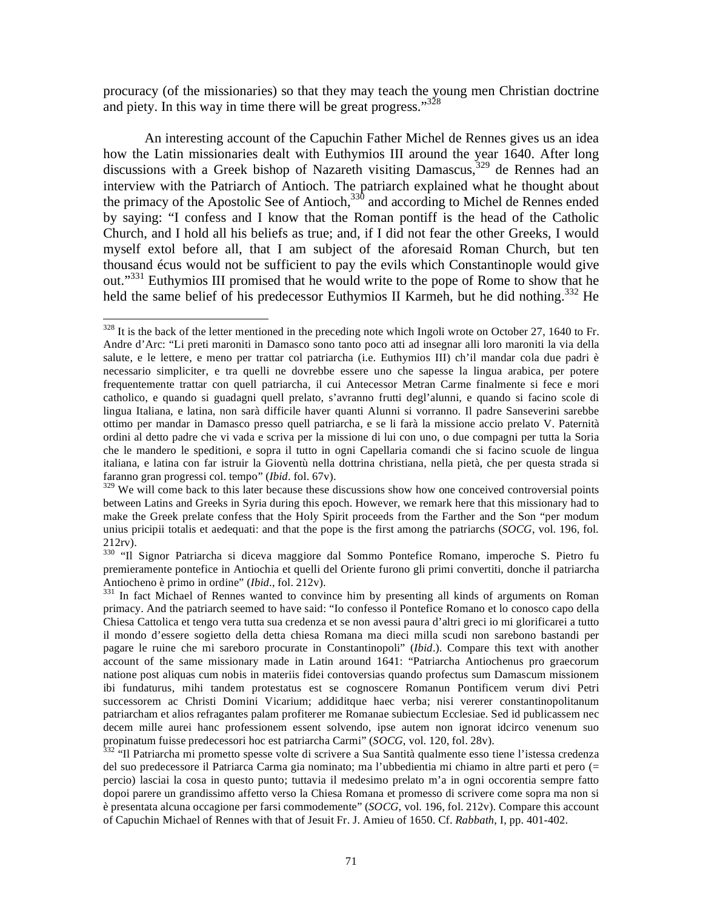procuracy (of the missionaries) so that they may teach the young men Christian doctrine and piety. In this way in time there will be great progress."[328]

An interesting account of the Capuchin Father Michel de Rennes gives us an idea how the Latin missionaries dealt with Euthymios III around the year 1640. After long discussions with a Greek bishop of Nazareth visiting Damascus,[329] de Rennes had an interview with the Patriarch of Antioch. The patriarch explained what he thought about the primacy of the Apostolic See of Antioch,[330] and according to Michel de Rennes ended by saying: "I confess and I know that the Roman pontiff is the head of the Catholic Church, and I hold all his beliefs as true; and, if I did not fear the other Greeks, I would myself extol before all, that I am subject of the aforesaid Roman Church, but ten thousand écus would not be sufficient to pay the evils which Constantinople would give out."[331] Euthymios III promised that he would write to the pope of Rome to show that he held the same belief of his predecessor Euthymios II Karmeh, but he did nothing.[332] He

---

[328] It is the back of the letter mentioned in the preceding note which Ingoli wrote on October 27, 1640 to Fr. Andre d'Arc: "Li preti maroniti in Damasco sono tanto poco atti ad insegnar alli loro maroniti la via della salute, e le lettere, e meno per trattar col patriarcha (i.e. Euthymios III) ch'il mandar cola due padri è necessario simpliciter, e tra quelli ne dovrebbe essere uno che sapesse la lingua arabica, per potere frequentemente trattar con quell patriarcha, il cui Antecessor Metran Carme finalmente si fece e mori catholico, e quando si guadagni quell prelato, s'avranno frutti degl'alunni, e quando si facino scole di lingua Italiana, e latina, non sarà difficile haver quanti Alunni si vorranno. Il padre Sanseverini sarebbe ottimo per mandar in Damasco presso quell patriarcha, e se li farà la missione accio prelato V. Paternità ordini al detto padre che vi vada e scriva per la missione di lui con uno, o due compagni per tutta la Soria che le mandero le speditioni, e sopra il tutto in ogni Capellaria comandi che si facino scuole de lingua italiana, e latina con far istruir la Gioventù nella dottrina christiana, nella pietà, che per questa strada si faranno gran progressi col. tempo" (*Ibid*. fol. 67v).

[329] We will come back to this later because these discussions show how one conceived controversial points between Latins and Greeks in Syria during this epoch. However, we remark here that this missionary had to make the Greek prelate confess that the Holy Spirit proceeds from the Farther and the Son "per modum unius pricipii totalis et aedequati: and that the pope is the first among the patriarchs (*SOCG*, vol. 196, fol. 212rv).

[330] "Il Signor Patriarcha si diceva maggiore dal Sommo Pontefice Romano, imperoche S. Pietro fu premieramente pontefice in Antiochia et quelli del Oriente furono gli primi convertiti, donche il patriarcha Antiocheno è primo in ordine" (*Ibid*., fol. 212v).

[331] In fact Michael of Rennes wanted to convince him by presenting all kinds of arguments on Roman primacy. And the patriarch seemed to have said: "Io confesso il Pontefice Romano et lo conosco capo della Chiesa Cattolica et tengo vera tutta sua credenza et se non avessi paura d'altri greci io mi glorificarei a tutto il mondo d'essere sogietto della detta chiesa Romana ma dieci milla scudi non sarebono bastandi per pagare le ruine che mi sareboro procurate in Constantinopoli" (*Ibid*.). Compare this text with another account of the same missionary made in Latin around 1641: "Patriarcha Antiochenus pro graecorum natione post aliquas cum nobis in materiis fidei contoversias quando profectus sum Damascum missionem ibi fundaturus, mihi tandem protestatus est se cognoscere Romanun Pontificem verum divi Petri successorem ac Christi Domini Vicarium; addiditque haec verba; nisi vererer constantinopolitanum patriarcham et alios refragantes palam profiterer me Romanae subiectum Ecclesiae. Sed id publicassem nec decem mille aurei hanc professionem essent solvendo, ipse autem non ignorat idcirco venenum suo propinatum fuisse predecessori hoc est patriarcha Carmi" (*SOCG*, vol. 120, fol. 28v).

[332] "Il Patriarcha mi prometto spesse volte di scrivere a Sua Santità qualmente esso tiene l'istessa credenza del suo predecessore il Patriarca Carma gia nominato; ma l'ubbedientia mi chiamo in altre parti et pero (= percio) lasciai la cosa in questo punto; tuttavia il medesimo prelato m'a in ogni occorentia sempre fatto dopoi parere un grandissimo affetto verso la Chiesa Romana et promesso di scrivere come sopra ma non si è presentata alcuna occagione per farsi commodemente" (*SOCG*, vol. 196, fol. 212v). Compare this account of Capuchin Michael of Rennes with that of Jesuit Fr. J. Amieu of 1650. Cf. *Rabbath*, I, pp. 401-402.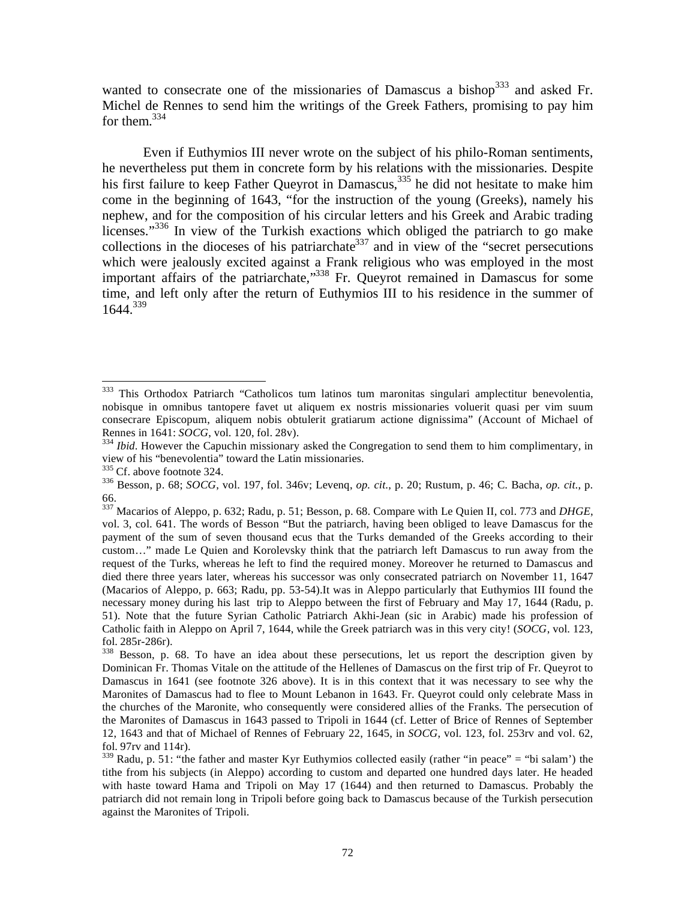wanted to consecrate one of the missionaries of Damascus a bishop[333] and asked Fr. Michel de Rennes to send him the writings of the Greek Fathers, promising to pay him for them.[334]

Even if Euthymios III never wrote on the subject of his philo-Roman sentiments, he nevertheless put them in concrete form by his relations with the missionaries. Despite his first failure to keep Father Queyrot in Damascus,[335] he did not hesitate to make him come in the beginning of 1643, "for the instruction of the young (Greeks), namely his nephew, and for the composition of his circular letters and his Greek and Arabic trading licenses."[336] In view of the Turkish exactions which obliged the patriarch to go make collections in the dioceses of his patriarchate[337] and in view of the "secret persecutions which were jealously excited against a Frank religious who was employed in the most important affairs of the patriarchate,"[338] Fr. Queyrot remained in Damascus for some time, and left only after the return of Euthymios III to his residence in the summer of 1644.[339]

---

[333] This Orthodox Patriarch "Catholicos tum latinos tum maronitas singulari amplectitur benevolentia, nobisque in omnibus tantopere favet ut aliquem ex nostris missionaries voluerit quasi per vim suum consecrare Episcopum, aliquem nobis obtulerit gratiarum actione dignissima" (Account of Michael of Rennes in 1641: *SOCG*, vol. 120, fol. 28v).

[334] *Ibid*. However the Capuchin missionary asked the Congregation to send them to him complimentary, in view of his "benevolentia" toward the Latin missionaries.

[335] Cf. above footnote 324.

[336] Besson, p. 68; *SOCG*, vol. 197, fol. 346v; Levenq, *op. cit.*, p. 20; Rustum, p. 46; C. Bacha, *op. cit.*, p. 66.

[337] Macarios of Aleppo, p. 632; Radu, p. 51; Besson, p. 68. Compare with Le Quien II, col. 773 and *DHGE*, vol. 3, col. 641. The words of Besson "But the patriarch, having been obliged to leave Damascus for the payment of the sum of seven thousand ecus that the Turks demanded of the Greeks according to their custom…" made Le Quien and Korolevsky think that the patriarch left Damascus to run away from the request of the Turks, whereas he left to find the required money. Moreover he returned to Damascus and died there three years later, whereas his successor was only consecrated patriarch on November 11, 1647 (Macarios of Aleppo, p. 663; Radu, pp. 53-54).It was in Aleppo particularly that Euthymios III found the necessary money during his last trip to Aleppo between the first of February and May 17, 1644 (Radu, p. 51). Note that the future Syrian Catholic Patriarch Akhi-Jean (sic in Arabic) made his profession of Catholic faith in Aleppo on April 7, 1644, while the Greek patriarch was in this very city! (*SOCG*, vol. 123, fol. 285r-286r).

[338] Besson, p. 68. To have an idea about these persecutions, let us report the description given by Dominican Fr. Thomas Vitale on the attitude of the Hellenes of Damascus on the first trip of Fr. Queyrot to Damascus in 1641 (see footnote 326 above). It is in this context that it was necessary to see why the Maronites of Damascus had to flee to Mount Lebanon in 1643. Fr. Queyrot could only celebrate Mass in the churches of the Maronite, who consequently were considered allies of the Franks. The persecution of the Maronites of Damascus in 1643 passed to Tripoli in 1644 (cf. Letter of Brice of Rennes of September 12, 1643 and that of Michael of Rennes of February 22, 1645, in *SOCG*, vol. 123, fol. 253rv and vol. 62, fol. 97rv and 114r).

[339] Radu, p. 51: "the father and master Kyr Euthymios collected easily (rather "in peace" = "bi salam') the tithe from his subjects (in Aleppo) according to custom and departed one hundred days later. He headed with haste toward Hama and Tripoli on May 17 (1644) and then returned to Damascus. Probably the patriarch did not remain long in Tripoli before going back to Damascus because of the Turkish persecution against the Maronites of Tripoli.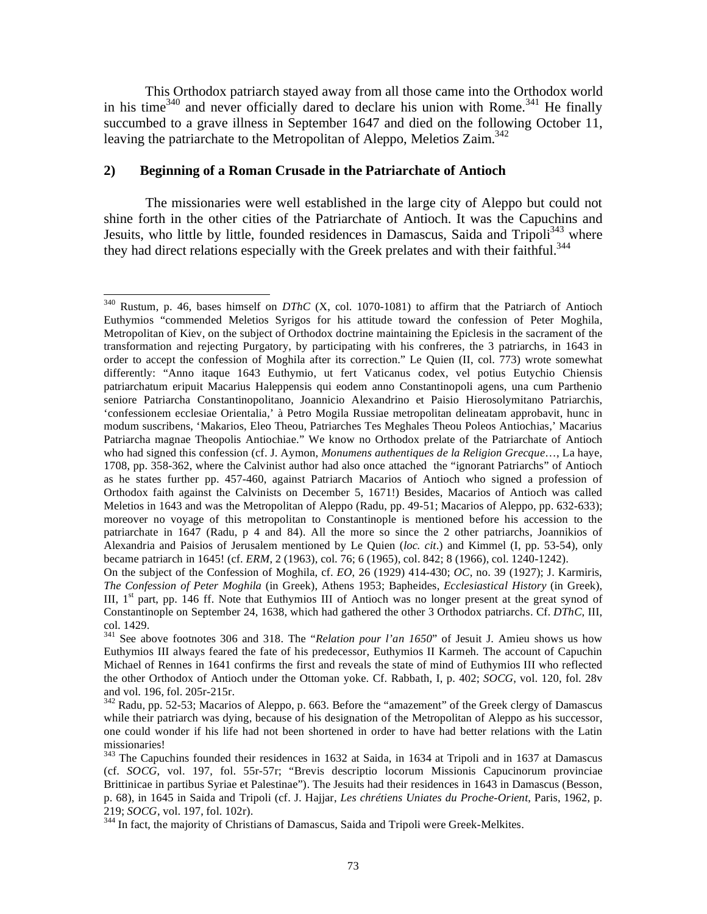This Orthodox patriarch stayed away from all those came into the Orthodox world in his time[340] and never officially dared to declare his union with Rome.[341] He finally succumbed to a grave illness in September 1647 and died on the following October 11, leaving the patriarchate to the Metropolitan of Aleppo, Meletios Zaim.[342]

## 2) Beginning of a Roman Crusade in the Patriarchate of Antioch

The missionaries were well established in the large city of Aleppo but could not shine forth in the other cities of the Patriarchate of Antioch. It was the Capuchins and Jesuits, who little by little, founded residences in Damascus, Saida and Tripoli[343] where they had direct relations especially with the Greek prelates and with their faithful.[344]

---

[340] Rustum, p. 46, bases himself on *DThC* (X, col. 1070-1081) to affirm that the Patriarch of Antioch Euthymios "commended Meletios Syrigos for his attitude toward the confession of Peter Moghila, Metropolitan of Kiev, on the subject of Orthodox doctrine maintaining the Epiclesis in the sacrament of the transformation and rejecting Purgatory, by participating with his confreres, the 3 patriarchs, in 1643 in order to accept the confession of Moghila after its correction." Le Quien (II, col. 773) wrote somewhat differently: "Anno itaque 1643 Euthymio, ut fert Vaticanus codex, vel potius Eutychio Chiensis patriarchatum eripuit Macarius Haleppensis qui eodem anno Constantinopoli agens, una cum Parthenio seniore Patriarcha Constantinopolitano, Joannicio Alexandrino et Paisio Hierosolymitano Patriarchis, 'confessionem ecclesiae Orientalia,' à Petro Mogila Russiae metropolitan delineatam approbavit, hunc in modum suscribens, 'Makarios, Eleo Theou, Patriarches Tes Meghales Theou Poleos Antiochias,' Macarius Patriarcha magnae Theopolis Antiochiae." We know no Orthodox prelate of the Patriarchate of Antioch who had signed this confession (cf. J. Aymon, *Monumens authentiques de la Religion Grecque*…, La haye, 1708, pp. 358-362, where the Calvinist author had also once attached the "ignorant Patriarchs" of Antioch as he states further pp. 457-460, against Patriarch Macarios of Antioch who signed a profession of Orthodox faith against the Calvinists on December 5, 1671!) Besides, Macarios of Antioch was called Meletios in 1643 and was the Metropolitan of Aleppo (Radu, pp. 49-51; Macarios of Aleppo, pp. 632-633); moreover no voyage of this metropolitan to Constantinople is mentioned before his accession to the patriarchate in 1647 (Radu, p 4 and 84). All the more so since the 2 other patriarchs, Joannikios of Alexandria and Paisios of Jerusalem mentioned by Le Quien (*loc. cit*.) and Kimmel (I, pp. 53-54), only became patriarch in 1645! (cf. *ERM*, 2 (1963), col. 76; 6 (1965), col. 842; 8 (1966), col. 1240-1242).
On the subject of the Confession of Moghila, cf. *EO*, 26 (1929) 414-430; *OC*, no. 39 (1927); J. Karmiris, *The Confession of Peter Moghila* (in Greek), Athens 1953; Bapheides, *Ecclesiastical History* (in Greek), III, 1st part, pp. 146 ff. Note that Euthymios III of Antioch was no longer present at the great synod of Constantinople on September 24, 1638, which had gathered the other 3 Orthodox patriarchs. Cf. *DThC*, III, col. 1429.

[341] See above footnotes 306 and 318. The "*Relation pour l'an 1650*" of Jesuit J. Amieu shows us how Euthymios III always feared the fate of his predecessor, Euthymios II Karmeh. The account of Capuchin Michael of Rennes in 1641 confirms the first and reveals the state of mind of Euthymios III who reflected the other Orthodox of Antioch under the Ottoman yoke. Cf. Rabbath, I, p. 402; *SOCG*, vol. 120, fol. 28v and vol. 196, fol. 205r-215r.

[342] Radu, pp. 52-53; Macarios of Aleppo, p. 663. Before the "amazement" of the Greek clergy of Damascus while their patriarch was dying, because of his designation of the Metropolitan of Aleppo as his successor, one could wonder if his life had not been shortened in order to have had better relations with the Latin missionaries!

[343] The Capuchins founded their residences in 1632 at Saida, in 1634 at Tripoli and in 1637 at Damascus (cf. *SOCG*, vol. 197, fol. 55r-57r; "Brevis descriptio locorum Missionis Capucinorum provinciae Brittinicae in partibus Syriae et Palestinae"). The Jesuits had their residences in 1643 in Damascus (Besson, p. 68), in 1645 in Saida and Tripoli (cf. J. Hajjar, *Les chrétiens Uniates du Proche-Orient*, Paris, 1962, p. 219; *SOCG*, vol. 197, fol. 102r).

[344] In fact, the majority of Christians of Damascus, Saida and Tripoli were Greek-Melkites.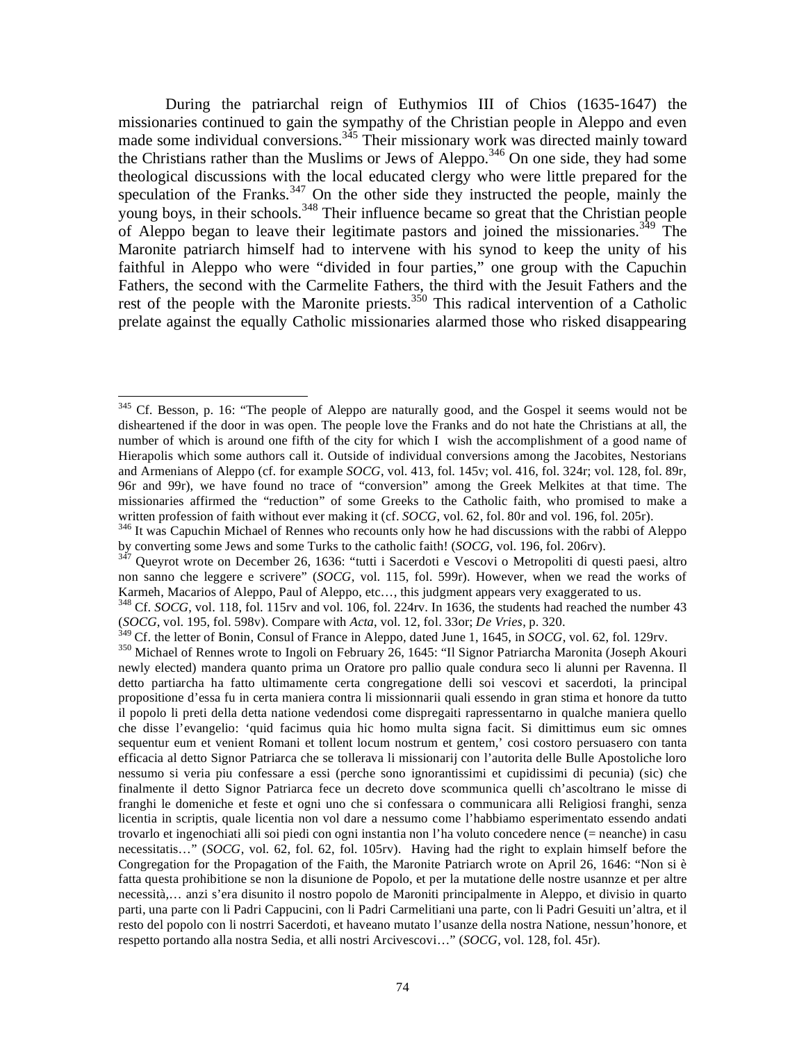During the patriarchal reign of Euthymios III of Chios (1635-1647) the missionaries continued to gain the sympathy of the Christian people in Aleppo and even made some individual conversions.[345] Their missionary work was directed mainly toward the Christians rather than the Muslims or Jews of Aleppo.[346] On one side, they had some theological discussions with the local educated clergy who were little prepared for the speculation of the Franks.[347] On the other side they instructed the people, mainly the young boys, in their schools.[348] Their influence became so great that the Christian people of Aleppo began to leave their legitimate pastors and joined the missionaries.[349] The Maronite patriarch himself had to intervene with his synod to keep the unity of his faithful in Aleppo who were "divided in four parties," one group with the Capuchin Fathers, the second with the Carmelite Fathers, the third with the Jesuit Fathers and the rest of the people with the Maronite priests.[350] This radical intervention of a Catholic prelate against the equally Catholic missionaries alarmed those who risked disappearing

---

[345] Cf. Besson, p. 16: "The people of Aleppo are naturally good, and the Gospel it seems would not be disheartened if the door in was open. The people love the Franks and do not hate the Christians at all, the number of which is around one fifth of the city for which I wish the accomplishment of a good name of Hierapolis which some authors call it. Outside of individual conversions among the Jacobites, Nestorians and Armenians of Aleppo (cf. for example *SOCG*, vol. 413, fol. 145v; vol. 416, fol. 324r; vol. 128, fol. 89r, 96r and 99r), we have found no trace of "conversion" among the Greek Melkites at that time. The missionaries affirmed the "reduction" of some Greeks to the Catholic faith, who promised to make a written profession of faith without ever making it (cf. *SOCG*, vol. 62, fol. 80r and vol. 196, fol. 205r).

[346] It was Capuchin Michael of Rennes who recounts only how he had discussions with the rabbi of Aleppo by converting some Jews and some Turks to the catholic faith! (*SOCG*, vol. 196, fol. 206rv).

[347] Queyrot wrote on December 26, 1636: "tutti i Sacerdoti e Vescovi o Metropoliti di questi paesi, altro non sanno che leggere e scrivere" (*SOCG*, vol. 115, fol. 599r). However, when we read the works of Karmeh, Macarios of Aleppo, Paul of Aleppo, etc…, this judgment appears very exaggerated to us.

[348] Cf. *SOCG*, vol. 118, fol. 115rv and vol. 106, fol. 224rv. In 1636, the students had reached the number 43 (*SOCG*, vol. 195, fol. 598v). Compare with *Acta*, vol. 12, fol. 33or; *De Vries*, p. 320.

[349] Cf. the letter of Bonin, Consul of France in Aleppo, dated June 1, 1645, in *SOCG*, vol. 62, fol. 129rv.

[350] Michael of Rennes wrote to Ingoli on February 26, 1645: "Il Signor Patriarcha Maronita (Joseph Akouri newly elected) mandera quanto prima un Oratore pro pallio quale condura seco li alunni per Ravenna. Il detto partiarcha ha fatto ultimamente certa congregatione delli soi vescovi et sacerdoti, la principal propositione d'essa fu in certa maniera contra li missionnarii quali essendo in gran stima et honore da tutto il popolo li preti della detta natione vedendosi come dispregaiti rapressentarno in qualche maniera quello che disse l'evangelio: 'quid facimus quia hic homo multa signa facit. Si dimittimus eum sic omnes sequentur eum et venient Romani et tollent locum nostrum et gentem,' cosi costoro persuasero con tanta efficacia al detto Signor Patriarcha che se tollerava li missionarij con l'autorita delle Bulle Apostoliche loro nessumo si veria piu confessare a essi (perche sono ignorantissimi et cupidissimi di pecunia) (sic) che finalmente il detto Signor Patriarcha fece un decreto dove scommunica quelli ch'ascoltrano le misse di franghi le domeniche et feste et ogni uno che si confessara o communicara alli Religiosi franghi, senza licentia in scriptis, quale licentia non vol dare a nessumo come l'habbiamo esperimentato essendo andati trovarlo et ingenochiati alli soi piedi con ogni instantia non l'ha voluto concedere nence (= neanche) in casu necessitatis…" (*SOCG*, vol. 62, fol. 62, fol. 105rv). Having had the right to explain himself before the Congregation for the Propagation of the Faith, the Maronite Patriarch wrote on April 26, 1646: "Non si è fatta questa prohibitione se non la disunione de Popolo, et per la mutatione delle nostre usannze et per altre necessità,… anzi s'era disunito il nostro popolo de Maroniti principalmente in Aleppo, et divisio in quarto parti, una parte con li Padri Cappucini, con li Padri Carmelitiani una parte, con li Padri Gesuiti un'altra, et il resto del popolo con li nostrri Sacerdoti, et haveano mutato l'usanze della nostra Natione, nessun'honore, et respetto portando alla nostra Sedia, et alli nostri Arcivescovi…" (*SOCG*, vol. 128, fol. 45r).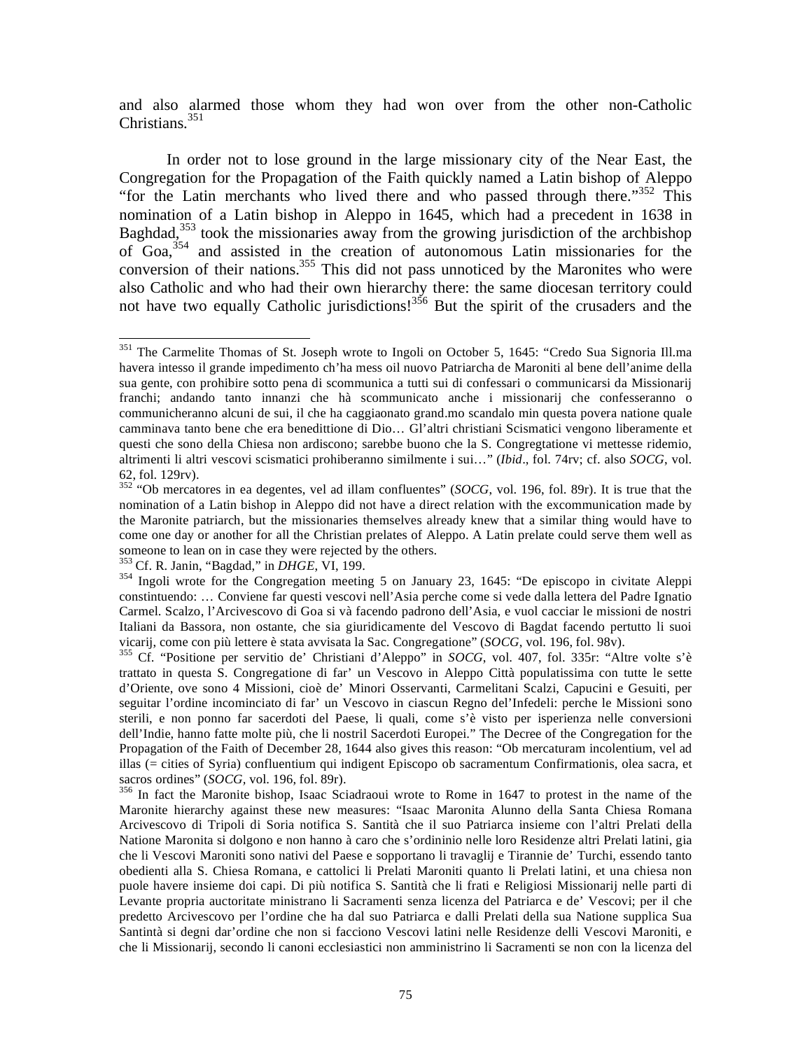and also alarmed those whom they had won over from the other non-Catholic Christians.[351]

In order not to lose ground in the large missionary city of the Near East, the Congregation for the Propagation of the Faith quickly named a Latin bishop of Aleppo "for the Latin merchants who lived there and who passed through there."[352] This nomination of a Latin bishop in Aleppo in 1645, which had a precedent in 1638 in Baghdad,[353] took the missionaries away from the growing jurisdiction of the archbishop of Goa,[354] and assisted in the creation of autonomous Latin missionaries for the conversion of their nations.[355] This did not pass unnoticed by the Maronites who were also Catholic and who had their own hierarchy there: the same diocesan territory could not have two equally Catholic jurisdictions![356] But the spirit of the crusaders and the

---

[351] The Carmelite Thomas of St. Joseph wrote to Ingoli on October 5, 1645: "Credo Sua Signoria Ill.ma havera intesso il grande impedimento ch'ha mess oil nuovo Patriarcha de Maroniti al bene dell'anime della sua gente, con prohibire sotto pena di scommunica a tutti sui di confessari o communicarsi da Missionarij franchi; andando tanto innanzi che hà scommunicato anche i missionarij che confesseranno o communicheranno alcuni de sui, il che ha caggiaonato grand.mo scandalo min questa povera natione quale camminava tanto bene che era benedittione di Dio… Gl'altri christiani Scismatici vengono liberamente et questi che sono della Chiesa non ardiscono; sarebbe buono che la S. Congregtatione vi mettesse ridemio, altrimenti li altri vescovi scismatici prohiberanno similmente i sui…" (*Ibid*., fol. 74rv; cf. also *SOCG*, vol. 62, fol. 129rv).

[352] "Ob mercatores in ea degentes, vel ad illam confluentes" (*SOCG*, vol. 196, fol. 89r). It is true that the nomination of a Latin bishop in Aleppo did not have a direct relation with the excommunication made by the Maronite patriarch, but the missionaries themselves already knew that a similar thing would have to come one day or another for all the Christian prelates of Aleppo. A Latin prelate could serve them well as someone to lean on in case they were rejected by the others.

[353] Cf. R. Janin, "Bagdad," in *DHGE*, VI, 199.

[354] Ingoli wrote for the Congregation meeting 5 on January 23, 1645: "De episcopo in civitate Aleppi constinuendo: … Conviene far questi vescovi nell'Asia perche come si vede dalla lettera del Padre Ignatio Carmel. Scalzo, l'Arcivescovo di Goa si và facendo padrono dell'Asia, e vuol cacciar le missioni de nostri Italiani da Bassora, non ostante, che sia giuridicamente del Vescovo di Bagdat facendo pertutto li suoi vicarij, come con più lettere è stata avvisata la Sac. Congregatione" (*SOCG*, vol. 196, fol. 98v).

[355] Cf. "Positione per servitio de' Christiani d'Aleppo" in *SOCG*, vol. 407, fol. 335r: "Altre volte s'è trattato in questa S. Congregatione di far' un Vescovo in Aleppo Città populatissima con tutte le sette d'Oriente, ove sono 4 Missioni, cioè de' Minori Osservanti, Carmelitani Scalzi, Capucini e Gesuiti, per seguitar l'ordine incominciato di far' un Vescovo in ciascun Regno del'Infedeli: perche le Missioni sono sterili, e non ponno far sacerdoti del Paese, li quali, come s'è visto per isperienza nelle conversioni dell'Indie, hanno fatte molte più, che li nostril Sacerdoti Europei." The Decree of the Congregation for the Propagation of the Faith of December 28, 1644 also gives this reason: "Ob mercaturam incolentium, vel ad illas (= cities of Syria) confluentium qui indigent Episcopo ob sacramentum Confirmationis, olea sacra, et sacros ordines" (*SOCG*, vol. 196, fol. 89r).

[356] In fact the Maronite bishop, Isaac Sciadraoui wrote to Rome in 1647 to protest in the name of the Maronite hierarchy against these new measures: "Isaac Maronita Alunno della Santa Chiesa Romana Arcivescovo di Tripoli di Soria notifica S. Santità che il suo Patriarca insieme con l'altri Prelati della Natione Maronita si dolgono e non hanno à caro che s'ordininio nelle loro Residenze altri Prelati latini, gia che li Vescovi Maroniti sono nativi del Paese e sopportano li travaglj e Tirannie de' Turchi, essendo tanto obedienti alla S. Chiesa Romana, e cattolici li Prelati Maroniti quanto li Prelati latini, et una chiesa non puole havere insieme doi capi. Di più notifica S. Santità che li frati e Religiosi Missionarij nelle parti di Levante propria auctoritate ministrano li Sacramenti senza licenza del Patriarca e de' Vescovi; per il che predetto Arcivescovo per l'ordine che ha dal suo Patriarca e dalli Prelati della sua Natione supplica Sua Santintà si degni dar'ordine che non si facciono Vescovi latini nelle Residenze delli Vescovi Maroniti, e che li Missionarij, secondo li canoni ecclesiastici non amministrino li Sacramenti se non con la licenza del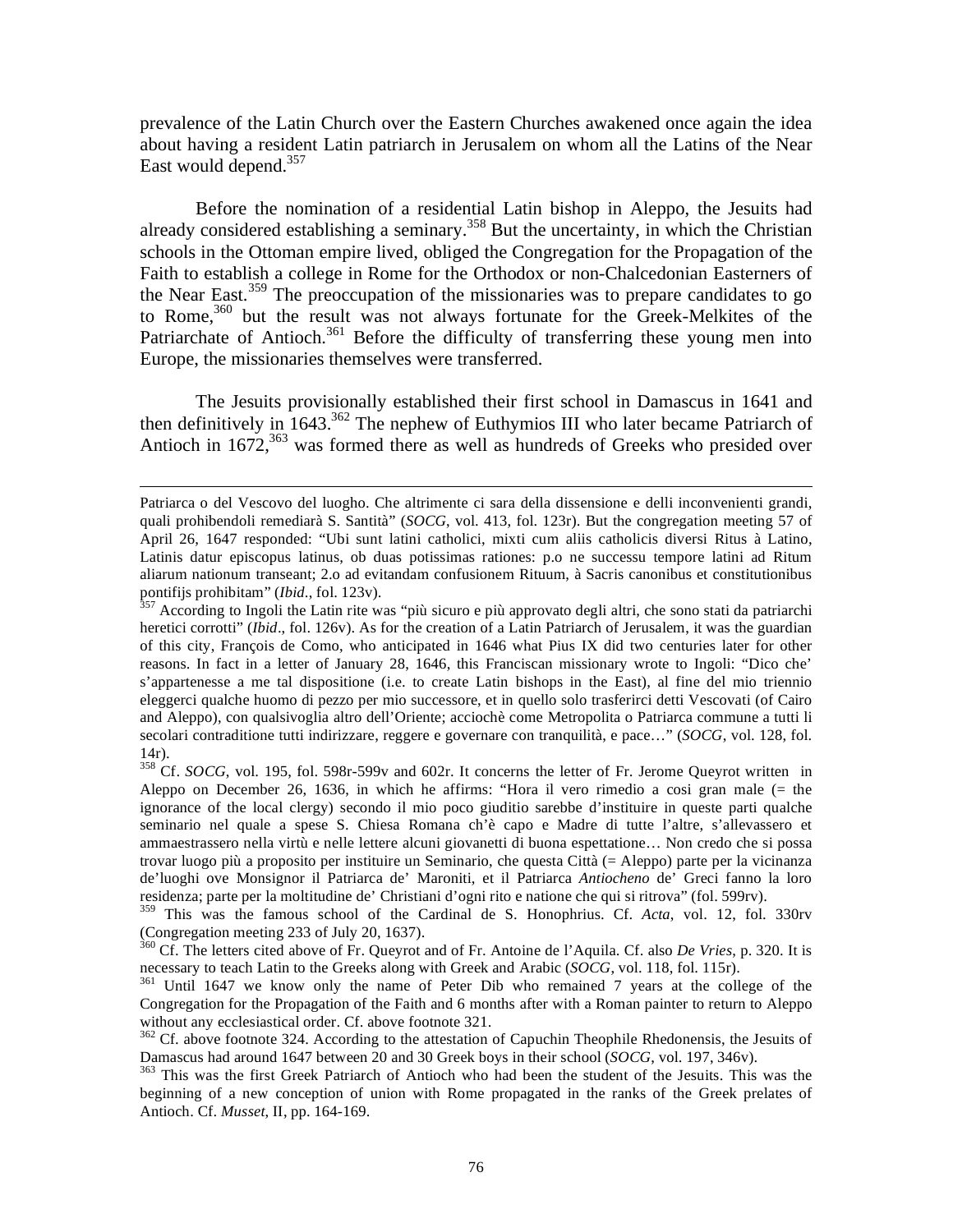prevalence of the Latin Church over the Eastern Churches awakened once again the idea about having a resident Latin patriarch in Jerusalem on whom all the Latins of the Near East would depend.[357]

Before the nomination of a residential Latin bishop in Aleppo, the Jesuits had already considered establishing a seminary.[358] But the uncertainty, in which the Christian schools in the Ottoman empire lived, obliged the Congregation for the Propagation of the Faith to establish a college in Rome for the Orthodox or non-Chalcedonian Easterners of the Near East.[359] The preoccupation of the missionaries was to prepare candidates to go to Rome,[360] but the result was not always fortunate for the Greek-Melkites of the Patriarchate of Antioch.[361] Before the difficulty of transferring these young men into Europe, the missionaries themselves were transferred.

The Jesuits provisionally established their first school in Damascus in 1641 and then definitively in 1643.[362] The nephew of Euthymios III who later became Patriarch of Antioch in 1672,[363] was formed there as well as hundreds of Greeks who presided over

---

Patriarca o del Vescovo del luogho. Che altrimente ci sara della dissensione e delli inconvenienti grandi, quali prohibendoli remediarà S. Santità" (*SOCG*, vol. 413, fol. 123r). But the congregation meeting 57 of April 26, 1647 responded: "Ubi sunt latini catholici, mixti cum aliis catholicis diversi Ritus à Latino, Latinis datur episcopus latinus, ob duas potissimas rationes: p.o ne successu tempore latini ad Ritum aliarum nationum transeant; 2.o ad evitandam confusionem Rituum, à Sacris canonibus et constitutionibus pontifijs prohibitam" (*Ibid*., fol. 123v).

[357] According to Ingoli the Latin rite was "più sicuro e più approvato degli altri, che sono stati da patriarchi heretici corrotti" (*Ibid*., fol. 126v). As for the creation of a Latin Patriarch of Jerusalem, it was the guardian of this city, François de Como, who anticipated in 1646 what Pius IX did two centuries later for other reasons. In fact in a letter of January 28, 1646, this Franciscan missionary wrote to Ingoli: "Dico che' s'appartenesse a me tal dispositione (i.e. to create Latin bishops in the East), al fine del mio triennio eleggerci qualche huomo di pezzo per mio successore, et in quello solo trasferirci detti Vescovati (of Cairo and Aleppo), con qualsivoglia altro dell'Oriente; acciochè come Metropolita o Patriarca commune a tutti li secolari contraditione tutti indirizzare, reggere e governare con tranquilità, e pace…" (*SOCG*, vol. 128, fol. 14r).

[358] Cf. *SOCG*, vol. 195, fol. 598r-599v and 602r. It concerns the letter of Fr. Jerome Queyrot written in Aleppo on December 26, 1636, in which he affirms: "Hora il vero rimedio a cosi gran male (= the ignorance of the local clergy) secondo il mio poco giuditio sarebbe d'instituire in queste parti qualche seminario nel quale a spese S. Chiesa Romana ch'è capo e Madre di tutte l'altre, s'allevassero et ammaestrassero nella virtù e nelle lettere alcuni giovanetti di buona espettatione… Non credo che si possa trovar luogo più a proposito per instituire un Seminario, che questa Città (= Aleppo) parte per la vicinanza de'luoghi ove Monsignor il Patriarca de' Maroniti, et il Patriarca *Antiocheno* de' Greci fanno la loro residenza; parte per la moltitudine de' Christiani d'ogni rito e natione che qui si ritrova" (fol. 599rv).

[359] This was the famous school of the Cardinal de S. Honophrius. Cf. *Acta*, vol. 12, fol. 330rv (Congregation meeting 233 of July 20, 1637).

[360] Cf. The letters cited above of Fr. Queyrot and of Fr. Antoine de l'Aquila. Cf. also *De Vries*, p. 320. It is necessary to teach Latin to the Greeks along with Greek and Arabic (*SOCG*, vol. 118, fol. 115r).

[361] Until 1647 we know only the name of Peter Dib who remained 7 years at the college of the Congregation for the Propagation of the Faith and 6 months after with a Roman painter to return to Aleppo without any ecclesiastical order. Cf. above footnote 321.

[362] Cf. above footnote 324. According to the attestation of Capuchin Theophile Rhedonensis, the Jesuits of Damascus had around 1647 between 20 and 30 Greek boys in their school (*SOCG*, vol. 197, 346v).

[363] This was the first Greek Patriarch of Antioch who had been the student of the Jesuits. This was the beginning of a new conception of union with Rome propagated in the ranks of the Greek prelates of Antioch. Cf. *Musset*, II, pp. 164-169.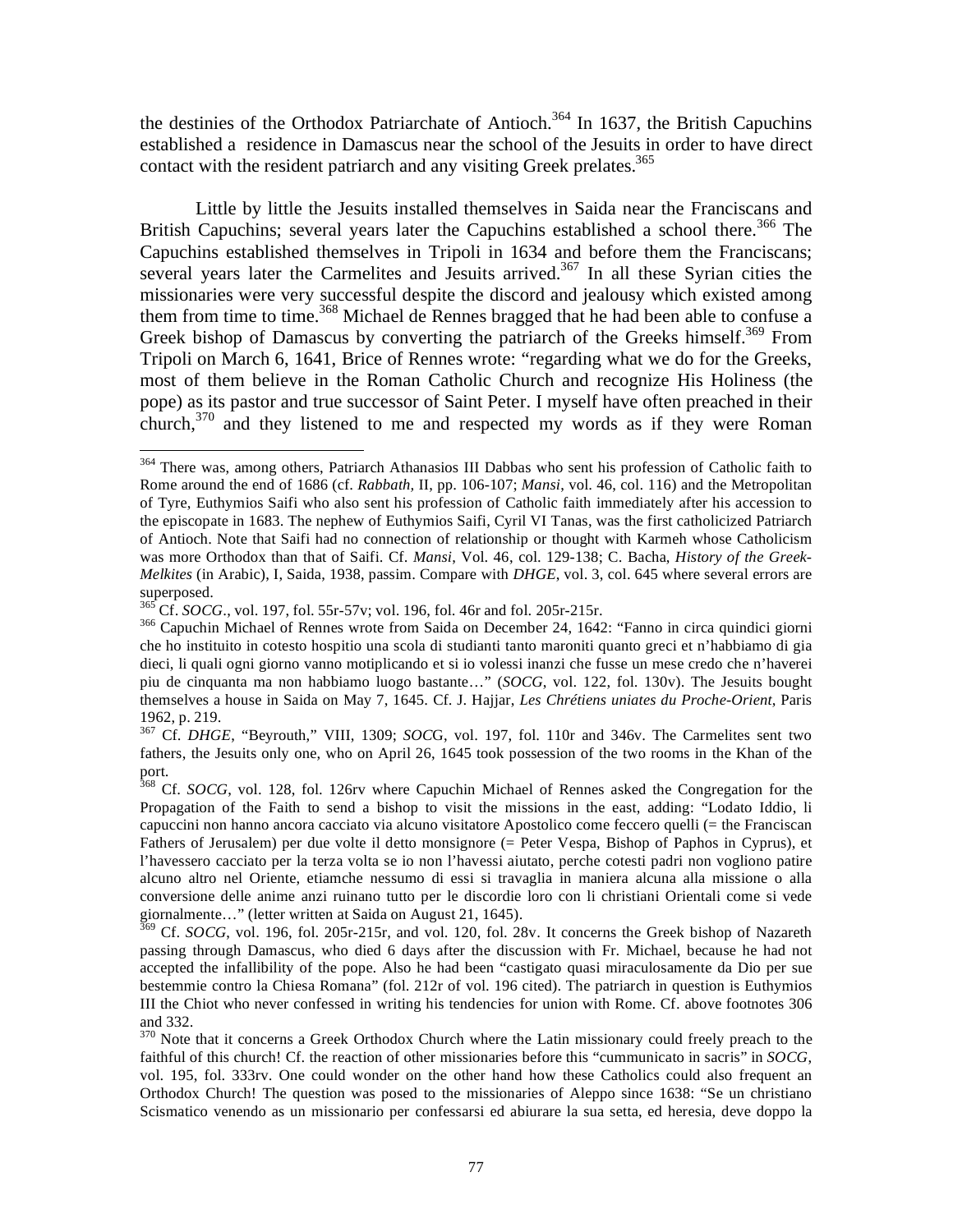the destinies of the Orthodox Patriarchate of Antioch.[364] In 1637, the British Capuchins established a residence in Damascus near the school of the Jesuits in order to have direct contact with the resident patriarch and any visiting Greek prelates.[365]

Little by little the Jesuits installed themselves in Saida near the Franciscans and British Capuchins; several years later the Capuchins established a school there.[366] The Capuchins established themselves in Tripoli in 1634 and before them the Franciscans; several years later the Carmelites and Jesuits arrived.[367] In all these Syrian cities the missionaries were very successful despite the discord and jealousy which existed among them from time to time.[368] Michael de Rennes bragged that he had been able to confuse a Greek bishop of Damascus by converting the patriarch of the Greeks himself.[369] From Tripoli on March 6, 1641, Brice of Rennes wrote: "regarding what we do for the Greeks, most of them believe in the Roman Catholic Church and recognize His Holiness (the pope) as its pastor and true successor of Saint Peter. I myself have often preached in their church,[370] and they listened to me and respected my words as if they were Roman

---

[364] There was, among others, Patriarch Athanasios III Dabbas who sent his profession of Catholic faith to Rome around the end of 1686 (cf. *Rabbath,* II, pp. 106-107; *Mansi*, vol. 46, col. 116) and the Metropolitan of Tyre, Euthymios Saifi who also sent his profession of Catholic faith immediately after his accession to the episcopate in 1683. The nephew of Euthymios Saifi, Cyril VI Tanas, was the first catholicized Patriarch of Antioch. Note that Saifi had no connection of relationship or thought with Karmeh whose Catholicism was more Orthodox than that of Saifi. Cf. *Mansi,* Vol. 46, col. 129-138; C. Bacha, *History of the Greek-Melkites* (in Arabic), I, Saida, 1938, passim. Compare with *DHGE*, vol. 3, col. 645 where several errors are superposed.

[365] Cf. *SOCG*., vol. 197, fol. 55r-57v; vol. 196, fol. 46r and fol. 205r-215r.

[366] Capuchin Michael of Rennes wrote from Saida on December 24, 1642: "Fanno in circa quindici giorni che ho instituito in cotesto hospitio una scola di studianti tanto maroniti quanto greci et n'habbiamo di gia dieci, li quali ogni giorno vanno motiplicando et si io volessi inanzi che fusse un mese credo che n'haverei piu de cinquanta ma non habbiamo luogo bastante…" (*SOCG*, vol. 122, fol. 130v). The Jesuits bought themselves a house in Saida on May 7, 1645. Cf. J. Hajjar, *Les Chrétiens uniates du Proche-Orient*, Paris 1962, p. 219.

[367] Cf. *DHGE*, "Beyrouth," VIII, 1309; *SOC*G, vol. 197, fol. 110r and 346v. The Carmelites sent two fathers, the Jesuits only one, who on April 26, 1645 took possession of the two rooms in the Khan of the port.

[368] Cf. *SOCG*, vol. 128, fol. 126rv where Capuchin Michael of Rennes asked the Congregation for the Propagation of the Faith to send a bishop to visit the missions in the east, adding: "Lodato Iddio, li capuccini non hanno ancora cacciato via alcuno visitatore Apostolico come feccero quelli (= the Franciscan Fathers of Jerusalem) per due volte il detto monsignore (= Peter Vespa, Bishop of Paphos in Cyprus), et l'havessero cacciato per la terza volta se io non l'havessi aiutato, perche cotesti padri non vogliono patire alcuno altro nel Oriente, etiamche nessumo di essi si travaglia in maniera alcuna alla missione o alla conversione delle anime anzi ruinano tutto per le discordie loro con li christiani Orientali come si vede giornalmente…" (letter written at Saida on August 21, 1645).

[369] Cf. *SOCG*, vol. 196, fol. 205r-215r, and vol. 120, fol. 28v. It concerns the Greek bishop of Nazareth passing through Damascus, who died 6 days after the discussion with Fr. Michael, because he had not accepted the infallibility of the pope. Also he had been "castigato quasi miraculosamente da Dio per sue bestemmie contro la Chiesa Romana" (fol. 212r of vol. 196 cited). The patriarch in question is Euthymios III the Chiot who never confessed in writing his tendencies for union with Rome. Cf. above footnotes 306 and 332.

[370] Note that it concerns a Greek Orthodox Church where the Latin missionary could freely preach to the faithful of this church! Cf. the reaction of other missionaries before this "cummunicato in sacris" in *SOCG*, vol. 195, fol. 333rv. One could wonder on the other hand how these Catholics could also frequent an Orthodox Church! The question was posed to the missionaries of Aleppo since 1638: "Se un christiano Scismatico venendo as un missionario per confessarsi ed abiurare la sua setta, ed heresia, deve doppo la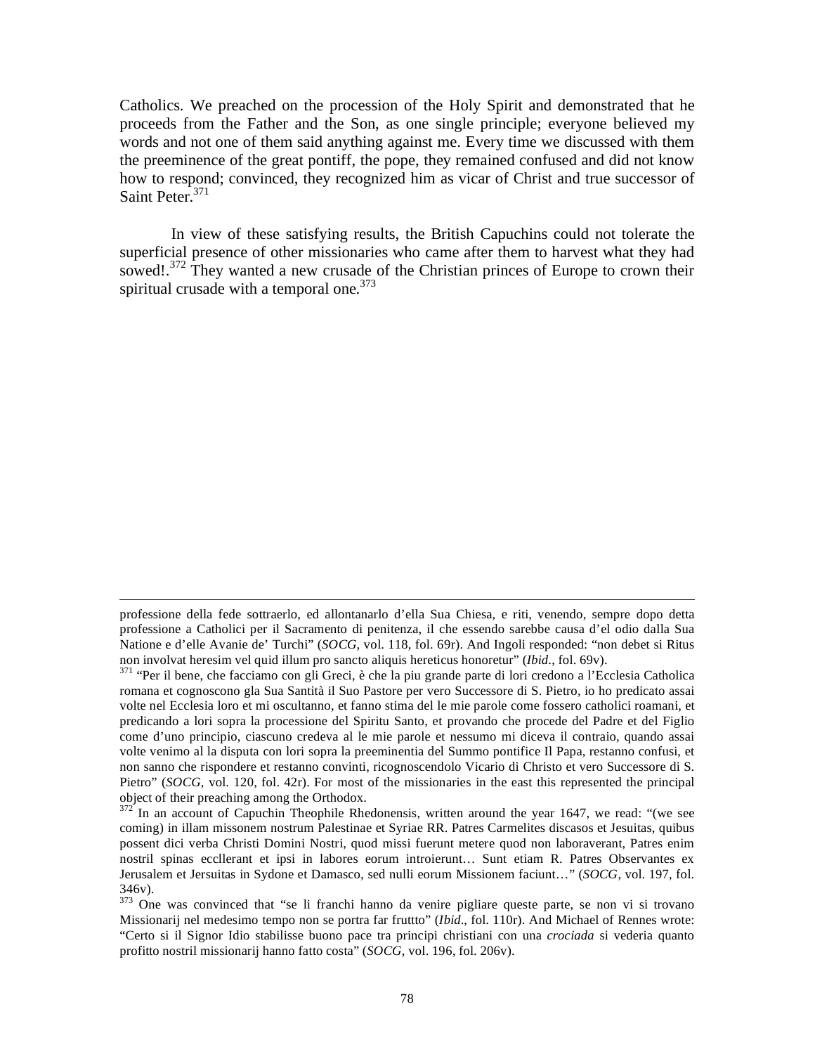Catholics. We preached on the procession of the Holy Spirit and demonstrated that he proceeds from the Father and the Son, as one single principle; everyone believed my words and not one of them said anything against me. Every time we discussed with them the preeminence of the great pontiff, the pope, they remained confused and did not know how to respond; convinced, they recognized him as vicar of Christ and true successor of Saint Peter.[371]

In view of these satisfying results, the British Capuchins could not tolerate the superficial presence of other missionaries who came after them to harvest what they had sowed!.[372] They wanted a new crusade of the Christian princes of Europe to crown their spiritual crusade with a temporal one.[373]

---

professione della fede sottraerlo, ed allontanarlo d'ella Sua Chiesa, e riti, venendo, sempre dopo detta professione a Catholici per il Sacramento di penitenza, il che essendo sarebbe causa d'el odio dalla Sua Natione e d'elle Avanie de' Turchi" (*SOCG*, vol. 118, fol. 69r). And Ingoli responded: "non debet si Ritus non involvat heresim vel quid illum pro sancto aliquis hereticus honoretur" (*Ibid*., fol. 69v).

[371] "Per il bene, che facciamo con gli Greci, è che la piu grande parte di lori credono a l'Ecclesia Catholica romana et cognoscono gla Sua Santità il Suo Pastore per vero Successore di S. Pietro, io ho predicato assai volte nel Ecclesia loro et mi oscultanno, et fanno stima del le mie parole come fossero catholici roamani, et predicando a lori sopra la processione del Spiritu Santo, et provando che procede del Padre et del Figlio come d'uno principio, ciascuno credeva al le mie parole et nessumo mi diceva il contraio, quando assai volte venimo al la disputa con lori sopra la preeminentia del Summo pontifice Il Papa, restanno confusi, et non sanno che rispondere et restanno convinti, ricognoscendolo Vicario di Christo et vero Successore di S. Pietro" (*SOCG*, vol. 120, fol. 42r). For most of the missionaries in the east this represented the principal object of their preaching among the Orthodox.

[372] In an account of Capuchin Theophile Rhedonensis, written around the year 1647, we read: "(we see coming) in illam missonem nostrum Palestinae et Syriae RR. Patres Carmelites discasos et Jesuitas, quibus possent dici verba Christi Domini Nostri, quod missi fuerunt metere quod non laboraverant, Patres enim nostril spinas eccllerant et ipsi in labores eorum introierunt… Sunt etiam R. Patres Observantes ex Jerusalem et Jersuitas in Sydone et Damasco, sed nulli eorum Missionem faciunt…" (*SOCG*, vol. 197, fol. 346v).

[373] One was convinced that "se li franchi hanno da venire pigliare queste parte, se non vi si trovano Missionarij nel medesimo tempo non se portra far fruttto" (*Ibid*., fol. 110r). And Michael of Rennes wrote: "Certo si il Signor Idio stabilisse buono pace tra principi christiani con una *crociada* si vederia quanto profitto nostril missionarij hanno fatto costa" (*SOCG*, vol. 196, fol. 206v).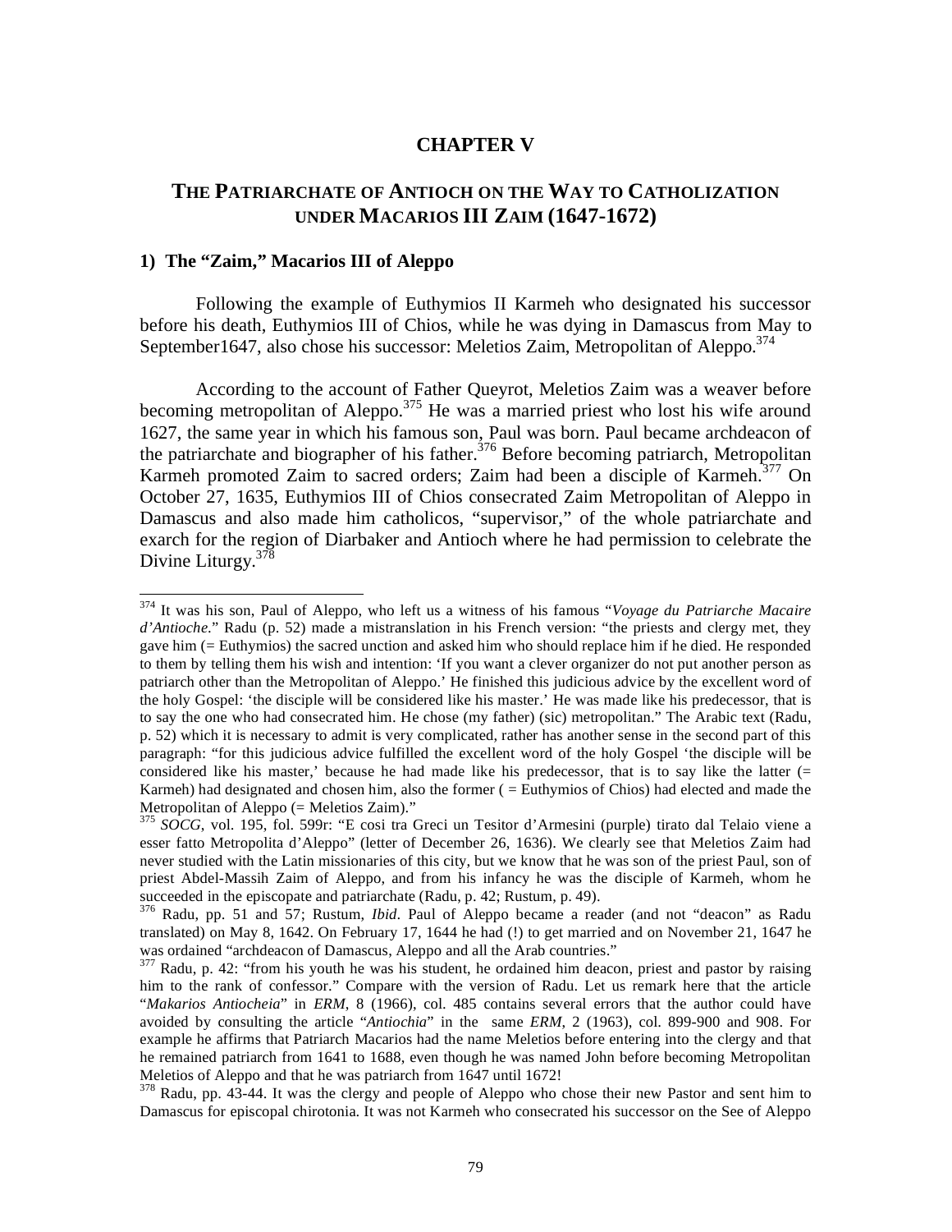# CHAPTER V

## THE PATRIARCHATE OF ANTIOCH ON THE WAY TO CATHOLIZATION UNDER MACARIOS III ZAIM (1647-1672)

### 1) The "Zaim," Macarios III of Aleppo

Following the example of Euthymios II Karmeh who designated his successor before his death, Euthymios III of Chios, while he was dying in Damascus from May to September1647, also chose his successor: Meletios Zaim, Metropolitan of Aleppo.[374]

According to the account of Father Queyrot, Meletios Zaim was a weaver before becoming metropolitan of Aleppo.[375] He was a married priest who lost his wife around 1627, the same year in which his famous son, Paul was born. Paul became archdeacon of the patriarchate and biographer of his father.[376] Before becoming patriarch, Metropolitan Karmeh promoted Zaim to sacred orders; Zaim had been a disciple of Karmeh.[377] On October 27, 1635, Euthymios III of Chios consecrated Zaim Metropolitan of Aleppo in Damascus and also made him catholicos, "supervisor," of the whole patriarchate and exarch for the region of Diarbaker and Antioch where he had permission to celebrate the Divine Liturgy.[378]

---

[374] It was his son, Paul of Aleppo, who left us a witness of his famous "*Voyage du Patriarche Macaire d'Antioche*." Radu (p. 52) made a mistranslation in his French version: "the priests and clergy met, they gave him (= Euthymios) the sacred unction and asked him who should replace him if he died. He responded to them by telling them his wish and intention: 'If you want a clever organizer do not put another person as patriarch other than the Metropolitan of Aleppo.' He finished this judicious advice by the excellent word of the holy Gospel: 'the disciple will be considered like his master.' He was made like his predecessor, that is to say the one who had consecrated him. He chose (my father) (sic) metropolitan." The Arabic text (Radu, p. 52) which it is necessary to admit is very complicated, rather has another sense in the second part of this paragraph: "for this judicious advice fulfilled the excellent word of the holy Gospel 'the disciple will be considered like his master,' because he had made like his predecessor, that is to say like the latter (= Karmeh) had designated and chosen him, also the former ( = Euthymios of Chios) had elected and made the Metropolitan of Aleppo (= Meletios Zaim)."

[375] *SOCG*, vol. 195, fol. 599r: "E cosi tra Greci un Tesitor d'Armesini (purple) tirato dal Telaio viene a esser fatto Metropolita d'Aleppo" (letter of December 26, 1636). We clearly see that Meletios Zaim had never studied with the Latin missionaries of this city, but we know that he was son of the priest Paul, son of priest Abdel-Massih Zaim of Aleppo, and from his infancy he was the disciple of Karmeh, whom he succeeded in the episcopate and patriarchate (Radu, p. 42; Rustum, p. 49).

[376] Radu, pp. 51 and 57; Rustum, *Ibid*. Paul of Aleppo became a reader (and not "deacon" as Radu translated) on May 8, 1642. On February 17, 1644 he had (!) to get married and on November 21, 1647 he was ordained "archdeacon of Damascus, Aleppo and all the Arab countries."

[377] Radu, p. 42: "from his youth he was his student, he ordained him deacon, priest and pastor by raising him to the rank of confessor." Compare with the version of Radu. Let us remark here that the article "*Makarios Antiocheia*" in *ERM*, 8 (1966), col. 485 contains several errors that the author could have avoided by consulting the article "*Antiochia*" in the same *ERM*, 2 (1963), col. 899-900 and 908. For example he affirms that Patriarch Macarios had the name Meletios before entering into the clergy and that he remained patriarch from 1641 to 1688, even though he was named John before becoming Metropolitan Meletios of Aleppo and that he was patriarch from 1647 until 1672!

[378] Radu, pp. 43-44. It was the clergy and people of Aleppo who chose their new Pastor and sent him to Damascus for episcopal chirotonia. It was not Karmeh who consecrated his successor on the See of Aleppo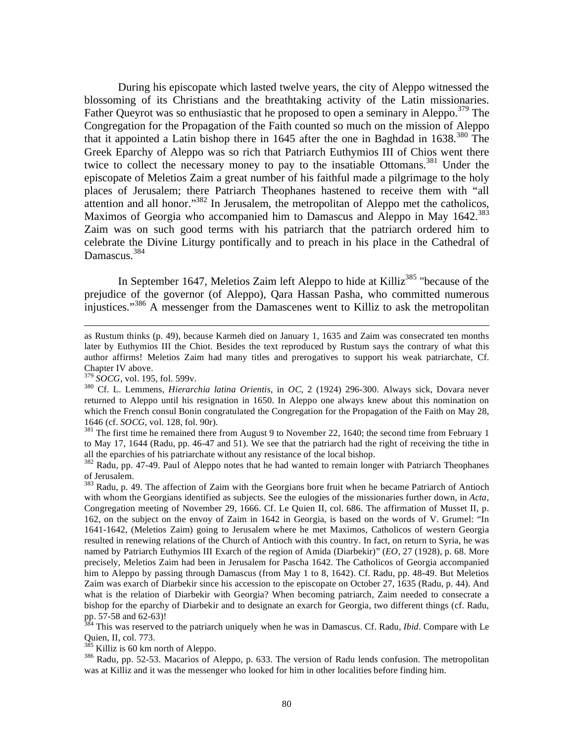During his episcopate which lasted twelve years, the city of Aleppo witnessed the blossoming of its Christians and the breathtaking activity of the Latin missionaries. Father Queyrot was so enthusiastic that he proposed to open a seminary in Aleppo.[379] The Congregation for the Propagation of the Faith counted so much on the mission of Aleppo that it appointed a Latin bishop there in 1645 after the one in Baghdad in 1638.[380] The Greek Eparchy of Aleppo was so rich that Patriarch Euthymios III of Chios went there twice to collect the necessary money to pay to the insatiable Ottomans.[381] Under the episcopate of Meletios Zaim a great number of his faithful made a pilgrimage to the holy places of Jerusalem; there Patriarch Theophanes hastened to receive them with "all attention and all honor."[382] In Jerusalem, the metropolitan of Aleppo met the catholicos, Maximos of Georgia who accompanied him to Damascus and Aleppo in May 1642.[383] Zaim was on such good terms with his patriarch that the patriarch ordered him to celebrate the Divine Liturgy pontifically and to preach in his place in the Cathedral of Damascus.[384]

In September 1647, Meletios Zaim left Aleppo to hide at Killiz[385] "because of the prejudice of the governor (of Aleppo), Qara Hassan Pasha, who committed numerous injustices."[386] A messenger from the Damascenes went to Killiz to ask the metropolitan

---

as Rustum thinks (p. 49), because Karmeh died on January 1, 1635 and Zaim was consecrated ten months later by Euthymios III the Chiot. Besides the text reproduced by Rustum says the contrary of what this author affirms! Meletios Zaim had many titles and prerogatives to support his weak patriarchate, Cf. Chapter IV above.

[379] *SOCG*, vol. 195, fol. 599v.

[380] Cf. L. Lemmens, *Hierarchia latina Orientis*, in *OC*, 2 (1924) 296-300. Always sick, Dovara never returned to Aleppo until his resignation in 1650. In Aleppo one always knew about this nomination on which the French consul Bonin congratulated the Congregation for the Propagation of the Faith on May 28, 1646 (cf. *SOCG*, vol. 128, fol. 90r).

[381] The first time he remained there from August 9 to November 22, 1640; the second time from February 1 to May 17, 1644 (Radu, pp. 46-47 and 51). We see that the patriarch had the right of receiving the tithe in all the eparchies of his patriarchate without any resistance of the local bishop.

[382] Radu, pp. 47-49. Paul of Aleppo notes that he had wanted to remain longer with Patriarch Theophanes of Jerusalem.

[383] Radu, p. 49. The affection of Zaim with the Georgians bore fruit when he became Patriarch of Antioch with whom the Georgians identified as subjects. See the eulogies of the missionaries further down, in *Acta*, Congregation meeting of November 29, 1666. Cf. Le Quien II, col. 686. The affirmation of Musset II, p. 162, on the subject on the envoy of Zaim in 1642 in Georgia, is based on the words of V. Grumel: "In 1641-1642, (Meletios Zaim) going to Jerusalem where he met Maximos, Catholicos of western Georgia resulted in renewing relations of the Church of Antioch with this country. In fact, on return to Syria, he was named by Patriarch Euthymios III Exarch of the region of Amida (Diarbekir)" (*EO*, 27 (1928), p. 68. More precisely, Meletios Zaim had been in Jerusalem for Pascha 1642. The Catholicos of Georgia accompanied him to Aleppo by passing through Damascus (from May 1 to 8, 1642). Cf. Radu, pp. 48-49. But Meletios Zaim was exarch of Diarbekir since his accession to the episcopate on October 27, 1635 (Radu, p. 44). And what is the relation of Diarbekir with Georgia? When becoming patriarch, Zaim needed to consecrate a bishop for the eparchy of Diarbekir and to designate an exarch for Georgia, two different things (cf. Radu, pp. 57-58 and 62-63)!

[384] This was reserved to the patriarch uniquely when he was in Damascus. Cf. Radu, *Ibid*. Compare with Le Quien, II, col. 773.

[385] Killiz is 60 km north of Aleppo.

[386] Radu, pp. 52-53. Macarios of Aleppo, p. 633. The version of Radu lends confusion. The metropolitan was at Killiz and it was the messenger who looked for him in other localities before finding him.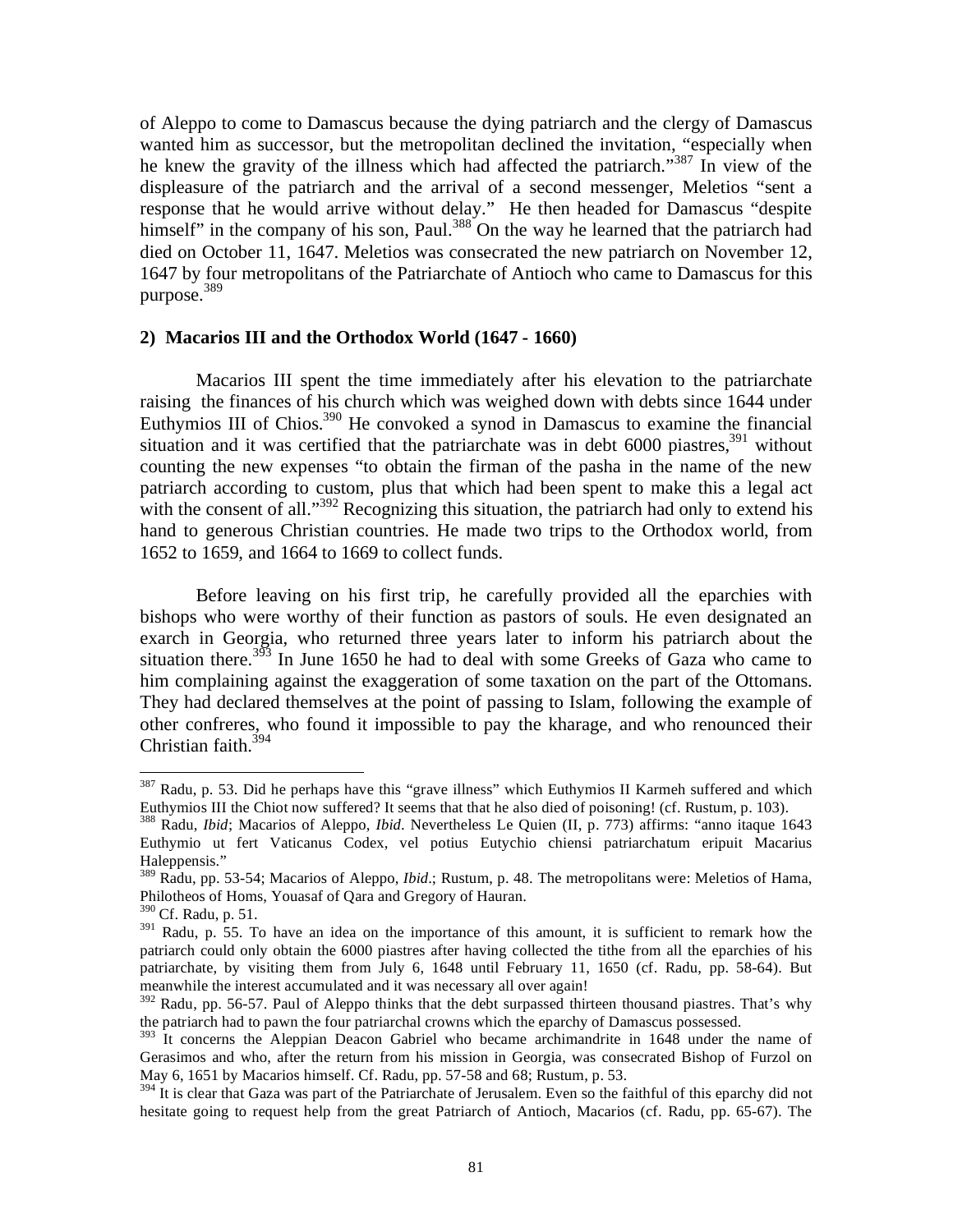of Aleppo to come to Damascus because the dying patriarch and the clergy of Damascus wanted him as successor, but the metropolitan declined the invitation, "especially when he knew the gravity of the illness which had affected the patriarch."[387] In view of the displeasure of the patriarch and the arrival of a second messenger, Meletios "sent a response that he would arrive without delay." He then headed for Damascus "despite himself" in the company of his son, Paul.[388] On the way he learned that the patriarch had died on October 11, 1647. Meletios was consecrated the new patriarch on November 12, 1647 by four metropolitans of the Patriarchate of Antioch who came to Damascus for this purpose.[389]

**2) Macarios III and the Orthodox World (1647 - 1660)**

Macarios III spent the time immediately after his elevation to the patriarchate raising the finances of his church which was weighed down with debts since 1644 under Euthymios III of Chios.[390] He convoked a synod in Damascus to examine the financial situation and it was certified that the patriarchate was in debt 6000 piastres,[391] without counting the new expenses "to obtain the firman of the pasha in the name of the new patriarch according to custom, plus that which had been spent to make this a legal act with the consent of all."[392] Recognizing this situation, the patriarch had only to extend his hand to generous Christian countries. He made two trips to the Orthodox world, from 1652 to 1659, and 1664 to 1669 to collect funds.

Before leaving on his first trip, he carefully provided all the eparchies with bishops who were worthy of their function as pastors of souls. He even designated an exarch in Georgia, who returned three years later to inform his patriarch about the situation there.[393] In June 1650 he had to deal with some Greeks of Gaza who came to him complaining against the exaggeration of some taxation on the part of the Ottomans. They had declared themselves at the point of passing to Islam, following the example of other confreres, who found it impossible to pay the kharage, and who renounced their Christian faith.[394]

---

[387] Radu, p. 53. Did he perhaps have this "grave illness" which Euthymios II Karmeh suffered and which Euthymios III the Chiot now suffered? It seems that that he also died of poisoning! (cf. Rustum, p. 103).

[388] Radu, *Ibid*; Macarios of Aleppo, *Ibid*. Nevertheless Le Quien (II, p. 773) affirms: "anno itaque 1643 Euthymio ut fert Vaticanus Codex, vel potius Eutychio chiensi patriarchatum eripuit Macarius Haleppensis."

[389] Radu, pp. 53-54; Macarios of Aleppo, *Ibid*.; Rustum, p. 48. The metropolitans were: Meletios of Hama, Philotheos of Homs, Youasaf of Qara and Gregory of Hauran.

[390] Cf. Radu, p. 51.

[391] Radu, p. 55. To have an idea on the importance of this amount, it is sufficient to remark how the patriarch could only obtain the 6000 piastres after having collected the tithe from all the eparchies of his patriarchate, by visiting them from July 6, 1648 until February 11, 1650 (cf. Radu, pp. 58-64). But meanwhile the interest accumulated and it was necessary all over again!

[392] Radu, pp. 56-57. Paul of Aleppo thinks that the debt surpassed thirteen thousand piastres. That's why the patriarch had to pawn the four patriarchal crowns which the eparchy of Damascus possessed.

[393] It concerns the Aleppian Deacon Gabriel who became archimandrite in 1648 under the name of Gerasimos and who, after the return from his mission in Georgia, was consecrated Bishop of Furzol on May 6, 1651 by Macarios himself. Cf. Radu, pp. 57-58 and 68; Rustum, p. 53.

[394] It is clear that Gaza was part of the Patriarchate of Jerusalem. Even so the faithful of this eparchy did not hesitate going to request help from the great Patriarch of Antioch, Macarios (cf. Radu, pp. 65-67). The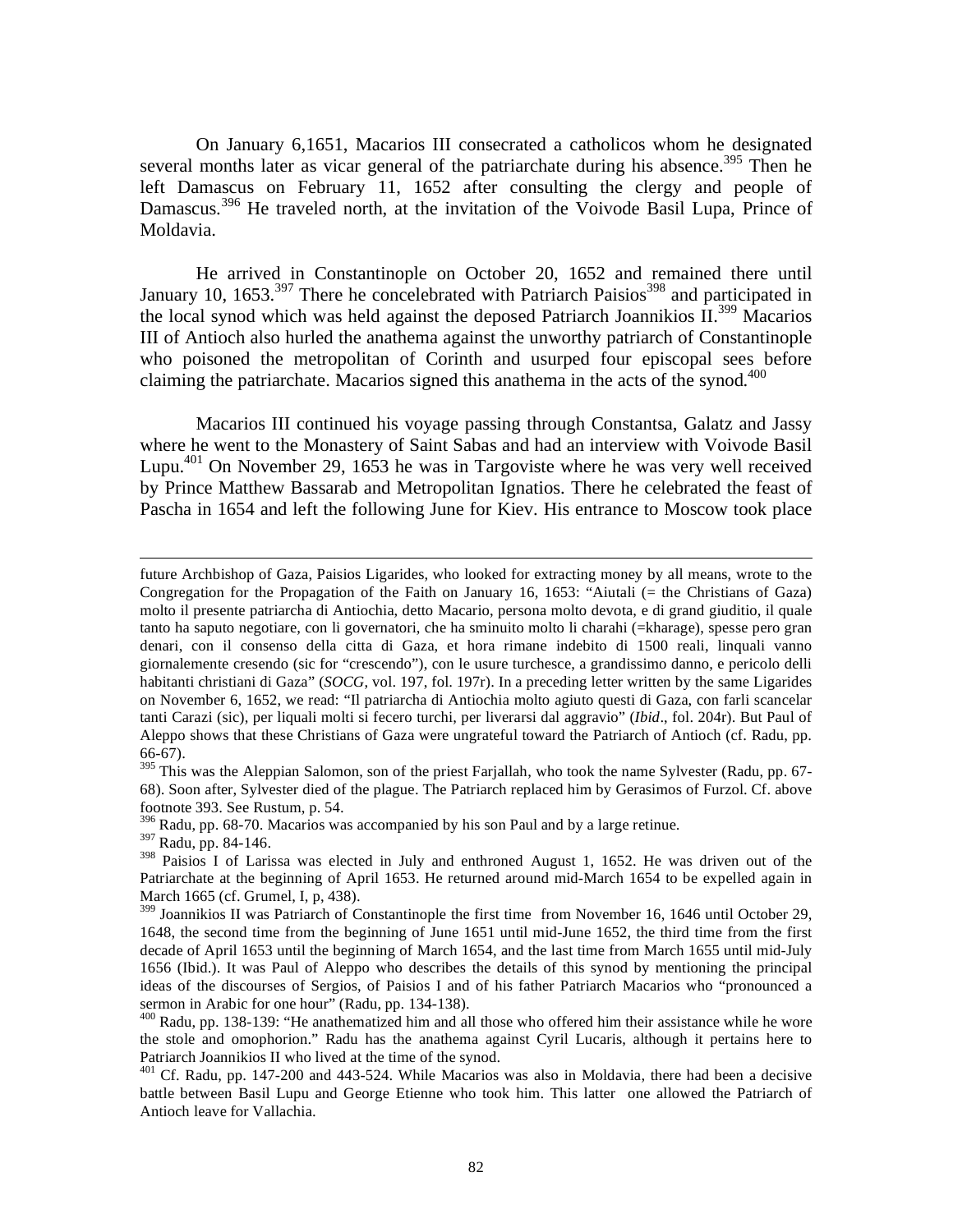On January 6,1651, Macarios III consecrated a catholicos whom he designated several months later as vicar general of the patriarchate during his absence.[395] Then he left Damascus on February 11, 1652 after consulting the clergy and people of Damascus.[396] He traveled north, at the invitation of the Voivode Basil Lupa, Prince of Moldavia.

He arrived in Constantinople on October 20, 1652 and remained there until January 10, 1653.[397] There he concelebrated with Patriarch Paisios[398] and participated in the local synod which was held against the deposed Patriarch Joannikios II.[399] Macarios III of Antioch also hurled the anathema against the unworthy patriarch of Constantinople who poisoned the metropolitan of Corinth and usurped four episcopal sees before claiming the patriarchate. Macarios signed this anathema in the acts of the synod.[400]

Macarios III continued his voyage passing through Constantsa, Galatz and Jassy where he went to the Monastery of Saint Sabas and had an interview with Voivode Basil Lupu.[401] On November 29, 1653 he was in Targoviste where he was very well received by Prince Matthew Bassarab and Metropolitan Ignatios. There he celebrated the feast of Pascha in 1654 and left the following June for Kiev. His entrance to Moscow took place

---

future Archbishop of Gaza, Paisios Ligarides, who looked for extracting money by all means, wrote to the Congregation for the Propagation of the Faith on January 16, 1653: "Aiutali (= the Christians of Gaza) molto il presente patriarcha di Antiochia, detto Macario, persona molto devota, e di grand giuditio, il quale tanto ha saputo negotiare, con li governatori, che ha sminuito molto li charahi (=kharage), spesse pero gran denari, con il consenso della citta di Gaza, et hora rimane indebito di 1500 reali, linquali vanno giornalemente cresendo (sic for "crescendo"), con le usure turchesce, a grandissimo danno, e pericolo delli habitanti christiani di Gaza" (*SOCG*, vol. 197, fol. 197r). In a preceding letter written by the same Ligarides on November 6, 1652, we read: "Il patriarcha di Antiochia molto agiuto questi di Gaza, con farli scancelar tanti Carazi (sic), per liquali molti si fecero turchi, per liverarsi dal aggravio" (*Ibid*., fol. 204r). But Paul of Aleppo shows that these Christians of Gaza were ungrateful toward the Patriarch of Antioch (cf. Radu, pp. 66-67).

[395] This was the Aleppian Salomon, son of the priest Farjallah, who took the name Sylvester (Radu, pp. 67-68). Soon after, Sylvester died of the plague. The Patriarch replaced him by Gerasimos of Furzol. Cf. above footnote 393. See Rustum, p. 54.

[396] Radu, pp. 68-70. Macarios was accompanied by his son Paul and by a large retinue.

[397] Radu, pp. 84-146.

[398] Paisios I of Larissa was elected in July and enthroned August 1, 1652. He was driven out of the Patriarchate at the beginning of April 1653. He returned around mid-March 1654 to be expelled again in March 1665 (cf. Grumel, I, p, 438).

[399] Joannikios II was Patriarch of Constantinople the first time from November 16, 1646 until October 29, 1648, the second time from the beginning of June 1651 until mid-June 1652, the third time from the first decade of April 1653 until the beginning of March 1654, and the last time from March 1655 until mid-July 1656 (Ibid.). It was Paul of Aleppo who describes the details of this synod by mentioning the principal ideas of the discourses of Sergios, of Paisios I and of his father Patriarch Macarios who "pronounced a sermon in Arabic for one hour" (Radu, pp. 134-138).

[400] Radu, pp. 138-139: "He anathematized him and all those who offered him their assistance while he wore the stole and omophorion." Radu has the anathema against Cyril Lucaris, although it pertains here to Patriarch Joannikios II who lived at the time of the synod.

[401] Cf. Radu, pp. 147-200 and 443-524. While Macarios was also in Moldavia, there had been a decisive battle between Basil Lupu and George Etienne who took him. This latter one allowed the Patriarch of Antioch leave for Vallachia.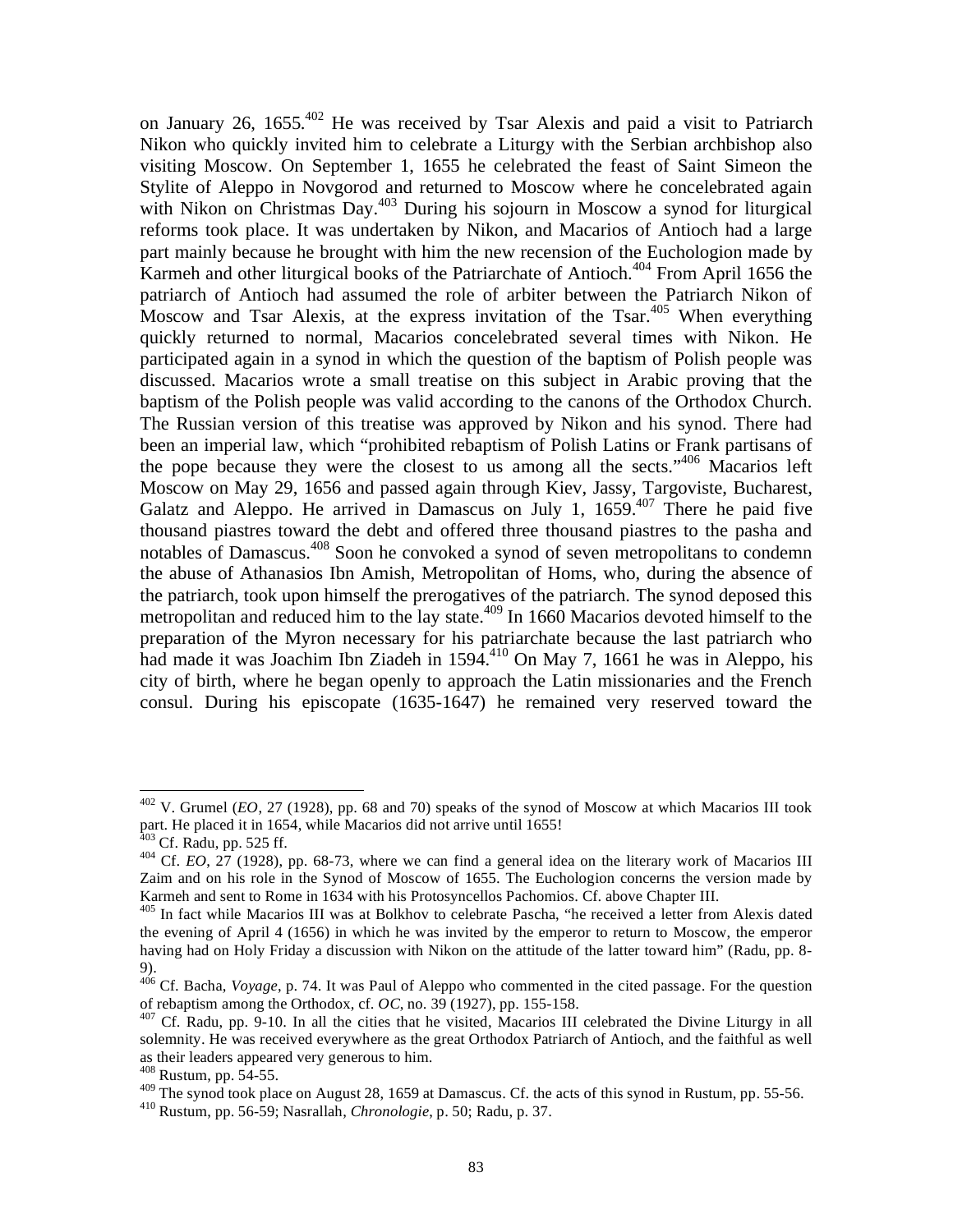on January 26, 1655.[402] He was received by Tsar Alexis and paid a visit to Patriarch Nikon who quickly invited him to celebrate a Liturgy with the Serbian archbishop also visiting Moscow. On September 1, 1655 he celebrated the feast of Saint Simeon the Stylite of Aleppo in Novgorod and returned to Moscow where he concelebrated again with Nikon on Christmas Day.[403] During his sojourn in Moscow a synod for liturgical reforms took place. It was undertaken by Nikon, and Macarios of Antioch had a large part mainly because he brought with him the new recension of the Euchologion made by Karmeh and other liturgical books of the Patriarchate of Antioch.[404] From April 1656 the patriarch of Antioch had assumed the role of arbiter between the Patriarch Nikon of Moscow and Tsar Alexis, at the express invitation of the Tsar.[405] When everything quickly returned to normal, Macarios concelebrated several times with Nikon. He participated again in a synod in which the question of the baptism of Polish people was discussed. Macarios wrote a small treatise on this subject in Arabic proving that the baptism of the Polish people was valid according to the canons of the Orthodox Church. The Russian version of this treatise was approved by Nikon and his synod. There had been an imperial law, which "prohibited rebaptism of Polish Latins or Frank partisans of the pope because they were the closest to us among all the sects."[406] Macarios left Moscow on May 29, 1656 and passed again through Kiev, Jassy, Targoviste, Bucharest, Galatz and Aleppo. He arrived in Damascus on July 1, 1659.[407] There he paid five thousand piastres toward the debt and offered three thousand piastres to the pasha and notables of Damascus.[408] Soon he convoked a synod of seven metropolitans to condemn the abuse of Athanasios Ibn Amish, Metropolitan of Homs, who, during the absence of the patriarch, took upon himself the prerogatives of the patriarch. The synod deposed this metropolitan and reduced him to the lay state.[409] In 1660 Macarios devoted himself to the preparation of the Myron necessary for his patriarchate because the last patriarch who had made it was Joachim Ibn Ziadeh in 1594.[410] On May 7, 1661 he was in Aleppo, his city of birth, where he began openly to approach the Latin missionaries and the French consul. During his episcopate (1635-1647) he remained very reserved toward the

---

[402] V. Grumel (*EO*, 27 (1928), pp. 68 and 70) speaks of the synod of Moscow at which Macarios III took part. He placed it in 1654, while Macarios did not arrive until 1655!

[403] Cf. Radu, pp. 525 ff.

[404] Cf. *EO*, 27 (1928), pp. 68-73, where we can find a general idea on the literary work of Macarios III Zaim and on his role in the Synod of Moscow of 1655. The Euchologion concerns the version made by Karmeh and sent to Rome in 1634 with his Protosyncellos Pachomios. Cf. above Chapter III.

[405] In fact while Macarios III was at Bolkhov to celebrate Pascha, "he received a letter from Alexis dated the evening of April 4 (1656) in which he was invited by the emperor to return to Moscow, the emperor having had on Holy Friday a discussion with Nikon on the attitude of the latter toward him" (Radu, pp. 8-9).

[406] Cf. Bacha, *Voyage*, p. 74. It was Paul of Aleppo who commented in the cited passage. For the question of rebaptism among the Orthodox, cf. *OC*, no. 39 (1927), pp. 155-158.

[407] Cf. Radu, pp. 9-10. In all the cities that he visited, Macarios III celebrated the Divine Liturgy in all solemnity. He was received everywhere as the great Orthodox Patriarch of Antioch, and the faithful as well as their leaders appeared very generous to him.

[408] Rustum, pp. 54-55.

[409] The synod took place on August 28, 1659 at Damascus. Cf. the acts of this synod in Rustum, pp. 55-56.

[410] Rustum, pp. 56-59; Nasrallah, *Chronologie*, p. 50; Radu, p. 37.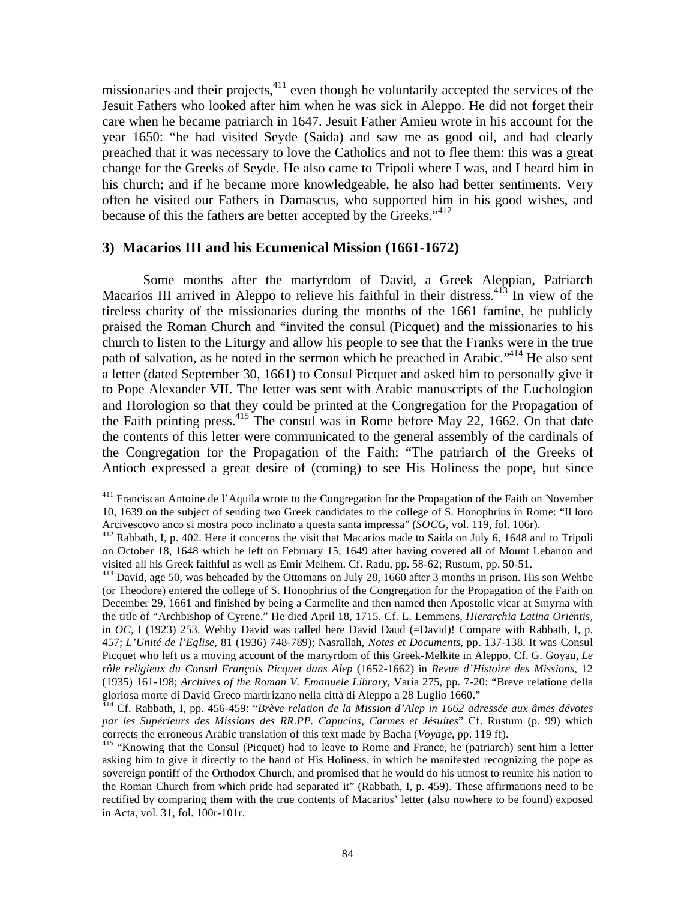missionaries and their projects,[411] even though he voluntarily accepted the services of the Jesuit Fathers who looked after him when he was sick in Aleppo. He did not forget their care when he became patriarch in 1647. Jesuit Father Amieu wrote in his account for the year 1650: "he had visited Seyde (Saida) and saw me as good oil, and had clearly preached that it was necessary to love the Catholics and not to flee them: this was a great change for the Greeks of Seyde. He also came to Tripoli where I was, and I heard him in his church; and if he became more knowledgeable, he also had better sentiments. Very often he visited our Fathers in Damascus, who supported him in his good wishes, and because of this the fathers are better accepted by the Greeks."[412]

### 3) Macarios III and his Ecumenical Mission (1661-1672)

Some months after the martyrdom of David, a Greek Aleppian, Patriarch Macarios III arrived in Aleppo to relieve his faithful in their distress.[413] In view of the tireless charity of the missionaries during the months of the 1661 famine, he publicly praised the Roman Church and "invited the consul (Picquet) and the missionaries to his church to listen to the Liturgy and allow his people to see that the Franks were in the true path of salvation, as he noted in the sermon which he preached in Arabic."[414] He also sent a letter (dated September 30, 1661) to Consul Picquet and asked him to personally give it to Pope Alexander VII. The letter was sent with Arabic manuscripts of the Euchologion and Horologion so that they could be printed at the Congregation for the Propagation of the Faith printing press.[415] The consul was in Rome before May 22, 1662. On that date the contents of this letter were communicated to the general assembly of the cardinals of the Congregation for the Propagation of the Faith: "The patriarch of the Greeks of Antioch expressed a great desire of (coming) to see His Holiness the pope, but since

---

[411] Franciscan Antoine de l'Aquila wrote to the Congregation for the Propagation of the Faith on November 10, 1639 on the subject of sending two Greek candidates to the college of S. Honophrius in Rome: "Il loro Arcivescovo anco si mostra poco inclinato a questa santa impressa" (*SOCG*, vol. 119, fol. 106r).

[412] Rabbath, I, p. 402. Here it concerns the visit that Macarios made to Saida on July 6, 1648 and to Tripoli on October 18, 1648 which he left on February 15, 1649 after having covered all of Mount Lebanon and visited all his Greek faithful as well as Emir Melhem. Cf. Radu, pp. 58-62; Rustum, pp. 50-51.

[413] David, age 50, was beheaded by the Ottomans on July 28, 1660 after 3 months in prison. His son Wehbe (or Theodore) entered the college of S. Honophrius of the Congregation for the Propagation of the Faith on December 29, 1661 and finished by being a Carmelite and then named then Apostolic vicar at Smyrna with the title of "Archbishop of Cyrene." He died April 18, 1715. Cf. L. Lemmens, *Hierarchia Latina Orientis*, in *OC*, I (1923) 253. Wehby David was called here David Daud (=David)! Compare with Rabbath, I, p. 457; *L'Unité de l'Eglise*, 81 (1936) 748-789); Nasrallah, *Notes et Documents*, pp. 137-138. It was Consul Picquet who left us a moving account of the martyrdom of this Greek-Melkite in Aleppo. Cf. G. Goyau, *Le rôle religieux du Consul François Picquet dans Alep* (1652-1662) in *Revue d'Histoire des Missions*, 12 (1935) 161-198; *Archives of the Roman V. Emanuele Library*, Varia 275, pp. 7-20: "Breve relatione della gloriosa morte di David Greco martirizano nella città di Aleppo a 28 Luglio 1660."

[414] Cf. Rabbath, I, pp. 456-459: "*Brève relation de la Mission d'Alep in 1662 adressée aux âmes dévotes par les Supérieurs des Missions des RR.PP. Capucins, Carmes et Jésuites*" Cf. Rustum (p. 99) which corrects the erroneous Arabic translation of this text made by Bacha (*Voyage*, pp. 119 ff).

[415] "Knowing that the Consul (Picquet) had to leave to Rome and France, he (patriarch) sent him a letter asking him to give it directly to the hand of His Holiness, in which he manifested recognizing the pope as sovereign pontiff of the Orthodox Church, and promised that he would do his utmost to reunite his nation to the Roman Church from which pride had separated it" (Rabbath, I, p. 459). These affirmations need to be rectified by comparing them with the true contents of Macarios' letter (also nowhere to be found) exposed in Acta, vol. 31, fol. 100r-101r.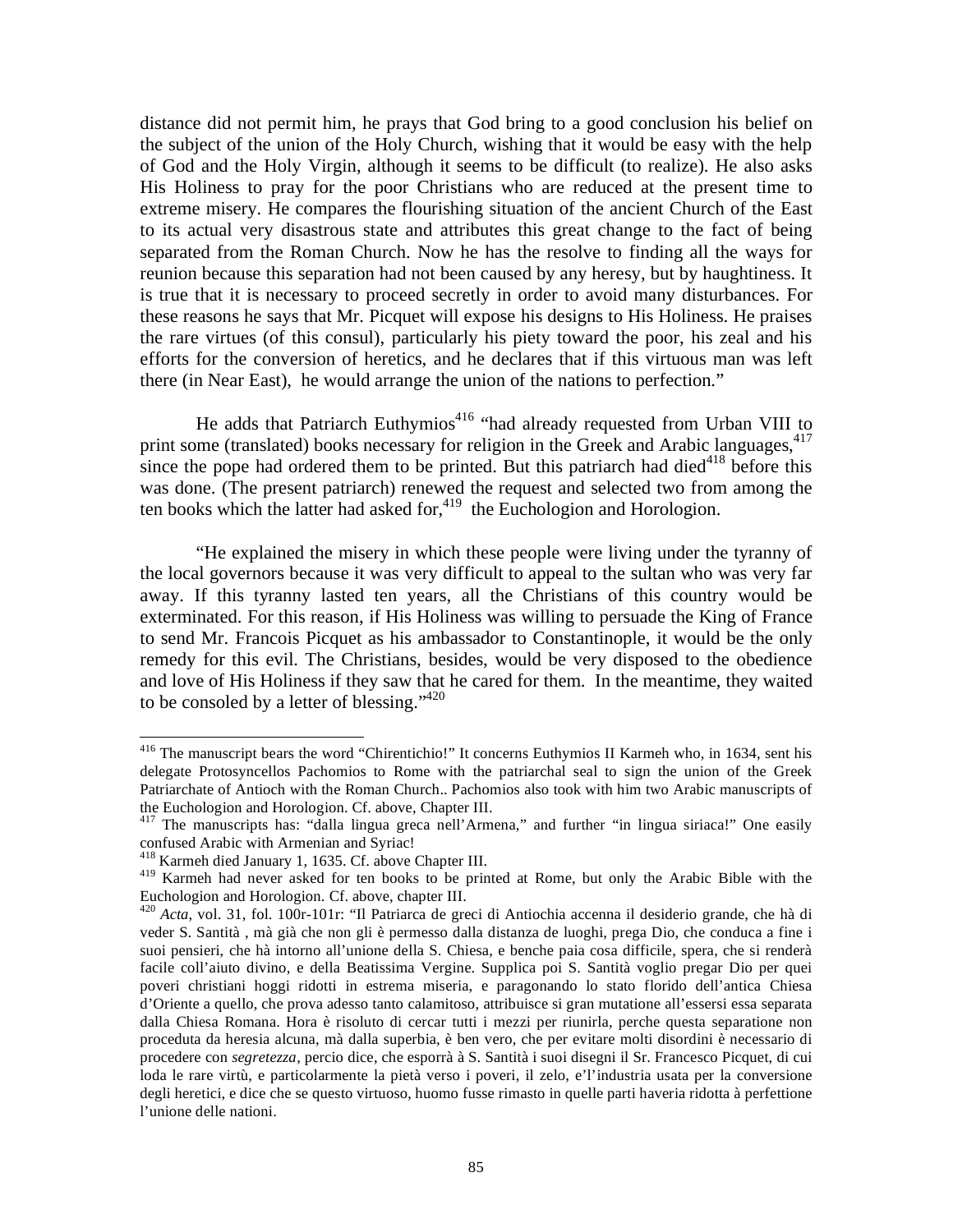distance did not permit him, he prays that God bring to a good conclusion his belief on the subject of the union of the Holy Church, wishing that it would be easy with the help of God and the Holy Virgin, although it seems to be difficult (to realize). He also asks His Holiness to pray for the poor Christians who are reduced at the present time to extreme misery. He compares the flourishing situation of the ancient Church of the East to its actual very disastrous state and attributes this great change to the fact of being separated from the Roman Church. Now he has the resolve to finding all the ways for reunion because this separation had not been caused by any heresy, but by haughtiness. It is true that it is necessary to proceed secretly in order to avoid many disturbances. For these reasons he says that Mr. Picquet will expose his designs to His Holiness. He praises the rare virtues (of this consul), particularly his piety toward the poor, his zeal and his efforts for the conversion of heretics, and he declares that if this virtuous man was left there (in Near East), he would arrange the union of the nations to perfection."

He adds that Patriarch Euthymios[416] "had already requested from Urban VIII to print some (translated) books necessary for religion in the Greek and Arabic languages,[417] since the pope had ordered them to be printed. But this patriarch had died[418] before this was done. (The present patriarch) renewed the request and selected two from among the ten books which the latter had asked for,[419] the Euchologion and Horologion.

"He explained the misery in which these people were living under the tyranny of the local governors because it was very difficult to appeal to the sultan who was very far away. If this tyranny lasted ten years, all the Christians of this country would be exterminated. For this reason, if His Holiness was willing to persuade the King of France to send Mr. Francois Picquet as his ambassador to Constantinople, it would be the only remedy for this evil. The Christians, besides, would be very disposed to the obedience and love of His Holiness if they saw that he cared for them. In the meantime, they waited to be consoled by a letter of blessing."[420]

---

[416] The manuscript bears the word "Chirentichio!" It concerns Euthymios II Karmeh who, in 1634, sent his delegate Protosyncellos Pachomios to Rome with the patriarchal seal to sign the union of the Greek Patriarchate of Antioch with the Roman Church.. Pachomios also took with him two Arabic manuscripts of the Euchologion and Horologion. Cf. above, Chapter III.

[417] The manuscripts has: "dalla lingua greca nell'Armena," and further "in lingua siriaca!" One easily confused Arabic with Armenian and Syriac!

[418] Karmeh died January 1, 1635. Cf. above Chapter III.

[419] Karmeh had never asked for ten books to be printed at Rome, but only the Arabic Bible with the Euchologion and Horologion. Cf. above, chapter III.

[420] *Acta*, vol. 31, fol. 100r-101r: "Il Patriarca de greci di Antiochia accenna il desiderio grande, che hà di veder S. Santità , mà già che non gli è permesso dalla distanza de luoghi, prega Dio, che conduca a fine i suoi pensieri, che hà intorno all'unione della S. Chiesa, e benche paia cosa difficile, spera, che si renderà facile coll'aiuto divino, e della Beatissima Vergine. Supplica poi S. Santità voglio pregar Dio per quei poveri christiani hoggi ridotti in estrema miseria, e paragonando lo stato florido dell'antica Chiesa d'Oriente a quello, che prova adesso tanto calamitoso, attribuisce si gran mutatione all'essersi essa separata dalla Chiesa Romana. Hora è risoluto di cercar tutti i mezzi per riunirla, perche questa separatione non proceduta da heresia alcuna, mà dalla superbia, è ben vero, che per evitare molti disordini è necessario di procedere con *segretezza*, percio dice, che esporrà à S. Santità i suoi disegni il Sr. Francesco Picquet, di cui loda le rare virtù, e particolarmente la pietà verso i poveri, il zelo, e'l'industria usata per la conversione degli heretici, e dice che se questo virtuoso, huomo fusse rimasto in quelle parti haveria ridotta à perfettione l'unione delle nationi.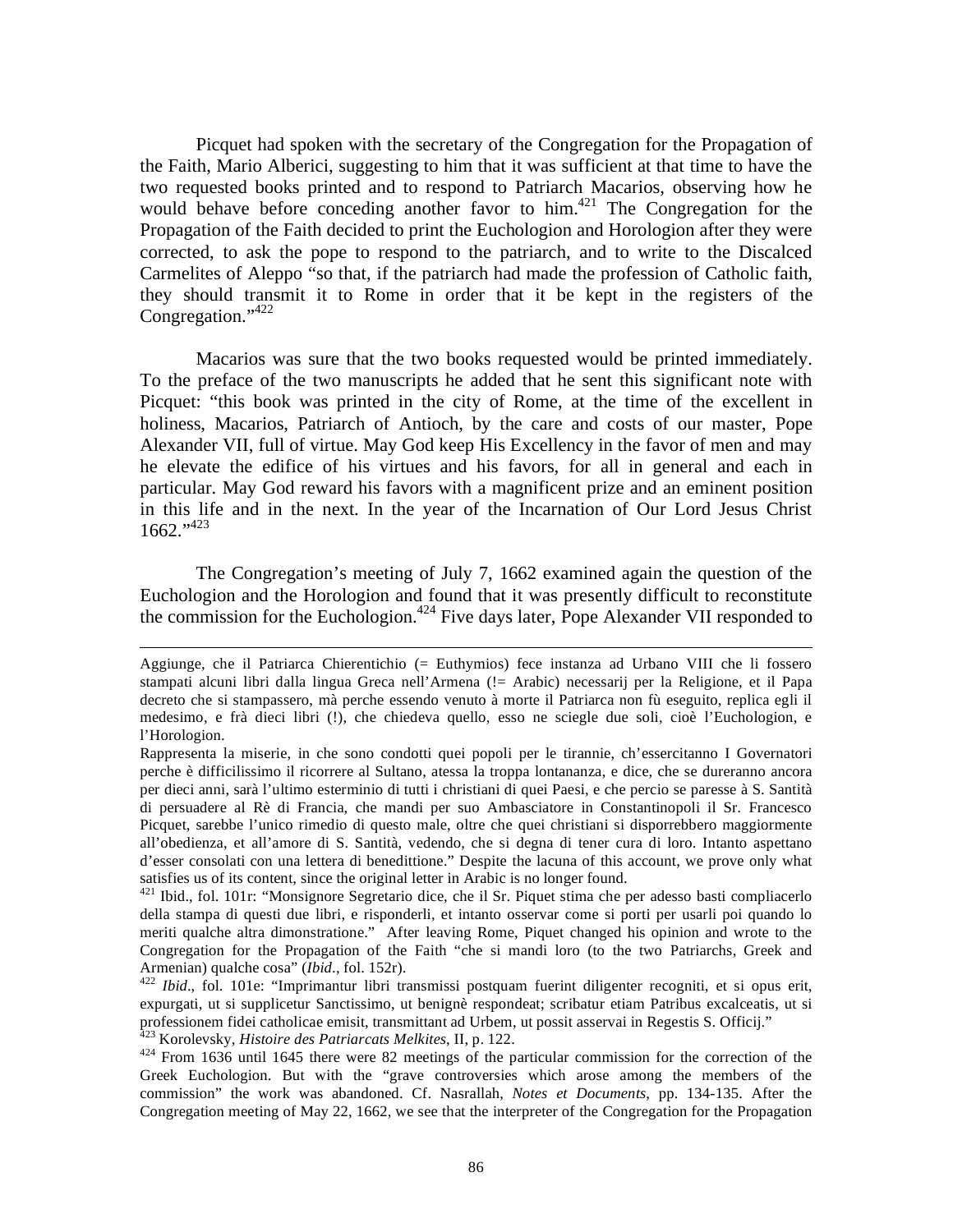Picquet had spoken with the secretary of the Congregation for the Propagation of the Faith, Mario Alberici, suggesting to him that it was sufficient at that time to have the two requested books printed and to respond to Patriarch Macarios, observing how he would behave before conceding another favor to him.[421] The Congregation for the Propagation of the Faith decided to print the Euchologion and Horologion after they were corrected, to ask the pope to respond to the patriarch, and to write to the Discalced Carmelites of Aleppo "so that, if the patriarch had made the profession of Catholic faith, they should transmit it to Rome in order that it be kept in the registers of the Congregation."[422]

Macarios was sure that the two books requested would be printed immediately. To the preface of the two manuscripts he added that he sent this significant note with Picquet: "this book was printed in the city of Rome, at the time of the excellent in holiness, Macarios, Patriarch of Antioch, by the care and costs of our master, Pope Alexander VII, full of virtue. May God keep His Excellency in the favor of men and may he elevate the edifice of his virtues and his favors, for all in general and each in particular. May God reward his favors with a magnificent prize and an eminent position in this life and in the next. In the year of the Incarnation of Our Lord Jesus Christ 1662."[423]

The Congregation's meeting of July 7, 1662 examined again the question of the Euchologion and the Horologion and found that it was presently difficult to reconstitute the commission for the Euchologion.[424] Five days later, Pope Alexander VII responded to

---

Aggiunge, che il Patriarca Chierentichio (= Euthymios) fece instanza ad Urbano VIII che li fossero stampati alcuni libri dalla lingua Greca nell'Armena (!= Arabic) necessarij per la Religione, et il Papa decreto che si stampassero, mà perche essendo venuto à morte il Patriarca non fù eseguito, replica egli il medesimo, e frà dieci libri (!), che chiedeva quello, esso ne sciegle due soli, cioè l'Euchologion, e l'Horologion.

Rappresenta la miserie, in che sono condotti quei popoli per le tirannie, ch'essercitanno I Governatori perche è difficilissimo il ricorrere al Sultano, atessa la troppa lontananza, e dice, che se dureranno ancora per dieci anni, sarà l'ultimo esterminio di tutti i christiani di quei Paesi, e che percio se paresse à S. Santità di persuadere al Rè di Francia, che mandi per suo Ambasciatore in Constantinopoli il Sr. Francesco Picquet, sarebbe l'unico rimedio di questo male, oltre che quei christiani si disporrebbero maggiormente all'obedienza, et all'amore di S. Santità, vedendo, che si degna di tener cura di loro. Intanto aspettano d'esser consolati con una lettera di benedittione." Despite the lacuna of this account, we prove only what satisfies us of its content, since the original letter in Arabic is no longer found.

[421] Ibid., fol. 101r: "Monsignore Segretario dice, che il Sr. Piquet stima che per adesso basti compliacerlo della stampa di questi due libri, e risponderli, et intanto osservar come si porti per usarli poi quando lo meriti qualche altra dimonstratione." After leaving Rome, Piquet changed his opinion and wrote to the Congregation for the Propagation of the Faith "che si mandi loro (to the two Patriarchs, Greek and Armenian) qualche cosa" (*Ibid*., fol. 152r).

[422] *Ibid*., fol. 101e: "Imprimantur libri transmissi postquam fuerint diligenter recogniti, et si opus erit, expurgati, ut si supplicetur Sanctissimo, ut benignè respondeat; scribatur etiam Patribus excalceatis, ut si professionem fidei catholicae emisit, transmittant ad Urbem, ut possit asservai in Regestis S. Officij."

[423] Korolevsky, *Histoire des Patriarcats Melkites*, II, p. 122.

[424] From 1636 until 1645 there were 82 meetings of the particular commission for the correction of the Greek Euchologion. But with the "grave controversies which arose among the members of the commission" the work was abandoned. Cf. Nasrallah, *Notes et Documents*, pp. 134-135. After the Congregation meeting of May 22, 1662, we see that the interpreter of the Congregation for the Propagation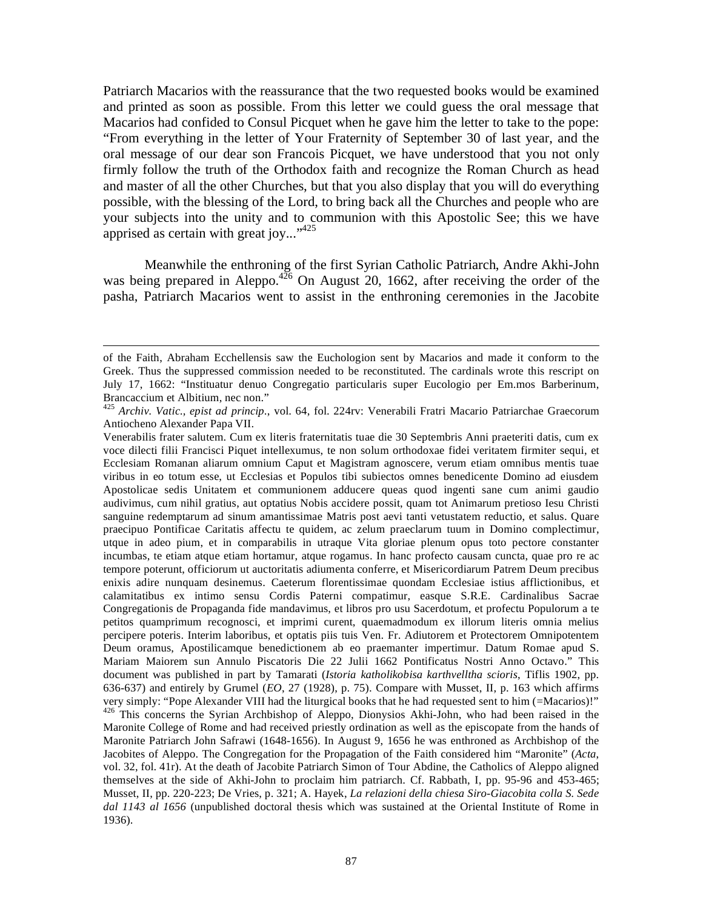Patriarch Macarios with the reassurance that the two requested books would be examined and printed as soon as possible. From this letter we could guess the oral message that Macarios had confided to Consul Picquet when he gave him the letter to take to the pope: "From everything in the letter of Your Fraternity of September 30 of last year, and the oral message of our dear son Francois Picquet, we have understood that you not only firmly follow the truth of the Orthodox faith and recognize the Roman Church as head and master of all the other Churches, but that you also display that you will do everything possible, with the blessing of the Lord, to bring back all the Churches and people who are your subjects into the unity and to communion with this Apostolic See; this we have apprised as certain with great joy..."[425]

Meanwhile the enthroning of the first Syrian Catholic Patriarch, Andre Akhi-John was being prepared in Aleppo.[426] On August 20, 1662, after receiving the order of the pasha, Patriarch Macarios went to assist in the enthroning ceremonies in the Jacobite

---

of the Faith, Abraham Ecchellensis saw the Euchologion sent by Macarios and made it conform to the Greek. Thus the suppressed commission needed to be reconstituted. The cardinals wrote this rescript on July 17, 1662: "Instituatur denuo Congregatio particularis super Eucologio per Em.mos Barberinum, Brancaccium et Albitium, nec non."

[425] *Archiv. Vatic., epist ad princip.*, vol. 64, fol. 224rv: Venerabili Fratri Macario Patriarchae Graecorum Antiocheno Alexander Papa VII.

Venerabilis frater salutem. Cum ex literis fraternitatis tuae die 30 Septembris Anni praeteriti datis, cum ex voce dilecti filii Francisci Piquet intellexumus, te non solum orthodoxae fidei veritatem firmiter sequi, et Ecclesiam Romanan aliarum omnium Caput et Magistram agnoscere, verum etiam omnibus mentis tuae viribus in eo totum esse, ut Ecclesias et Populos tibi subiectos omnes benedicente Domino ad eiusdem Apostolicae sedis Unitatem et communionem adducere queas quod ingenti sane cum animi gaudio audivimus, cum nihil gratius, aut optatius Nobis accidere possit, quam tot Animarum pretioso Iesu Christi sanguine redemptarum ad sinum amantissimae Matris post aevi tanti vetustatem reductio, et salus. Quare praecipuo Pontificae Caritatis affectu te quidem, ac zelum praeclarum tuum in Domino complectimur, utque in adeo pium, et in comparabilis in utraque Vita gloriae plenum opus toto pectore constanter incumbas, te etiam atque etiam hortamur, atque rogamus. In hanc profecto causam cuncta, quae pro re ac tempore poterunt, officiorum ut auctoritatis adiumenta conferre, et Misericordiarum Patrem Deum precibus enixis adire nunquam desinemus. Caeterum florentissimae quondam Ecclesiae istius afflictionibus, et calamitatibus ex intimo sensu Cordis Paterni compatimur, easque S.R.E. Cardinalibus Sacrae Congregationis de Propaganda fide mandavimus, et libros pro usu Sacerdotum, et profectu Populorum a te petitos quamprimum recognosci, et imprimi curent, quaemadmodum ex illorum literis omnia melius percipere poteris. Interim laboribus, et optatis piis tuis Ven. Fr. Adiutorem et Protectorem Omnipotentem Deum oramus, Apostilicamque benedictionem ab eo praemanter impertimur. Datum Romae apud S. Mariam Maiorem sun Annulo Piscatoris Die 22 Julii 1662 Pontificatus Nostri Anno Octavo." This document was published in part by Tamarati (*Istoria katholikobisa karthvelltha scioris*, Tiflis 1902, pp. 636-637) and entirely by Grumel (*EO*, 27 (1928), p. 75). Compare with Musset, II, p. 163 which affirms very simply: "Pope Alexander VIII had the liturgical books that he had requested sent to him (=Macarios)!"

[426] This concerns the Syrian Archbishop of Aleppo, Dionysios Akhi-John, who had been raised in the Maronite College of Rome and had received priestly ordination as well as the episcopate from the hands of Maronite Patriarch John Safrawi (1648-1656). In August 9, 1656 he was enthroned as Archbishop of the Jacobites of Aleppo. The Congregation for the Propagation of the Faith considered him "Maronite" (*Acta*, vol. 32, fol. 41r). At the death of Jacobite Patriarch Simon of Tour Abdine, the Catholics of Aleppo aligned themselves at the side of Akhi-John to proclaim him patriarch. Cf. Rabbath, I, pp. 95-96 and 453-465; Musset, II, pp. 220-223; De Vries, p. 321; A. Hayek, *La relazioni della chiesa Siro-Giacobita colla S. Sede dal 1143 al 1656* (unpublished doctoral thesis which was sustained at the Oriental Institute of Rome in 1936).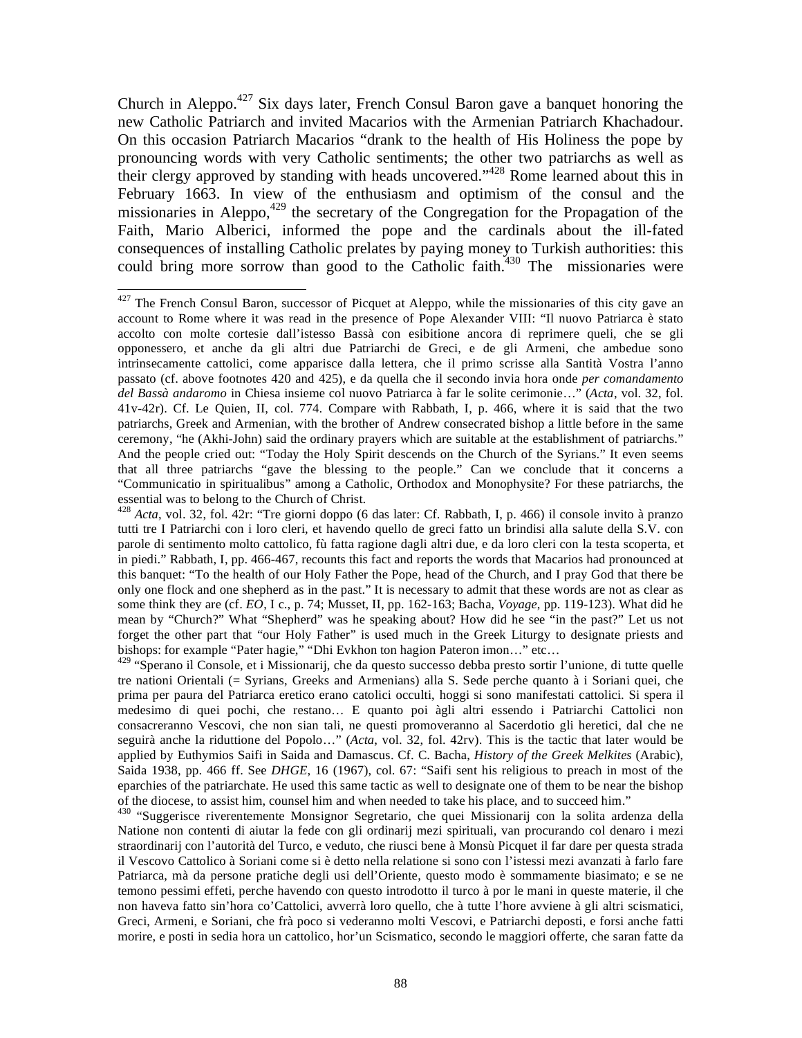Church in Aleppo.[427] Six days later, French Consul Baron gave a banquet honoring the new Catholic Patriarch and invited Macarios with the Armenian Patriarch Khachadour. On this occasion Patriarch Macarios "drank to the health of His Holiness the pope by pronouncing words with very Catholic sentiments; the other two patriarchs as well as their clergy approved by standing with heads uncovered."[428] Rome learned about this in February 1663. In view of the enthusiasm and optimism of the consul and the missionaries in Aleppo,[429] the secretary of the Congregation for the Propagation of the Faith, Mario Alberici, informed the pope and the cardinals about the ill-fated consequences of installing Catholic prelates by paying money to Turkish authorities: this could bring more sorrow than good to the Catholic faith.[430] The missionaries were

---

[427] The French Consul Baron, successor of Picquet at Aleppo, while the missionaries of this city gave an account to Rome where it was read in the presence of Pope Alexander VIII: "Il nuovo Patriarca è stato accolto con molte cortesie dall'istesso Bassà con esibitione ancora di reprimere queli, che se gli opponessero, et anche da gli altri due Patriarchi de Greci, e de gli Armeni, che ambedue sono intrinsecamente cattolici, come apparisce dalla lettera, che il primo scrisse alla Santità Vostra l'anno passato (cf. above footnotes 420 and 425), e da quella che il secondo invia hora onde *per comandamento del Bassà andaromo* in Chiesa insieme col nuovo Patriarca à far le solite cerimonie…" (*Acta*, vol. 32, fol. 41v-42r). Cf. Le Quien, II, col. 774. Compare with Rabbath, I, p. 466, where it is said that the two patriarchs, Greek and Armenian, with the brother of Andrew consecrated bishop a little before in the same ceremony, "he (Akhi-John) said the ordinary prayers which are suitable at the establishment of patriarchs." And the people cried out: "Today the Holy Spirit descends on the Church of the Syrians." It even seems that all three patriarchs "gave the blessing to the people." Can we conclude that it concerns a "Communicatio in spiritualibus" among a Catholic, Orthodox and Monophysite? For these patriarchs, the essential was to belong to the Church of Christ.

[428] *Acta*, vol. 32, fol. 42r: "Tre giorni doppo (6 das later: Cf. Rabbath, I, p. 466) il console invito à pranzo tutti tre I Patriarchi con i loro cleri, et havendo quello de greci fatto un brindisi alla salute della S.V. con parole di sentimento molto cattolico, fù fatta ragione dagli altri due, e da loro cleri con la testa scoperta, et in piedi." Rabbath, I, pp. 466-467, recounts this fact and reports the words that Macarios had pronounced at this banquet: "To the health of our Holy Father the Pope, head of the Church, and I pray God that there be only one flock and one shepherd as in the past." It is necessary to admit that these words are not as clear as some think they are (cf. *EO*, I c., p. 74; Musset, II, pp. 162-163; Bacha, *Voyage*, pp. 119-123). What did he mean by "Church?" What "Shepherd" was he speaking about? How did he see "in the past?" Let us not forget the other part that "our Holy Father" is used much in the Greek Liturgy to designate priests and bishops: for example "Pater hagie," "Dhi Evkhon ton hagion Pateron imon…" etc…

[429] "Sperano il Console, et i Missionarij, che da questo successo debba presto sortir l'unione, di tutte quelle tre nationi Orientali (= Syrians, Greeks and Armenians) alla S. Sede perche quanto à i Soriani quei, che prima per paura del Patriarca eretico erano catolici occulti, hoggi si sono manifestati cattolici. Si spera il medesimo di quei pochi, che restano… E quanto poi àgli altri essendo i Patriarchi Cattolici non consacreranno Vescovi, che non sian tali, ne questi promoveranno al Sacerdotio gli heretici, dal che ne seguirà anche la riduttione del Popolo…" (*Acta*, vol. 32, fol. 42rv). This is the tactic that later would be applied by Euthymios Saifi in Saida and Damascus. Cf. C. Bacha, *History of the Greek Melkites* (Arabic), Saida 1938, pp. 466 ff. See *DHGE*, 16 (1967), col. 67: "Saifi sent his religious to preach in most of the eparchies of the patriarchate. He used this same tactic as well to designate one of them to be near the bishop of the diocese, to assist him, counsel him and when needed to take his place, and to succeed him."

[430] "Suggerisce riverentemente Monsignor Segretario, che quei Missionarij con la solita ardenza della Natione non contenti di aiutar la fede con gli ordinarij mezi spirituali, van procurando col denaro i mezi straordinarij con l'autorità del Turco, e veduto, che riusci bene à Monsù Picquet il far dare per questa strada il Vescovo Cattolico à Soriani come si è detto nella relatione si sono con l'istessi mezi avanzati à farlo fare Patriarca, mà da persone pratiche degli usi dell'Oriente, questo modo è sommamente biasimato; e se ne temono pessimi effeti, perche havendo con questo introdotto il turco à por le mani in queste materie, il che non haveva fatto sin'hora co'Cattolici, avverrà loro quello, che à tutte l'hore avviene à gli altri scismatici, Greci, Armeni, e Soriani, che frà poco si vederanno molti Vescovi, e Patriarchi deposti, e forsi anche fatti morire, e posti in sedia hora un cattolico, hor'un Scismatico, secondo le maggiori offerte, che saran fatte da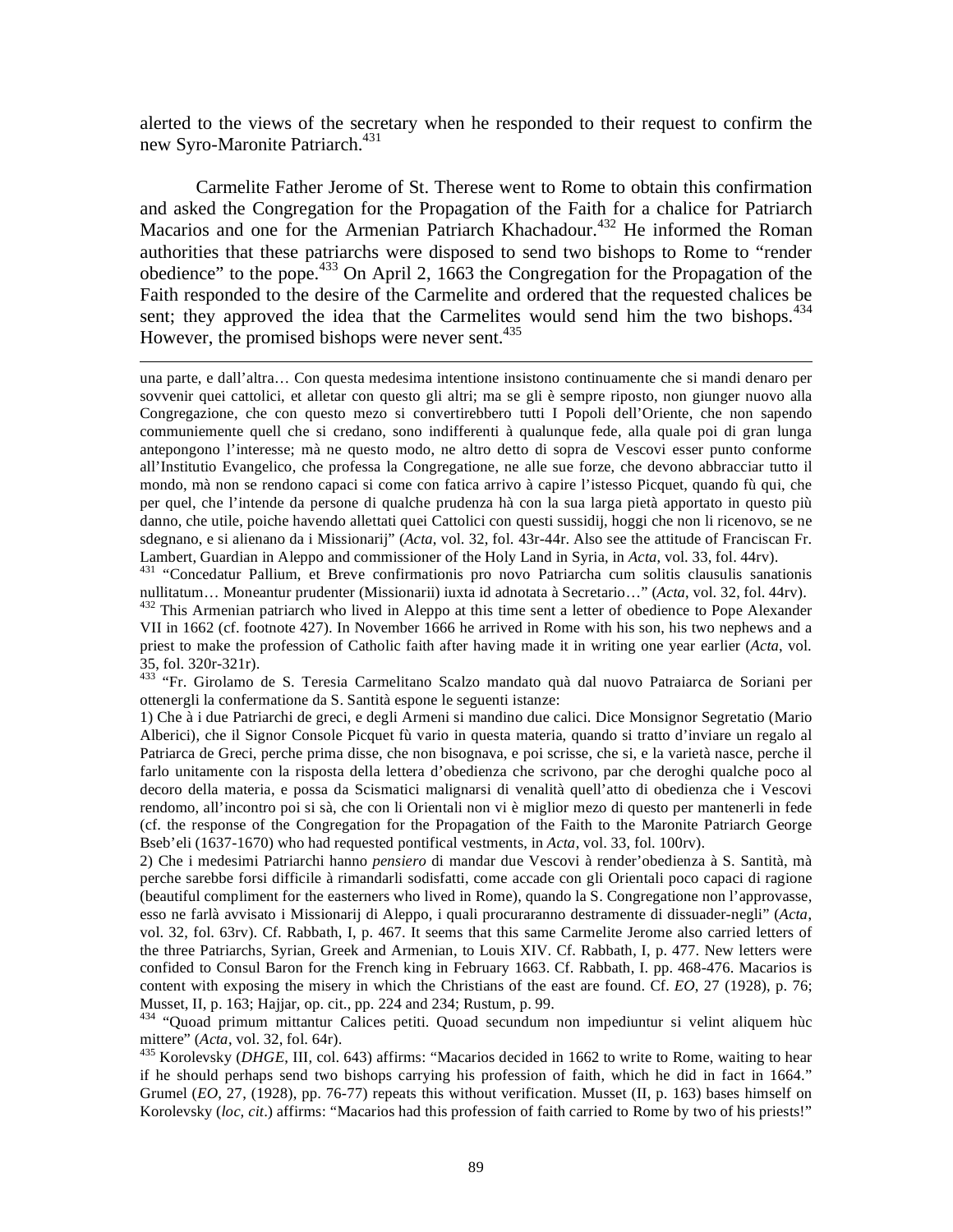alerted to the views of the secretary when he responded to their request to confirm the new Syro-Maronite Patriarch.[431]

Carmelite Father Jerome of St. Therese went to Rome to obtain this confirmation and asked the Congregation for the Propagation of the Faith for a chalice for Patriarch Macarios and one for the Armenian Patriarch Khachadour.[432] He informed the Roman authorities that these patriarchs were disposed to send two bishops to Rome to "render obedience" to the pope.[433] On April 2, 1663 the Congregation for the Propagation of the Faith responded to the desire of the Carmelite and ordered that the requested chalices be sent; they approved the idea that the Carmelites would send him the two bishops.[434] However, the promised bishops were never sent.[435]

---

una parte, e dall'altra… Con questa medesima intentione insistono continuamente che si mandi denaro per sovvenir quei cattolici, et alletar con questo gli altri; ma se gli è sempre riposto, non giunger nuovo alla Congregazione, che con questo mezo si convertirebbero tutti I Popoli dell'Oriente, che non sapendo communiemente quell che si credano, sono indifferenti à qualunque fede, alla quale poi di gran lunga antepongono l'interesse; mà ne questo modo, ne altro detto di sopra de Vescovi esser punto conforme all'Institutio Evangelico, che professa la Congregazione, ne alle sue forze, che devono abbracciar tutto il mondo, mà non se rendono capaci si come con fatica arrivo à capire l'istesso Picquet, quando fù qui, che per quel, che l'intende da persone di qualche prudenza hà con la sua larga pietà apportato in questo più danno, che utile, poiche havendo allettati quei Cattolici con questi sussidij, hoggi che non li ricenovo, se ne sdegnano, e si alienano da i Missionarij" (*Acta*, vol. 32, fol. 43r-44r. Also see the attitude of Franciscan Fr. Lambert, Guardian in Aleppo and commissioner of the Holy Land in Syria, in *Acta*, vol. 33, fol. 44rv).

[431] "Concedatur Pallium, et Breve confirmationis pro novo Patriarcha cum solitis clausulis sanationis nullitatum… Moneantur prudenter (Missionarii) iuxta id adnotata à Secretario…" (*Acta*, vol. 32, fol. 44rv).

[432] This Armenian patriarch who lived in Aleppo at this time sent a letter of obedience to Pope Alexander VII in 1662 (cf. footnote 427). In November 1666 he arrived in Rome with his son, his two nephews and a priest to make the profession of Catholic faith after having made it in writing one year earlier (*Acta*, vol. 35, fol. 320r-321r).

[433] "Fr. Girolamo de S. Teresia Carmelitano Scalzo mandato quà dal nuovo Patraiarca de Soriani per ottenergli la confermatione da S. Santità espone le seguenti istanze:

1) Che à i due Patriarchi de greci, e degli Armeni si mandino due calici. Dice Monsignor Segretatio (Mario Alberici), che il Signor Console Picquet fù vario in questa materia, quando si tratto d'inviare un regalo al Patriarca de Greci, perche prima disse, che non bisognava, e poi scrisse, che si, e la varietà nasce, perche il farlo unitamente con la risposta della lettera d'obedienza che scrivono, par che deroghi qualche poco al decoro della materia, e possa da Scismatici malignarsi di venalità quell'atto di obedienza che i Vescovi rendomo, all'incontro poi si sà, che con li Orientali non vi è miglior mezo di questo per mantenerli in fede (cf. the response of the Congregation for the Propagation of the Faith to the Maronite Patriarch George Bseb'eli (1637-1670) who had requested pontifical vestments, in *Acta*, vol. 33, fol. 100rv).

2) Che i medesimi Patriarchi hanno *pensiero* di mandar due Vescovi à render'obedienza à S. Santità, mà perche sarebbe forsi difficile à rimandarli sodisfatti, come accade con gli Orientali poco capaci di ragione (beautiful compliment for the easterners who lived in Rome), quando la S. Congregatione non l'approvasse, esso ne farlà avvisato i Missionarij di Aleppo, i quali procurraranno destramente di dissuader-negli" (*Acta*, vol. 32, fol. 63rv). Cf. Rabbath, I, p. 467. It seems that this same Carmelite Jerome also carried letters of the three Patriarchs, Syrian, Greek and Armenian, to Louis XIV. Cf. Rabbath, I, p. 477. New letters were confided to Consul Baron for the French king in February 1663. Cf. Rabbath, I. pp. 468-476. Macarios is content with exposing the misery in which the Christians of the east are found. Cf. *EO*, 27 (1928), p. 76; Musset, II, p. 163; Hajjar, op. cit., pp. 224 and 234; Rustum, p. 99.

[434] "Quoad primum mittantur Calices petiti. Quoad secundum non impediuntur si velint aliquem hùc mittere" (*Acta*, vol. 32, fol. 64r).

[435] Korolevsky (*DHGE*, III, col. 643) affirms: "Macarios decided in 1662 to write to Rome, waiting to hear if he should perhaps send two bishops carrying his profession of faith, which he did in fact in 1664." Grumel (*EO*, 27, (1928), pp. 76-77) repeats this without verification. Musset (II, p. 163) bases himself on Korolevsky (*loc, cit*.) affirms: "Macarios had this profession of faith carried to Rome by two of his priests!"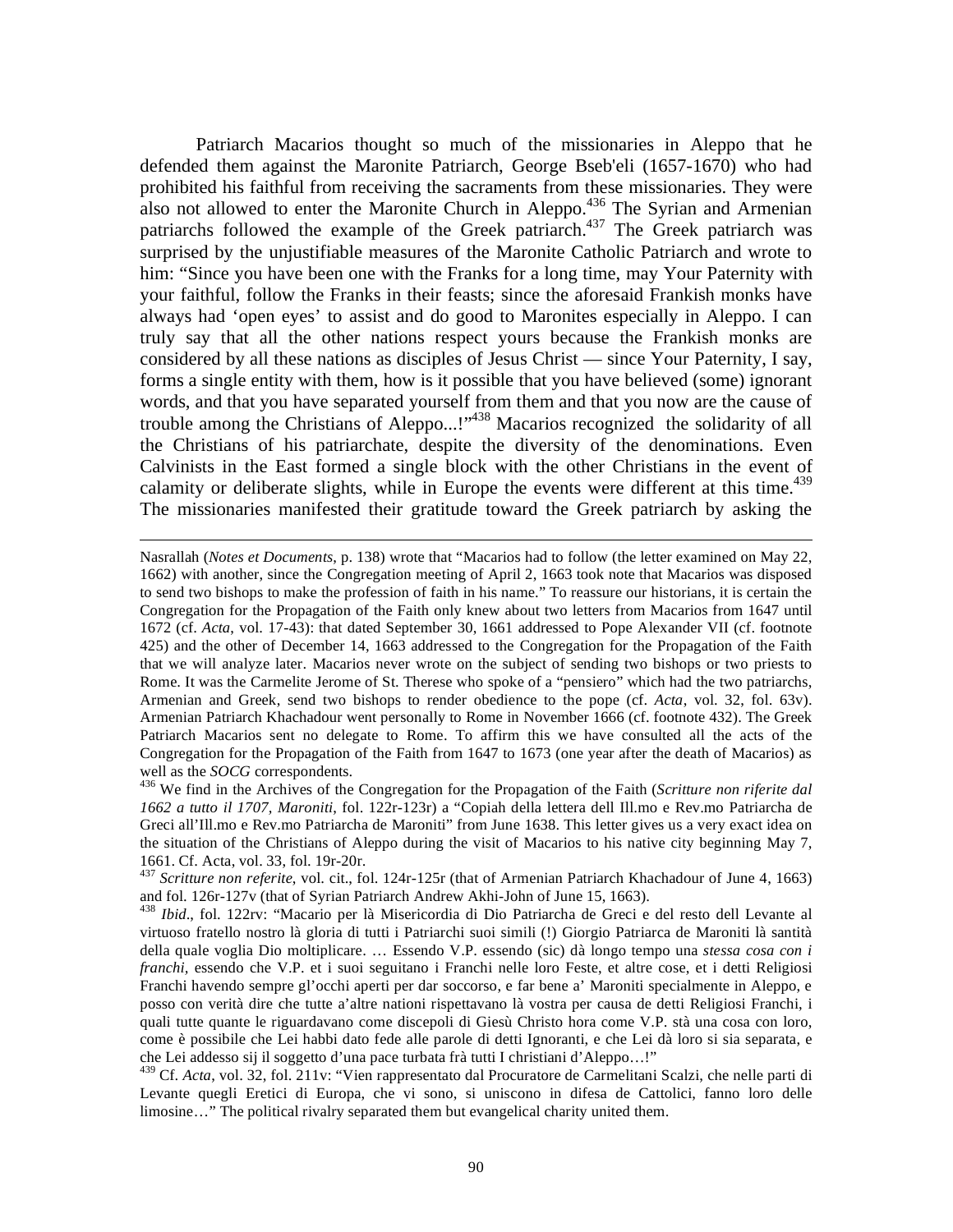Patriarch Macarios thought so much of the missionaries in Aleppo that he defended them against the Maronite Patriarch, George Bseb'eli (1657-1670) who had prohibited his faithful from receiving the sacraments from these missionaries. They were also not allowed to enter the Maronite Church in Aleppo.[436] The Syrian and Armenian patriarchs followed the example of the Greek patriarch.[437] The Greek patriarch was surprised by the unjustifiable measures of the Maronite Catholic Patriarch and wrote to him: "Since you have been one with the Franks for a long time, may Your Paternity with your faithful, follow the Franks in their feasts; since the aforesaid Frankish monks have always had 'open eyes' to assist and do good to Maronites especially in Aleppo. I can truly say that all the other nations respect yours because the Frankish monks are considered by all these nations as disciples of Jesus Christ — since Your Paternity, I say, forms a single entity with them, how is it possible that you have believed (some) ignorant words, and that you have separated yourself from them and that you now are the cause of trouble among the Christians of Aleppo...!"[438] Macarios recognized the solidarity of all the Christians of his patriarchate, despite the diversity of the denominations. Even Calvinists in the East formed a single block with the other Christians in the event of calamity or deliberate slights, while in Europe the events were different at this time.[439] The missionaries manifested their gratitude toward the Greek patriarch by asking the

---

Nasrallah (*Notes et Documents*, p. 138) wrote that "Macarios had to follow (the letter examined on May 22, 1662) with another, since the Congregation meeting of April 2, 1663 took note that Macarios was disposed to send two bishops to make the profession of faith in his name." To reassure our historians, it is certain the Congregation for the Propagation of the Faith only knew about two letters from Macarios from 1647 until 1672 (cf. *Acta*, vol. 17-43): that dated September 30, 1661 addressed to Pope Alexander VII (cf. footnote 425) and the other of December 14, 1663 addressed to the Congregation for the Propagation of the Faith that we will analyze later. Macarios never wrote on the subject of sending two bishops or two priests to Rome. It was the Carmelite Jerome of St. Therese who spoke of a "pensiero" which had the two patriarchs, Armenian and Greek, send two bishops to render obedience to the pope (cf. *Acta*, vol. 32, fol. 63v). Armenian Patriarch Khachadour went personally to Rome in November 1666 (cf. footnote 432). The Greek Patriarch Macarios sent no delegate to Rome. To affirm this we have consulted all the acts of the Congregation for the Propagation of the Faith from 1647 to 1673 (one year after the death of Macarios) as well as the *SOCG* correspondents.

[436] We find in the Archives of the Congregation for the Propagation of the Faith (*Scritture non riferite dal 1662 a tutto il 1707, Maroniti*, fol. 122r-123r) a "Copiah della lettera dell Ill.mo e Rev.mo Patriarcha de Greci all'Ill.mo e Rev.mo Patriarcha de Maroniti" from June 1638. This letter gives us a very exact idea on the situation of the Christians of Aleppo during the visit of Macarios to his native city beginning May 7, 1661. Cf. Acta, vol. 33, fol. 19r-20r.

[437] *Scritture non referite*, vol. cit., fol. 124r-125r (that of Armenian Patriarch Khachadour of June 4, 1663) and fol. 126r-127v (that of Syrian Patriarch Andrew Akhi-John of June 15, 1663).

[438] *Ibid*., fol. 122rv: "Macario per là Misericordia di Dio Patriarcha de Greci e del resto dell Levante al virtuoso fratello nostro là gloria di tutti i Patriarchi suoi simili (!) Giorgio Patriarca de Maroniti là santità della quale voglia Dio moltiplicare. … Essendo V.P. essendo (sic) dà longo tempo una *stessa cosa con i franchi*, essendo che V.P. et i suoi seguitano i Franchi nelle loro Feste, et altre cose, et i detti Religiosi Franchi havendo sempre gl'occhi aperti per dar soccorso, e far bene a' Maroniti specialmente in Aleppo, e posso con verità dire che tutte a'altre nationi rispettavano là vostra per causa de detti Religiosi Franchi, i quali tutte quante le riguardavano come discepoli di Giesù Christo hora come V.P. stà una cosa con loro, come è possibile che Lei habbi dato fede alle parole di detti Ignoranti, e che Lei dà loro si sia separata, e che Lei addesso sij il soggetto d'una pace turbata frà tutti I christiani d'Aleppo…!"

[439] Cf. *Acta*, vol. 32, fol. 211v: "Vien rappresentato dal Procuratore de Carmelitani Scalzi, che nelle parti di Levante quegli Eretici di Europa, che vi sono, si uniscono in difesa de Cattolici, fanno loro delle limosine…" The political rivalry separated them but evangelical charity united them.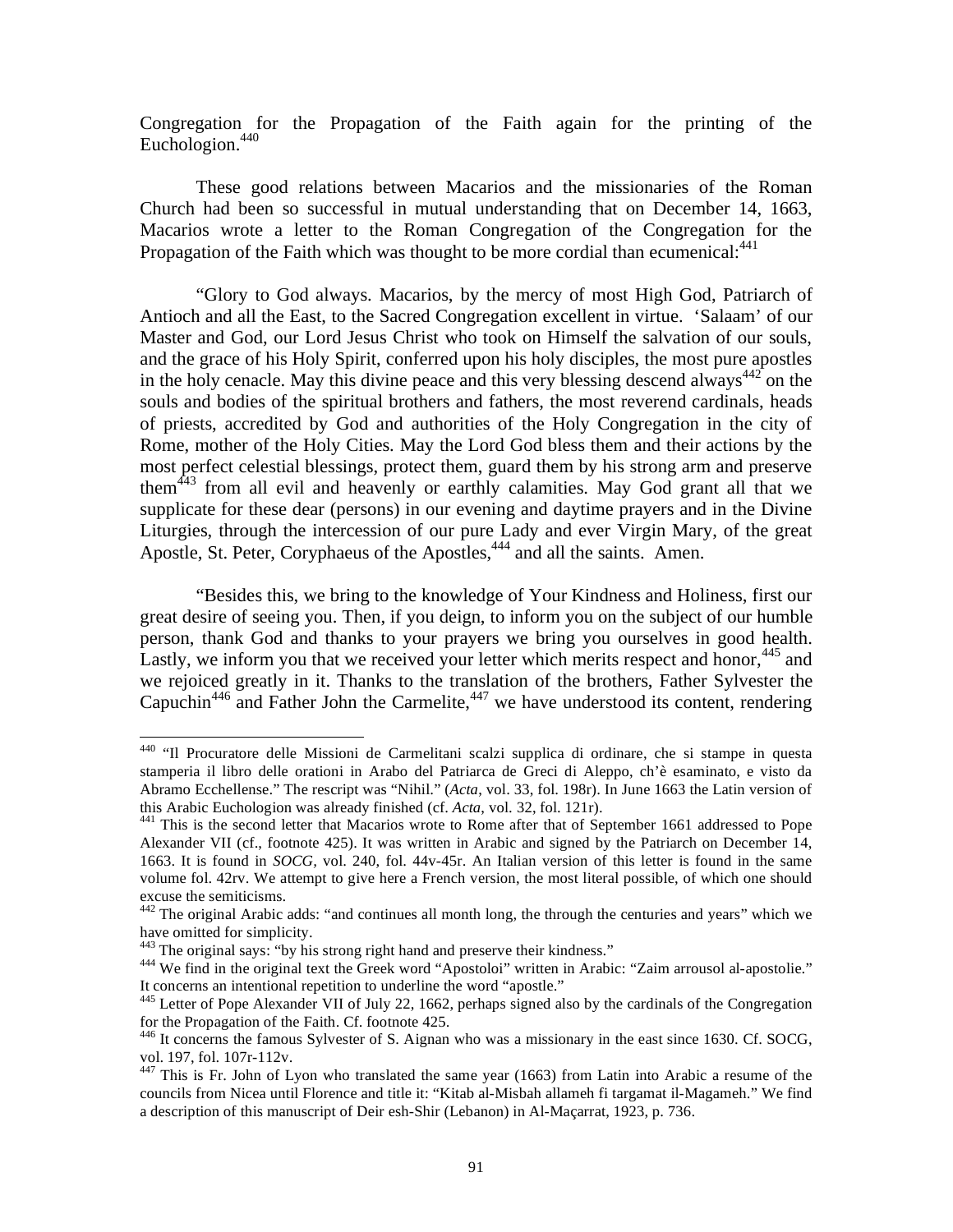Congregation for the Propagation of the Faith again for the printing of the Euchologion.[440]

These good relations between Macarios and the missionaries of the Roman Church had been so successful in mutual understanding that on December 14, 1663, Macarios wrote a letter to the Roman Congregation of the Congregation for the Propagation of the Faith which was thought to be more cordial than ecumenical:[441]

"Glory to God always. Macarios, by the mercy of most High God, Patriarch of Antioch and all the East, to the Sacred Congregation excellent in virtue. 'Salaam' of our Master and God, our Lord Jesus Christ who took on Himself the salvation of our souls, and the grace of his Holy Spirit, conferred upon his holy disciples, the most pure apostles in the holy cenacle. May this divine peace and this very blessing descend always[442] on the souls and bodies of the spiritual brothers and fathers, the most reverend cardinals, heads of priests, accredited by God and authorities of the Holy Congregation in the city of Rome, mother of the Holy Cities. May the Lord God bless them and their actions by the most perfect celestial blessings, protect them, guard them by his strong arm and preserve them[443] from all evil and heavenly or earthly calamities. May God grant all that we supplicate for these dear (persons) in our evening and daytime prayers and in the Divine Liturgies, through the intercession of our pure Lady and ever Virgin Mary, of the great Apostle, St. Peter, Coryphaeus of the Apostles,[444] and all the saints. Amen.

"Besides this, we bring to the knowledge of Your Kindness and Holiness, first our great desire of seeing you. Then, if you deign, to inform you on the subject of our humble person, thank God and thanks to your prayers we bring you ourselves in good health. Lastly, we inform you that we received your letter which merits respect and honor,[445] and we rejoiced greatly in it. Thanks to the translation of the brothers, Father Sylvester the Capuchin[446] and Father John the Carmelite,[447] we have understood its content, rendering

---

[440] "Il Procuratore delle Missioni de Carmelitani scalzi supplica di ordinare, che si stampe in questa stamperia il libro delle orationi in Arabo del Patriarca de Greci di Aleppo, ch'è esaminato, e visto da Abramo Ecchellense." The rescript was "Nihil." (*Acta*, vol. 33, fol. 198r). In June 1663 the Latin version of this Arabic Euchologion was already finished (cf. *Acta*, vol. 32, fol. 121r).

[441] This is the second letter that Macarios wrote to Rome after that of September 1661 addressed to Pope Alexander VII (cf., footnote 425). It was written in Arabic and signed by the Patriarch on December 14, 1663. It is found in *SOCG*, vol. 240, fol. 44v-45r. An Italian version of this letter is found in the same volume fol. 42rv. We attempt to give here a French version, the most literal possible, of which one should excuse the semiticisms.

[442] The original Arabic adds: "and continues all month long, the through the centuries and years" which we have omitted for simplicity.

[443] The original says: "by his strong right hand and preserve their kindness."

[444] We find in the original text the Greek word "Apostoloi" written in Arabic: "Zaim arrousol al-apostolie." It concerns an intentional repetition to underline the word "apostle."

[445] Letter of Pope Alexander VII of July 22, 1662, perhaps signed also by the cardinals of the Congregation for the Propagation of the Faith. Cf. footnote 425.

[446] It concerns the famous Sylvester of S. Aignan who was a missionary in the east since 1630. Cf. SOCG, vol. 197, fol. 107r-112v.

[447] This is Fr. John of Lyon who translated the same year (1663) from Latin into Arabic a resume of the councils from Nicea until Florence and title it: "Kitab al-Misbah allameh fi targamat il-Magameh." We find a description of this manuscript of Deir esh-Shir (Lebanon) in Al-Maçarrat, 1923, p. 736.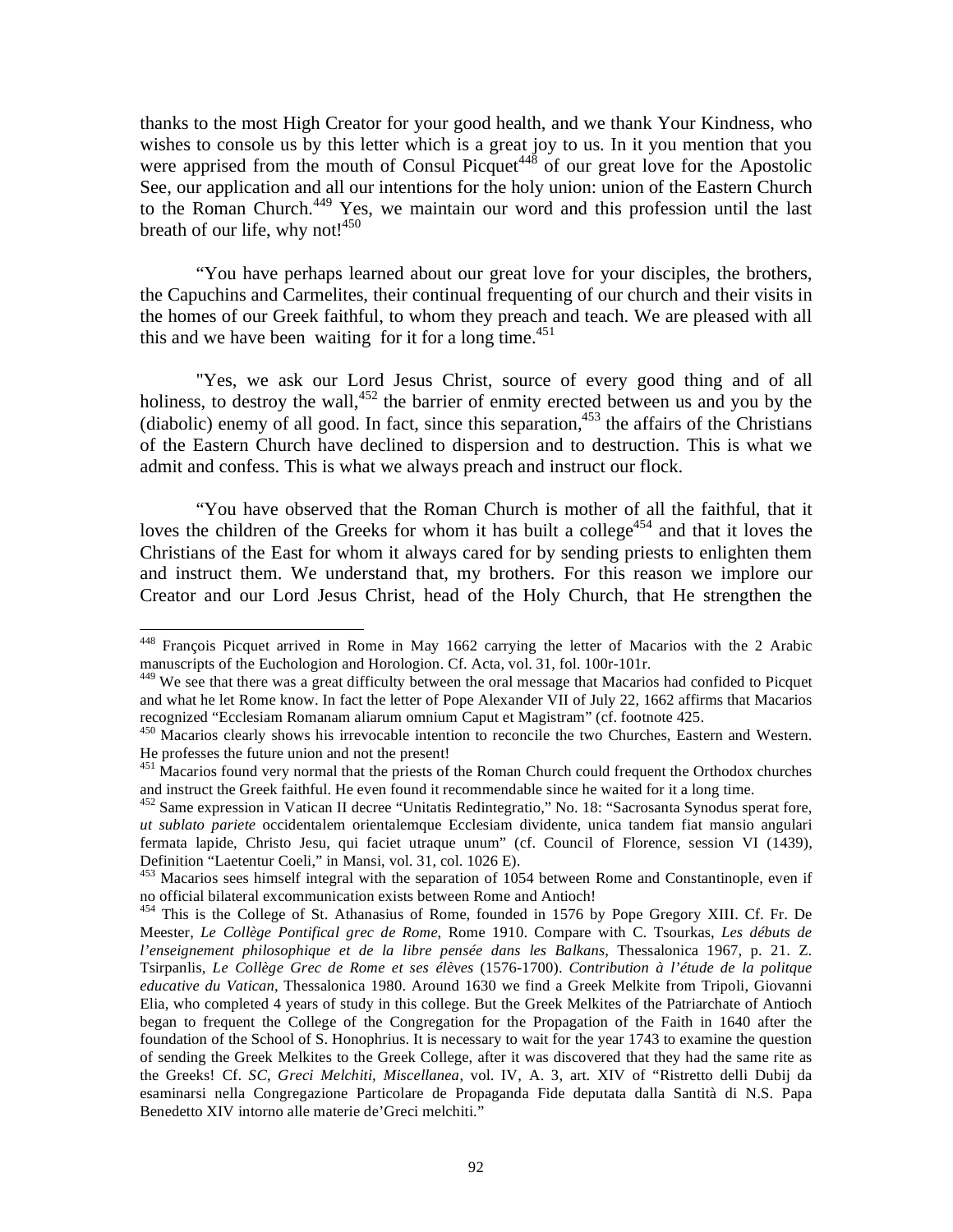thanks to the most High Creator for your good health, and we thank Your Kindness, who wishes to console us by this letter which is a great joy to us. In it you mention that you were apprised from the mouth of Consul Picquet[448] of our great love for the Apostolic See, our application and all our intentions for the holy union: union of the Eastern Church to the Roman Church.[449] Yes, we maintain our word and this profession until the last breath of our life, why not![450]

"You have perhaps learned about our great love for your disciples, the brothers, the Capuchins and Carmelites, their continual frequenting of our church and their visits in the homes of our Greek faithful, to whom they preach and teach. We are pleased with all this and we have been waiting for it for a long time.[451]

"Yes, we ask our Lord Jesus Christ, source of every good thing and of all holiness, to destroy the wall,[452] the barrier of enmity erected between us and you by the (diabolic) enemy of all good. In fact, since this separation,[453] the affairs of the Christians of the Eastern Church have declined to dispersion and to destruction. This is what we admit and confess. This is what we always preach and instruct our flock.

"You have observed that the Roman Church is mother of all the faithful, that it loves the children of the Greeks for whom it has built a college[454] and that it loves the Christians of the East for whom it always cared for by sending priests to enlighten them and instruct them. We understand that, my brothers. For this reason we implore our Creator and our Lord Jesus Christ, head of the Holy Church, that He strengthen the

---

[448] François Picquet arrived in Rome in May 1662 carrying the letter of Macarios with the 2 Arabic manuscripts of the Euchologion and Horologion. Cf. Acta, vol. 31, fol. 100r-101r.

[449] We see that there was a great difficulty between the oral message that Macarios had confided to Picquet and what he let Rome know. In fact the letter of Pope Alexander VII of July 22, 1662 affirms that Macarios recognized "Ecclesiam Romanam aliarum omnium Caput et Magistram" (cf. footnote 425.

[450] Macarios clearly shows his irrevocable intention to reconcile the two Churches, Eastern and Western. He professes the future union and not the present!

[451] Macarios found very normal that the priests of the Roman Church could frequent the Orthodox churches and instruct the Greek faithful. He even found it recommendable since he waited for it a long time.

[452] Same expression in Vatican II decree "Unitatis Redintegratio," No. 18: "Sacrosanta Synodus sperat fore, *ut sublato pariete* occidentalem orientalemque Ecclesiam dividente, unica tandem fiat mansio angulari fermata lapide, Christo Jesu, qui faciet utraque unum" (cf. Council of Florence, session VI (1439), Definition "Laetentur Coeli," in Mansi, vol. 31, col. 1026 E).

[453] Macarios sees himself integral with the separation of 1054 between Rome and Constantinople, even if no official bilateral excommunication exists between Rome and Antioch!

[454] This is the College of St. Athanasius of Rome, founded in 1576 by Pope Gregory XIII. Cf. Fr. De Meester, *Le Collège Pontifical grec de Rome*, Rome 1910. Compare with C. Tsourkas, *Les débuts de l'enseignement philosophique et de la libre pensée dans les Balkans*, Thessalonica 1967, p. 21. Z. Tsirpanlis, *Le Collège Grec de Rome et ses élèves* (1576-1700). *Contribution à l'étude de la politque educative du Vatican*, Thessalonica 1980. Around 1630 we find a Greek Melkite from Tripoli, Giovanni Elia, who completed 4 years of study in this college. But the Greek Melkites of the Patriarchate of Antioch began to frequent the College of the Congregation for the Propagation of the Faith in 1640 after the foundation of the School of S. Honophrius. It is necessary to wait for the year 1743 to examine the question of sending the Greek Melkites to the Greek College, after it was discovered that they had the same rite as the Greeks! Cf. *SC*, *Greci Melchiti, Miscellanea*, vol. IV, A. 3, art. XIV of "Ristretto delli Dubij da esaminarsi nella Congregazione Particolare de Propaganda Fide deputata dalla Santità di N.S. Papa Benedetto XIV intorno alle materie de'Greci melchiti."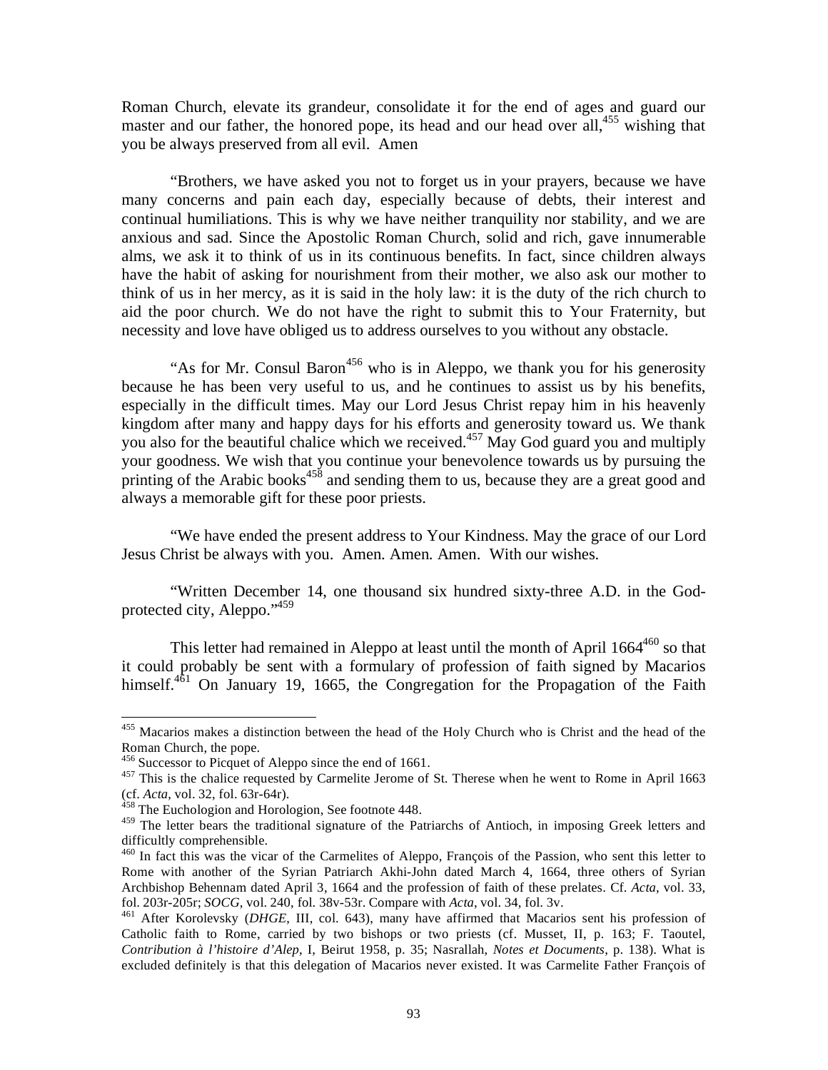Roman Church, elevate its grandeur, consolidate it for the end of ages and guard our master and our father, the honored pope, its head and our head over all,[455] wishing that you be always preserved from all evil. Amen

"Brothers, we have asked you not to forget us in your prayers, because we have many concerns and pain each day, especially because of debts, their interest and continual humiliations. This is why we have neither tranquility nor stability, and we are anxious and sad. Since the Apostolic Roman Church, solid and rich, gave innumerable alms, we ask it to think of us in its continuous benefits. In fact, since children always have the habit of asking for nourishment from their mother, we also ask our mother to think of us in her mercy, as it is said in the holy law: it is the duty of the rich church to aid the poor church. We do not have the right to submit this to Your Fraternity, but necessity and love have obliged us to address ourselves to you without any obstacle.

"As for Mr. Consul Baron[456] who is in Aleppo, we thank you for his generosity because he has been very useful to us, and he continues to assist us by his benefits, especially in the difficult times. May our Lord Jesus Christ repay him in his heavenly kingdom after many and happy days for his efforts and generosity toward us. We thank you also for the beautiful chalice which we received.[457] May God guard you and multiply your goodness. We wish that you continue your benevolence towards us by pursuing the printing of the Arabic books[458] and sending them to us, because they are a great good and always a memorable gift for these poor priests.

"We have ended the present address to Your Kindness. May the grace of our Lord Jesus Christ be always with you. Amen. Amen. Amen. With our wishes.

"Written December 14, one thousand six hundred sixty-three A.D. in the God-protected city, Aleppo."[459]

This letter had remained in Aleppo at least until the month of April 1664[460] so that it could probably be sent with a formulary of profession of faith signed by Macarios himself.[461] On January 19, 1665, the Congregation for the Propagation of the Faith

---

[455] Macarios makes a distinction between the head of the Holy Church who is Christ and the head of the Roman Church, the pope.

[456] Successor to Picquet of Aleppo since the end of 1661.

[457] This is the chalice requested by Carmelite Jerome of St. Therese when he went to Rome in April 1663 (cf. *Acta*, vol. 32, fol. 63r-64r).

[458] The Euchologion and Horologion, See footnote 448.

[459] The letter bears the traditional signature of the Patriarchs of Antioch, in imposing Greek letters and difficultly comprehensible.

[460] In fact this was the vicar of the Carmelites of Aleppo, François of the Passion, who sent this letter to Rome with another of the Syrian Patriarch Akhi-John dated March 4, 1664, three others of Syrian Archbishop Behennam dated April 3, 1664 and the profession of faith of these prelates. Cf. *Acta*, vol. 33, fol. 203r-205r; *SOCG*, vol. 240, fol. 38v-53r. Compare with *Acta*, vol. 34, fol. 3v.

[461] After Korolevsky (*DHGE*, III, col. 643), many have affirmed that Macarios sent his profession of Catholic faith to Rome, carried by two bishops or two priests (cf. Musset, II, p. 163; F. Taoutel, *Contribution à l'histoire d'Alep*, I, Beirut 1958, p. 35; Nasrallah, *Notes et Documents*, p. 138). What is excluded definitely is that this delegation of Macarios never existed. It was Carmelite Father François of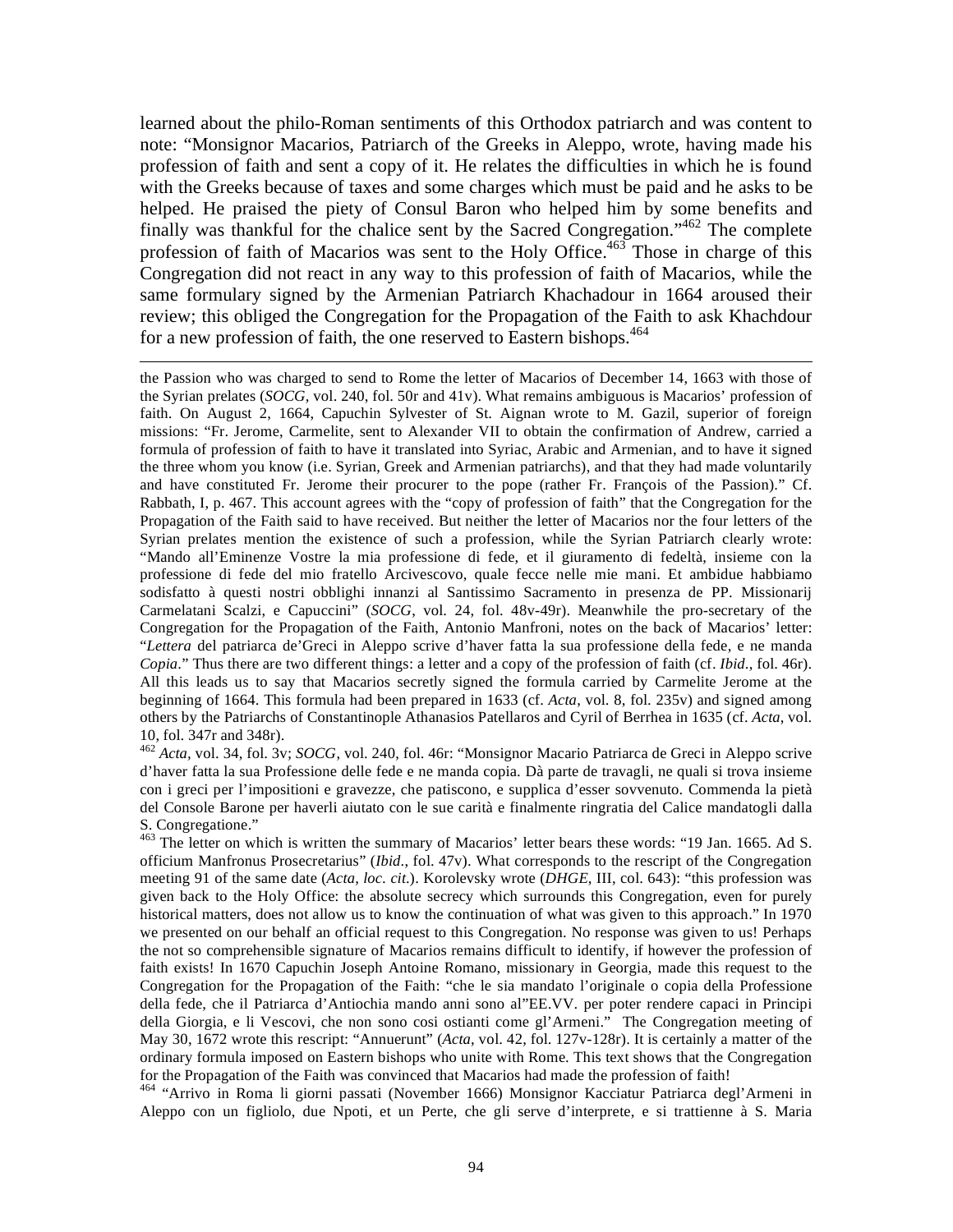learned about the philo-Roman sentiments of this Orthodox patriarch and was content to note: "Monsignor Macarios, Patriarch of the Greeks in Aleppo, wrote, having made his profession of faith and sent a copy of it. He relates the difficulties in which he is found with the Greeks because of taxes and some charges which must be paid and he asks to be helped. He praised the piety of Consul Baron who helped him by some benefits and finally was thankful for the chalice sent by the Sacred Congregation."[462] The complete profession of faith of Macarios was sent to the Holy Office.[463] Those in charge of this Congregation did not react in any way to this profession of faith of Macarios, while the same formulary signed by the Armenian Patriarch Khachadour in 1664 aroused their review; this obliged the Congregation for the Propagation of the Faith to ask Khachdour for a new profession of faith, the one reserved to Eastern bishops.[464]

---

the Passion who was charged to send to Rome the letter of Macarios of December 14, 1663 with those of the Syrian prelates (*SOCG*, vol. 240, fol. 50r and 41v). What remains ambiguous is Macarios' profession of faith. On August 2, 1664, Capuchin Sylvester of St. Aignan wrote to M. Gazil, superior of foreign missions: "Fr. Jerome, Carmelite, sent to Alexander VII to obtain the confirmation of Andrew, carried a formula of profession of faith to have it translated into Syriac, Arabic and Armenian, and to have it signed the three whom you know (i.e. Syrian, Greek and Armenian patriarchs), and that they had made voluntarily and have constituted Fr. Jerome their procurer to the pope (rather Fr. François of the Passion)." Cf. Rabbath, I, p. 467. This account agrees with the "copy of profession of faith" that the Congregation for the Propagation of the Faith said to have received. But neither the letter of Macarios nor the four letters of the Syrian prelates mention the existence of such a profession, while the Syrian Patriarch clearly wrote: "Mando all'Eminenze Vostre la mia professione di fede, et il giuramento di fedeltà, insieme con la professione di fede del mio fratello Arcivescovo, quale fecce nelle mie mani. Et ambidue habbiamo sodisfatto à questi nostri obblighi innanzi al Santissimo Sacramento in presenza de PP. Missionarij Carmelatani Scalzi, e Capuccini" (*SOCG*, vol. 24, fol. 48v-49r). Meanwhile the pro-secretary of the Congregation for the Propagation of the Faith, Antonio Manfroni, notes on the back of Macarios' letter: "*Lettera* del patriarca de'Greci in Aleppo scrive d'haver fatta la sua professione della fede, e ne manda *Copia*." Thus there are two different things: a letter and a copy of the profession of faith (cf. *Ibid*., fol. 46r). All this leads us to say that Macarios secretly signed the formula carried by Carmelite Jerome at the beginning of 1664. This formula had been prepared in 1633 (cf. *Acta*, vol. 8, fol. 235v) and signed among others by the Patriarchs of Constantinople Athanasios Patellaros and Cyril of Berrhea in 1635 (cf. *Acta*, vol. 10, fol. 347r and 348r).

[462] *Acta*, vol. 34, fol. 3v; *SOCG*, vol. 240, fol. 46r: "Monsignor Macario Patriarca de Greci in Aleppo scrive d'haver fatta la sua Professione delle fede e ne manda copia. Dà parte de travagli, ne quali si trova insieme con i greci per l'impositioni e gravezze, che patiscono, e supplica d'esser sovvenuto. Commenda la pietà del Console Barone per haverli aiutato con le sue carità e finalmente ringratia del Calice mandatogli dalla S. Congregatione."

[463] The letter on which is written the summary of Macarios' letter bears these words: "19 Jan. 1665. Ad S. officium Manfronus Prosecretarius" (*Ibid*., fol. 47v). What corresponds to the rescript of the Congregation meeting 91 of the same date (*Acta, loc. cit.*). Korolevsky wrote (*DHGE*, III, col. 643): "this profession was given back to the Holy Office: the absolute secrecy which surrounds this Congregation, even for purely historical matters, does not allow us to know the continuation of what was given to this approach." In 1970 we presented on our behalf an official request to this Congregation. No response was given to us! Perhaps the not so comprehensible signature of Macarios remains difficult to identify, if however the profession of faith exists! In 1670 Capuchin Joseph Antoine Romano, missionary in Georgia, made this request to the Congregation for the Propagation of the Faith: "che le sia mandato l'originale o copia della Professione della fede, che il Patriarca d'Antiochia mando anni sono al"EE.VV. per poter rendere capaci in Principi della Giorgia, e li Vescovi, che non sono cosi ostianti come gl'Armeni." The Congregation meeting of May 30, 1672 wrote this rescript: "Annuerunt" (*Acta*, vol. 42, fol. 127v-128r). It is certainly a matter of the ordinary formula imposed on Eastern bishops who unite with Rome. This text shows that the Congregation for the Propagation of the Faith was convinced that Macarios had made the profession of faith!

[464] "Arrivo in Roma li giorni passati (November 1666) Monsignor Kacciatur Patriarca degl'Armeni in Aleppo con un figliolo, due Npoti, et un Perte, che gli serve d'interprete, e si trattienne à S. Maria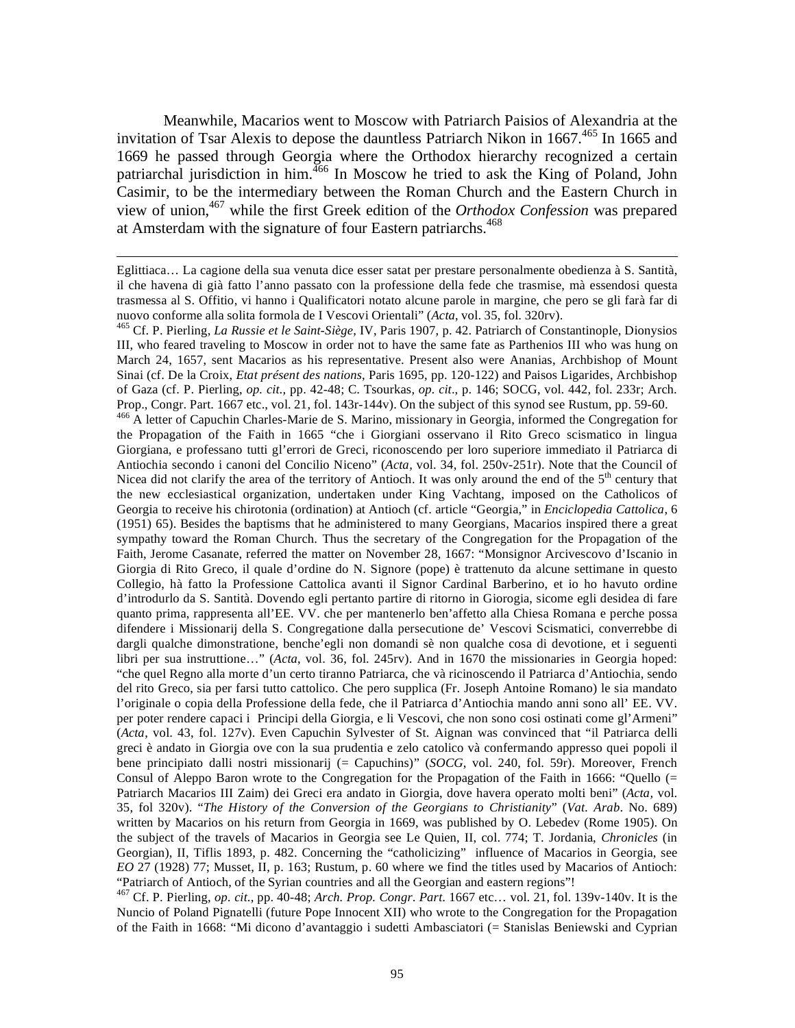Meanwhile, Macarios went to Moscow with Patriarch Paisios of Alexandria at the invitation of Tsar Alexis to depose the dauntless Patriarch Nikon in 1667.[465] In 1665 and 1669 he passed through Georgia where the Orthodox hierarchy recognized a certain patriarchal jurisdiction in him.[466] In Moscow he tried to ask the King of Poland, John Casimir, to be the intermediary between the Roman Church and the Eastern Church in view of union,[467] while the first Greek edition of the *Orthodox Confession* was prepared at Amsterdam with the signature of four Eastern patriarchs.[468]

---

Eglittiaca… La cagione della sua venuta dice esser satat per prestare personalmente obedienza à S. Santità, il che havena di già fatto l'anno passato con la professione della fede che trasmise, mà essendosi questa trasmessa al S. Offitio, vi hanno i Qualificatori notato alcune parole in margine, che pero se gli farà far di nuovo conforme alla solita formola de I Vescovi Orientali" (*Acta*, vol. 35, fol. 320rv).

[465] Cf. P. Pierling, *La Russie et le Saint-Siège*, IV, Paris 1907, p. 42. Patriarch of Constantinople, Dionysios III, who feared traveling to Moscow in order not to have the same fate as Parthenios III who was hung on March 24, 1657, sent Macarios as his representative. Present also were Ananias, Archbishop of Mount Sinai (cf. De la Croix, *Etat présent des nations*, Paris 1695, pp. 120-122) and Paisos Ligarides, Archbishop of Gaza (cf. P. Pierling, *op. cit.*, pp. 42-48; C. Tsourkas, *op. cit*., p. 146; SOCG, vol. 442, fol. 233r; Arch. Prop., Congr. Part. 1667 etc., vol. 21, fol. 143r-144v). On the subject of this synod see Rustum, pp. 59-60.

[466] A letter of Capuchin Charles-Marie de S. Marino, missionary in Georgia, informed the Congregation for the Propagation of the Faith in 1665 "che i Giorgiani osservano il Rito Greco scismatico in lingua Giorgiana, e professano tutti gl'errori de Greci, riconoscendo per loro superiore immediato il Patriarca di Antiochia secondo i canoni del Concilio Niceno" (*Acta*, vol. 34, fol. 250v-251r). Note that the Council of Nicea did not clarify the area of the territory of Antioch. It was only around the end of the 5th century that the new ecclesiastical organization, undertaken under King Vachtang, imposed on the Catholicos of Georgia to receive his chirotonia (ordination) at Antioch (cf. article "Georgia," in *Enciclopedia Cattolica*, 6 (1951) 65). Besides the baptisms that he administered to many Georgians, Macarios inspired there a great sympathy toward the Roman Church. Thus the secretary of the Congregation for the Propagation of the Faith, Jerome Casanate, referred the matter on November 28, 1667: "Monsignor Arcivescovo d'Iscanio in Giorgia di Rito Greco, il quale d'ordine do N. Signore (pope) è trattenuto da alcune settimane in questo Collegio, hà fatto la Professione Catholica avanti il Signor Cardinal Barberino, et io ho havuto ordine d'introdurlo da S. Santità. Dovendo egli pertanto partire di ritorno in Giorogia, sicome egli desidea di fare quanto prima, rappresenta all'EE. VV. che per mantenerlo ben'affetto alla Chiesa Romana e perche possa difendere i Missionarij della S. Congregatione dalla persecutione de' Vescovi Scismatici, converrebbe di dargli qualche dimonstratione, benche'egli non domandi sè non qualche cosa di devotione, et i seguenti libri per sua instruttione…" (*Acta*, vol. 36, fol. 245rv). And in 1670 the missionaries in Georgia hoped: "che quel Regno alla morte d'un certo tiranno Patriarca, che và ricinoscendo il Patriarca d'Antiochia, sendo del rito Greco, sia per farsi tutto cattolico. Che pero supplica (Fr. Joseph Antoine Romano) le sia mandato l'originale o copia della Professione della fede, che il Patriarca d'Antiochia mando anni sono all' EE. VV. per poter rendere capaci i Principi della Giorgia, e li Vescovi, che non sono cosi ostinati come gl'Armeni" (*Acta*, vol. 43, fol. 127v). Even Capuchin Sylvester of St. Aignan was convinced that "il Patriarca delli greci è andato in Giorgia ove con la sua prudentia e zelo catolico và confermando appresso quei popoli il bene principiato dalli nostri missionarij (= Capuchins)" (*SOCG*, vol. 240, fol. 59r). Moreover, French Consul of Aleppo Baron wrote to the Congregation for the Propagation of the Faith in 1666: "Quello (= Patriarch Macarios III Zaim) dei Greci era andato in Giorgia, dove havera operato molti beni" (*Acta*, vol. 35, fol 320v). "*The History of the Conversion of the Georgians to Christianity*" (*Vat. Arab*. No. 689) written by Macarios on his return from Georgia in 1669, was published by O. Lebedev (Rome 1905). On the subject of the travels of Macarios in Georgia see Le Quien, II, col. 774; T. Jordania, *Chronicles* (in Georgian), II, Tiflis 1893, p. 482. Concerning the "catholicizing" influence of Macarios in Georgia, see *EO* 27 (1928) 77; Musset, II, p. 163; Rustum, p. 60 where we find the titles used by Macarios of Antioch: "Patriarch of Antioch, of the Syrian countries and all the Georgian and eastern regions"!

[467] Cf. P. Pierling, *op. cit.*, pp. 40-48; *Arch. Prop. Congr. Part.* 1667 etc… vol. 21, fol. 139v-140v. It is the Nuncio of Poland Pignatelli (future Pope Innocent XII) who wrote to the Congregation for the Propagation of the Faith in 1668: "Mi dicono d'avantaggio i sudetti Ambasciatori (= Stanislas Beniewski and Cyprian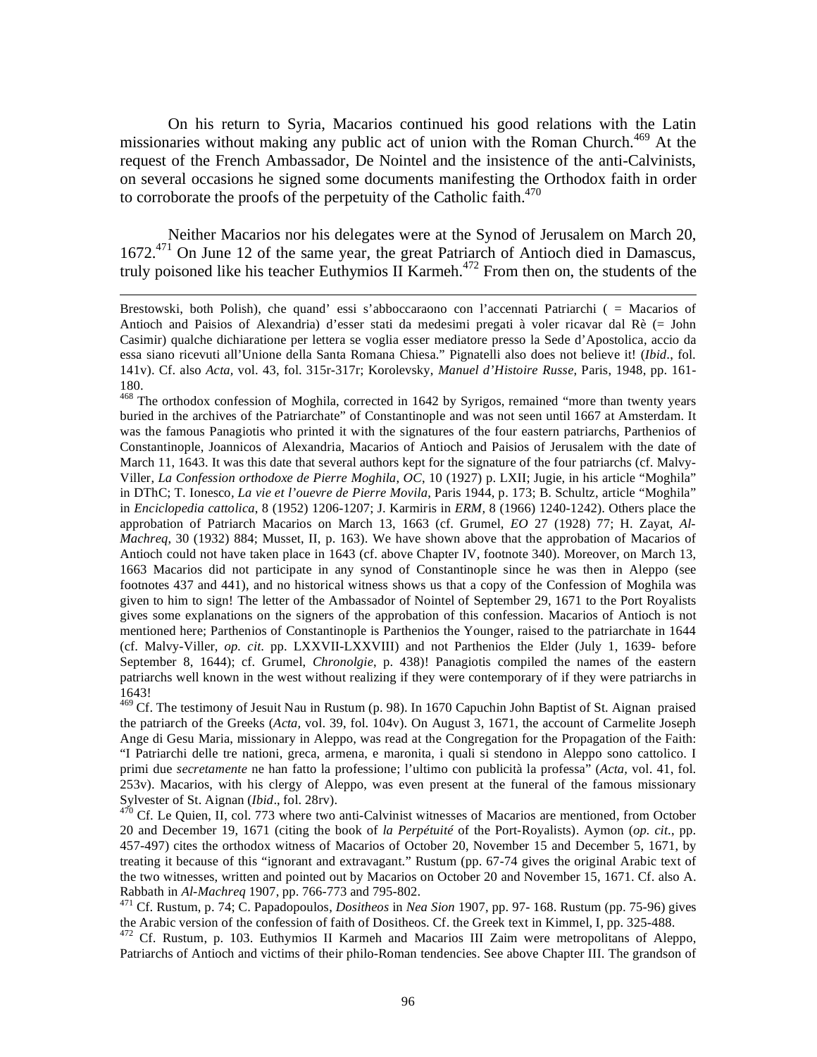On his return to Syria, Macarios continued his good relations with the Latin missionaries without making any public act of union with the Roman Church.[469] At the request of the French Ambassador, De Nointel and the insistence of the anti-Calvinists, on several occasions he signed some documents manifesting the Orthodox faith in order to corroborate the proofs of the perpetuity of the Catholic faith.[470]

Neither Macarios nor his delegates were at the Synod of Jerusalem on March 20, 1672.[471] On June 12 of the same year, the great Patriarch of Antioch died in Damascus, truly poisoned like his teacher Euthymios II Karmeh.[472] From then on, the students of the

---

Brestowski, both Polish), che quand' essi s'abboccaraono con l'accennati Patriarchi ( = Macarios of Antioch and Paisios of Alexandria) d'esser stati da medesimi pregati à voler ricavar dal Rè (= John Casimir) qualche dichiaratione per lettera se voglia esser mediatore presso la Sede d'Apostolica, accio da essa siano ricevuti all'Unione della Santa Romana Chiesa." Pignatelli also does not believe it! (*Ibid*., fol. 141v). Cf. also *Acta*, vol. 43, fol. 315r-317r; Korolevsky, *Manuel d'Histoire Russe*, Paris, 1948, pp. 161-180.

[468] The orthodox confession of Moghila, corrected in 1642 by Syrigos, remained "more than twenty years buried in the archives of the Patriarchate" of Constantinople and was not seen until 1667 at Amsterdam. It was the famous Panagiotis who printed it with the signatures of the four eastern patriarchs, Parthenios of Constantinople, Joannicos of Alexandria, Macarios of Antioch and Paisios of Jerusalem with the date of March 11, 1643. It was this date that several authors kept for the signature of the four patriarchs (cf. Malvy-Viller, *La Confession orthodoxe de Pierre Moghila*, *OC*, 10 (1927) p. LXII; Jugie, in his article "Moghila" in DThC; T. Ionesco, *La vie et l'ouevre de Pierre Movila*, Paris 1944, p. 173; B. Schultz, article "Moghila" in *Enciclopedia cattolica*, 8 (1952) 1206-1207; J. Karmiris in *ERM*, 8 (1966) 1240-1242). Others place the approbation of Patriarch Macarios on March 13, 1663 (cf. Grumel, *EO* 27 (1928) 77; H. Zayat, *Al-Machreq*, 30 (1932) 884; Musset, II, p. 163). We have shown above that the approbation of Macarios of Antioch could not have taken place in 1643 (cf. above Chapter IV, footnote 340). Moreover, on March 13, 1663 Macarios did not participate in any synod of Constantinople since he was then in Aleppo (see footnotes 437 and 441), and no historical witness shows us that a copy of the Confession of Moghila was given to him to sign! The letter of the Ambassador of Nointel of September 29, 1671 to the Port Royalists gives some explanations on the signers of the approbation of this confession. Macarios of Antioch is not mentioned here; Parthenios of Constantinople is Parthenios the Younger, raised to the patriarchate in 1644 (cf. Malvy-Viller, *op. cit*. pp. LXXVII-LXXVIII) and not Parthenios the Elder (July 1, 1639- before September 8, 1644); cf. Grumel, *Chronolgie*, p. 438)! Panagiotis compiled the names of the eastern patriarchs well known in the west without realizing if they were contemporary of if they were patriarchs in 1643!

[469] Cf. The testimony of Jesuit Nau in Rustum (p. 98). In 1670 Capuchin John Baptist of St. Aignan praised the patriarch of the Greeks (*Acta*, vol. 39, fol. 104v). On August 3, 1671, the account of Carmelite Joseph Ange di Gesu Maria, missionary in Aleppo, was read at the Congregation for the Propagation of the Faith: "I Patriarchi delle tre nationi, greca, armena, e maronita, i quali si stendono in Aleppo sono cattolici. I primi due *secretamente* ne han fatto la professione; l'ultimo con publicità la professa" (*Acta*, vol. 41, fol. 253v). Macarios, with his clergy of Aleppo, was even present at the funeral of the famous missionary Sylvester of St. Aignan (*Ibid*., fol. 28rv).

[470] Cf. Le Quien, II, col. 773 where two anti-Calvinist witnesses of Macarios are mentioned, from October 20 and December 19, 1671 (citing the book of *la Perpétuité* of the Port-Royalists). Aymon (*op. cit*., pp. 457-497) cites the orthodox witness of Macarios of October 20, November 15 and December 5, 1671, by treating it because of this "ignorant and extravagant." Rustum (pp. 67-74 gives the original Arabic text of the two witnesses, written and pointed out by Macarios on October 20 and November 15, 1671. Cf. also A. Rabbath in *Al-Machreq* 1907, pp. 766-773 and 795-802.

[471] Cf. Rustum, p. 74; C. Papadopoulos, *Dositheos* in *Nea Sion* 1907, pp. 97- 168. Rustum (pp. 75-96) gives the Arabic version of the confession of faith of Dositheos. Cf. the Greek text in Kimmel, I, pp. 325-488.

[472] Cf. Rustum, p. 103. Euthymios II Karmeh and Macarios III Zaim were metropolitans of Aleppo, Patriarchs of Antioch and victims of their philo-Roman tendencies. See above Chapter III. The grandson of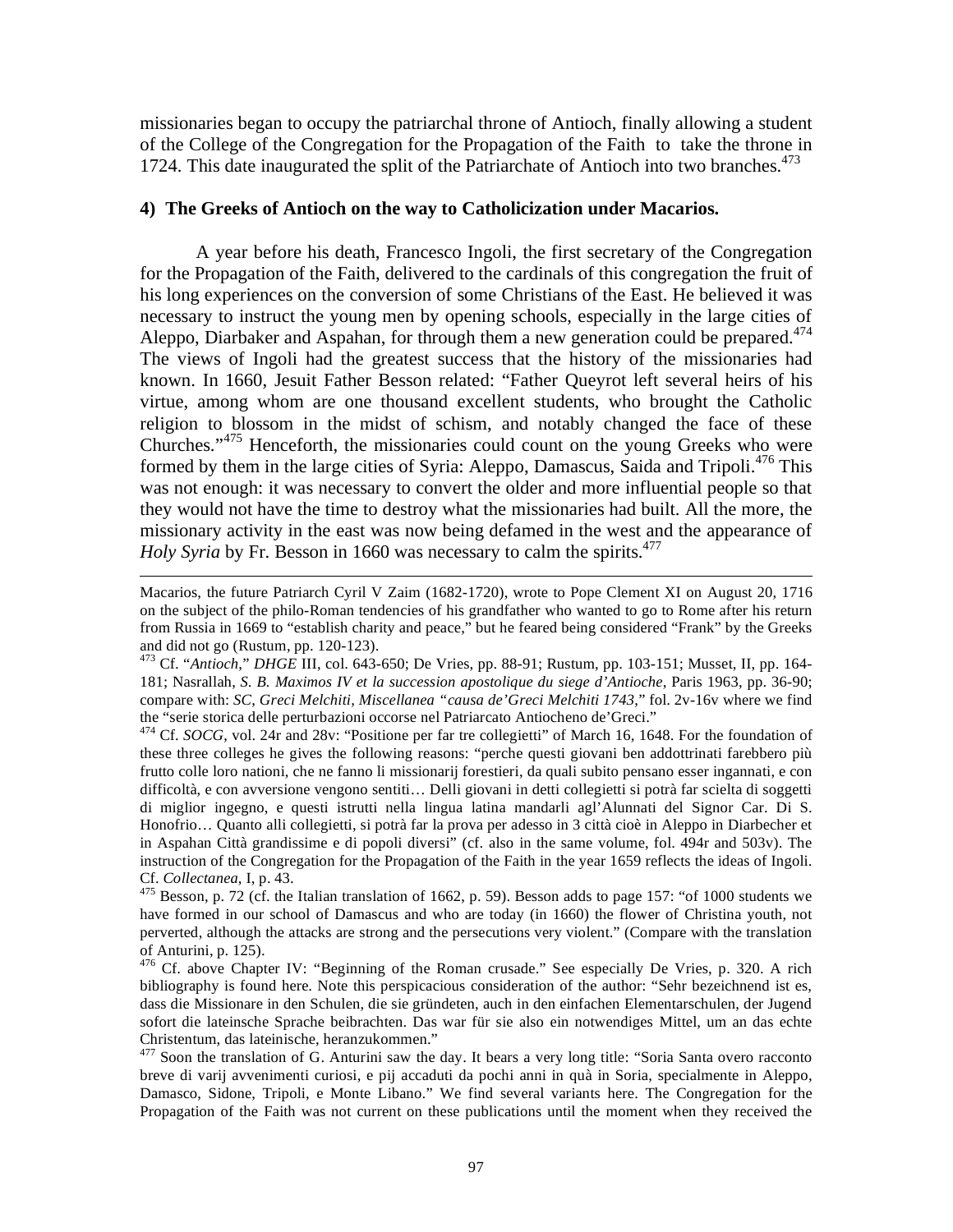missionaries began to occupy the patriarchal throne of Antioch, finally allowing a student of the College of the Congregation for the Propagation of the Faith to take the throne in 1724. This date inaugurated the split of the Patriarchate of Antioch into two branches.[473]

#### 4) The Greeks of Antioch on the way to Catholicization under Macarios.

A year before his death, Francesco Ingoli, the first secretary of the Congregation for the Propagation of the Faith, delivered to the cardinals of this congregation the fruit of his long experiences on the conversion of some Christians of the East. He believed it was necessary to instruct the young men by opening schools, especially in the large cities of Aleppo, Diarbaker and Aspahan, for through them a new generation could be prepared.[474] The views of Ingoli had the greatest success that the history of the missionaries had known. In 1660, Jesuit Father Besson related: "Father Queyrot left several heirs of his virtue, among whom are one thousand excellent students, who brought the Catholic religion to blossom in the midst of schism, and notably changed the face of these Churches."[475] Henceforth, the missionaries could count on the young Greeks who were formed by them in the large cities of Syria: Aleppo, Damascus, Saida and Tripoli.[476] This was not enough: it was necessary to convert the older and more influential people so that they would not have the time to destroy what the missionaries had built. All the more, the missionary activity in the east was now being defamed in the west and the appearance of *Holy Syria* by Fr. Besson in 1660 was necessary to calm the spirits.[477]

---

Macarios, the future Patriarch Cyril V Zaim (1682-1720), wrote to Pope Clement XI on August 20, 1716 on the subject of the philo-Roman tendencies of his grandfather who wanted to go to Rome after his return from Russia in 1669 to "establish charity and peace," but he feared being considered "Frank" by the Greeks and did not go (Rustum, pp. 120-123).

[473] Cf. "*Antioch*," *DHGE* III, col. 643-650; De Vries, pp. 88-91; Rustum, pp. 103-151; Musset, II, pp. 164-181; Nasrallah, *S. B. Maximos IV et la succession apostolique du siege d'Antioche*, Paris 1963, pp. 36-90; compare with: *SC, Greci Melchiti, Miscellanea "causa de'Greci Melchiti 1743*," fol. 2v-16v where we find the "serie storica delle perturbazioni occorse nel Patriarcato Antiocheno de'Greci."

[474] Cf. *SOCG*, vol. 24r and 28v: "Positione per far tre collegietti" of March 16, 1648. For the foundation of these three colleges he gives the following reasons: "perche questi giovani ben addottrinati farebbero più frutto colle loro nationi, che ne fanno li missionarij forestieri, da quali subito pensano esser ingannati, e con difficoltà, e con avversione vengono sentiti… Delli giovani in detti collegietti si potrà far scielta di soggetti di miglior ingegno, e questi istrutti nella lingua latina mandarli agl'Alunnati del Signor Car. Di S. Honofrio… Quanto alli collegietti, si potrà far la prova per adesso in 3 città cioè in Aleppo in Diarbecher et in Aspahan Città grandissime e di popoli diversi" (cf. also in the same volume, fol. 494r and 503v). The instruction of the Congregation for the Propagation of the Faith in the year 1659 reflects the ideas of Ingoli. Cf. *Collectanea*, I, p. 43.

[475] Besson, p. 72 (cf. the Italian translation of 1662, p. 59). Besson adds to page 157: "of 1000 students we have formed in our school of Damascus and who are today (in 1660) the flower of Christina youth, not perverted, although the attacks are strong and the persecutions very violent." (Compare with the translation of Anturini, p. 125).

[476] Cf. above Chapter IV: "Beginning of the Roman crusade." See especially De Vries, p. 320. A rich bibliography is found here. Note this perspicacious consideration of the author: "Sehr bezeichnend ist es, dass die Missionare in den Schulen, die sie gründeten, auch in den einfachen Elementarschulen, der Jugend sofort die lateinsche Sprache beibrachten. Das war für sie also ein notwendiges Mittel, um an das echte Christentum, das lateinische, heranzukommen."

[477] Soon the translation of G. Anturini saw the day. It bears a very long title: "Soria Santa overo racconto breve di varij avvenimenti curiosi, e pij accaduti da pochi anni in quà in Soria, specialmente in Aleppo, Damasco, Sidone, Tripoli, e Monte Libano." We find several variants here. The Congregation for the Propagation of the Faith was not current on these publications until the moment when they received the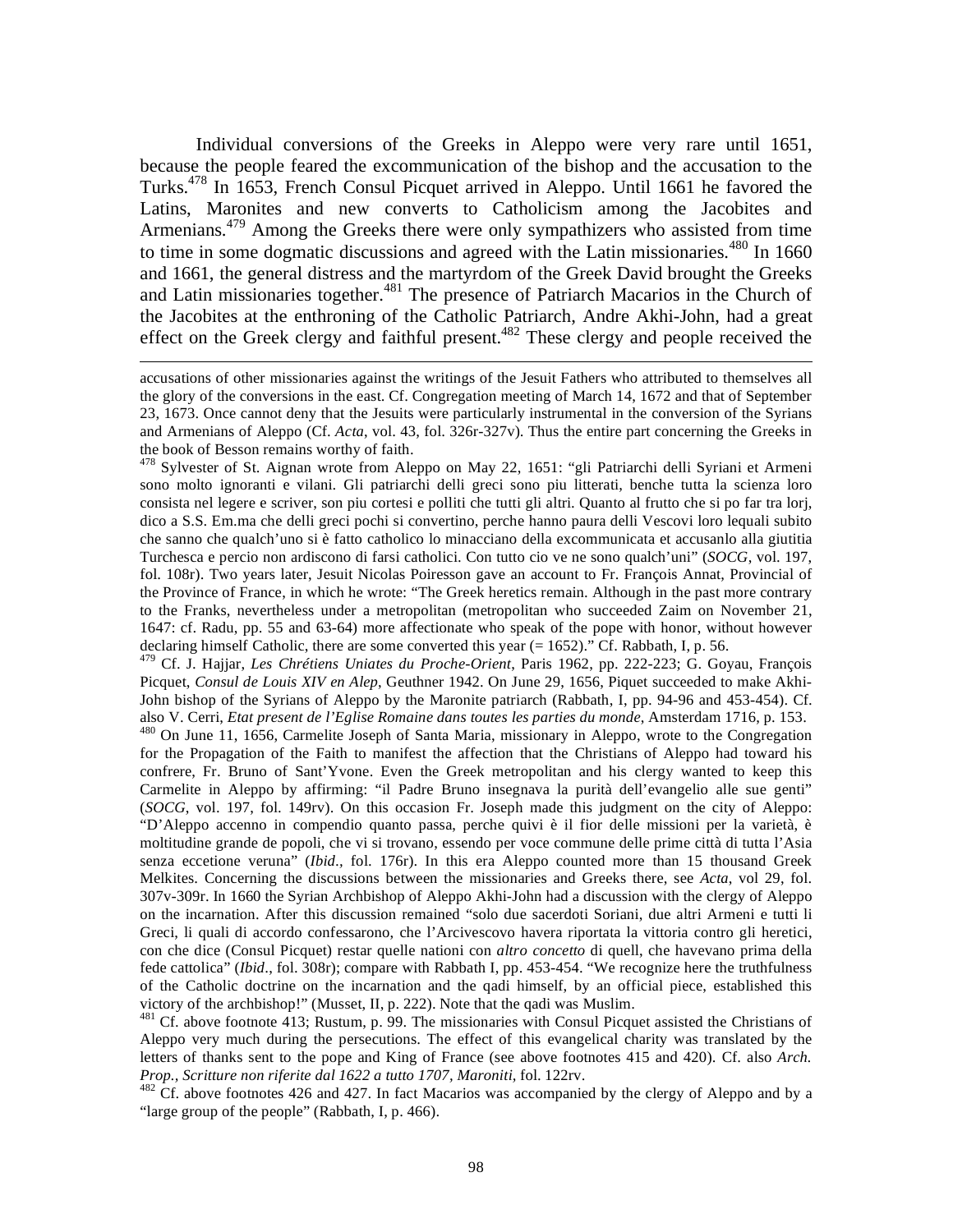Individual conversions of the Greeks in Aleppo were very rare until 1651, because the people feared the excommunication of the bishop and the accusation to the Turks.[478] In 1653, French Consul Picquet arrived in Aleppo. Until 1661 he favored the Latins, Maronites and new converts to Catholicism among the Jacobites and Armenians.[479] Among the Greeks there were only sympathizers who assisted from time to time in some dogmatic discussions and agreed with the Latin missionaries.[480] In 1660 and 1661, the general distress and the martyrdom of the Greek David brought the Greeks and Latin missionaries together.[481] The presence of Patriarch Macarios in the Church of the Jacobites at the enthroning of the Catholic Patriarch, Andre Akhi-John, had a great effect on the Greek clergy and faithful present.[482] These clergy and people received the

---

accusations of other missionaries against the writings of the Jesuit Fathers who attributed to themselves all the glory of the conversions in the east. Cf. Congregation meeting of March 14, 1672 and that of September 23, 1673. Once cannot deny that the Jesuits were particularly instrumental in the conversion of the Syrians and Armenians of Aleppo (Cf. *Acta*, vol. 43, fol. 326r-327v). Thus the entire part concerning the Greeks in the book of Besson remains worthy of faith.

[478] Sylvester of St. Aignan wrote from Aleppo on May 22, 1651: "gli Patriarchi delli Syriani et Armeni sono molto ignoranti e vilani. Gli patriarchi delli greci sono piu litterati, benche tutta la scienza loro consista nel legere e scriver, son piu cortesi e polliti che tutti gli altri. Quanto al frutto che si po far tra lorj, dico a S.S. Em.ma che delli greci pochi si convertino, perche hanno paura delli Vescovi loro lequali subito che sanno che qualch'uno si è fatto catholico lo minacciano della excommunicata et accusanlo alla giutitia Turchesca e percio non ardiscono di farsi catholici. Con tutto cio ve ne sono qualch'uni" (*SOCG*, vol. 197, fol. 108r). Two years later, Jesuit Nicolas Poiresson gave an account to Fr. François Annat, Provincial of the Province of France, in which he wrote: "The Greek heretics remain. Although in the past more contrary to the Franks, nevertheless under a metropolitan (metropolitan who succeeded Zaim on November 21, 1647: cf. Radu, pp. 55 and 63-64) more affectionate who speak of the pope with honor, without however declaring himself Catholic, there are some converted this year (= 1652)." Cf. Rabbath, I, p. 56.

[479] Cf. J. Hajjar, *Les Chrétiens Uniates du Proche-Orient*, Paris 1962, pp. 222-223; G. Goyau, François Picquet, *Consul de Louis XIV en Alep*, Geuthner 1942. On June 29, 1656, Piquet succeeded to make Akhi-John bishop of the Syrians of Aleppo by the Maronite patriarch (Rabbath, I, pp. 94-96 and 453-454). Cf. also V. Cerri, *Etat present de l'Eglise Romaine dans toutes les parties du monde*, Amsterdam 1716, p. 153.

[480] On June 11, 1656, Carmelite Joseph of Santa Maria, missionary in Aleppo, wrote to the Congregation for the Propagation of the Faith to manifest the affection that the Christians of Aleppo had toward his confrere, Fr. Bruno of Sant'Yvone. Even the Greek metropolitan and his clergy wanted to keep this Carmelite in Aleppo by affirming: "il Padre Bruno insegnava la purità dell'evangelio alle sue genti" (*SOCG*, vol. 197, fol. 149rv). On this occasion Fr. Joseph made this judgment on the city of Aleppo: "D'Aleppo accenno in compendio quanto passa, perche quivi è il fior delle missioni per la varietà, è moltitudine grande de popoli, che vi si trovano, essendo per voce commune delle prime città di tutta l'Asia senza eccetione veruna" (*Ibid*., fol. 176r). In this era Aleppo counted more than 15 thousand Greek Melkites. Concerning the discussions between the missionaries and Greeks there, see *Acta*, vol 29, fol. 307v-309r. In 1660 the Syrian Archbishop of Aleppo Akhi-John had a discussion with the clergy of Aleppo on the incarnation. After this discussion remained "solo due sacerdoti Soriani, due altri Armeni e tutti li Greci, li quali di accordo confessarono, che l'Arcivescovo havera riportata la vittoria contro gli heretici, con che dice (Consul Picquet) restar quelle nationi con *altro concetto* di quell, che havevano prima della fede cattolica" (*Ibid*., fol. 308r); compare with Rabbath I, pp. 453-454. "We recognize here the truthfulness of the Catholic doctrine on the incarnation and the qadi himself, by an official piece, established this victory of the archbishop!" (Musset, II, p. 222). Note that the qadi was Muslim.

[481] Cf. above footnote 413; Rustum, p. 99. The missionaries with Consul Picquet assisted the Christians of Aleppo very much during the persecutions. The effect of this evangelical charity was translated by the letters of thanks sent to the pope and King of France (see above footnotes 415 and 420). Cf. also *Arch. Prop., Scritture non riferite dal 1622 a tutto 1707, Maroniti*, fol. 122rv.

[482] Cf. above footnotes 426 and 427. In fact Macarios was accompanied by the clergy of Aleppo and by a "large group of the people" (Rabbath, I, p. 466).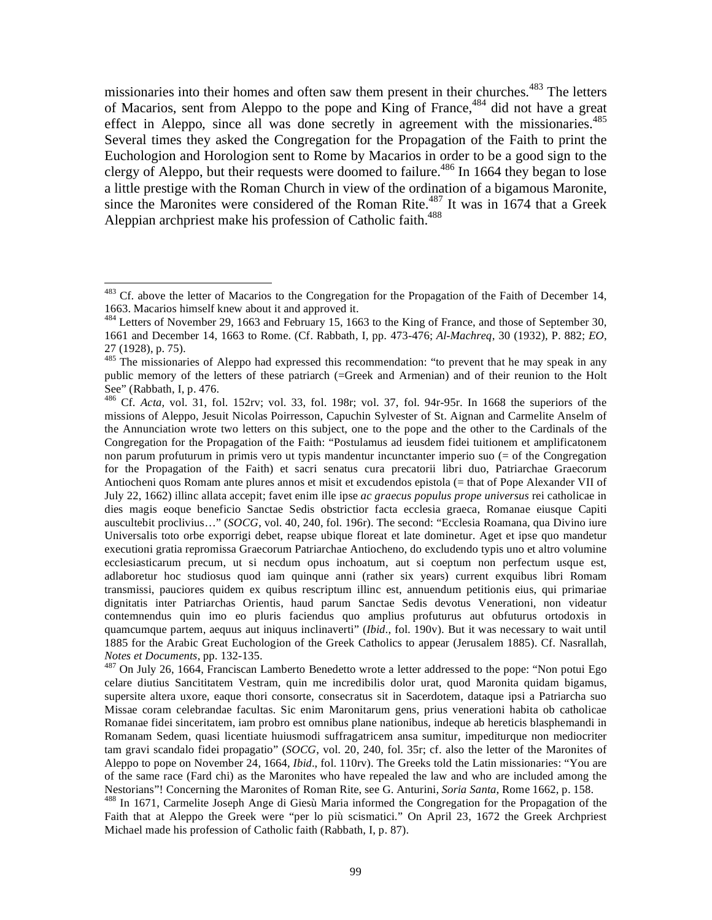missionaries into their homes and often saw them present in their churches.[483] The letters of Macarios, sent from Aleppo to the pope and King of France,[484] did not have a great effect in Aleppo, since all was done secretly in agreement with the missionaries.[485] Several times they asked the Congregation for the Propagation of the Faith to print the Euchologion and Horologion sent to Rome by Macarios in order to be a good sign to the clergy of Aleppo, but their requests were doomed to failure.[486] In 1664 they began to lose a little prestige with the Roman Church in view of the ordination of a bigamous Maronite, since the Maronites were considered of the Roman Rite.[487] It was in 1674 that a Greek Aleppian archpriest make his profession of Catholic faith.[488]

---

[483] Cf. above the letter of Macarios to the Congregation for the Propagation of the Faith of December 14, 1663. Macarios himself knew about it and approved it.

[484] Letters of November 29, 1663 and February 15, 1663 to the King of France, and those of September 30, 1661 and December 14, 1663 to Rome. (Cf. Rabbath, I, pp. 473-476; *Al-Machreq*, 30 (1932), P. 882; *EO*, 27 (1928), p. 75).

[485] The missionaries of Aleppo had expressed this recommendation: "to prevent that he may speak in any public memory of the letters of these patriarch (=Greek and Armenian) and of their reunion to the Holt See" (Rabbath, I, p. 476.

[486] Cf. *Acta*, vol. 31, fol. 152rv; vol. 33, fol. 198r; vol. 37, fol. 94r-95r. In 1668 the superiors of the missions of Aleppo, Jesuit Nicolas Poirresson, Capuchin Sylvester of St. Aignan and Carmelite Anselm of the Annunciation wrote two letters on this subject, one to the pope and the other to the Cardinals of the Congregation for the Propagation of the Faith: "Postulamus ad ieusdem fidei tuitionem et amplificatonem non parum profuturum in primis vero ut typis mandentur incunctanter imperio suo (= of the Congregation for the Propagation of the Faith) et sacri senatus cura precatorii libri duo, Patriarchae Graecorum Antiocheni quos Romam ante plures annos et misit et excudendos epistola (= that of Pope Alexander VII of July 22, 1662) illinc allata accepit; favet enim ille ipse *ac graecus populus prope universus* rei catholicae in dies magis eoque beneficio Sanctae Sedis obstrictior facta ecclesia graeca, Romanae eiusque Capiti auscultebit proclivius…" (*SOCG*, vol. 40, 240, fol. 196r). The second: "Ecclesia Roamana, qua Divino iure Universalis toto orbe exporrigi debet, reapse ubique floreat et late dominetur. Aget et ipse quo mandetur executioni gratia repromissa Graecorum Patriarchae Antiocheno, do excludendo typis uno et altro volumine ecclesiasticarum precum, ut si necdum opus inchoatum, aut si coeptum non perfectum usque est, adlaboretur hoc studiosus quod iam quinque anni (rather six years) current exquibus libri Romam transmissi, pauciores quidem ex quibus rescriptum illinc est, annuendum petitionis eius, qui primariae dignitatis inter Patriarchas Orientis, haud parum Sanctae Sedis devotus Venerationi, non videatur contemnendus quin imo eo pluris faciendus quo amplius profuturus aut obfuturus ortodoxis in quamcumque partem, aequus aut iniquus inclinaverti" (*Ibid*., fol. 190v). But it was necessary to wait until 1885 for the Arabic Great Euchologion of the Greek Catholics to appear (Jerusalem 1885). Cf. Nasrallah, *Notes et Documents*, pp. 132-135.

[487] On July 26, 1664, Franciscan Lamberto Benedetto wrote a letter addressed to the pope: "Non potui Ego celare diutius Sancititatem Vestram, quin me incredibilis dolor urat, quod Maronita quidam bigamus, supersite altera uxore, eaque thori consorte, consecratus sit in Sacerdotem, dataque ipsi a Patriarcha suo Missae coram celebrandae facultas. Sic enim Maronitarum gens, prius venerationi habita ob catholicae Romanae fidei sinceritatem, iam probro est omnibus plane nationibus, indeque ab hereticis blasphemandi in Romanam Sedem, quasi licentiate huiusmodi suffragatricem ansa sumitur, impediturque non mediocriter tam gravi scandalo fidei propagatio" (*SOCG*, vol. 20, 240, fol. 35r; cf. also the letter of the Maronites of Aleppo to pope on November 24, 1664, *Ibid*., fol. 110rv). The Greeks told the Latin missionaries: "You are of the same race (Fard chi) as the Maronites who have repealed the law and who are included among the Nestorians"! Concerning the Maronites of Roman Rite, see G. Anturini, *Soria Santa*, Rome 1662, p. 158.

[488] In 1671, Carmelite Joseph Ange di Giesù Maria informed the Congregation for the Propagation of the Faith that at Aleppo the Greek were "per lo più scismatici." On April 23, 1672 the Greek Archpriest Michael made his profession of Catholic faith (Rabbath, I, p. 87).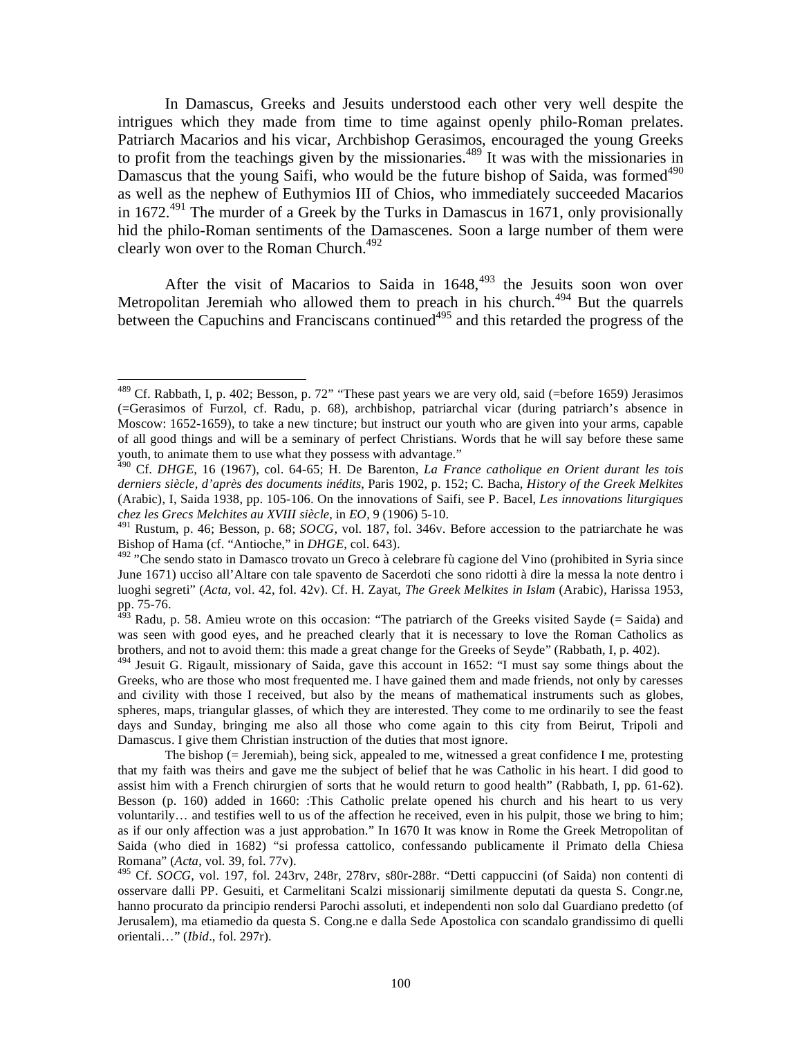In Damascus, Greeks and Jesuits understood each other very well despite the intrigues which they made from time to time against openly philo-Roman prelates. Patriarch Macarios and his vicar, Archbishop Gerasimos, encouraged the young Greeks to profit from the teachings given by the missionaries.[489] It was with the missionaries in Damascus that the young Saifi, who would be the future bishop of Saida, was formed[490] as well as the nephew of Euthymios III of Chios, who immediately succeeded Macarios in 1672.[491] The murder of a Greek by the Turks in Damascus in 1671, only provisionally hid the philo-Roman sentiments of the Damascenes. Soon a large number of them were clearly won over to the Roman Church.[492]

After the visit of Macarios to Saida in 1648,[493] the Jesuits soon won over Metropolitan Jeremiah who allowed them to preach in his church.[494] But the quarrels between the Capuchins and Franciscans continued[495] and this retarded the progress of the

---

[489] Cf. Rabbath, I, p. 402; Besson, p. 72" "These past years we are very old, said (=before 1659) Jerasimos (=Gerasimos of Furzol, cf. Radu, p. 68), archbishop, patriarchal vicar (during patriarch's absence in Moscow: 1652-1659), to take a new tincture; but instruct our youth who are given into your arms, capable of all good things and will be a seminary of perfect Christians. Words that he will say before these same youth, to animate them to use what they possess with advantage."

[490] Cf. *DHGE*, 16 (1967), col. 64-65; H. De Barenton, *La France catholique en Orient durant les tois derniers siècle, d'après des documents inédits*, Paris 1902, p. 152; C. Bacha, *History of the Greek Melkites* (Arabic), I, Saida 1938, pp. 105-106. On the innovations of Saifi, see P. Bacel, *Les innovations liturgiques chez les Grecs Melchites au XVIII siècle*, in *EO*, 9 (1906) 5-10.

[491] Rustum, p. 46; Besson, p. 68; *SOCG*, vol. 187, fol. 346v. Before accession to the patriarchate he was Bishop of Hama (cf. "Antioche," in *DHGE*, col. 643).

[492] "Che sendo stato in Damasco trovato un Greco à celebrare fù cagione del Vino (prohibited in Syria since June 1671) ucciso all'Altare con tale spavento de Sacerdoti che sono ridotti à dire la messa la note dentro i luoghi segreti" (*Acta*, vol. 42, fol. 42v). Cf. H. Zayat, *The Greek Melkites in Islam* (Arabic), Harissa 1953, pp. 75-76.

[493] Radu, p. 58. Amieu wrote on this occasion: "The patriarch of the Greeks visited Sayde (= Saida) and was seen with good eyes, and he preached clearly that it is necessary to love the Roman Catholics as brothers, and not to avoid them: this made a great change for the Greeks of Seyde" (Rabbath, I, p. 402).

[494] Jesuit G. Rigault, missionary of Saida, gave this account in 1652: "I must say some things about the Greeks, who are those who most frequented me. I have gained them and made friends, not only by caresses and civility with those I received, but also by the means of mathematical instruments such as globes, spheres, maps, triangular glasses, of which they are interested. They come to me ordinarily to see the feast days and Sunday, bringing me also all those who come again to this city from Beirut, Tripoli and Damascus. I give them Christian instruction of the duties that most ignore.

The bishop (= Jeremiah), being sick, appealed to me, witnessed a great confidence I me, protesting that my faith was theirs and gave me the subject of belief that he was Catholic in his heart. I did good to assist him with a French chirurgien of sorts that he would return to good health" (Rabbath, I, pp. 61-62). Besson (p. 160) added in 1660: :This Catholic prelate opened his church and his heart to us very voluntarily… and testifies well to us of the affection he received, even in his pulpit, those we bring to him; as if our only affection was a just approbation." In 1670 It was know in Rome the Greek Metropolitan of Saida (who died in 1682) "si professa cattolico, confessando publicamente il Primato della Chiesa Romana" (*Acta*, vol. 39, fol. 77v).

[495] Cf. *SOCG*, vol. 197, fol. 243rv, 248r, 278rv, s80r-288r. "Detti cappuccini (of Saida) non contenti di osservare dalli PP. Gesuiti, et Carmelitani Scalzi missionarij similmente deputati da questa S. Congr.ne, hanno procurato da principio rendersi Parochi assoluti, et independenti non solo dal Guardiano predetto (of Jerusalem), ma etiamedio da questa S. Cong.ne e dalla Sede Apostolica con scandalo grandissimo di quelli orientali…" (*Ibid*., fol. 297r).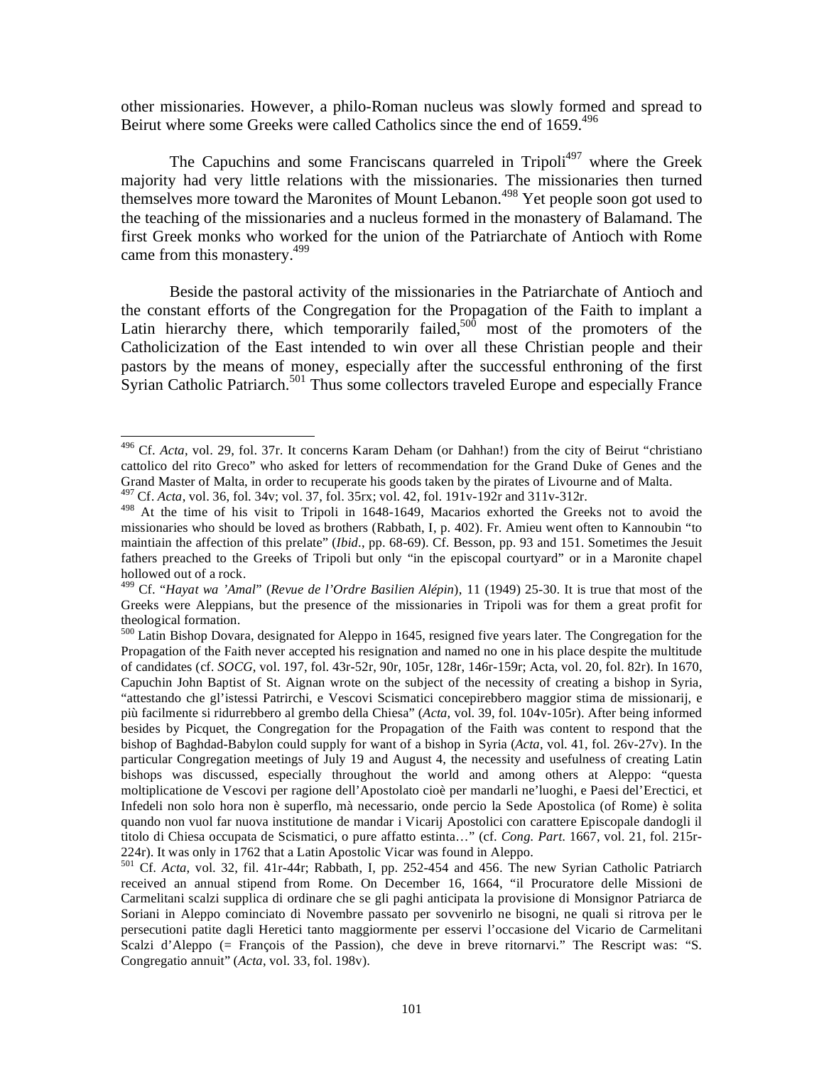other missionaries. However, a philo-Roman nucleus was slowly formed and spread to Beirut where some Greeks were called Catholics since the end of 1659.[496]

The Capuchins and some Franciscans quarreled in Tripoli[497] where the Greek majority had very little relations with the missionaries. The missionaries then turned themselves more toward the Maronites of Mount Lebanon.[498] Yet people soon got used to the teaching of the missionaries and a nucleus formed in the monastery of Balamand. The first Greek monks who worked for the union of the Patriarchate of Antioch with Rome came from this monastery.[499]

Beside the pastoral activity of the missionaries in the Patriarchate of Antioch and the constant efforts of the Congregation for the Propagation of the Faith to implant a Latin hierarchy there, which temporarily failed,[500] most of the promoters of the Catholicization of the East intended to win over all these Christian people and their pastors by the means of money, especially after the successful enthroning of the first Syrian Catholic Patriarch.[501] Thus some collectors traveled Europe and especially France

---

[496] Cf. *Acta*, vol. 29, fol. 37r. It concerns Karam Deham (or Dahhan!) from the city of Beirut "christiano cattolico del rito Greco" who asked for letters of recommendation for the Grand Duke of Genes and the Grand Master of Malta, in order to recuperate his goods taken by the pirates of Livourne and of Malta.

[497] Cf. *Acta*, vol. 36, fol. 34v; vol. 37, fol. 35rx; vol. 42, fol. 191v-192r and 311v-312r.

[498] At the time of his visit to Tripoli in 1648-1649, Macarios exhorted the Greeks not to avoid the missionaries who should be loved as brothers (Rabbath, I, p. 402). Fr. Amieu went often to Kannoubin "to maintiain the affection of this prelate" (*Ibid.*, pp. 68-69). Cf. Besson, pp. 93 and 151. Sometimes the Jesuit fathers preached to the Greeks of Tripoli but only "in the episcopal courtyard" or in a Maronite chapel hollowed out of a rock.

[499] Cf. "*Hayat wa 'Amal*" (*Revue de l'Ordre Basilien Alépin*), 11 (1949) 25-30. It is true that most of the Greeks were Aleppians, but the presence of the missionaries in Tripoli was for them a great profit for theological formation.

[500] Latin Bishop Dovara, designated for Aleppo in 1645, resigned five years later. The Congregation for the Propagation of the Faith never accepted his resignation and named no one in his place despite the multitude of candidates (cf. *SOCG*, vol. 197, fol. 43r-52r, 90r, 105r, 128r, 146r-159r; Acta, vol. 20, fol. 82r). In 1670, Capuchin John Baptist of St. Aignan wrote on the subject of the necessity of creating a bishop in Syria, "attestando che gl'istessi Patrirchi, e Vescovi Scismatici concepirebbero maggior stima de missionarij, e più facilmente si ridurrebbero al grembo della Chiesa" (*Acta*, vol. 39, fol. 104v-105r). After being informed besides by Picquet, the Congregation for the Propagation of the Faith was content to respond that the bishop of Baghdad-Babylon could supply for want of a bishop in Syria (*Acta*, vol. 41, fol. 26v-27v). In the particular Congregation meetings of July 19 and August 4, the necessity and usefulness of creating Latin bishops was discussed, especially throughout the world and among others at Aleppo: "questa moltiplicatione de Vescovi per ragione dell'Apostolato cioè per mandarli ne'luoghi, e Paesi del'Erectici, et Infedeli non solo hora non è superflo, mà necessario, onde percio la Sede Apostolica (of Rome) è solita quando non vuol far nuova institutione de mandar i Vicarij Apostolici con carattere Episcopale dandogli il titolo di Chiesa occupata de Scismatici, o pure affatto estinta…" (cf. *Cong. Part.* 1667, vol. 21, fol. 215r-224r). It was only in 1762 that a Latin Apostolic Vicar was found in Aleppo.

[501] Cf. *Acta*, vol. 32, fil. 41r-44r; Rabbath, I, pp. 252-454 and 456. The new Syrian Catholic Patriarch received an annual stipend from Rome. On December 16, 1664, "il Procuratore delle Missioni de Carmelitani scalzi supplica di ordinare che se gli paghi anticipata la provisione di Monsignor Patriarca de Soriani in Aleppo cominciato di Novembre passato per sovvenirlo ne bisogni, ne quali si ritrova per le persecutioni patite dagli Heretici tanto maggiormente per esservi l'occasione del Vicario de Carmelitani Scalzi d'Aleppo (= François of the Passion), che deve in breve ritornarvi." The Rescript was: "S. Congregatio annuit" (*Acta*, vol. 33, fol. 198v).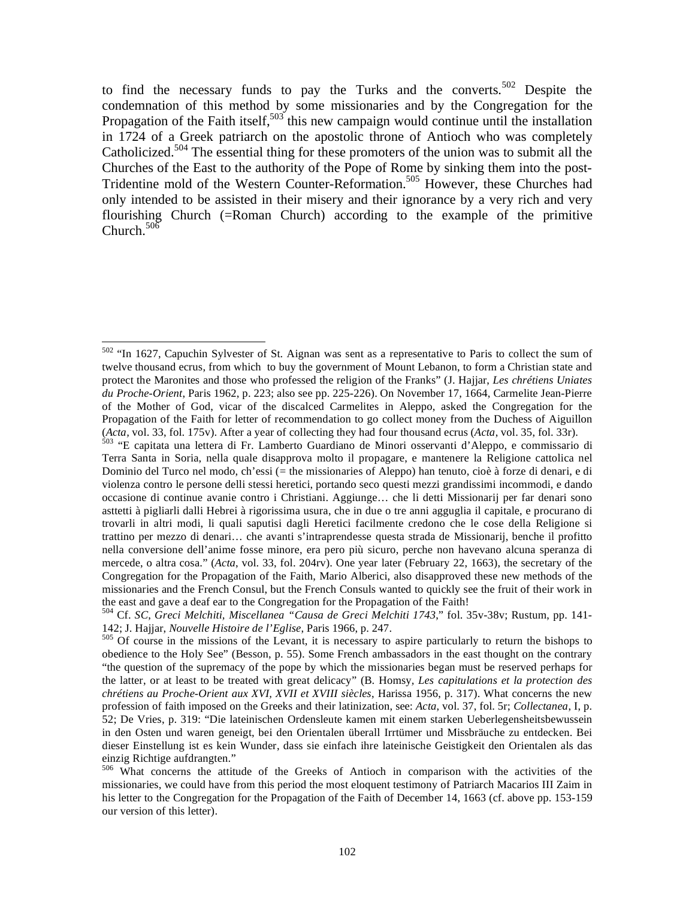to find the necessary funds to pay the Turks and the converts.[502] Despite the condemnation of this method by some missionaries and by the Congregation for the Propagation of the Faith itself,[503] this new campaign would continue until the installation in 1724 of a Greek patriarch on the apostolic throne of Antioch who was completely Catholicized.[504] The essential thing for these promoters of the union was to submit all the Churches of the East to the authority of the Pope of Rome by sinking them into the post-Tridentine mold of the Western Counter-Reformation.[505] However, these Churches had only intended to be assisted in their misery and their ignorance by a very rich and very flourishing Church (=Roman Church) according to the example of the primitive Church.[506]

---

[502] "In 1627, Capuchin Sylvester of St. Aignan was sent as a representative to Paris to collect the sum of twelve thousand ecrus, from which to buy the government of Mount Lebanon, to form a Christian state and protect the Maronites and those who professed the religion of the Franks" (J. Hajjar, *Les chrétiens Uniates du Proche-Orient*, Paris 1962, p. 223; also see pp. 225-226). On November 17, 1664, Carmelite Jean-Pierre of the Mother of God, vicar of the discalced Carmelites in Aleppo, asked the Congregation for the Propagation of the Faith for letter of recommendation to go collect money from the Duchess of Aiguillon (*Acta*, vol. 33, fol. 175v). After a year of collecting they had four thousand ecrus (*Acta*, vol. 35, fol. 33r).

[503] "E capitata una lettera di Fr. Lamberto Guardiano de Minori osservanti d'Aleppo, e commissario di Terra Santa in Soria, nella quale disapprova molto il propagare, e mantenere la Religione cattolica nel Dominio del Turco nel modo, ch'essi (= the missionaries of Aleppo) han tenuto, cioè à forze di denari, e di violenza contro le persone delli stessi heretici, portando seco questi mezzi grandissimi incommodi, e dando occasione di continue avanie contro i Christiani. Aggiunge… che li detti Missionarij per far denari sono asttetti à pigliarli dalli Hebrei à rigorissima usura, che in due o tre anni agguglia il capitale, e procurano di trovarli in altri modi, li quali saputisi dagli Heretici facilmente credono che le cose della Religione si trattino per mezzo di denari… che avanti s'intraprendesse questa strada de Missionarij, benche il profitto nella conversione dell'anime fosse minore, era pero più sicuro, perche non havevano alcuna speranza di mercede, o altra cosa." (*Acta*, vol. 33, fol. 204rv). One year later (February 22, 1663), the secretary of the Congregation for the Propagation of the Faith, Mario Alberici, also disapproved these new methods of the missionaries and the French Consul, but the French Consuls wanted to quickly see the fruit of their work in the east and gave a deaf ear to the Congregation for the Propagation of the Faith!

[504] Cf. *SC, Greci Melchiti, Miscellanea "Causa de Greci Melchiti 1743*," fol. 35v-38v; Rustum, pp. 141-142; J. Hajjar, *Nouvelle Histoire de l'Eglise*, Paris 1966, p. 247.

[505] Of course in the missions of the Levant, it is necessary to aspire particularly to return the bishops to obedience to the Holy See" (Besson, p. 55). Some French ambassadors in the east thought on the contrary "the question of the supremacy of the pope by which the missionaries began must be reserved perhaps for the latter, or at least to be treated with great delicacy" (B. Homsy, *Les capitulations et la protection des chrétiens au Proche-Orient aux XVI, XVII et XVIII siècles*, Harissa 1956, p. 317). What concerns the new profession of faith imposed on the Greeks and their latinization, see: *Acta*, vol. 37, fol. 5r; *Collectanea*, I, p. 52; De Vries, p. 319: "Die lateinischen Ordensleute kamen mit einem starken Ueberlegensheitsbewussein in den Osten und waren geneigt, bei den Orientalen überall Irrtümer und Missbräuche zu entdecken. Bei dieser Einstellung ist es kein Wunder, dass sie einfach ihre lateinische Geistigkeit den Orientalen als das einzig Richtige aufdrangten."

[506] What concerns the attitude of the Greeks of Antioch in comparison with the activities of the missionaries, we could have from this period the most eloquent testimony of Patriarch Macarios III Zaim in his letter to the Congregation for the Propagation of the Faith of December 14, 1663 (cf. above pp. 153-159 our version of this letter).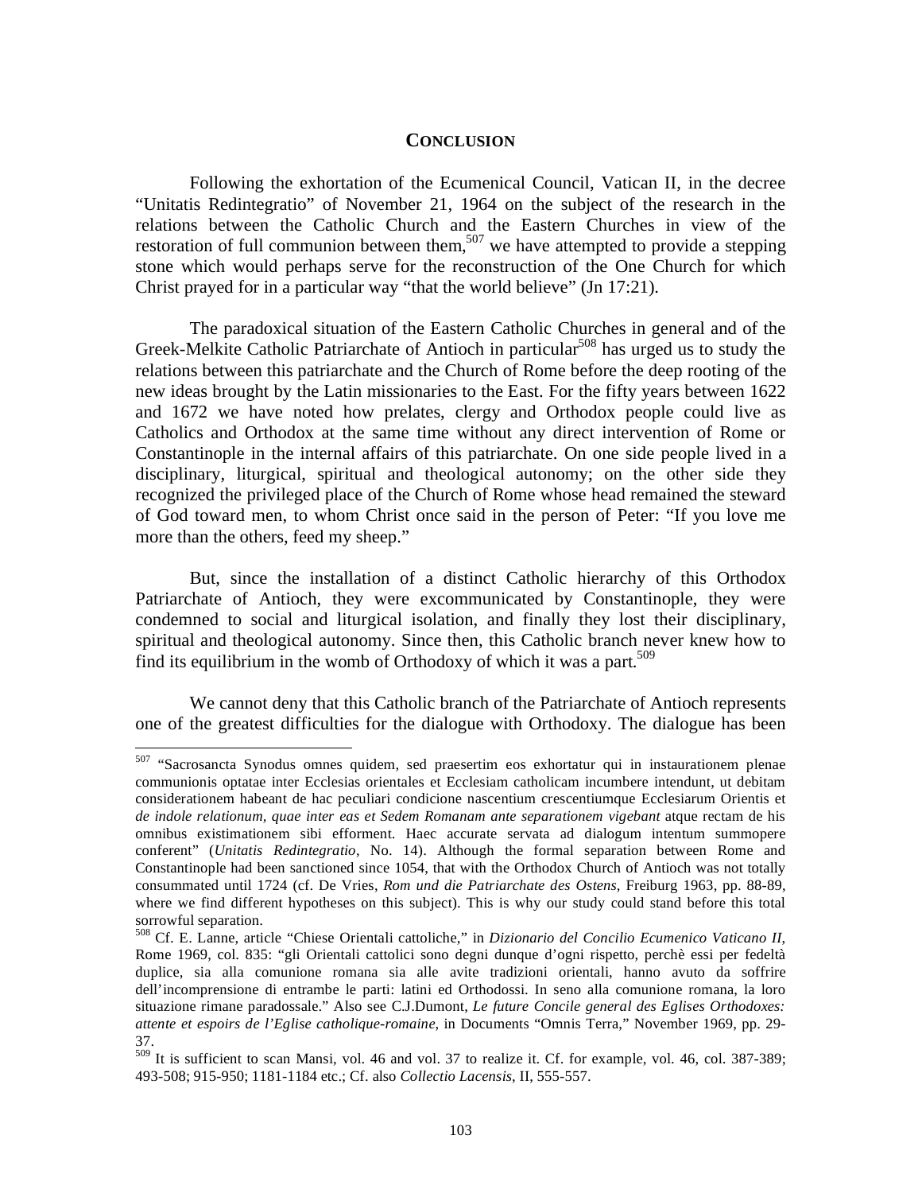# CONCLUSION

Following the exhortation of the Ecumenical Council, Vatican II, in the decree "Unitatis Redintegratio" of November 21, 1964 on the subject of the research in the relations between the Catholic Church and the Eastern Churches in view of the restoration of full communion between them,[507] we have attempted to provide a stepping stone which would perhaps serve for the reconstruction of the One Church for which Christ prayed for in a particular way "that the world believe" (Jn 17:21).

The paradoxical situation of the Eastern Catholic Churches in general and of the Greek-Melkite Catholic Patriarchate of Antioch in particular[508] has urged us to study the relations between this patriarchate and the Church of Rome before the deep rooting of the new ideas brought by the Latin missionaries to the East. For the fifty years between 1622 and 1672 we have noted how prelates, clergy and Orthodox people could live as Catholics and Orthodox at the same time without any direct intervention of Rome or Constantinople in the internal affairs of this patriarchate. On one side people lived in a disciplinary, liturgical, spiritual and theological autonomy; on the other side they recognized the privileged place of the Church of Rome whose head remained the steward of God toward men, to whom Christ once said in the person of Peter: "If you love me more than the others, feed my sheep."

But, since the installation of a distinct Catholic hierarchy of this Orthodox Patriarchate of Antioch, they were excommunicated by Constantinople, they were condemned to social and liturgical isolation, and finally they lost their disciplinary, spiritual and theological autonomy. Since then, this Catholic branch never knew how to find its equilibrium in the womb of Orthodoxy of which it was a part.[509]

We cannot deny that this Catholic branch of the Patriarchate of Antioch represents one of the greatest difficulties for the dialogue with Orthodoxy. The dialogue has been

---

[507] "Sacrosancta Synodus omnes quidem, sed praesertim eos exhortatur qui in instaurationem plenae communionis optatae inter Ecclesias orientales et Ecclesiam catholicam incumbere intendunt, ut debitam considerationem habeant de hac peculiari condicione nascentium crescentiumque Ecclesiarum Orientis et *de indole relationum, quae inter eas et Sedem Romanam ante separationem vigebant* atque rectam de his omnibus existimationem sibi efforment. Haec accurate servata ad dialogum intentum summopere conferent" (*Unitatis Redintegratio*, No. 14). Although the formal separation between Rome and Constantinople had been sanctioned since 1054, that with the Orthodox Church of Antioch was not totally consummated until 1724 (cf. De Vries, *Rom und die Patriarchate des Ostens*, Freiburg 1963, pp. 88-89, where we find different hypotheses on this subject). This is why our study could stand before this total sorrowful separation.

[508] Cf. E. Lanne, article "Chiese Orientali cattoliche," in *Dizionario del Concilio Ecumenico Vaticano II*, Rome 1969, col. 835: "gli Orientali cattolici sono degni dunque d'ogni rispetto, perchè essi per fedeltà duplice, sia alla comunione romana sia alle avite tradizioni orientali, hanno avuto da soffrire dell'incomprensione di entrambe le parti: latini ed Orthodossi. In seno alla comunione romana, la loro situazione rimane paradossale." Also see C.J.Dumont, *Le future Concile general des Eglises Orthodoxes: attente et espoirs de l'Eglise catholique-romaine*, in Documents "Omnis Terra," November 1969, pp. 29-37.

[509] It is sufficient to scan Mansi, vol. 46 and vol. 37 to realize it. Cf. for example, vol. 46, col. 387-389; 493-508; 915-950; 1181-1184 etc.; Cf. also *Collectio Lacensis*, II, 555-557.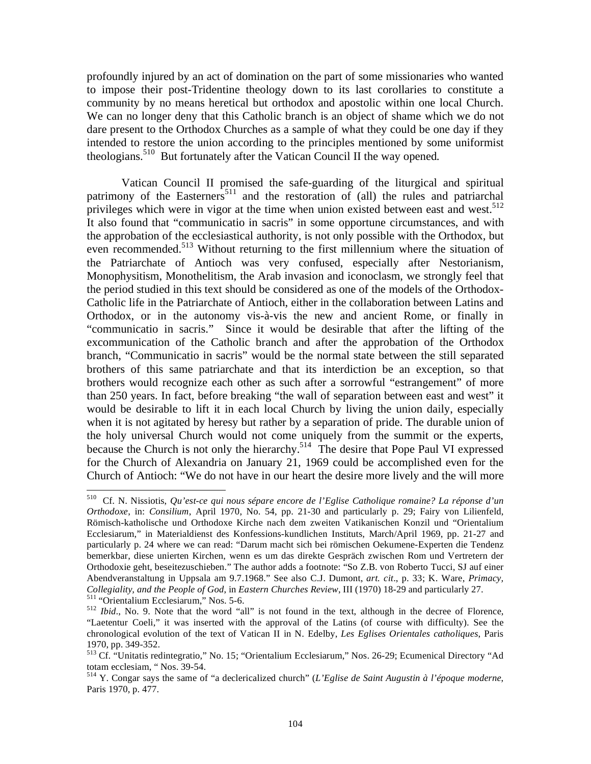profoundly injured by an act of domination on the part of some missionaries who wanted to impose their post-Tridentine theology down to its last corollaries to constitute a community by no means heretical but orthodox and apostolic within one local Church. We can no longer deny that this Catholic branch is an object of shame which we do not dare present to the Orthodox Churches as a sample of what they could be one day if they intended to restore the union according to the principles mentioned by some uniformist theologians.[510] But fortunately after the Vatican Council II the way opened.

Vatican Council II promised the safe-guarding of the liturgical and spiritual patrimony of the Easterners[511] and the restoration of (all) the rules and patriarchal privileges which were in vigor at the time when union existed between east and west.[512] It also found that "communicatio in sacris" in some opportune circumstances, and with the approbation of the ecclesiastical authority, is not only possible with the Orthodox, but even recommended.[513] Without returning to the first millennium where the situation of the Patriarchate of Antioch was very confused, especially after Nestorianism, Monophysitism, Monothelitism, the Arab invasion and iconoclasm, we strongly feel that the period studied in this text should be considered as one of the models of the Orthodox-Catholic life in the Patriarchate of Antioch, either in the collaboration between Latins and Orthodox, or in the autonomy vis-à-vis the new and ancient Rome, or finally in "communicatio in sacris." Since it would be desirable that after the lifting of the excommunication of the Catholic branch and after the approbation of the Orthodox branch, "Communicatio in sacris" would be the normal state between the still separated brothers of this same patriarchate and that its interdiction be an exception, so that brothers would recognize each other as such after a sorrowful "estrangement" of more than 250 years. In fact, before breaking "the wall of separation between east and west" it would be desirable to lift it in each local Church by living the union daily, especially when it is not agitated by heresy but rather by a separation of pride. The durable union of the holy universal Church would not come uniquely from the summit or the experts, because the Church is not only the hierarchy.[514] The desire that Pope Paul VI expressed for the Church of Alexandria on January 21, 1969 could be accomplished even for the Church of Antioch: "We do not have in our heart the desire more lively and the will more

---

[510] Cf. N. Nissiotis, *Qu'est-ce qui nous sépare encore de l'Eglise Catholique romaine? La réponse d'un Orthodoxe*, in: *Consilium*, April 1970, No. 54, pp. 21-30 and particularly p. 29; Fairy von Lilienfeld, Römisch-katholische und Orthodoxe Kirche nach dem zweiten Vatikanischen Konzil und "Orientalium Ecclesiarum," in Materialdienst des Konfessions-kundlichen Instituts, March/April 1969, pp. 21-27 and particularly p. 24 where we can read: "Darum macht sich bei römischen Oekumene-Experten die Tendenz bemerkbar, diese unierten Kirchen, wenn es um das direkte Gespräch zwischen Rom und Vertretern der Orthodoxie geht, beiseitezuschieben." The author adds a footnote: "So Z.B. von Roberto Tucci, SJ auf einer Abendveranstaltung in Uppsala am 9.7.1968." See also C.J. Dumont, *art. cit*., p. 33; K. Ware, *Primacy, Collegiality, and the People of God*, in *Eastern Churches Review*, III (1970) 18-29 and particularly 27.

[511] "Orientalium Ecclesiarum," Nos. 5-6.

[512] *Ibid*., No. 9. Note that the word "all" is not found in the text, although in the decree of Florence, "Laetentur Coeli," it was inserted with the approval of the Latins (of course with difficulty). See the chronological evolution of the text of Vatican II in N. Edelby, *Les Eglises Orientales catholiques*, Paris 1970, pp. 349-352.

[513] Cf. "Unitatis redintegratio," No. 15; "Orientalium Ecclesiarum," Nos. 26-29; Ecumenical Directory "Ad totam ecclesiam, " Nos. 39-54.

[514] Y. Congar says the same of "a declericalized church" (*L'Eglise de Saint Augustin à l'époque moderne*, Paris 1970, p. 477.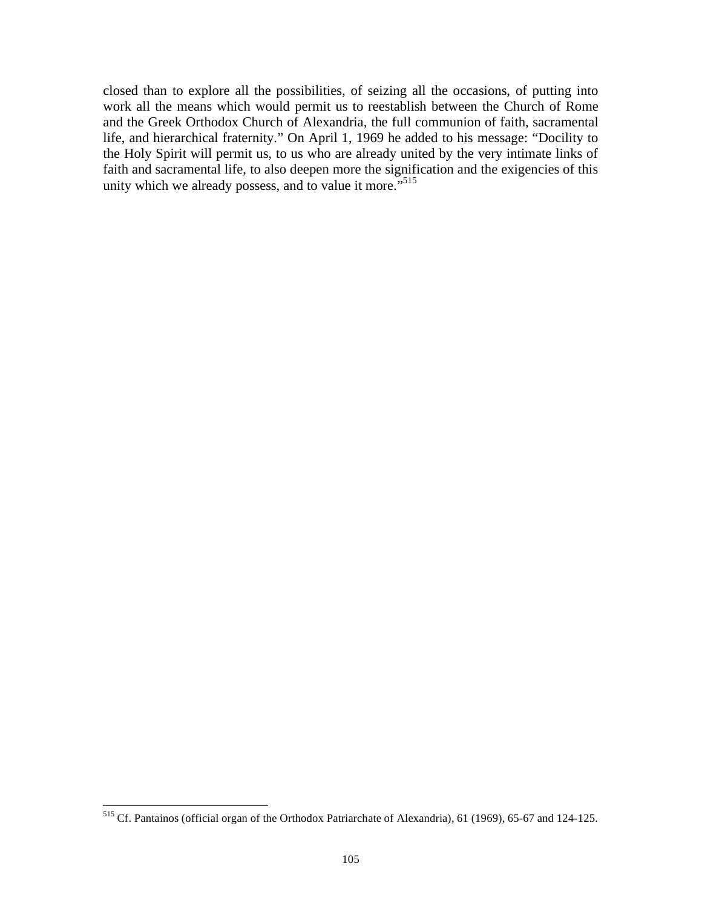closed than to explore all the possibilities, of seizing all the occasions, of putting into work all the means which would permit us to reestablish between the Church of Rome and the Greek Orthodox Church of Alexandria, the full communion of faith, sacramental life, and hierarchical fraternity." On April 1, 1969 he added to his message: "Docility to the Holy Spirit will permit us, to us who are already united by the very intimate links of faith and sacramental life, to also deepen more the signification and the exigencies of this unity which we already possess, and to value it more."[515]

---

[515] Cf. Pantainos (official organ of the Orthodox Patriarchate of Alexandria), 61 (1969), 65-67 and 124-125.